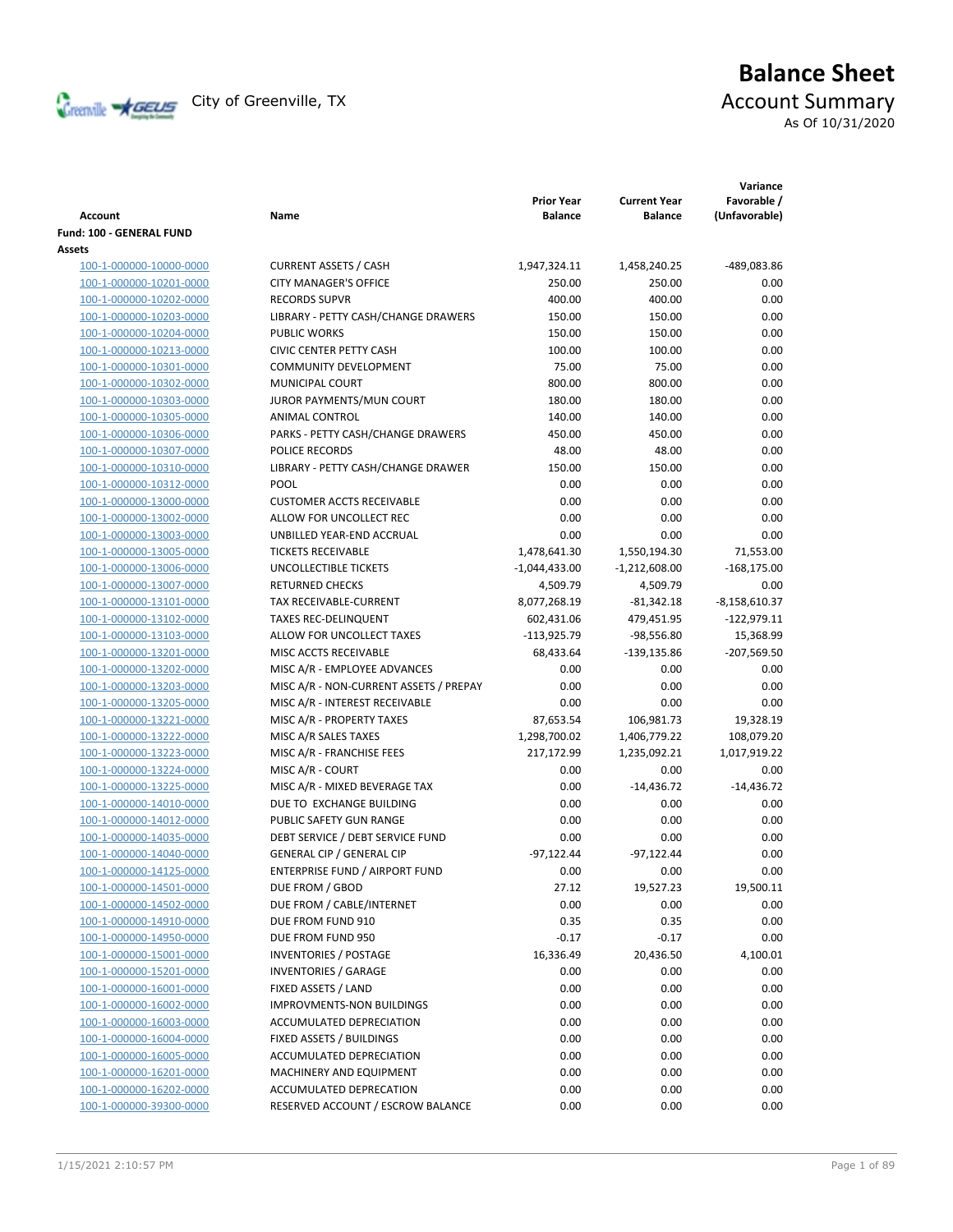# Balance Sheet

City of Greenville, TX

## Account Summary

As Of 10/31/2020

| Account | Name | Prior Year Balance | Current Year Balance | Variance Favorable / (Unfavorable) |
|---|---|---|---|---|
| **Fund: 100 - GENERAL FUND** | | | | |
| **Assets** | | | | |
| 100-1-000000-10000-0000 | CURRENT ASSETS / CASH | 1,947,324.11 | 1,458,240.25 | -489,083.86 |
| 100-1-000000-10201-0000 | CITY MANAGER'S OFFICE | 250.00 | 250.00 | 0.00 |
| 100-1-000000-10202-0000 | RECORDS SUPVR | 400.00 | 400.00 | 0.00 |
| 100-1-000000-10203-0000 | LIBRARY - PETTY CASH/CHANGE DRAWERS | 150.00 | 150.00 | 0.00 |
| 100-1-000000-10204-0000 | PUBLIC WORKS | 150.00 | 150.00 | 0.00 |
| 100-1-000000-10213-0000 | CIVIC CENTER PETTY CASH | 100.00 | 100.00 | 0.00 |
| 100-1-000000-10301-0000 | COMMUNITY DEVELOPMENT | 75.00 | 75.00 | 0.00 |
| 100-1-000000-10302-0000 | MUNICIPAL COURT | 800.00 | 800.00 | 0.00 |
| 100-1-000000-10303-0000 | JUROR PAYMENTS/MUN COURT | 180.00 | 180.00 | 0.00 |
| 100-1-000000-10305-0000 | ANIMAL CONTROL | 140.00 | 140.00 | 0.00 |
| 100-1-000000-10306-0000 | PARKS - PETTY CASH/CHANGE DRAWERS | 450.00 | 450.00 | 0.00 |
| 100-1-000000-10307-0000 | POLICE RECORDS | 48.00 | 48.00 | 0.00 |
| 100-1-000000-10310-0000 | LIBRARY - PETTY CASH/CHANGE DRAWER | 150.00 | 150.00 | 0.00 |
| 100-1-000000-10312-0000 | POOL | 0.00 | 0.00 | 0.00 |
| 100-1-000000-13000-0000 | CUSTOMER ACCTS RECEIVABLE | 0.00 | 0.00 | 0.00 |
| 100-1-000000-13002-0000 | ALLOW FOR UNCOLLECT REC | 0.00 | 0.00 | 0.00 |
| 100-1-000000-13003-0000 | UNBILLED YEAR-END ACCRUAL | 0.00 | 0.00 | 0.00 |
| 100-1-000000-13005-0000 | TICKETS RECEIVABLE | 1,478,641.30 | 1,550,194.30 | 71,553.00 |
| 100-1-000000-13006-0000 | UNCOLLECTIBLE TICKETS | -1,044,433.00 | -1,212,608.00 | -168,175.00 |
| 100-1-000000-13007-0000 | RETURNED CHECKS | 4,509.79 | 4,509.79 | 0.00 |
| 100-1-000000-13101-0000 | TAX RECEIVABLE-CURRENT | 8,077,268.19 | -81,342.18 | -8,158,610.37 |
| 100-1-000000-13102-0000 | TAXES REC-DELINQUENT | 602,431.06 | 479,451.95 | -122,979.11 |
| 100-1-000000-13103-0000 | ALLOW FOR UNCOLLECT TAXES | -113,925.79 | -98,556.80 | 15,368.99 |
| 100-1-000000-13201-0000 | MISC ACCTS RECEIVABLE | 68,433.64 | -139,135.86 | -207,569.50 |
| 100-1-000000-13202-0000 | MISC A/R - EMPLOYEE ADVANCES | 0.00 | 0.00 | 0.00 |
| 100-1-000000-13203-0000 | MISC A/R - NON-CURRENT ASSETS / PREPAY | 0.00 | 0.00 | 0.00 |
| 100-1-000000-13205-0000 | MISC A/R - INTEREST RECEIVABLE | 0.00 | 0.00 | 0.00 |
| 100-1-000000-13221-0000 | MISC A/R - PROPERTY TAXES | 87,653.54 | 106,981.73 | 19,328.19 |
| 100-1-000000-13222-0000 | MISC A/R SALES TAXES | 1,298,700.02 | 1,406,779.22 | 108,079.20 |
| 100-1-000000-13223-0000 | MISC A/R - FRANCHISE FEES | 217,172.99 | 1,235,092.21 | 1,017,919.22 |
| 100-1-000000-13224-0000 | MISC A/R - COURT | 0.00 | 0.00 | 0.00 |
| 100-1-000000-13225-0000 | MISC A/R - MIXED BEVERAGE TAX | 0.00 | -14,436.72 | -14,436.72 |
| 100-1-000000-14010-0000 | DUE TO EXCHANGE BUILDING | 0.00 | 0.00 | 0.00 |
| 100-1-000000-14012-0000 | PUBLIC SAFETY GUN RANGE | 0.00 | 0.00 | 0.00 |
| 100-1-000000-14035-0000 | DEBT SERVICE / DEBT SERVICE FUND | 0.00 | 0.00 | 0.00 |
| 100-1-000000-14040-0000 | GENERAL CIP / GENERAL CIP | -97,122.44 | -97,122.44 | 0.00 |
| 100-1-000000-14125-0000 | ENTERPRISE FUND / AIRPORT FUND | 0.00 | 0.00 | 0.00 |
| 100-1-000000-14501-0000 | DUE FROM / GBOD | 27.12 | 19,527.23 | 19,500.11 |
| 100-1-000000-14502-0000 | DUE FROM / CABLE/INTERNET | 0.00 | 0.00 | 0.00 |
| 100-1-000000-14910-0000 | DUE FROM FUND 910 | 0.35 | 0.35 | 0.00 |
| 100-1-000000-14950-0000 | DUE FROM FUND 950 | -0.17 | -0.17 | 0.00 |
| 100-1-000000-15001-0000 | INVENTORIES / POSTAGE | 16,336.49 | 20,436.50 | 4,100.01 |
| 100-1-000000-15201-0000 | INVENTORIES / GARAGE | 0.00 | 0.00 | 0.00 |
| 100-1-000000-16001-0000 | FIXED ASSETS / LAND | 0.00 | 0.00 | 0.00 |
| 100-1-000000-16002-0000 | IMPROVMENTS-NON BUILDINGS | 0.00 | 0.00 | 0.00 |
| 100-1-000000-16003-0000 | ACCUMULATED DEPRECIATION | 0.00 | 0.00 | 0.00 |
| 100-1-000000-16004-0000 | FIXED ASSETS / BUILDINGS | 0.00 | 0.00 | 0.00 |
| 100-1-000000-16005-0000 | ACCUMULATED DEPRECIATION | 0.00 | 0.00 | 0.00 |
| 100-1-000000-16201-0000 | MACHINERY AND EQUIPMENT | 0.00 | 0.00 | 0.00 |
| 100-1-000000-16202-0000 | ACCUMULATED DEPRECATION | 0.00 | 0.00 | 0.00 |
| 100-1-000000-39300-0000 | RESERVED ACCOUNT / ESCROW BALANCE | 0.00 | 0.00 | 0.00 |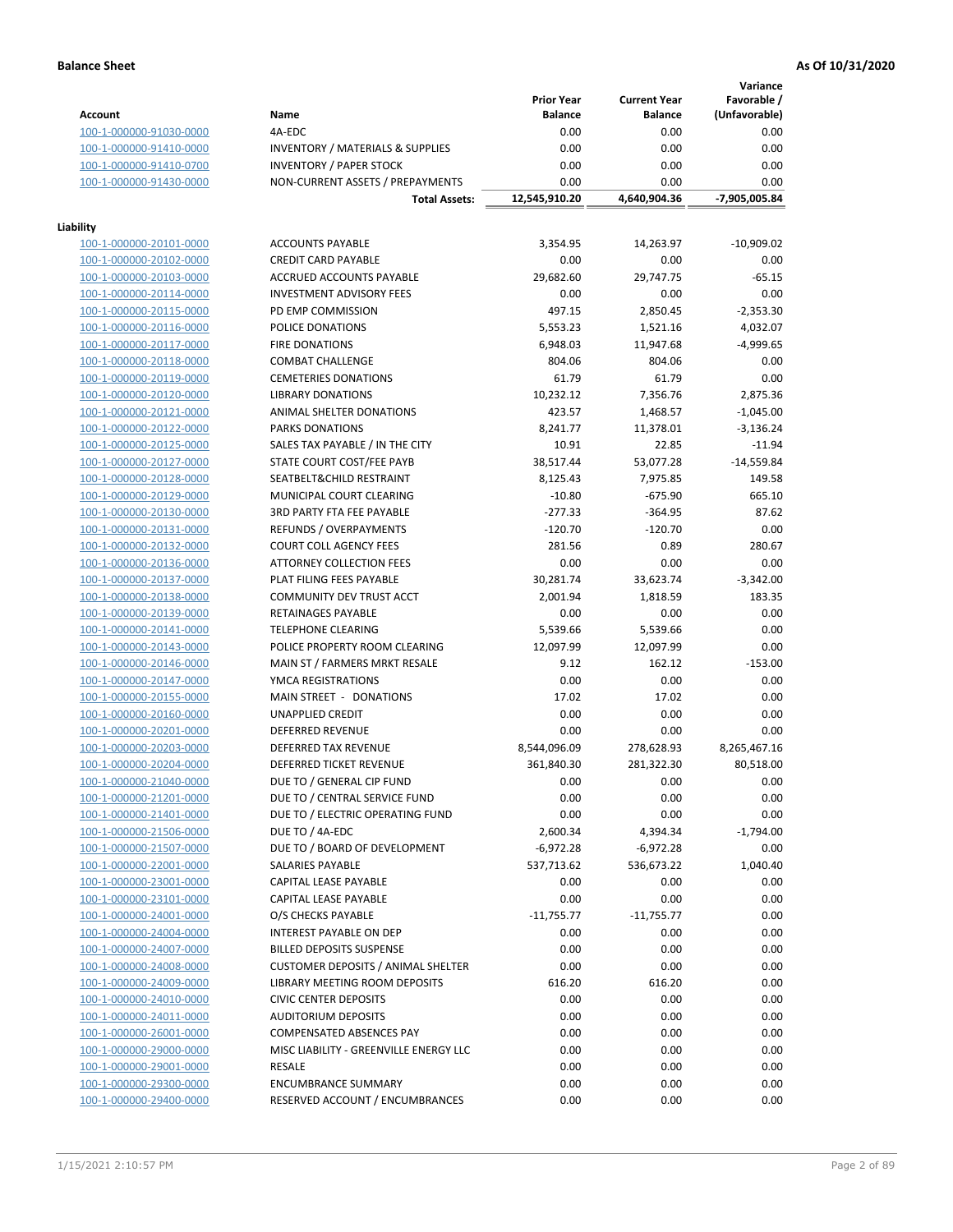**Balance Sheet** **As Of 10/31/2020**

| Account | Name | Prior Year Balance | Current Year Balance | Variance Favorable / (Unfavorable) |
|---|---|---|---|---|
| 100-1-000000-91030-0000 | 4A-EDC | 0.00 | 0.00 | 0.00 |
| 100-1-000000-91410-0000 | INVENTORY / MATERIALS & SUPPLIES | 0.00 | 0.00 | 0.00 |
| 100-1-000000-91410-0700 | INVENTORY / PAPER STOCK | 0.00 | 0.00 | 0.00 |
| 100-1-000000-91430-0000 | NON-CURRENT ASSETS / PREPAYMENTS | 0.00 | 0.00 | 0.00 |
| | **Total Assets:** | **12,545,910.20** | **4,640,904.36** | **-7,905,005.84** |

**Liability**

| Account | Name | Prior Year Balance | Current Year Balance | Variance Favorable / (Unfavorable) |
|---|---|---|---|---|
| 100-1-000000-20101-0000 | ACCOUNTS PAYABLE | 3,354.95 | 14,263.97 | -10,909.02 |
| 100-1-000000-20102-0000 | CREDIT CARD PAYABLE | 0.00 | 0.00 | 0.00 |
| 100-1-000000-20103-0000 | ACCRUED ACCOUNTS PAYABLE | 29,682.60 | 29,747.75 | -65.15 |
| 100-1-000000-20114-0000 | INVESTMENT ADVISORY FEES | 0.00 | 0.00 | 0.00 |
| 100-1-000000-20115-0000 | PD EMP COMMISSION | 497.15 | 2,850.45 | -2,353.30 |
| 100-1-000000-20116-0000 | POLICE DONATIONS | 5,553.23 | 1,521.16 | 4,032.07 |
| 100-1-000000-20117-0000 | FIRE DONATIONS | 6,948.03 | 11,947.68 | -4,999.65 |
| 100-1-000000-20118-0000 | COMBAT CHALLENGE | 804.06 | 804.06 | 0.00 |
| 100-1-000000-20119-0000 | CEMETERIES DONATIONS | 61.79 | 61.79 | 0.00 |
| 100-1-000000-20120-0000 | LIBRARY DONATIONS | 10,232.12 | 7,356.76 | 2,875.36 |
| 100-1-000000-20121-0000 | ANIMAL SHELTER DONATIONS | 423.57 | 1,468.57 | -1,045.00 |
| 100-1-000000-20122-0000 | PARKS DONATIONS | 8,241.77 | 11,378.01 | -3,136.24 |
| 100-1-000000-20125-0000 | SALES TAX PAYABLE / IN THE CITY | 10.91 | 22.85 | -11.94 |
| 100-1-000000-20127-0000 | STATE COURT COST/FEE PAYB | 38,517.44 | 53,077.28 | -14,559.84 |
| 100-1-000000-20128-0000 | SEATBELT&CHILD RESTRAINT | 8,125.43 | 7,975.85 | 149.58 |
| 100-1-000000-20129-0000 | MUNICIPAL COURT CLEARING | -10.80 | -675.90 | 665.10 |
| 100-1-000000-20130-0000 | 3RD PARTY FTA FEE PAYABLE | -277.33 | -364.95 | 87.62 |
| 100-1-000000-20131-0000 | REFUNDS / OVERPAYMENTS | -120.70 | -120.70 | 0.00 |
| 100-1-000000-20132-0000 | COURT COLL AGENCY FEES | 281.56 | 0.89 | 280.67 |
| 100-1-000000-20136-0000 | ATTORNEY COLLECTION FEES | 0.00 | 0.00 | 0.00 |
| 100-1-000000-20137-0000 | PLAT FILING FEES PAYABLE | 30,281.74 | 33,623.74 | -3,342.00 |
| 100-1-000000-20138-0000 | COMMUNITY DEV TRUST ACCT | 2,001.94 | 1,818.59 | 183.35 |
| 100-1-000000-20139-0000 | RETAINAGES PAYABLE | 0.00 | 0.00 | 0.00 |
| 100-1-000000-20141-0000 | TELEPHONE CLEARING | 5,539.66 | 5,539.66 | 0.00 |
| 100-1-000000-20143-0000 | POLICE PROPERTY ROOM CLEARING | 12,097.99 | 12,097.99 | 0.00 |
| 100-1-000000-20146-0000 | MAIN ST / FARMERS MRKT RESALE | 9.12 | 162.12 | -153.00 |
| 100-1-000000-20147-0000 | YMCA REGISTRATIONS | 0.00 | 0.00 | 0.00 |
| 100-1-000000-20155-0000 | MAIN STREET - DONATIONS | 17.02 | 17.02 | 0.00 |
| 100-1-000000-20160-0000 | UNAPPLIED CREDIT | 0.00 | 0.00 | 0.00 |
| 100-1-000000-20201-0000 | DEFERRED REVENUE | 0.00 | 0.00 | 0.00 |
| 100-1-000000-20203-0000 | DEFERRED TAX REVENUE | 8,544,096.09 | 278,628.93 | 8,265,467.16 |
| 100-1-000000-20204-0000 | DEFERRED TICKET REVENUE | 361,840.30 | 281,322.30 | 80,518.00 |
| 100-1-000000-21040-0000 | DUE TO / GENERAL CIP FUND | 0.00 | 0.00 | 0.00 |
| 100-1-000000-21201-0000 | DUE TO / CENTRAL SERVICE FUND | 0.00 | 0.00 | 0.00 |
| 100-1-000000-21401-0000 | DUE TO / ELECTRIC OPERATING FUND | 0.00 | 0.00 | 0.00 |
| 100-1-000000-21506-0000 | DUE TO / 4A-EDC | 2,600.34 | 4,394.34 | -1,794.00 |
| 100-1-000000-21507-0000 | DUE TO / BOARD OF DEVELOPMENT | -6,972.28 | -6,972.28 | 0.00 |
| 100-1-000000-22001-0000 | SALARIES PAYABLE | 537,713.62 | 536,673.22 | 1,040.40 |
| 100-1-000000-23001-0000 | CAPITAL LEASE PAYABLE | 0.00 | 0.00 | 0.00 |
| 100-1-000000-23101-0000 | CAPITAL LEASE PAYABLE | 0.00 | 0.00 | 0.00 |
| 100-1-000000-24001-0000 | O/S CHECKS PAYABLE | -11,755.77 | -11,755.77 | 0.00 |
| 100-1-000000-24004-0000 | INTEREST PAYABLE ON DEP | 0.00 | 0.00 | 0.00 |
| 100-1-000000-24007-0000 | BILLED DEPOSITS SUSPENSE | 0.00 | 0.00 | 0.00 |
| 100-1-000000-24008-0000 | CUSTOMER DEPOSITS / ANIMAL SHELTER | 0.00 | 0.00 | 0.00 |
| 100-1-000000-24009-0000 | LIBRARY MEETING ROOM DEPOSITS | 616.20 | 616.20 | 0.00 |
| 100-1-000000-24010-0000 | CIVIC CENTER DEPOSITS | 0.00 | 0.00 | 0.00 |
| 100-1-000000-24011-0000 | AUDITORIUM DEPOSITS | 0.00 | 0.00 | 0.00 |
| 100-1-000000-26001-0000 | COMPENSATED ABSENCES PAY | 0.00 | 0.00 | 0.00 |
| 100-1-000000-29000-0000 | MISC LIABILITY - GREENVILLE ENERGY LLC | 0.00 | 0.00 | 0.00 |
| 100-1-000000-29001-0000 | RESALE | 0.00 | 0.00 | 0.00 |
| 100-1-000000-29300-0000 | ENCUMBRANCE SUMMARY | 0.00 | 0.00 | 0.00 |
| 100-1-000000-29400-0000 | RESERVED ACCOUNT / ENCUMBRANCES | 0.00 | 0.00 | 0.00 |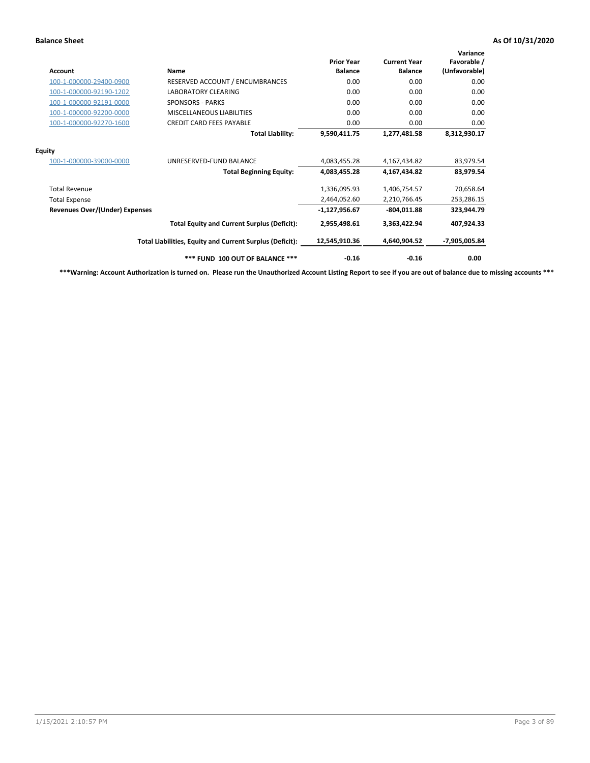**Balance Sheet** **As Of 10/31/2020**

| Account | Name | Prior Year Balance | Current Year Balance | Variance Favorable / (Unfavorable) |
|---|---|---|---|---|
| 100-1-000000-29400-0900 | RESERVED ACCOUNT / ENCUMBRANCES | 0.00 | 0.00 | 0.00 |
| 100-1-000000-92190-1202 | LABORATORY CLEARING | 0.00 | 0.00 | 0.00 |
| 100-1-000000-92191-0000 | SPONSORS - PARKS | 0.00 | 0.00 | 0.00 |
| 100-1-000000-92200-0000 | MISCELLANEOUS LIABILITIES | 0.00 | 0.00 | 0.00 |
| 100-1-000000-92270-1600 | CREDIT CARD FEES PAYABLE | 0.00 | 0.00 | 0.00 |
| | **Total Liability:** | **9,590,411.75** | **1,277,481.58** | **8,312,930.17** |
| **Equity** | | | | |
| 100-1-000000-39000-0000 | UNRESERVED-FUND BALANCE | 4,083,455.28 | 4,167,434.82 | 83,979.54 |
| | **Total Beginning Equity:** | **4,083,455.28** | **4,167,434.82** | **83,979.54** |
| Total Revenue | | 1,336,095.93 | 1,406,754.57 | 70,658.64 |
| Total Expense | | 2,464,052.60 | 2,210,766.45 | 253,286.15 |
| **Revenues Over/(Under) Expenses** | | **-1,127,956.67** | **-804,011.88** | **323,944.79** |
| | **Total Equity and Current Surplus (Deficit):** | **2,955,498.61** | **3,363,422.94** | **407,924.33** |
| | **Total Liabilities, Equity and Current Surplus (Deficit):** | **12,545,910.36** | **4,640,904.52** | **-7,905,005.84** |
| | ***** FUND 100 OUT OF BALANCE ***** | **-0.16** | **-0.16** | **0.00** |

*****Warning: Account Authorization is turned on. Please run the Unauthorized Account Listing Report to see if you are out of balance due to missing accounts *****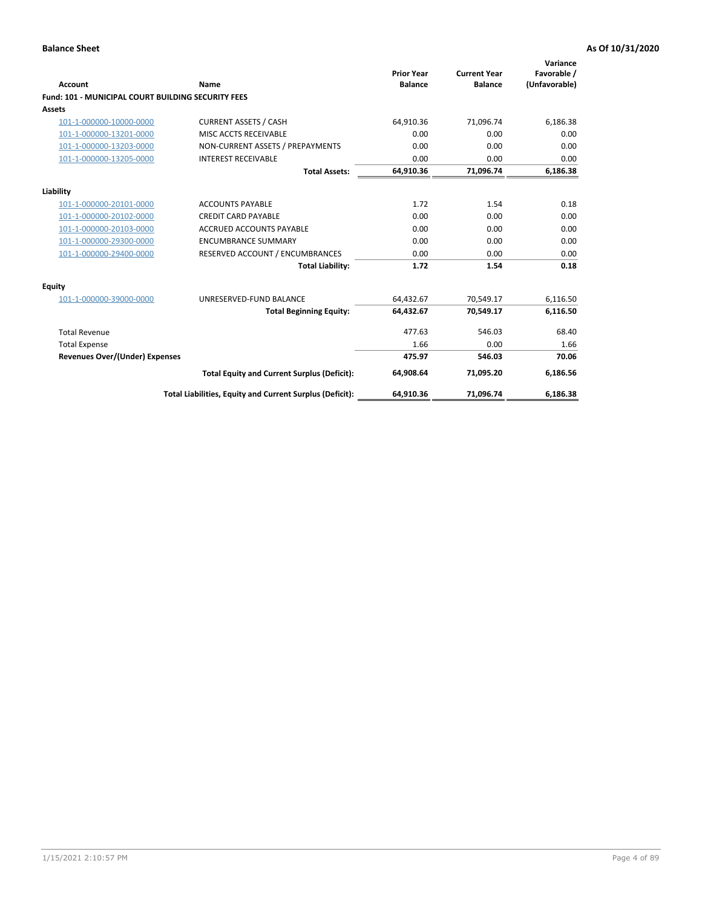**Balance Sheet** — As Of 10/31/2020

| Account | Name | Prior Year Balance | Current Year Balance | Variance Favorable / (Unfavorable) |
|---|---|---|---|---|
| **Fund: 101 - MUNICIPAL COURT BUILDING SECURITY FEES** | | | | |
| **Assets** | | | | |
| 101-1-000000-10000-0000 | CURRENT ASSETS / CASH | 64,910.36 | 71,096.74 | 6,186.38 |
| 101-1-000000-13201-0000 | MISC ACCTS RECEIVABLE | 0.00 | 0.00 | 0.00 |
| 101-1-000000-13203-0000 | NON-CURRENT ASSETS / PREPAYMENTS | 0.00 | 0.00 | 0.00 |
| 101-1-000000-13205-0000 | INTEREST RECEIVABLE | 0.00 | 0.00 | 0.00 |
| | **Total Assets:** | **64,910.36** | **71,096.74** | **6,186.38** |
| **Liability** | | | | |
| 101-1-000000-20101-0000 | ACCOUNTS PAYABLE | 1.72 | 1.54 | 0.18 |
| 101-1-000000-20102-0000 | CREDIT CARD PAYABLE | 0.00 | 0.00 | 0.00 |
| 101-1-000000-20103-0000 | ACCRUED ACCOUNTS PAYABLE | 0.00 | 0.00 | 0.00 |
| 101-1-000000-29300-0000 | ENCUMBRANCE SUMMARY | 0.00 | 0.00 | 0.00 |
| 101-1-000000-29400-0000 | RESERVED ACCOUNT / ENCUMBRANCES | 0.00 | 0.00 | 0.00 |
| | **Total Liability:** | **1.72** | **1.54** | **0.18** |
| **Equity** | | | | |
| 101-1-000000-39000-0000 | UNRESERVED-FUND BALANCE | 64,432.67 | 70,549.17 | 6,116.50 |
| | **Total Beginning Equity:** | **64,432.67** | **70,549.17** | **6,116.50** |
| Total Revenue | | 477.63 | 546.03 | 68.40 |
| Total Expense | | 1.66 | 0.00 | 1.66 |
| **Revenues Over/(Under) Expenses** | | **475.97** | **546.03** | **70.06** |
| | **Total Equity and Current Surplus (Deficit):** | **64,908.64** | **71,095.20** | **6,186.56** |
| | **Total Liabilities, Equity and Current Surplus (Deficit):** | **64,910.36** | **71,096.74** | **6,186.38** |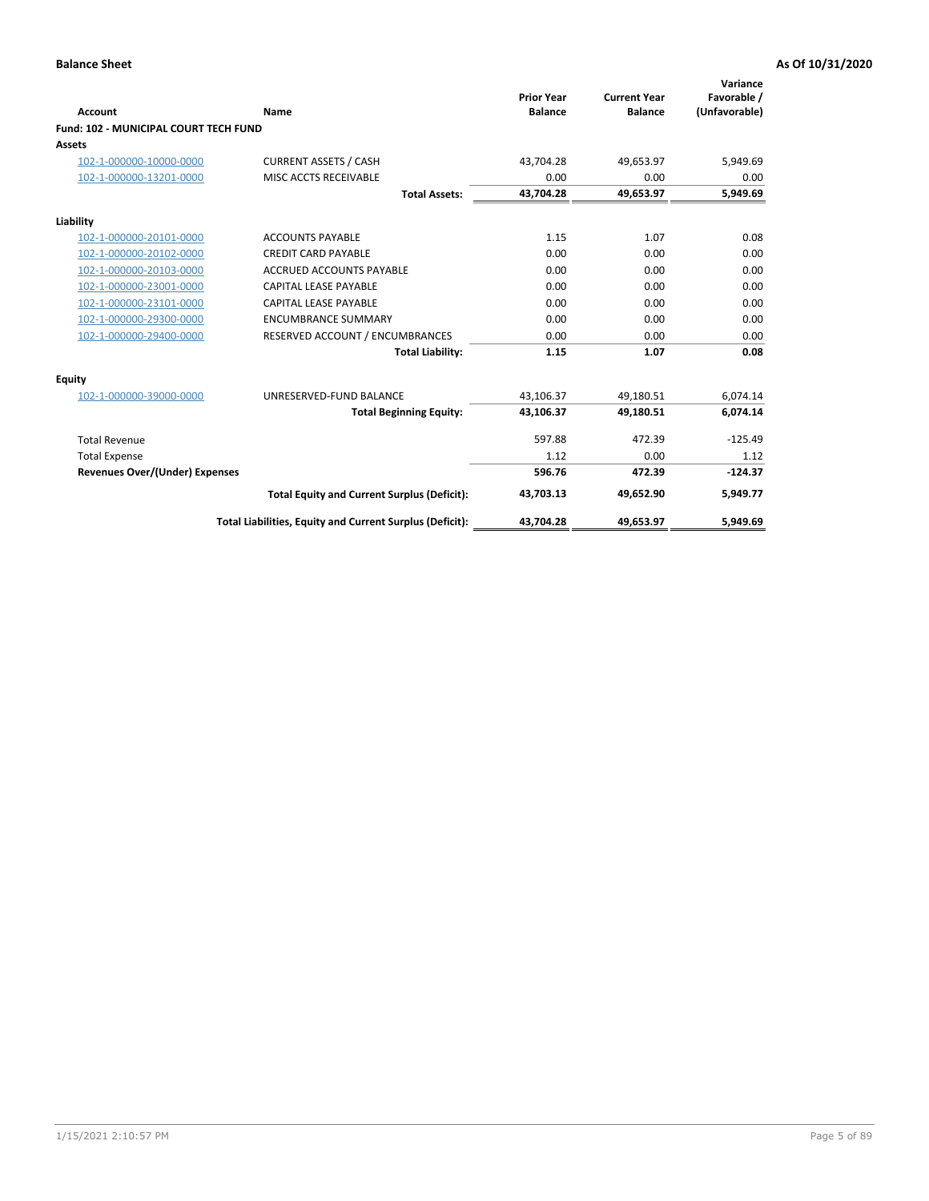**Balance Sheet** **As Of 10/31/2020**

| Account | Name | Prior Year Balance | Current Year Balance | Variance Favorable / (Unfavorable) |
|---|---|---|---|---|
| **Fund: 102 - MUNICIPAL COURT TECH FUND** | | | | |
| **Assets** | | | | |
| 102-1-000000-10000-0000 | CURRENT ASSETS / CASH | 43,704.28 | 49,653.97 | 5,949.69 |
| 102-1-000000-13201-0000 | MISC ACCTS RECEIVABLE | 0.00 | 0.00 | 0.00 |
| | **Total Assets:** | **43,704.28** | **49,653.97** | **5,949.69** |
| **Liability** | | | | |
| 102-1-000000-20101-0000 | ACCOUNTS PAYABLE | 1.15 | 1.07 | 0.08 |
| 102-1-000000-20102-0000 | CREDIT CARD PAYABLE | 0.00 | 0.00 | 0.00 |
| 102-1-000000-20103-0000 | ACCRUED ACCOUNTS PAYABLE | 0.00 | 0.00 | 0.00 |
| 102-1-000000-23001-0000 | CAPITAL LEASE PAYABLE | 0.00 | 0.00 | 0.00 |
| 102-1-000000-23101-0000 | CAPITAL LEASE PAYABLE | 0.00 | 0.00 | 0.00 |
| 102-1-000000-29300-0000 | ENCUMBRANCE SUMMARY | 0.00 | 0.00 | 0.00 |
| 102-1-000000-29400-0000 | RESERVED ACCOUNT / ENCUMBRANCES | 0.00 | 0.00 | 0.00 |
| | **Total Liability:** | **1.15** | **1.07** | **0.08** |
| **Equity** | | | | |
| 102-1-000000-39000-0000 | UNRESERVED-FUND BALANCE | 43,106.37 | 49,180.51 | 6,074.14 |
| | **Total Beginning Equity:** | **43,106.37** | **49,180.51** | **6,074.14** |
| Total Revenue | | 597.88 | 472.39 | -125.49 |
| Total Expense | | 1.12 | 0.00 | 1.12 |
| **Revenues Over/(Under) Expenses** | | **596.76** | **472.39** | **-124.37** |
| | **Total Equity and Current Surplus (Deficit):** | **43,703.13** | **49,652.90** | **5,949.77** |
| | **Total Liabilities, Equity and Current Surplus (Deficit):** | **43,704.28** | **49,653.97** | **5,949.69** |

1/15/2021 2:10:57 PM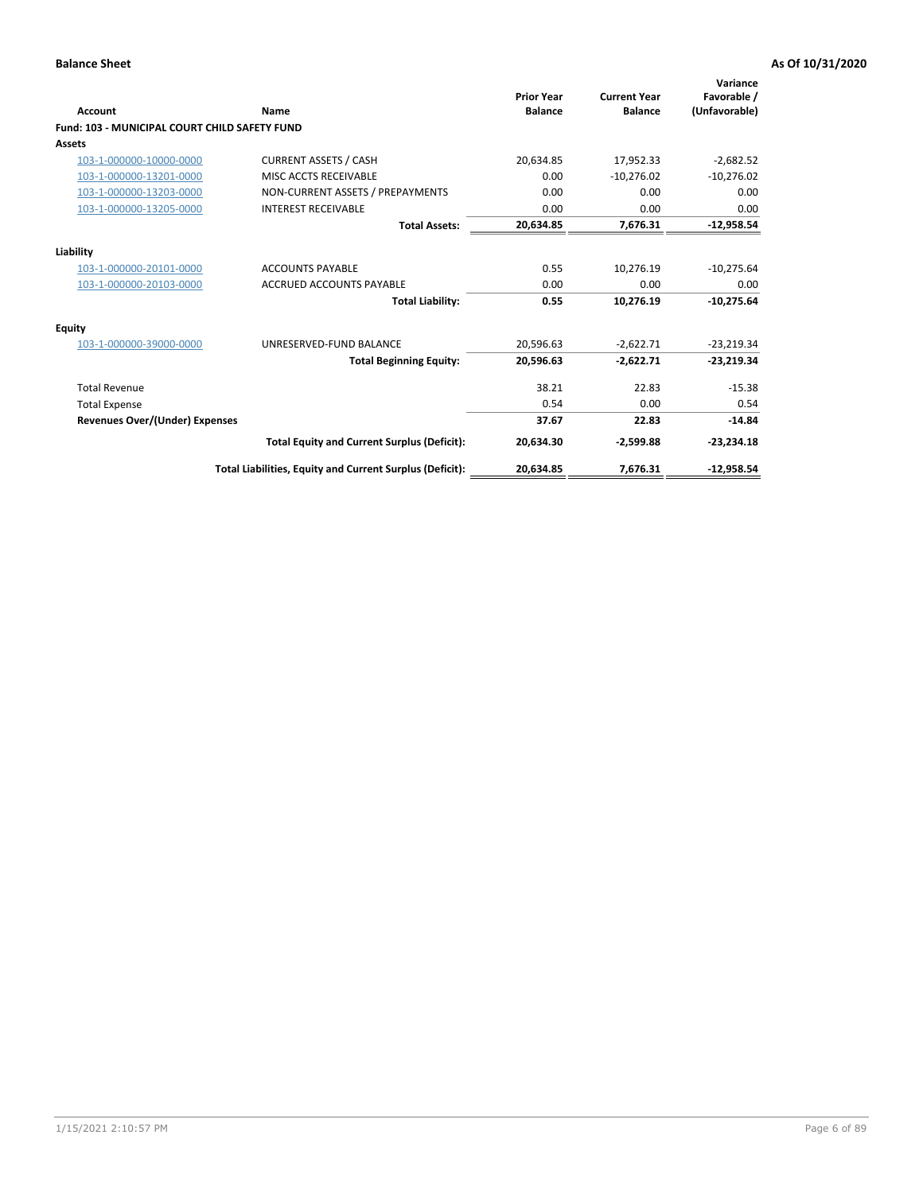**Balance Sheet** **As Of 10/31/2020**

| Account | Name | Prior Year Balance | Current Year Balance | Variance Favorable / (Unfavorable) |
|---|---|---|---|---|
| **Fund: 103 - MUNICIPAL COURT CHILD SAFETY FUND** | | | | |
| **Assets** | | | | |
| 103-1-000000-10000-0000 | CURRENT ASSETS / CASH | 20,634.85 | 17,952.33 | -2,682.52 |
| 103-1-000000-13201-0000 | MISC ACCTS RECEIVABLE | 0.00 | -10,276.02 | -10,276.02 |
| 103-1-000000-13203-0000 | NON-CURRENT ASSETS / PREPAYMENTS | 0.00 | 0.00 | 0.00 |
| 103-1-000000-13205-0000 | INTEREST RECEIVABLE | 0.00 | 0.00 | 0.00 |
| | **Total Assets:** | **20,634.85** | **7,676.31** | **-12,958.54** |
| **Liability** | | | | |
| 103-1-000000-20101-0000 | ACCOUNTS PAYABLE | 0.55 | 10,276.19 | -10,275.64 |
| 103-1-000000-20103-0000 | ACCRUED ACCOUNTS PAYABLE | 0.00 | 0.00 | 0.00 |
| | **Total Liability:** | **0.55** | **10,276.19** | **-10,275.64** |
| **Equity** | | | | |
| 103-1-000000-39000-0000 | UNRESERVED-FUND BALANCE | 20,596.63 | -2,622.71 | -23,219.34 |
| | **Total Beginning Equity:** | **20,596.63** | **-2,622.71** | **-23,219.34** |
| Total Revenue | | 38.21 | 22.83 | -15.38 |
| Total Expense | | 0.54 | 0.00 | 0.54 |
| **Revenues Over/(Under) Expenses** | | **37.67** | **22.83** | **-14.84** |
| | **Total Equity and Current Surplus (Deficit):** | **20,634.30** | **-2,599.88** | **-23,234.18** |
| | **Total Liabilities, Equity and Current Surplus (Deficit):** | **20,634.85** | **7,676.31** | **-12,958.54** |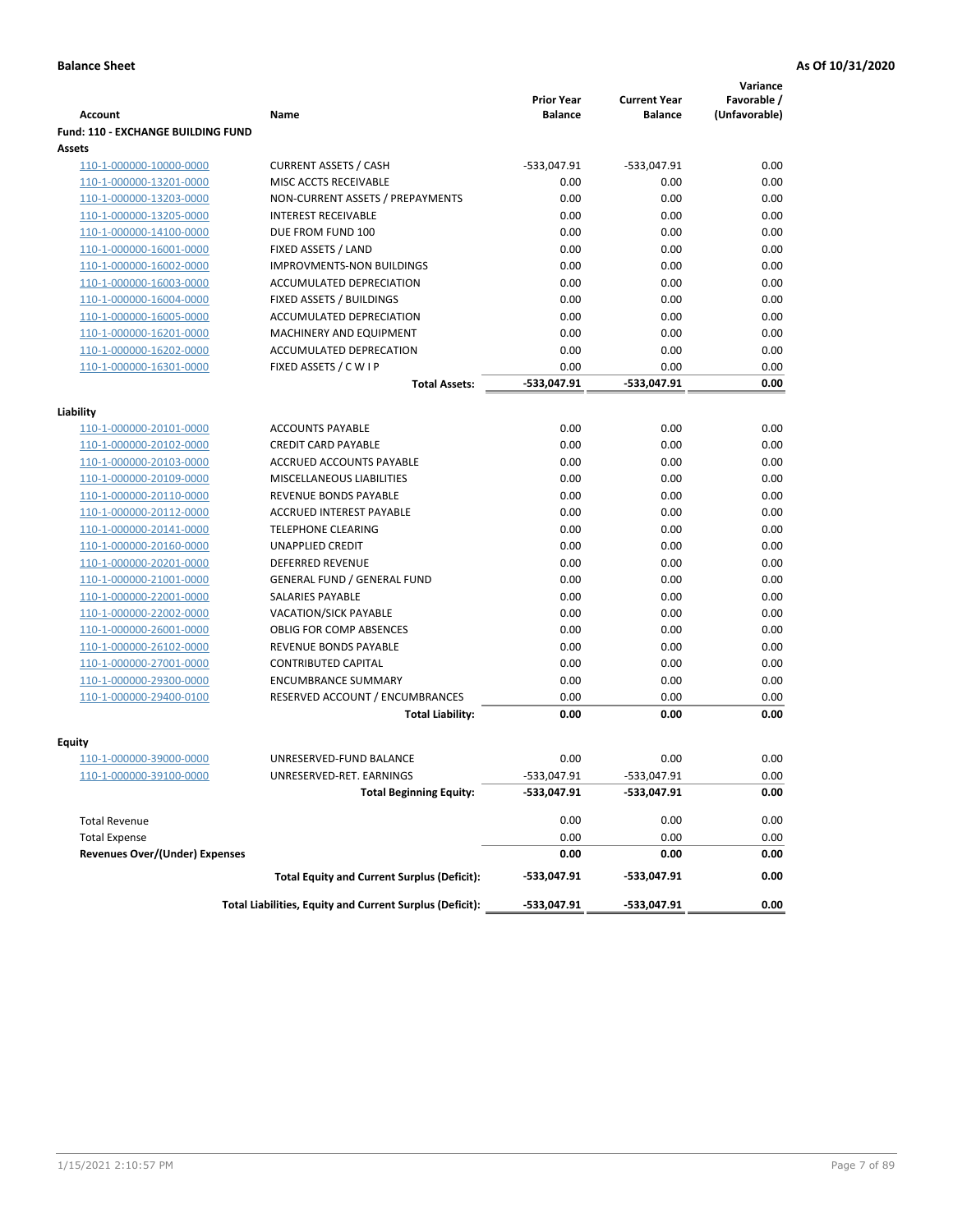**Balance Sheet** **As Of 10/31/2020**

| Account | Name | Prior Year Balance | Current Year Balance | Variance Favorable / (Unfavorable) |
|---|---|---|---|---|
| **Fund: 110 - EXCHANGE BUILDING FUND** | | | | |
| **Assets** | | | | |
| 110-1-000000-10000-0000 | CURRENT ASSETS / CASH | -533,047.91 | -533,047.91 | 0.00 |
| 110-1-000000-13201-0000 | MISC ACCTS RECEIVABLE | 0.00 | 0.00 | 0.00 |
| 110-1-000000-13203-0000 | NON-CURRENT ASSETS / PREPAYMENTS | 0.00 | 0.00 | 0.00 |
| 110-1-000000-13205-0000 | INTEREST RECEIVABLE | 0.00 | 0.00 | 0.00 |
| 110-1-000000-14100-0000 | DUE FROM FUND 100 | 0.00 | 0.00 | 0.00 |
| 110-1-000000-16001-0000 | FIXED ASSETS / LAND | 0.00 | 0.00 | 0.00 |
| 110-1-000000-16002-0000 | IMPROVMENTS-NON BUILDINGS | 0.00 | 0.00 | 0.00 |
| 110-1-000000-16003-0000 | ACCUMULATED DEPRECIATION | 0.00 | 0.00 | 0.00 |
| 110-1-000000-16004-0000 | FIXED ASSETS / BUILDINGS | 0.00 | 0.00 | 0.00 |
| 110-1-000000-16005-0000 | ACCUMULATED DEPRECIATION | 0.00 | 0.00 | 0.00 |
| 110-1-000000-16201-0000 | MACHINERY AND EQUIPMENT | 0.00 | 0.00 | 0.00 |
| 110-1-000000-16202-0000 | ACCUMULATED DEPRECATION | 0.00 | 0.00 | 0.00 |
| 110-1-000000-16301-0000 | FIXED ASSETS / C W I P | 0.00 | 0.00 | 0.00 |
| | **Total Assets:** | **-533,047.91** | **-533,047.91** | **0.00** |
| **Liability** | | | | |
| 110-1-000000-20101-0000 | ACCOUNTS PAYABLE | 0.00 | 0.00 | 0.00 |
| 110-1-000000-20102-0000 | CREDIT CARD PAYABLE | 0.00 | 0.00 | 0.00 |
| 110-1-000000-20103-0000 | ACCRUED ACCOUNTS PAYABLE | 0.00 | 0.00 | 0.00 |
| 110-1-000000-20109-0000 | MISCELLANEOUS LIABILITIES | 0.00 | 0.00 | 0.00 |
| 110-1-000000-20110-0000 | REVENUE BONDS PAYABLE | 0.00 | 0.00 | 0.00 |
| 110-1-000000-20112-0000 | ACCRUED INTEREST PAYABLE | 0.00 | 0.00 | 0.00 |
| 110-1-000000-20141-0000 | TELEPHONE CLEARING | 0.00 | 0.00 | 0.00 |
| 110-1-000000-20160-0000 | UNAPPLIED CREDIT | 0.00 | 0.00 | 0.00 |
| 110-1-000000-20201-0000 | DEFERRED REVENUE | 0.00 | 0.00 | 0.00 |
| 110-1-000000-21001-0000 | GENERAL FUND / GENERAL FUND | 0.00 | 0.00 | 0.00 |
| 110-1-000000-22001-0000 | SALARIES PAYABLE | 0.00 | 0.00 | 0.00 |
| 110-1-000000-22002-0000 | VACATION/SICK PAYABLE | 0.00 | 0.00 | 0.00 |
| 110-1-000000-26001-0000 | OBLIG FOR COMP ABSENCES | 0.00 | 0.00 | 0.00 |
| 110-1-000000-26102-0000 | REVENUE BONDS PAYABLE | 0.00 | 0.00 | 0.00 |
| 110-1-000000-27001-0000 | CONTRIBUTED CAPITAL | 0.00 | 0.00 | 0.00 |
| 110-1-000000-29300-0000 | ENCUMBRANCE SUMMARY | 0.00 | 0.00 | 0.00 |
| 110-1-000000-29400-0100 | RESERVED ACCOUNT / ENCUMBRANCES | 0.00 | 0.00 | 0.00 |
| | **Total Liability:** | **0.00** | **0.00** | **0.00** |
| **Equity** | | | | |
| 110-1-000000-39000-0000 | UNRESERVED-FUND BALANCE | 0.00 | 0.00 | 0.00 |
| 110-1-000000-39100-0000 | UNRESERVED-RET. EARNINGS | -533,047.91 | -533,047.91 | 0.00 |
| | **Total Beginning Equity:** | **-533,047.91** | **-533,047.91** | **0.00** |
| Total Revenue | | 0.00 | 0.00 | 0.00 |
| Total Expense | | 0.00 | 0.00 | 0.00 |
| **Revenues Over/(Under) Expenses** | | **0.00** | **0.00** | **0.00** |
| | **Total Equity and Current Surplus (Deficit):** | **-533,047.91** | **-533,047.91** | **0.00** |
| | **Total Liabilities, Equity and Current Surplus (Deficit):** | **-533,047.91** | **-533,047.91** | **0.00** |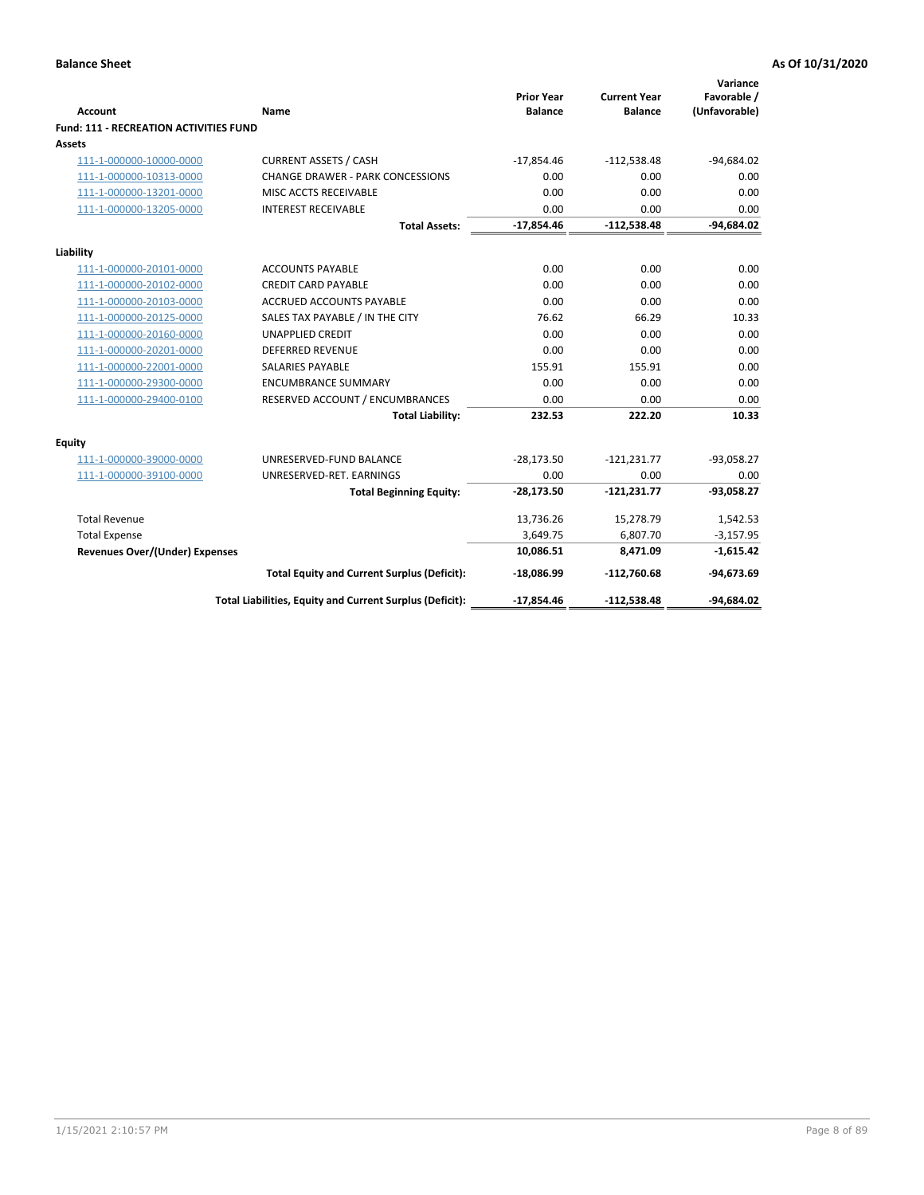**Balance Sheet** **As Of 10/31/2020**

| Account | Name | Prior Year Balance | Current Year Balance | Variance Favorable / (Unfavorable) |
|---|---|---|---|---|
| **Fund: 111 - RECREATION ACTIVITIES FUND** | | | | |
| **Assets** | | | | |
| 111-1-000000-10000-0000 | CURRENT ASSETS / CASH | -17,854.46 | -112,538.48 | -94,684.02 |
| 111-1-000000-10313-0000 | CHANGE DRAWER - PARK CONCESSIONS | 0.00 | 0.00 | 0.00 |
| 111-1-000000-13201-0000 | MISC ACCTS RECEIVABLE | 0.00 | 0.00 | 0.00 |
| 111-1-000000-13205-0000 | INTEREST RECEIVABLE | 0.00 | 0.00 | 0.00 |
| | **Total Assets:** | **-17,854.46** | **-112,538.48** | **-94,684.02** |
| **Liability** | | | | |
| 111-1-000000-20101-0000 | ACCOUNTS PAYABLE | 0.00 | 0.00 | 0.00 |
| 111-1-000000-20102-0000 | CREDIT CARD PAYABLE | 0.00 | 0.00 | 0.00 |
| 111-1-000000-20103-0000 | ACCRUED ACCOUNTS PAYABLE | 0.00 | 0.00 | 0.00 |
| 111-1-000000-20125-0000 | SALES TAX PAYABLE / IN THE CITY | 76.62 | 66.29 | 10.33 |
| 111-1-000000-20160-0000 | UNAPPLIED CREDIT | 0.00 | 0.00 | 0.00 |
| 111-1-000000-20201-0000 | DEFERRED REVENUE | 0.00 | 0.00 | 0.00 |
| 111-1-000000-22001-0000 | SALARIES PAYABLE | 155.91 | 155.91 | 0.00 |
| 111-1-000000-29300-0000 | ENCUMBRANCE SUMMARY | 0.00 | 0.00 | 0.00 |
| 111-1-000000-29400-0100 | RESERVED ACCOUNT / ENCUMBRANCES | 0.00 | 0.00 | 0.00 |
| | **Total Liability:** | **232.53** | **222.20** | **10.33** |
| **Equity** | | | | |
| 111-1-000000-39000-0000 | UNRESERVED-FUND BALANCE | -28,173.50 | -121,231.77 | -93,058.27 |
| 111-1-000000-39100-0000 | UNRESERVED-RET. EARNINGS | 0.00 | 0.00 | 0.00 |
| | **Total Beginning Equity:** | **-28,173.50** | **-121,231.77** | **-93,058.27** |
| Total Revenue | | 13,736.26 | 15,278.79 | 1,542.53 |
| Total Expense | | 3,649.75 | 6,807.70 | -3,157.95 |
| **Revenues Over/(Under) Expenses** | | **10,086.51** | **8,471.09** | **-1,615.42** |
| | **Total Equity and Current Surplus (Deficit):** | **-18,086.99** | **-112,760.68** | **-94,673.69** |
| | **Total Liabilities, Equity and Current Surplus (Deficit):** | **-17,854.46** | **-112,538.48** | **-94,684.02** |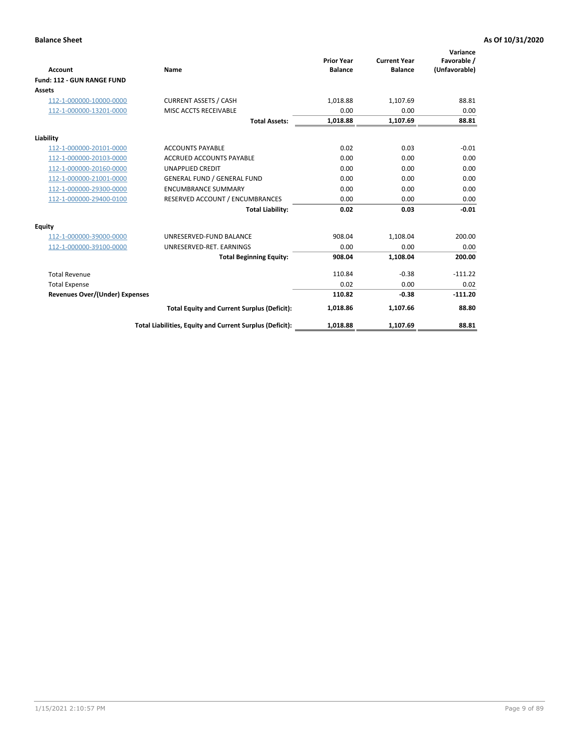**Balance Sheet** **As Of 10/31/2020**

| Account | Name | Prior Year Balance | Current Year Balance | Variance Favorable / (Unfavorable) |
|---|---|---|---|---|
| **Fund: 112 - GUN RANGE FUND** | | | | |
| **Assets** | | | | |
| 112-1-000000-10000-0000 | CURRENT ASSETS / CASH | 1,018.88 | 1,107.69 | 88.81 |
| 112-1-000000-13201-0000 | MISC ACCTS RECEIVABLE | 0.00 | 0.00 | 0.00 |
| | **Total Assets:** | **1,018.88** | **1,107.69** | **88.81** |
| **Liability** | | | | |
| 112-1-000000-20101-0000 | ACCOUNTS PAYABLE | 0.02 | 0.03 | -0.01 |
| 112-1-000000-20103-0000 | ACCRUED ACCOUNTS PAYABLE | 0.00 | 0.00 | 0.00 |
| 112-1-000000-20160-0000 | UNAPPLIED CREDIT | 0.00 | 0.00 | 0.00 |
| 112-1-000000-21001-0000 | GENERAL FUND / GENERAL FUND | 0.00 | 0.00 | 0.00 |
| 112-1-000000-29300-0000 | ENCUMBRANCE SUMMARY | 0.00 | 0.00 | 0.00 |
| 112-1-000000-29400-0100 | RESERVED ACCOUNT / ENCUMBRANCES | 0.00 | 0.00 | 0.00 |
| | **Total Liability:** | **0.02** | **0.03** | **-0.01** |
| **Equity** | | | | |
| 112-1-000000-39000-0000 | UNRESERVED-FUND BALANCE | 908.04 | 1,108.04 | 200.00 |
| 112-1-000000-39100-0000 | UNRESERVED-RET. EARNINGS | 0.00 | 0.00 | 0.00 |
| | **Total Beginning Equity:** | **908.04** | **1,108.04** | **200.00** |
| Total Revenue | | 110.84 | -0.38 | -111.22 |
| Total Expense | | 0.02 | 0.00 | 0.02 |
| **Revenues Over/(Under) Expenses** | | **110.82** | **-0.38** | **-111.20** |
| | **Total Equity and Current Surplus (Deficit):** | **1,018.86** | **1,107.66** | **88.80** |
| | **Total Liabilities, Equity and Current Surplus (Deficit):** | **1,018.88** | **1,107.69** | **88.81** |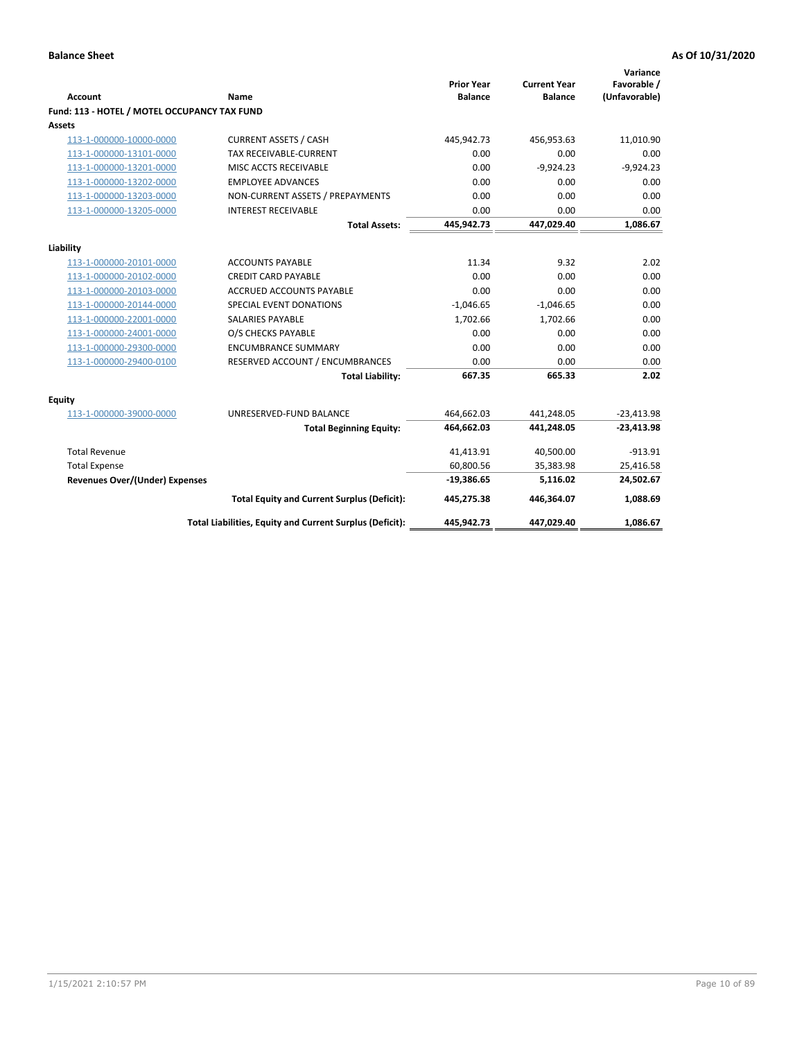**Balance Sheet** **As Of 10/31/2020**

| Account | Name | Prior Year Balance | Current Year Balance | Variance Favorable / (Unfavorable) |
|---|---|---|---|---|
| **Fund: 113 - HOTEL / MOTEL OCCUPANCY TAX FUND** | | | | |
| **Assets** | | | | |
| 113-1-000000-10000-0000 | CURRENT ASSETS / CASH | 445,942.73 | 456,953.63 | 11,010.90 |
| 113-1-000000-13101-0000 | TAX RECEIVABLE-CURRENT | 0.00 | 0.00 | 0.00 |
| 113-1-000000-13201-0000 | MISC ACCTS RECEIVABLE | 0.00 | -9,924.23 | -9,924.23 |
| 113-1-000000-13202-0000 | EMPLOYEE ADVANCES | 0.00 | 0.00 | 0.00 |
| 113-1-000000-13203-0000 | NON-CURRENT ASSETS / PREPAYMENTS | 0.00 | 0.00 | 0.00 |
| 113-1-000000-13205-0000 | INTEREST RECEIVABLE | 0.00 | 0.00 | 0.00 |
| | **Total Assets:** | **445,942.73** | **447,029.40** | **1,086.67** |
| **Liability** | | | | |
| 113-1-000000-20101-0000 | ACCOUNTS PAYABLE | 11.34 | 9.32 | 2.02 |
| 113-1-000000-20102-0000 | CREDIT CARD PAYABLE | 0.00 | 0.00 | 0.00 |
| 113-1-000000-20103-0000 | ACCRUED ACCOUNTS PAYABLE | 0.00 | 0.00 | 0.00 |
| 113-1-000000-20144-0000 | SPECIAL EVENT DONATIONS | -1,046.65 | -1,046.65 | 0.00 |
| 113-1-000000-22001-0000 | SALARIES PAYABLE | 1,702.66 | 1,702.66 | 0.00 |
| 113-1-000000-24001-0000 | O/S CHECKS PAYABLE | 0.00 | 0.00 | 0.00 |
| 113-1-000000-29300-0000 | ENCUMBRANCE SUMMARY | 0.00 | 0.00 | 0.00 |
| 113-1-000000-29400-0100 | RESERVED ACCOUNT / ENCUMBRANCES | 0.00 | 0.00 | 0.00 |
| | **Total Liability:** | **667.35** | **665.33** | **2.02** |
| **Equity** | | | | |
| 113-1-000000-39000-0000 | UNRESERVED-FUND BALANCE | 464,662.03 | 441,248.05 | -23,413.98 |
| | **Total Beginning Equity:** | **464,662.03** | **441,248.05** | **-23,413.98** |
| Total Revenue | | 41,413.91 | 40,500.00 | -913.91 |
| Total Expense | | 60,800.56 | 35,383.98 | 25,416.58 |
| **Revenues Over/(Under) Expenses** | | **-19,386.65** | **5,116.02** | **24,502.67** |
| | **Total Equity and Current Surplus (Deficit):** | **445,275.38** | **446,364.07** | **1,088.69** |
| | **Total Liabilities, Equity and Current Surplus (Deficit):** | **445,942.73** | **447,029.40** | **1,086.67** |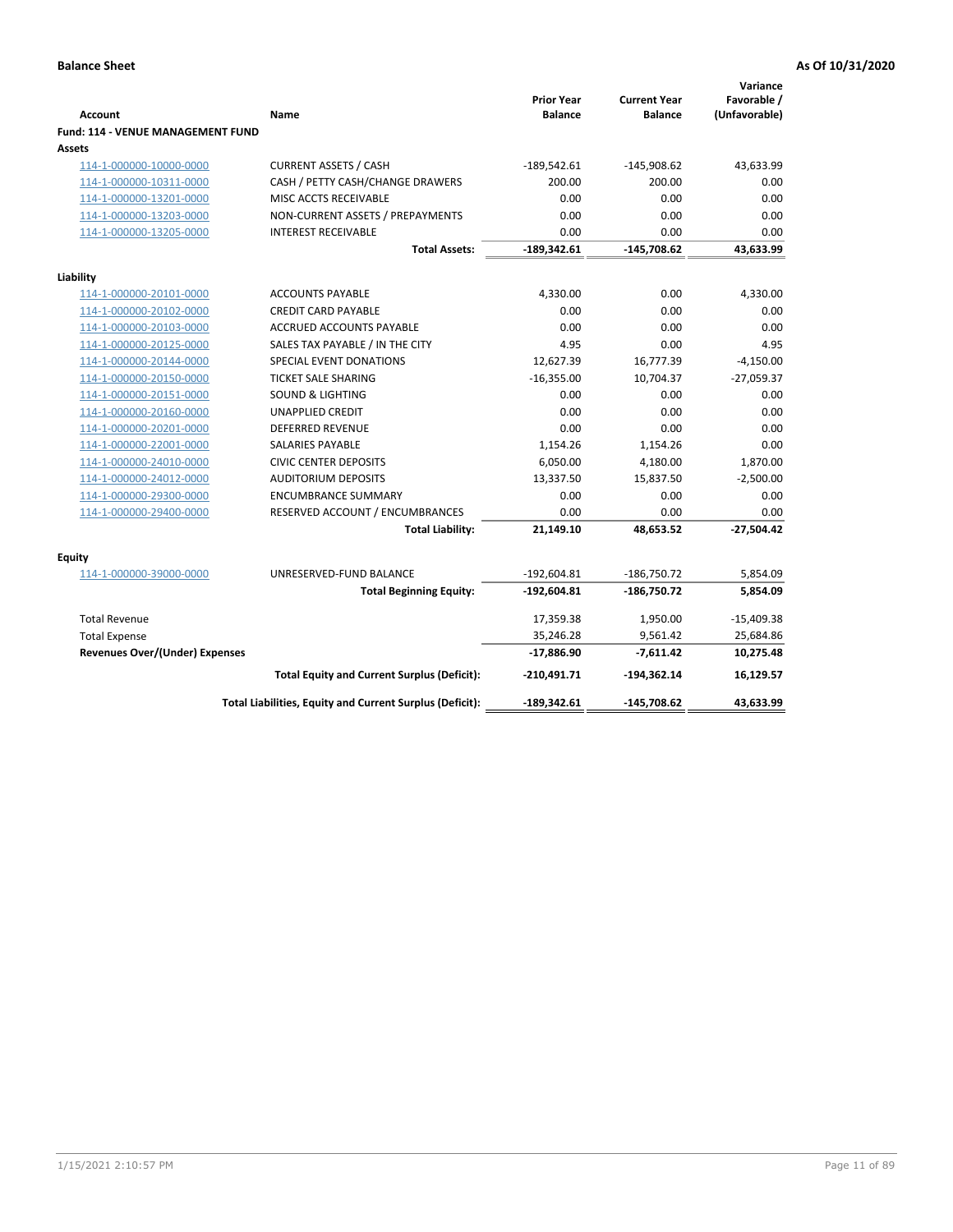**Balance Sheet** | **As Of 10/31/2020**

| Account | Name | Prior Year Balance | Current Year Balance | Variance Favorable / (Unfavorable) |
|---|---|---|---|---|
| **Fund: 114 - VENUE MANAGEMENT FUND** | | | | |
| **Assets** | | | | |
| 114-1-000000-10000-0000 | CURRENT ASSETS / CASH | -189,542.61 | -145,908.62 | 43,633.99 |
| 114-1-000000-10311-0000 | CASH / PETTY CASH/CHANGE DRAWERS | 200.00 | 200.00 | 0.00 |
| 114-1-000000-13201-0000 | MISC ACCTS RECEIVABLE | 0.00 | 0.00 | 0.00 |
| 114-1-000000-13203-0000 | NON-CURRENT ASSETS / PREPAYMENTS | 0.00 | 0.00 | 0.00 |
| 114-1-000000-13205-0000 | INTEREST RECEIVABLE | 0.00 | 0.00 | 0.00 |
| | **Total Assets:** | **-189,342.61** | **-145,708.62** | **43,633.99** |
| **Liability** | | | | |
| 114-1-000000-20101-0000 | ACCOUNTS PAYABLE | 4,330.00 | 0.00 | 4,330.00 |
| 114-1-000000-20102-0000 | CREDIT CARD PAYABLE | 0.00 | 0.00 | 0.00 |
| 114-1-000000-20103-0000 | ACCRUED ACCOUNTS PAYABLE | 0.00 | 0.00 | 0.00 |
| 114-1-000000-20125-0000 | SALES TAX PAYABLE / IN THE CITY | 4.95 | 0.00 | 4.95 |
| 114-1-000000-20144-0000 | SPECIAL EVENT DONATIONS | 12,627.39 | 16,777.39 | -4,150.00 |
| 114-1-000000-20150-0000 | TICKET SALE SHARING | -16,355.00 | 10,704.37 | -27,059.37 |
| 114-1-000000-20151-0000 | SOUND & LIGHTING | 0.00 | 0.00 | 0.00 |
| 114-1-000000-20160-0000 | UNAPPLIED CREDIT | 0.00 | 0.00 | 0.00 |
| 114-1-000000-20201-0000 | DEFERRED REVENUE | 0.00 | 0.00 | 0.00 |
| 114-1-000000-22001-0000 | SALARIES PAYABLE | 1,154.26 | 1,154.26 | 0.00 |
| 114-1-000000-24010-0000 | CIVIC CENTER DEPOSITS | 6,050.00 | 4,180.00 | 1,870.00 |
| 114-1-000000-24012-0000 | AUDITORIUM DEPOSITS | 13,337.50 | 15,837.50 | -2,500.00 |
| 114-1-000000-29300-0000 | ENCUMBRANCE SUMMARY | 0.00 | 0.00 | 0.00 |
| 114-1-000000-29400-0000 | RESERVED ACCOUNT / ENCUMBRANCES | 0.00 | 0.00 | 0.00 |
| | **Total Liability:** | **21,149.10** | **48,653.52** | **-27,504.42** |
| **Equity** | | | | |
| 114-1-000000-39000-0000 | UNRESERVED-FUND BALANCE | -192,604.81 | -186,750.72 | 5,854.09 |
| | **Total Beginning Equity:** | **-192,604.81** | **-186,750.72** | **5,854.09** |
| Total Revenue | | 17,359.38 | 1,950.00 | -15,409.38 |
| Total Expense | | 35,246.28 | 9,561.42 | 25,684.86 |
| **Revenues Over/(Under) Expenses** | | **-17,886.90** | **-7,611.42** | **10,275.48** |
| | **Total Equity and Current Surplus (Deficit):** | **-210,491.71** | **-194,362.14** | **16,129.57** |
| | **Total Liabilities, Equity and Current Surplus (Deficit):** | **-189,342.61** | **-145,708.62** | **43,633.99** |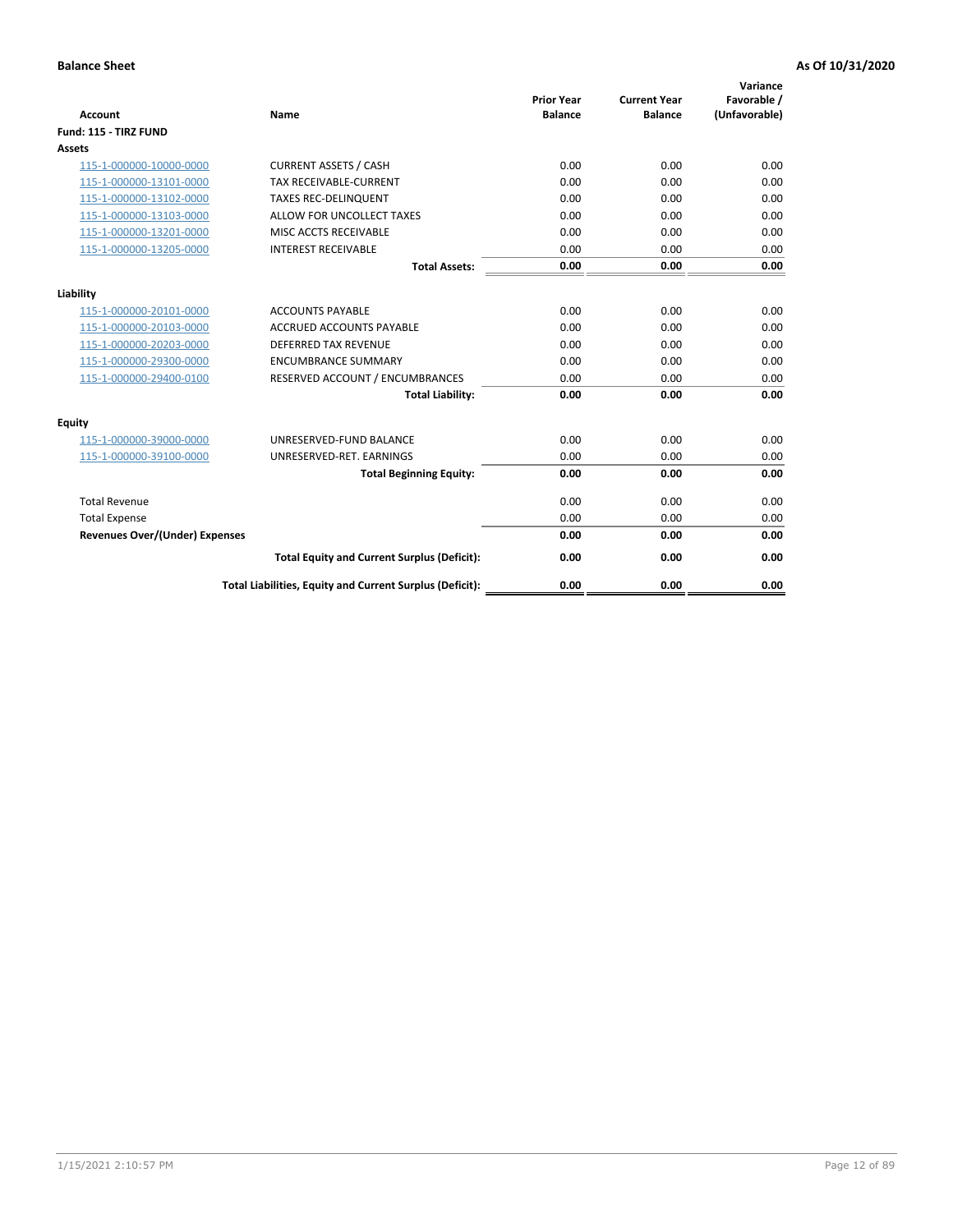**Balance Sheet** **As Of 10/31/2020**

| Account | Name | Prior Year Balance | Current Year Balance | Variance Favorable / (Unfavorable) |
|---|---|---|---|---|
| **Fund: 115 - TIRZ FUND** | | | | |
| **Assets** | | | | |
| 115-1-000000-10000-0000 | CURRENT ASSETS / CASH | 0.00 | 0.00 | 0.00 |
| 115-1-000000-13101-0000 | TAX RECEIVABLE-CURRENT | 0.00 | 0.00 | 0.00 |
| 115-1-000000-13102-0000 | TAXES REC-DELINQUENT | 0.00 | 0.00 | 0.00 |
| 115-1-000000-13103-0000 | ALLOW FOR UNCOLLECT TAXES | 0.00 | 0.00 | 0.00 |
| 115-1-000000-13201-0000 | MISC ACCTS RECEIVABLE | 0.00 | 0.00 | 0.00 |
| 115-1-000000-13205-0000 | INTEREST RECEIVABLE | 0.00 | 0.00 | 0.00 |
| | **Total Assets:** | **0.00** | **0.00** | **0.00** |
| **Liability** | | | | |
| 115-1-000000-20101-0000 | ACCOUNTS PAYABLE | 0.00 | 0.00 | 0.00 |
| 115-1-000000-20103-0000 | ACCRUED ACCOUNTS PAYABLE | 0.00 | 0.00 | 0.00 |
| 115-1-000000-20203-0000 | DEFERRED TAX REVENUE | 0.00 | 0.00 | 0.00 |
| 115-1-000000-29300-0000 | ENCUMBRANCE SUMMARY | 0.00 | 0.00 | 0.00 |
| 115-1-000000-29400-0100 | RESERVED ACCOUNT / ENCUMBRANCES | 0.00 | 0.00 | 0.00 |
| | **Total Liability:** | **0.00** | **0.00** | **0.00** |
| **Equity** | | | | |
| 115-1-000000-39000-0000 | UNRESERVED-FUND BALANCE | 0.00 | 0.00 | 0.00 |
| 115-1-000000-39100-0000 | UNRESERVED-RET. EARNINGS | 0.00 | 0.00 | 0.00 |
| | **Total Beginning Equity:** | **0.00** | **0.00** | **0.00** |
| Total Revenue | | 0.00 | 0.00 | 0.00 |
| Total Expense | | 0.00 | 0.00 | 0.00 |
| **Revenues Over/(Under) Expenses** | | **0.00** | **0.00** | **0.00** |
| | **Total Equity and Current Surplus (Deficit):** | **0.00** | **0.00** | **0.00** |
| | **Total Liabilities, Equity and Current Surplus (Deficit):** | **0.00** | **0.00** | **0.00** |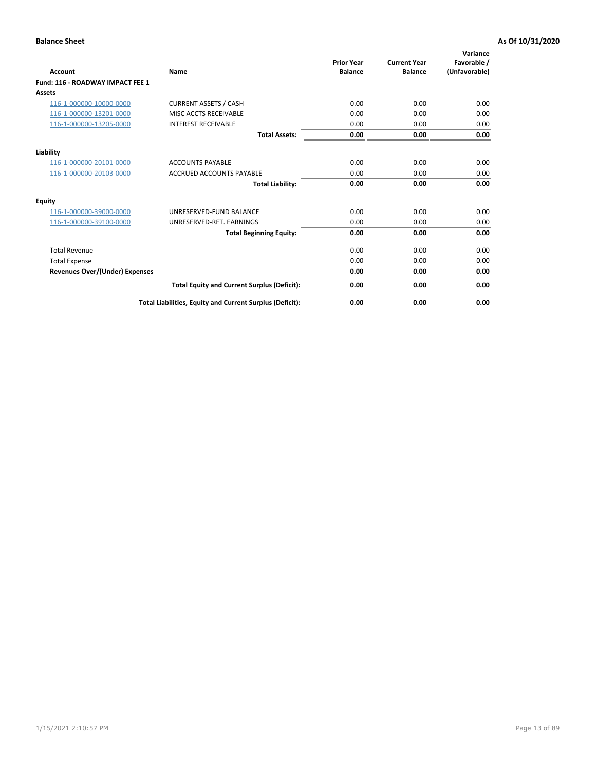**Balance Sheet** — As Of 10/31/2020

| Account | Name | Prior Year Balance | Current Year Balance | Variance Favorable / (Unfavorable) |
|---|---|---|---|---|
| **Fund: 116 - ROADWAY IMPACT FEE 1** | | | | |
| **Assets** | | | | |
| 116-1-000000-10000-0000 | CURRENT ASSETS / CASH | 0.00 | 0.00 | 0.00 |
| 116-1-000000-13201-0000 | MISC ACCTS RECEIVABLE | 0.00 | 0.00 | 0.00 |
| 116-1-000000-13205-0000 | INTEREST RECEIVABLE | 0.00 | 0.00 | 0.00 |
| | **Total Assets:** | **0.00** | **0.00** | **0.00** |
| **Liability** | | | | |
| 116-1-000000-20101-0000 | ACCOUNTS PAYABLE | 0.00 | 0.00 | 0.00 |
| 116-1-000000-20103-0000 | ACCRUED ACCOUNTS PAYABLE | 0.00 | 0.00 | 0.00 |
| | **Total Liability:** | **0.00** | **0.00** | **0.00** |
| **Equity** | | | | |
| 116-1-000000-39000-0000 | UNRESERVED-FUND BALANCE | 0.00 | 0.00 | 0.00 |
| 116-1-000000-39100-0000 | UNRESERVED-RET. EARNINGS | 0.00 | 0.00 | 0.00 |
| | **Total Beginning Equity:** | **0.00** | **0.00** | **0.00** |
| Total Revenue | | 0.00 | 0.00 | 0.00 |
| Total Expense | | 0.00 | 0.00 | 0.00 |
| **Revenues Over/(Under) Expenses** | | **0.00** | **0.00** | **0.00** |
| | **Total Equity and Current Surplus (Deficit):** | **0.00** | **0.00** | **0.00** |
| | **Total Liabilities, Equity and Current Surplus (Deficit):** | **0.00** | **0.00** | **0.00** |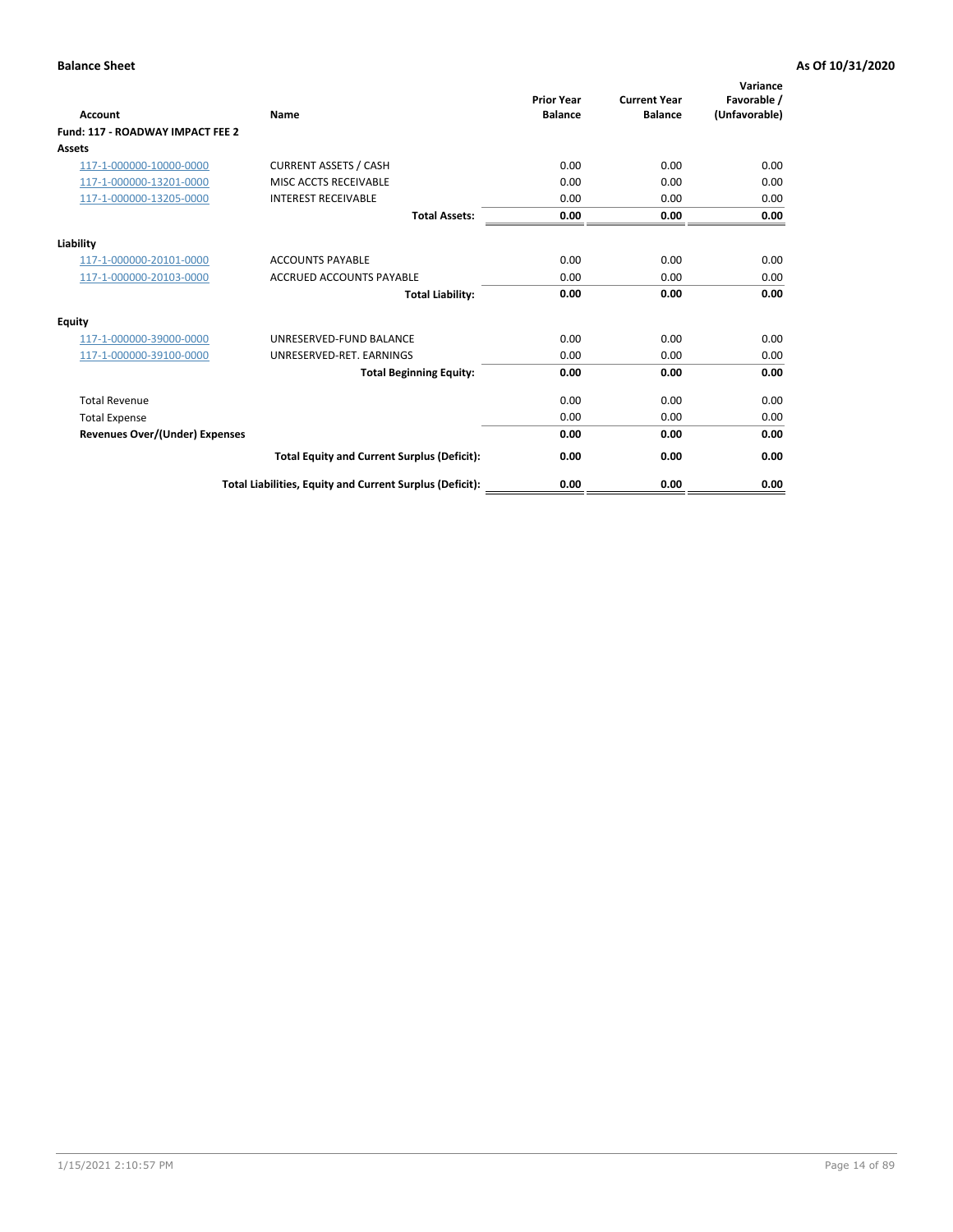**Balance Sheet** | **As Of 10/31/2020**

| Account | Name | Prior Year Balance | Current Year Balance | Variance Favorable / (Unfavorable) |
|---|---|---|---|---|
| **Fund: 117 - ROADWAY IMPACT FEE 2** | | | | |
| **Assets** | | | | |
| 117-1-000000-10000-0000 | CURRENT ASSETS / CASH | 0.00 | 0.00 | 0.00 |
| 117-1-000000-13201-0000 | MISC ACCTS RECEIVABLE | 0.00 | 0.00 | 0.00 |
| 117-1-000000-13205-0000 | INTEREST RECEIVABLE | 0.00 | 0.00 | 0.00 |
| | **Total Assets:** | **0.00** | **0.00** | **0.00** |
| **Liability** | | | | |
| 117-1-000000-20101-0000 | ACCOUNTS PAYABLE | 0.00 | 0.00 | 0.00 |
| 117-1-000000-20103-0000 | ACCRUED ACCOUNTS PAYABLE | 0.00 | 0.00 | 0.00 |
| | **Total Liability:** | **0.00** | **0.00** | **0.00** |
| **Equity** | | | | |
| 117-1-000000-39000-0000 | UNRESERVED-FUND BALANCE | 0.00 | 0.00 | 0.00 |
| 117-1-000000-39100-0000 | UNRESERVED-RET. EARNINGS | 0.00 | 0.00 | 0.00 |
| | **Total Beginning Equity:** | **0.00** | **0.00** | **0.00** |
| Total Revenue | | 0.00 | 0.00 | 0.00 |
| Total Expense | | 0.00 | 0.00 | 0.00 |
| **Revenues Over/(Under) Expenses** | | **0.00** | **0.00** | **0.00** |
| | **Total Equity and Current Surplus (Deficit):** | **0.00** | **0.00** | **0.00** |
| | **Total Liabilities, Equity and Current Surplus (Deficit):** | **0.00** | **0.00** | **0.00** |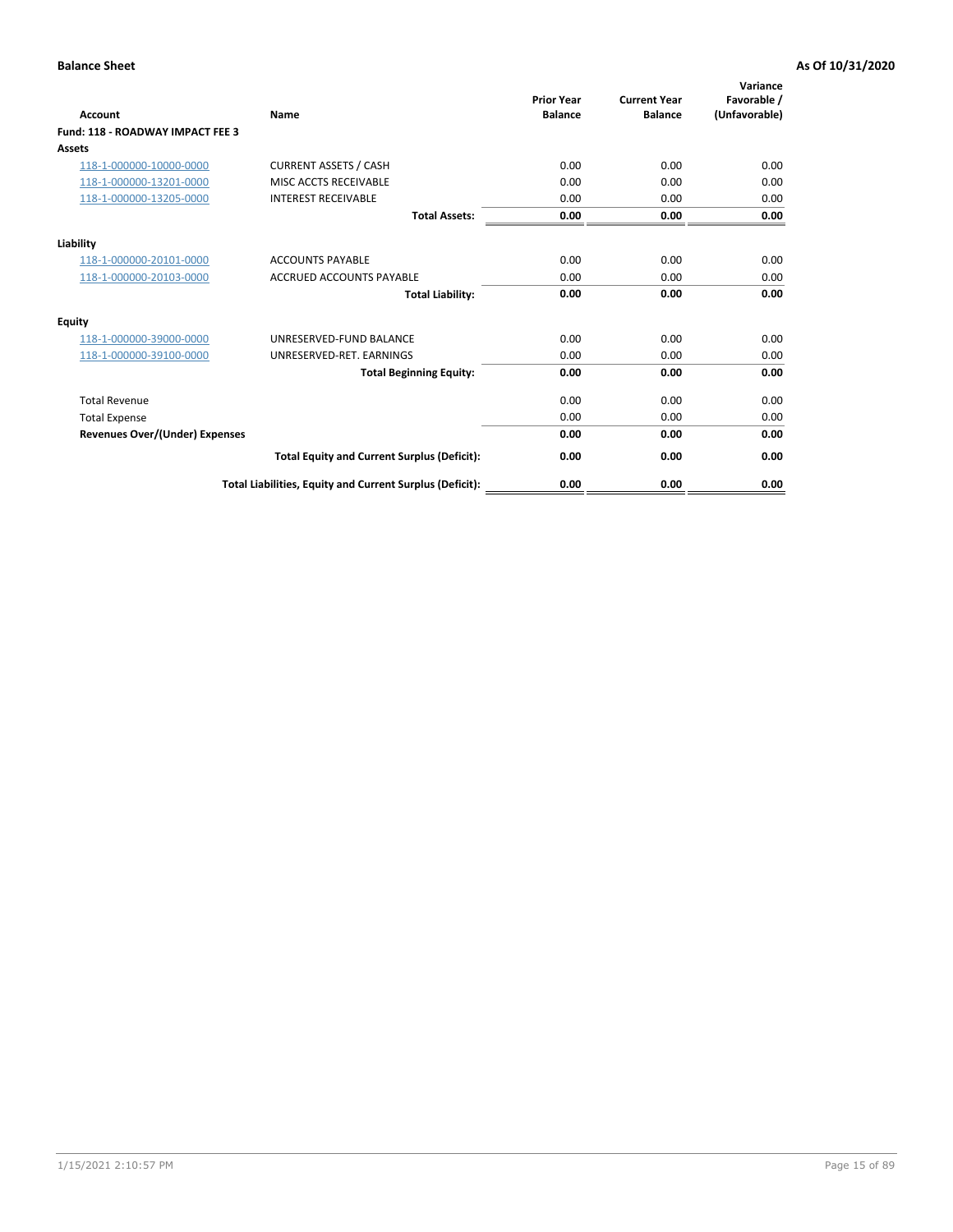**Balance Sheet** — **As Of 10/31/2020**

| Account | Name | Prior Year Balance | Current Year Balance | Variance Favorable / (Unfavorable) |
|---|---|---|---|---|
| **Fund: 118 - ROADWAY IMPACT FEE 3** | | | | |
| **Assets** | | | | |
| 118-1-000000-10000-0000 | CURRENT ASSETS / CASH | 0.00 | 0.00 | 0.00 |
| 118-1-000000-13201-0000 | MISC ACCTS RECEIVABLE | 0.00 | 0.00 | 0.00 |
| 118-1-000000-13205-0000 | INTEREST RECEIVABLE | 0.00 | 0.00 | 0.00 |
| | **Total Assets:** | **0.00** | **0.00** | **0.00** |
| **Liability** | | | | |
| 118-1-000000-20101-0000 | ACCOUNTS PAYABLE | 0.00 | 0.00 | 0.00 |
| 118-1-000000-20103-0000 | ACCRUED ACCOUNTS PAYABLE | 0.00 | 0.00 | 0.00 |
| | **Total Liability:** | **0.00** | **0.00** | **0.00** |
| **Equity** | | | | |
| 118-1-000000-39000-0000 | UNRESERVED-FUND BALANCE | 0.00 | 0.00 | 0.00 |
| 118-1-000000-39100-0000 | UNRESERVED-RET. EARNINGS | 0.00 | 0.00 | 0.00 |
| | **Total Beginning Equity:** | **0.00** | **0.00** | **0.00** |
| Total Revenue | | 0.00 | 0.00 | 0.00 |
| Total Expense | | 0.00 | 0.00 | 0.00 |
| **Revenues Over/(Under) Expenses** | | **0.00** | **0.00** | **0.00** |
| | **Total Equity and Current Surplus (Deficit):** | **0.00** | **0.00** | **0.00** |
| | **Total Liabilities, Equity and Current Surplus (Deficit):** | **0.00** | **0.00** | **0.00** |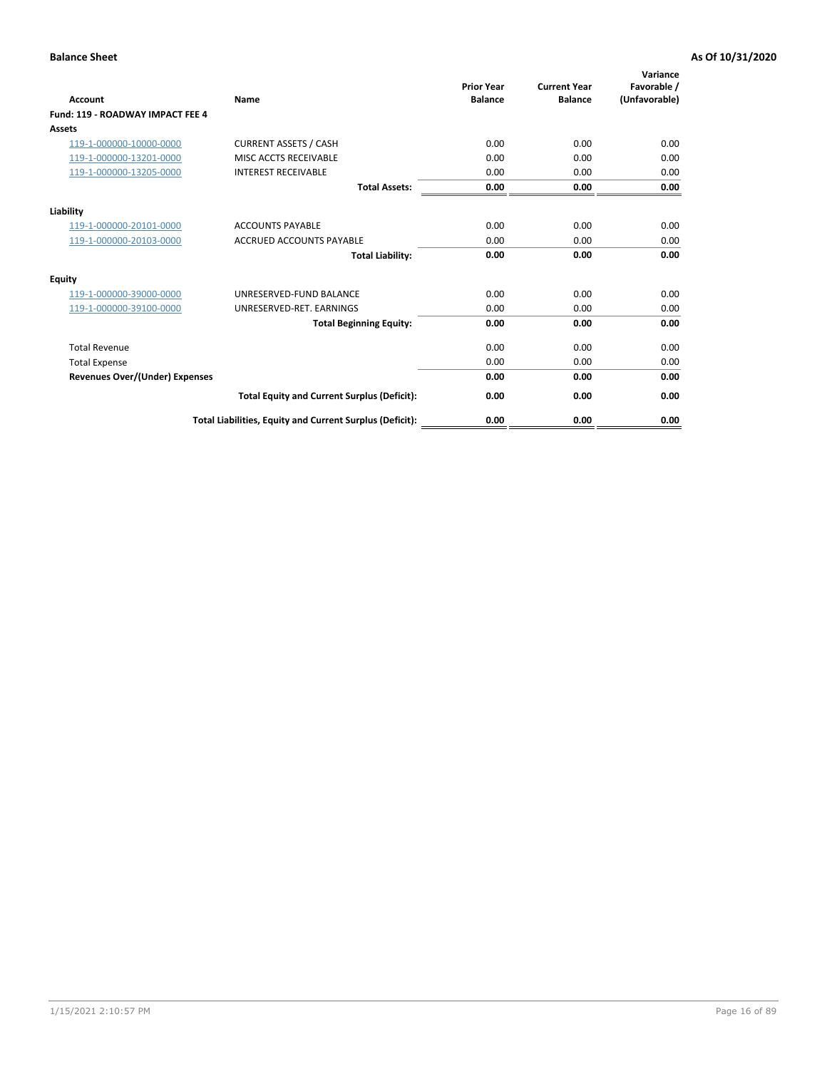**Balance Sheet** **As Of 10/31/2020**

| Account | Name | Prior Year Balance | Current Year Balance | Variance Favorable / (Unfavorable) |
|---|---|---|---|---|
| **Fund: 119 - ROADWAY IMPACT FEE 4** | | | | |
| **Assets** | | | | |
| 119-1-000000-10000-0000 | CURRENT ASSETS / CASH | 0.00 | 0.00 | 0.00 |
| 119-1-000000-13201-0000 | MISC ACCTS RECEIVABLE | 0.00 | 0.00 | 0.00 |
| 119-1-000000-13205-0000 | INTEREST RECEIVABLE | 0.00 | 0.00 | 0.00 |
| | **Total Assets:** | **0.00** | **0.00** | **0.00** |
| **Liability** | | | | |
| 119-1-000000-20101-0000 | ACCOUNTS PAYABLE | 0.00 | 0.00 | 0.00 |
| 119-1-000000-20103-0000 | ACCRUED ACCOUNTS PAYABLE | 0.00 | 0.00 | 0.00 |
| | **Total Liability:** | **0.00** | **0.00** | **0.00** |
| **Equity** | | | | |
| 119-1-000000-39000-0000 | UNRESERVED-FUND BALANCE | 0.00 | 0.00 | 0.00 |
| 119-1-000000-39100-0000 | UNRESERVED-RET. EARNINGS | 0.00 | 0.00 | 0.00 |
| | **Total Beginning Equity:** | **0.00** | **0.00** | **0.00** |
| Total Revenue | | 0.00 | 0.00 | 0.00 |
| Total Expense | | 0.00 | 0.00 | 0.00 |
| **Revenues Over/(Under) Expenses** | | **0.00** | **0.00** | **0.00** |
| | **Total Equity and Current Surplus (Deficit):** | **0.00** | **0.00** | **0.00** |
| | **Total Liabilities, Equity and Current Surplus (Deficit):** | **0.00** | **0.00** | **0.00** |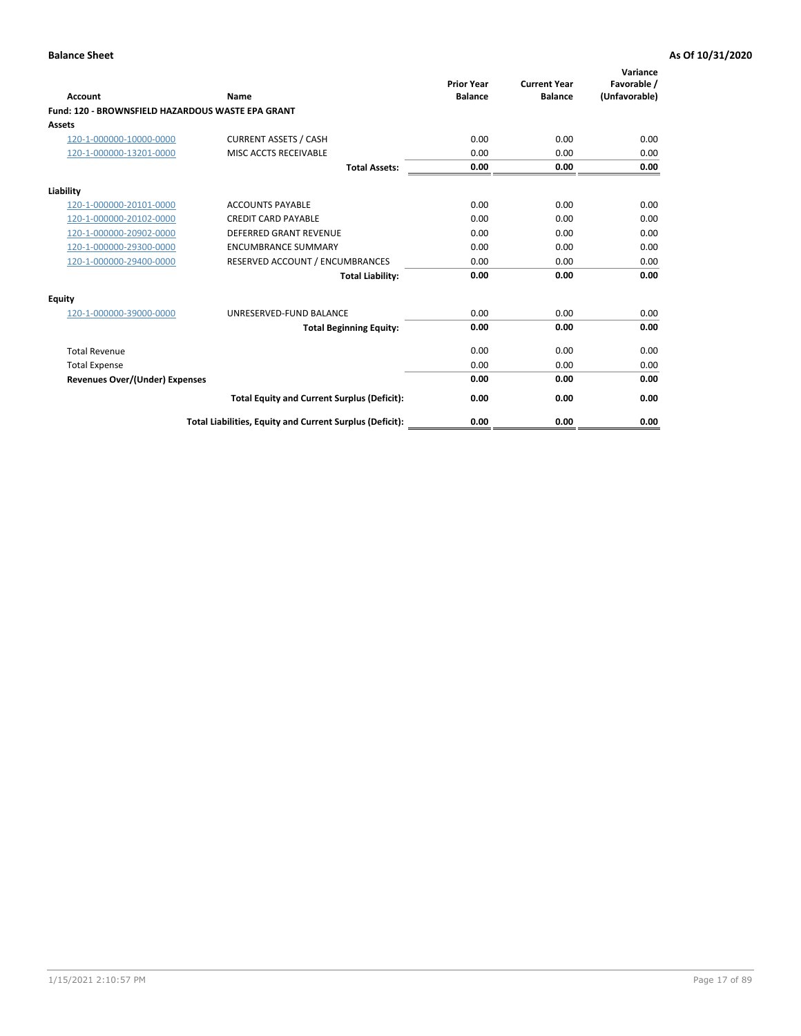**Balance Sheet** | **As Of 10/31/2020**

| Account | Name | Prior Year Balance | Current Year Balance | Variance Favorable / (Unfavorable) |
|---|---|---|---|---|
| **Fund: 120 - BROWNSFIELD HAZARDOUS WASTE EPA GRANT** | | | | |
| **Assets** | | | | |
| 120-1-000000-10000-0000 | CURRENT ASSETS / CASH | 0.00 | 0.00 | 0.00 |
| 120-1-000000-13201-0000 | MISC ACCTS RECEIVABLE | 0.00 | 0.00 | 0.00 |
| | **Total Assets:** | **0.00** | **0.00** | **0.00** |
| **Liability** | | | | |
| 120-1-000000-20101-0000 | ACCOUNTS PAYABLE | 0.00 | 0.00 | 0.00 |
| 120-1-000000-20102-0000 | CREDIT CARD PAYABLE | 0.00 | 0.00 | 0.00 |
| 120-1-000000-20902-0000 | DEFERRED GRANT REVENUE | 0.00 | 0.00 | 0.00 |
| 120-1-000000-29300-0000 | ENCUMBRANCE SUMMARY | 0.00 | 0.00 | 0.00 |
| 120-1-000000-29400-0000 | RESERVED ACCOUNT / ENCUMBRANCES | 0.00 | 0.00 | 0.00 |
| | **Total Liability:** | **0.00** | **0.00** | **0.00** |
| **Equity** | | | | |
| 120-1-000000-39000-0000 | UNRESERVED-FUND BALANCE | 0.00 | 0.00 | 0.00 |
| | **Total Beginning Equity:** | **0.00** | **0.00** | **0.00** |
| Total Revenue | | 0.00 | 0.00 | 0.00 |
| Total Expense | | 0.00 | 0.00 | 0.00 |
| **Revenues Over/(Under) Expenses** | | **0.00** | **0.00** | **0.00** |
| | **Total Equity and Current Surplus (Deficit):** | **0.00** | **0.00** | **0.00** |
| | **Total Liabilities, Equity and Current Surplus (Deficit):** | **0.00** | **0.00** | **0.00** |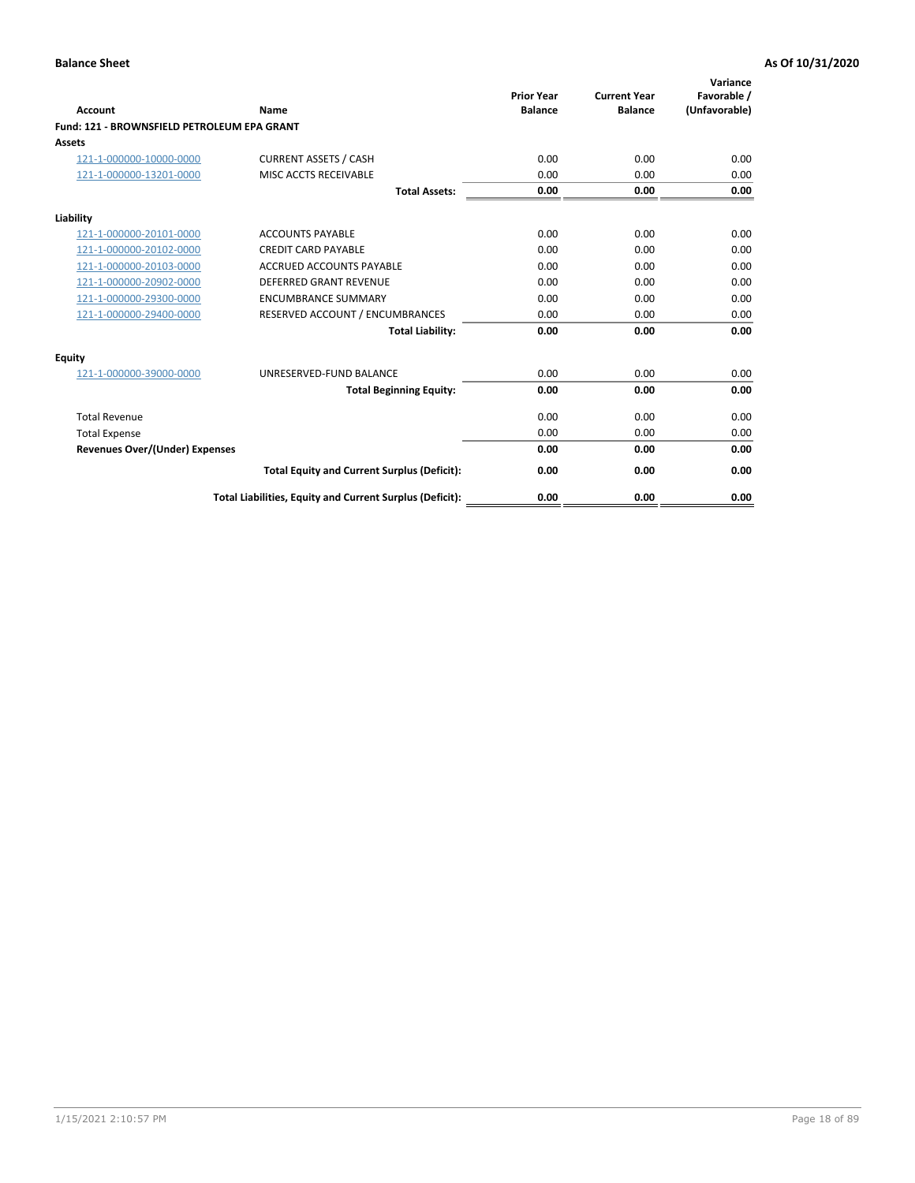**Balance Sheet** **As Of 10/31/2020**

| Account | Name | Prior Year Balance | Current Year Balance | Variance Favorable / (Unfavorable) |
|---|---|---|---|---|
| **Fund: 121 - BROWNSFIELD PETROLEUM EPA GRANT** | | | | |
| **Assets** | | | | |
| 121-1-000000-10000-0000 | CURRENT ASSETS / CASH | 0.00 | 0.00 | 0.00 |
| 121-1-000000-13201-0000 | MISC ACCTS RECEIVABLE | 0.00 | 0.00 | 0.00 |
| | **Total Assets:** | **0.00** | **0.00** | **0.00** |
| **Liability** | | | | |
| 121-1-000000-20101-0000 | ACCOUNTS PAYABLE | 0.00 | 0.00 | 0.00 |
| 121-1-000000-20102-0000 | CREDIT CARD PAYABLE | 0.00 | 0.00 | 0.00 |
| 121-1-000000-20103-0000 | ACCRUED ACCOUNTS PAYABLE | 0.00 | 0.00 | 0.00 |
| 121-1-000000-20902-0000 | DEFERRED GRANT REVENUE | 0.00 | 0.00 | 0.00 |
| 121-1-000000-29300-0000 | ENCUMBRANCE SUMMARY | 0.00 | 0.00 | 0.00 |
| 121-1-000000-29400-0000 | RESERVED ACCOUNT / ENCUMBRANCES | 0.00 | 0.00 | 0.00 |
| | **Total Liability:** | **0.00** | **0.00** | **0.00** |
| **Equity** | | | | |
| 121-1-000000-39000-0000 | UNRESERVED-FUND BALANCE | 0.00 | 0.00 | 0.00 |
| | **Total Beginning Equity:** | **0.00** | **0.00** | **0.00** |
| Total Revenue | | 0.00 | 0.00 | 0.00 |
| Total Expense | | 0.00 | 0.00 | 0.00 |
| **Revenues Over/(Under) Expenses** | | **0.00** | **0.00** | **0.00** |
| | **Total Equity and Current Surplus (Deficit):** | **0.00** | **0.00** | **0.00** |
| | **Total Liabilities, Equity and Current Surplus (Deficit):** | **0.00** | **0.00** | **0.00** |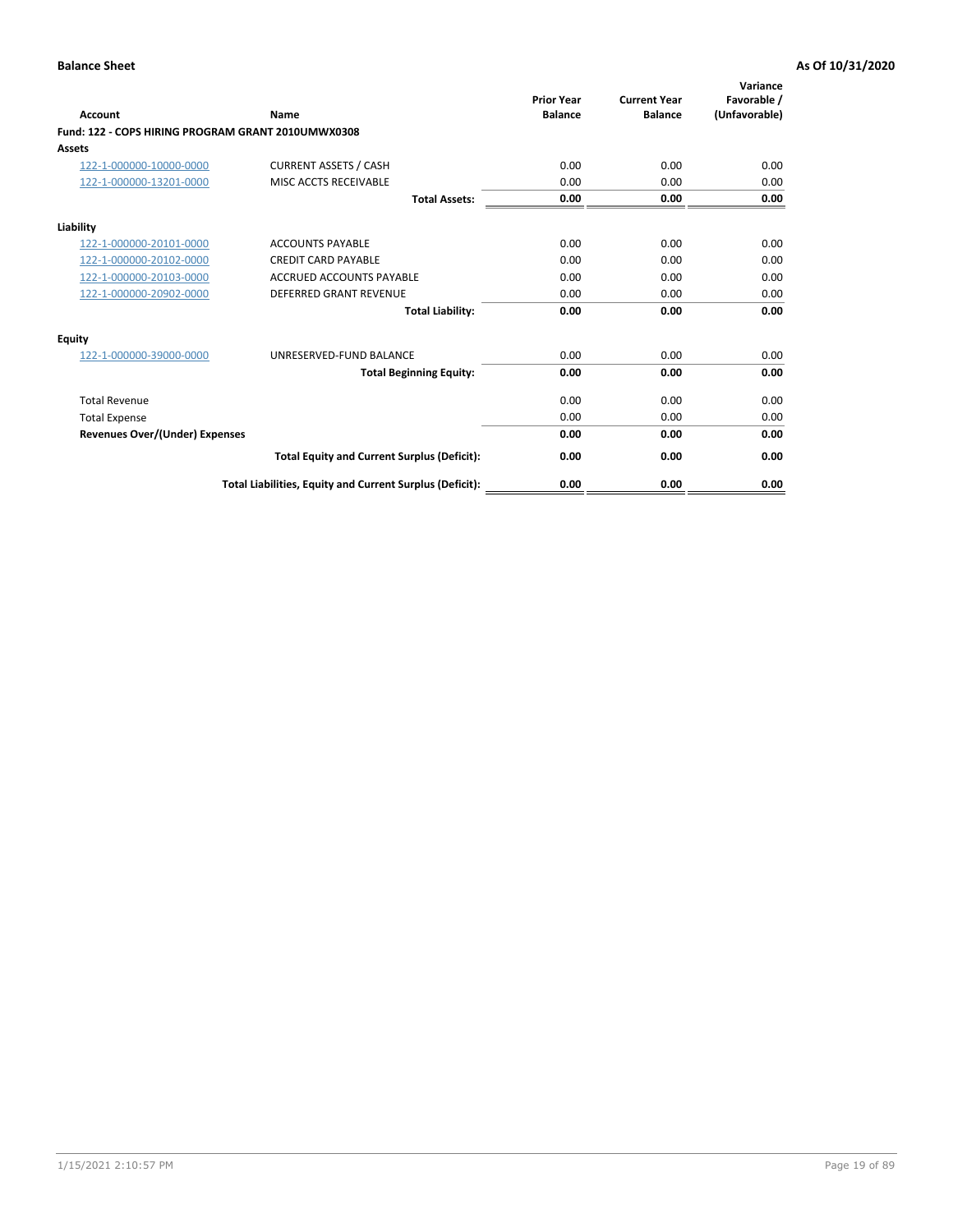**Balance Sheet** | **As Of 10/31/2020**

| Account | Name | Prior Year Balance | Current Year Balance | Variance Favorable / (Unfavorable) |
|---|---|---|---|---|
| **Fund: 122 - COPS HIRING PROGRAM GRANT 2010UMWX0308** | | | | |
| **Assets** | | | | |
| 122-1-000000-10000-0000 | CURRENT ASSETS / CASH | 0.00 | 0.00 | 0.00 |
| 122-1-000000-13201-0000 | MISC ACCTS RECEIVABLE | 0.00 | 0.00 | 0.00 |
| | **Total Assets:** | **0.00** | **0.00** | **0.00** |
| **Liability** | | | | |
| 122-1-000000-20101-0000 | ACCOUNTS PAYABLE | 0.00 | 0.00 | 0.00 |
| 122-1-000000-20102-0000 | CREDIT CARD PAYABLE | 0.00 | 0.00 | 0.00 |
| 122-1-000000-20103-0000 | ACCRUED ACCOUNTS PAYABLE | 0.00 | 0.00 | 0.00 |
| 122-1-000000-20902-0000 | DEFERRED GRANT REVENUE | 0.00 | 0.00 | 0.00 |
| | **Total Liability:** | **0.00** | **0.00** | **0.00** |
| **Equity** | | | | |
| 122-1-000000-39000-0000 | UNRESERVED-FUND BALANCE | 0.00 | 0.00 | 0.00 |
| | **Total Beginning Equity:** | **0.00** | **0.00** | **0.00** |
| Total Revenue | | 0.00 | 0.00 | 0.00 |
| Total Expense | | 0.00 | 0.00 | 0.00 |
| **Revenues Over/(Under) Expenses** | | **0.00** | **0.00** | **0.00** |
| | **Total Equity and Current Surplus (Deficit):** | **0.00** | **0.00** | **0.00** |
| | **Total Liabilities, Equity and Current Surplus (Deficit):** | **0.00** | **0.00** | **0.00** |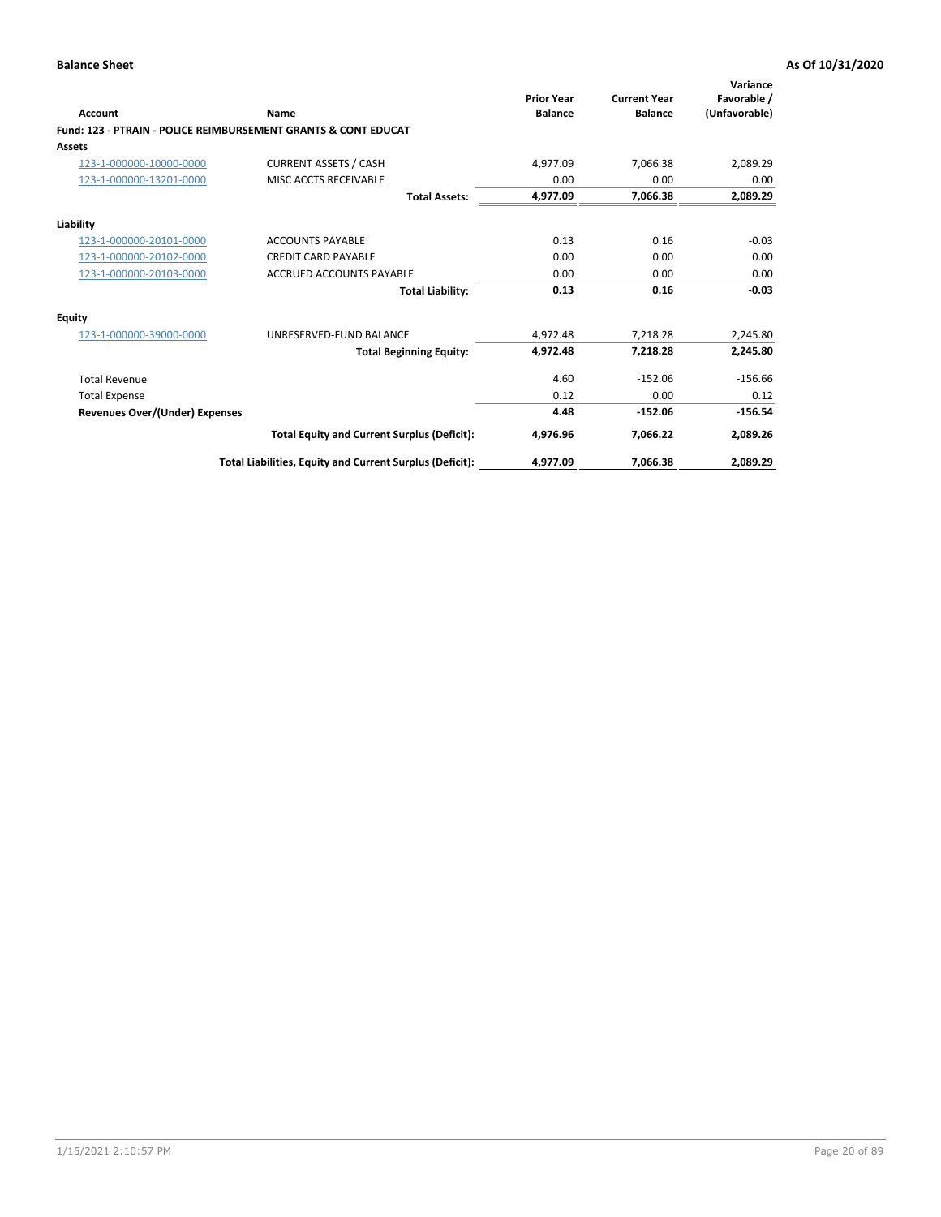**Balance Sheet** **As Of 10/31/2020**

| Account | Name | Prior Year Balance | Current Year Balance | Variance Favorable / (Unfavorable) |
|---|---|---|---|---|
| **Fund: 123 - PTRAIN - POLICE REIMBURSEMENT GRANTS & CONT EDUCAT** | | | | |
| **Assets** | | | | |
| 123-1-000000-10000-0000 | CURRENT ASSETS / CASH | 4,977.09 | 7,066.38 | 2,089.29 |
| 123-1-000000-13201-0000 | MISC ACCTS RECEIVABLE | 0.00 | 0.00 | 0.00 |
| | **Total Assets:** | **4,977.09** | **7,066.38** | **2,089.29** |
| **Liability** | | | | |
| 123-1-000000-20101-0000 | ACCOUNTS PAYABLE | 0.13 | 0.16 | -0.03 |
| 123-1-000000-20102-0000 | CREDIT CARD PAYABLE | 0.00 | 0.00 | 0.00 |
| 123-1-000000-20103-0000 | ACCRUED ACCOUNTS PAYABLE | 0.00 | 0.00 | 0.00 |
| | **Total Liability:** | **0.13** | **0.16** | **-0.03** |
| **Equity** | | | | |
| 123-1-000000-39000-0000 | UNRESERVED-FUND BALANCE | 4,972.48 | 7,218.28 | 2,245.80 |
| | **Total Beginning Equity:** | **4,972.48** | **7,218.28** | **2,245.80** |
| Total Revenue | | 4.60 | -152.06 | -156.66 |
| Total Expense | | 0.12 | 0.00 | 0.12 |
| **Revenues Over/(Under) Expenses** | | **4.48** | **-152.06** | **-156.54** |
| | **Total Equity and Current Surplus (Deficit):** | **4,976.96** | **7,066.22** | **2,089.26** |
| | **Total Liabilities, Equity and Current Surplus (Deficit):** | **4,977.09** | **7,066.38** | **2,089.29** |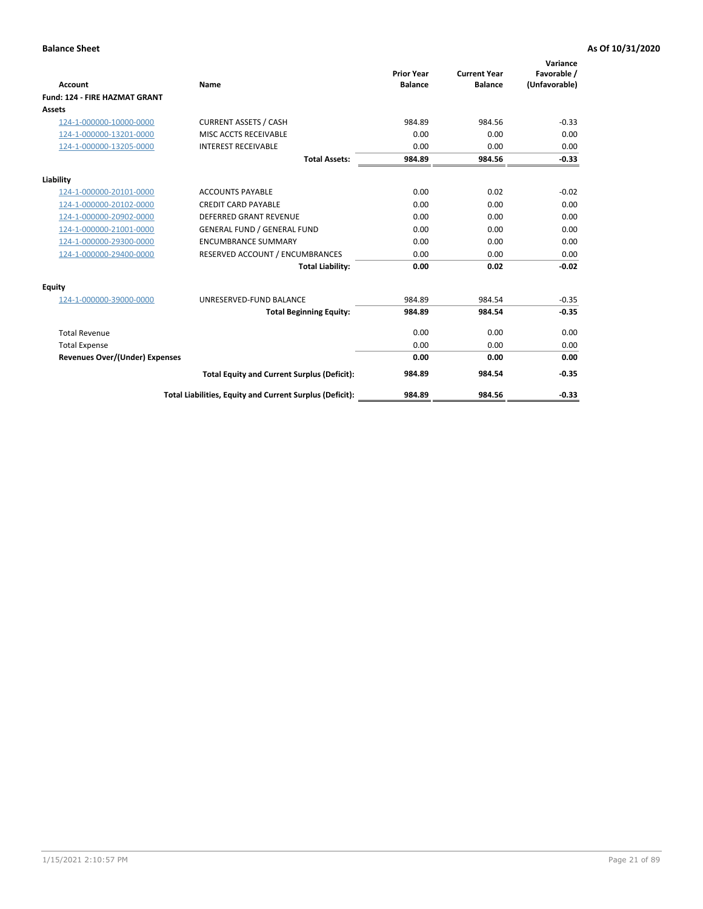**Balance Sheet** **As Of 10/31/2020**

| Account | Name | Prior Year Balance | Current Year Balance | Variance Favorable / (Unfavorable) |
|---|---|---|---|---|
| **Fund: 124 - FIRE HAZMAT GRANT** | | | | |
| **Assets** | | | | |
| 124-1-000000-10000-0000 | CURRENT ASSETS / CASH | 984.89 | 984.56 | -0.33 |
| 124-1-000000-13201-0000 | MISC ACCTS RECEIVABLE | 0.00 | 0.00 | 0.00 |
| 124-1-000000-13205-0000 | INTEREST RECEIVABLE | 0.00 | 0.00 | 0.00 |
| | **Total Assets:** | **984.89** | **984.56** | **-0.33** |
| **Liability** | | | | |
| 124-1-000000-20101-0000 | ACCOUNTS PAYABLE | 0.00 | 0.02 | -0.02 |
| 124-1-000000-20102-0000 | CREDIT CARD PAYABLE | 0.00 | 0.00 | 0.00 |
| 124-1-000000-20902-0000 | DEFERRED GRANT REVENUE | 0.00 | 0.00 | 0.00 |
| 124-1-000000-21001-0000 | GENERAL FUND / GENERAL FUND | 0.00 | 0.00 | 0.00 |
| 124-1-000000-29300-0000 | ENCUMBRANCE SUMMARY | 0.00 | 0.00 | 0.00 |
| 124-1-000000-29400-0000 | RESERVED ACCOUNT / ENCUMBRANCES | 0.00 | 0.00 | 0.00 |
| | **Total Liability:** | **0.00** | **0.02** | **-0.02** |
| **Equity** | | | | |
| 124-1-000000-39000-0000 | UNRESERVED-FUND BALANCE | 984.89 | 984.54 | -0.35 |
| | **Total Beginning Equity:** | **984.89** | **984.54** | **-0.35** |
| Total Revenue | | 0.00 | 0.00 | 0.00 |
| Total Expense | | 0.00 | 0.00 | 0.00 |
| **Revenues Over/(Under) Expenses** | | **0.00** | **0.00** | **0.00** |
| | **Total Equity and Current Surplus (Deficit):** | **984.89** | **984.54** | **-0.35** |
| | **Total Liabilities, Equity and Current Surplus (Deficit):** | **984.89** | **984.56** | **-0.33** |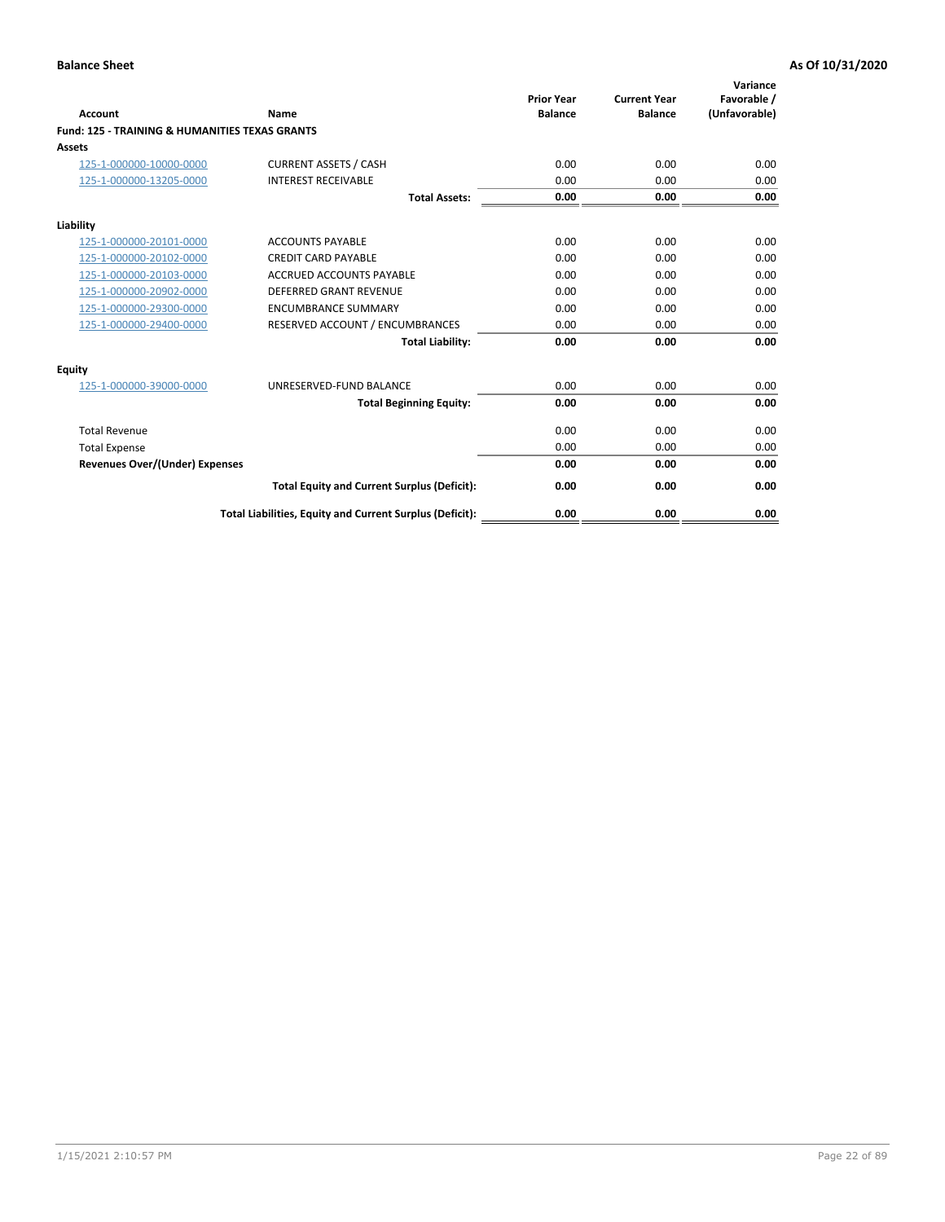**Balance Sheet** | **As Of 10/31/2020**

| Account | Name | Prior Year Balance | Current Year Balance | Variance Favorable / (Unfavorable) |
|---|---|---|---|---|
| **Fund: 125 - TRAINING & HUMANITIES TEXAS GRANTS** | | | | |
| **Assets** | | | | |
| 125-1-000000-10000-0000 | CURRENT ASSETS / CASH | 0.00 | 0.00 | 0.00 |
| 125-1-000000-13205-0000 | INTEREST RECEIVABLE | 0.00 | 0.00 | 0.00 |
| | **Total Assets:** | **0.00** | **0.00** | **0.00** |
| **Liability** | | | | |
| 125-1-000000-20101-0000 | ACCOUNTS PAYABLE | 0.00 | 0.00 | 0.00 |
| 125-1-000000-20102-0000 | CREDIT CARD PAYABLE | 0.00 | 0.00 | 0.00 |
| 125-1-000000-20103-0000 | ACCRUED ACCOUNTS PAYABLE | 0.00 | 0.00 | 0.00 |
| 125-1-000000-20902-0000 | DEFERRED GRANT REVENUE | 0.00 | 0.00 | 0.00 |
| 125-1-000000-29300-0000 | ENCUMBRANCE SUMMARY | 0.00 | 0.00 | 0.00 |
| 125-1-000000-29400-0000 | RESERVED ACCOUNT / ENCUMBRANCES | 0.00 | 0.00 | 0.00 |
| | **Total Liability:** | **0.00** | **0.00** | **0.00** |
| **Equity** | | | | |
| 125-1-000000-39000-0000 | UNRESERVED-FUND BALANCE | 0.00 | 0.00 | 0.00 |
| | **Total Beginning Equity:** | **0.00** | **0.00** | **0.00** |
| Total Revenue | | 0.00 | 0.00 | 0.00 |
| Total Expense | | 0.00 | 0.00 | 0.00 |
| **Revenues Over/(Under) Expenses** | | **0.00** | **0.00** | **0.00** |
| | **Total Equity and Current Surplus (Deficit):** | **0.00** | **0.00** | **0.00** |
| | **Total Liabilities, Equity and Current Surplus (Deficit):** | **0.00** | **0.00** | **0.00** |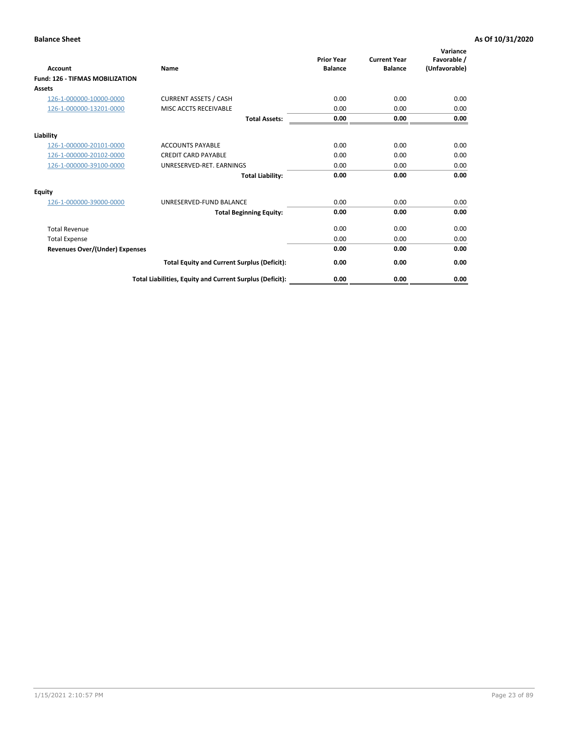**Balance Sheet** **As Of 10/31/2020**

| Account | Name | Prior Year Balance | Current Year Balance | Variance Favorable / (Unfavorable) |
|---|---|---|---|---|
| **Fund: 126 - TIFMAS MOBILIZATION** | | | | |
| **Assets** | | | | |
| 126-1-000000-10000-0000 | CURRENT ASSETS / CASH | 0.00 | 0.00 | 0.00 |
| 126-1-000000-13201-0000 | MISC ACCTS RECEIVABLE | 0.00 | 0.00 | 0.00 |
| | **Total Assets:** | **0.00** | **0.00** | **0.00** |
| **Liability** | | | | |
| 126-1-000000-20101-0000 | ACCOUNTS PAYABLE | 0.00 | 0.00 | 0.00 |
| 126-1-000000-20102-0000 | CREDIT CARD PAYABLE | 0.00 | 0.00 | 0.00 |
| 126-1-000000-39100-0000 | UNRESERVED-RET. EARNINGS | 0.00 | 0.00 | 0.00 |
| | **Total Liability:** | **0.00** | **0.00** | **0.00** |
| **Equity** | | | | |
| 126-1-000000-39000-0000 | UNRESERVED-FUND BALANCE | 0.00 | 0.00 | 0.00 |
| | **Total Beginning Equity:** | **0.00** | **0.00** | **0.00** |
| Total Revenue | | 0.00 | 0.00 | 0.00 |
| Total Expense | | 0.00 | 0.00 | 0.00 |
| **Revenues Over/(Under) Expenses** | | **0.00** | **0.00** | **0.00** |
| | **Total Equity and Current Surplus (Deficit):** | **0.00** | **0.00** | **0.00** |
| | **Total Liabilities, Equity and Current Surplus (Deficit):** | **0.00** | **0.00** | **0.00** |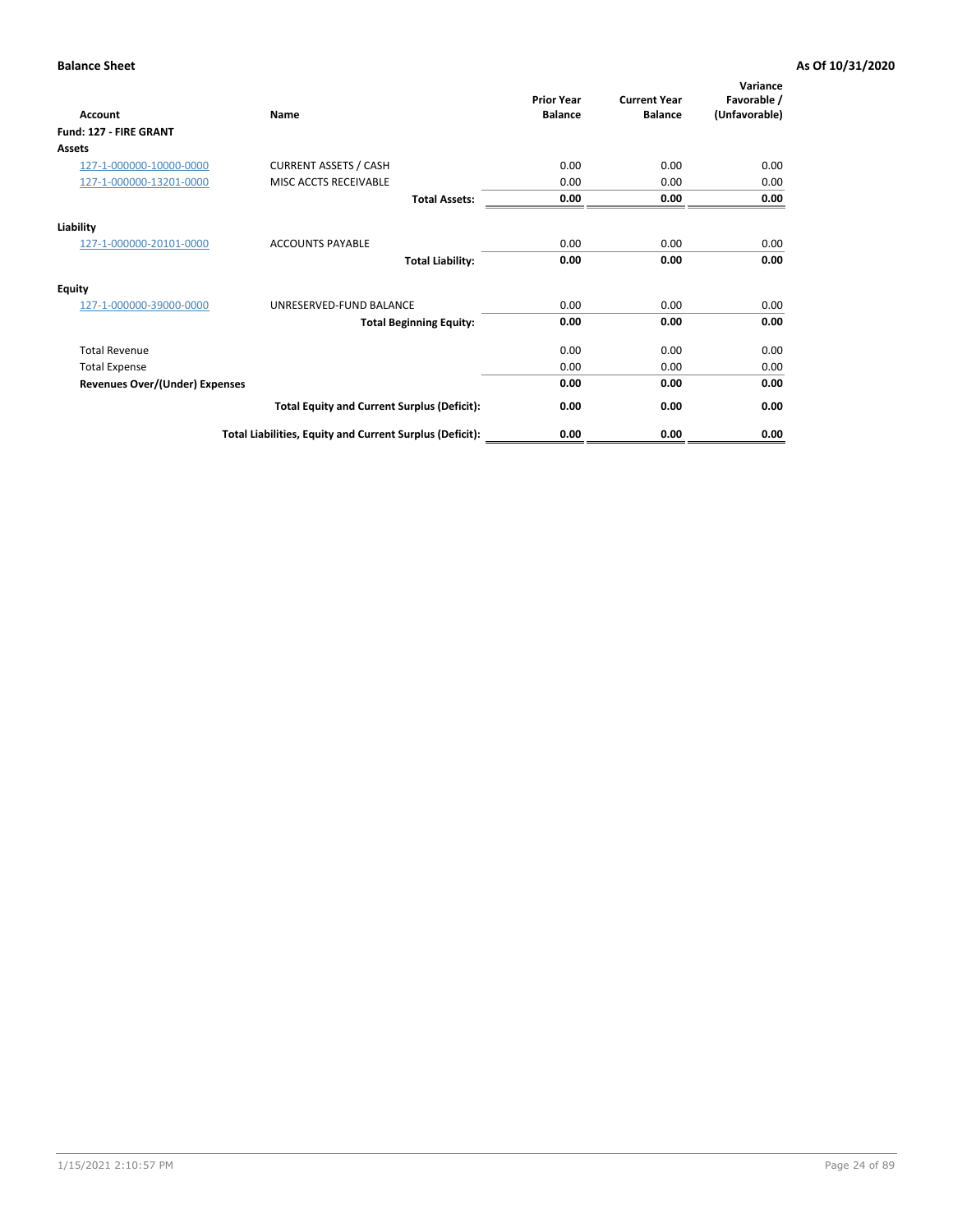**Balance Sheet** **As Of 10/31/2020**

| Account | Name | Prior Year Balance | Current Year Balance | Variance Favorable / (Unfavorable) |
|---|---|---|---|---|
| **Fund: 127 - FIRE GRANT** | | | | |
| **Assets** | | | | |
| 127-1-000000-10000-0000 | CURRENT ASSETS / CASH | 0.00 | 0.00 | 0.00 |
| 127-1-000000-13201-0000 | MISC ACCTS RECEIVABLE | 0.00 | 0.00 | 0.00 |
| | **Total Assets:** | **0.00** | **0.00** | **0.00** |
| **Liability** | | | | |
| 127-1-000000-20101-0000 | ACCOUNTS PAYABLE | 0.00 | 0.00 | 0.00 |
| | **Total Liability:** | **0.00** | **0.00** | **0.00** |
| **Equity** | | | | |
| 127-1-000000-39000-0000 | UNRESERVED-FUND BALANCE | 0.00 | 0.00 | 0.00 |
| | **Total Beginning Equity:** | **0.00** | **0.00** | **0.00** |
| Total Revenue | | 0.00 | 0.00 | 0.00 |
| Total Expense | | 0.00 | 0.00 | 0.00 |
| **Revenues Over/(Under) Expenses** | | **0.00** | **0.00** | **0.00** |
| | **Total Equity and Current Surplus (Deficit):** | **0.00** | **0.00** | **0.00** |
| | **Total Liabilities, Equity and Current Surplus (Deficit):** | **0.00** | **0.00** | **0.00** |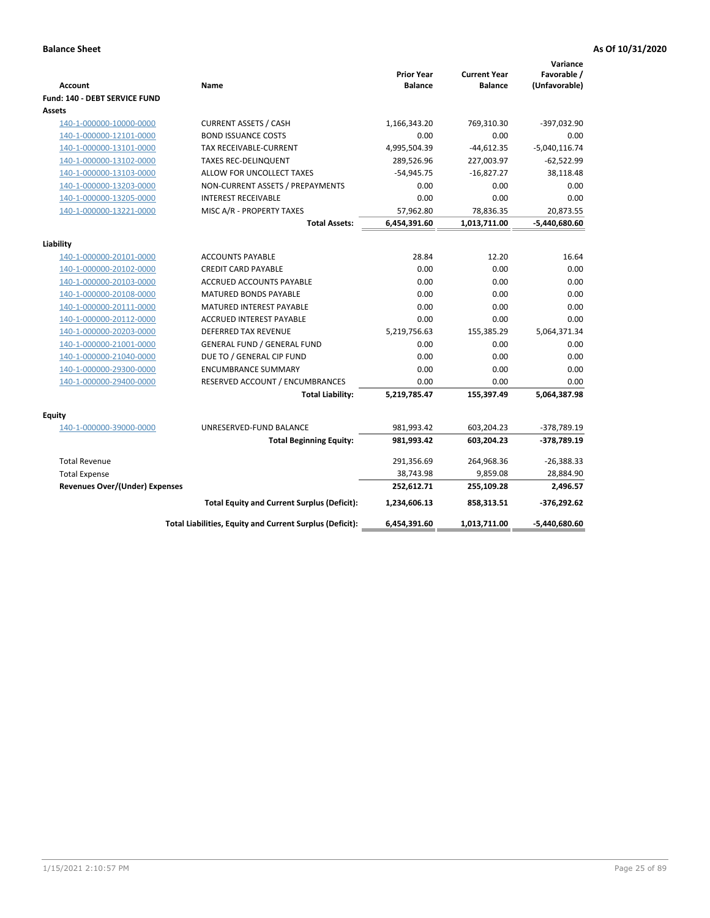**Balance Sheet** **As Of 10/31/2020**

| Account | Name | Prior Year Balance | Current Year Balance | Variance Favorable / (Unfavorable) |
|---|---|---|---|---|
| **Fund: 140 - DEBT SERVICE FUND** | | | | |
| **Assets** | | | | |
| 140-1-000000-10000-0000 | CURRENT ASSETS / CASH | 1,166,343.20 | 769,310.30 | -397,032.90 |
| 140-1-000000-12101-0000 | BOND ISSUANCE COSTS | 0.00 | 0.00 | 0.00 |
| 140-1-000000-13101-0000 | TAX RECEIVABLE-CURRENT | 4,995,504.39 | -44,612.35 | -5,040,116.74 |
| 140-1-000000-13102-0000 | TAXES REC-DELINQUENT | 289,526.96 | 227,003.97 | -62,522.99 |
| 140-1-000000-13103-0000 | ALLOW FOR UNCOLLECT TAXES | -54,945.75 | -16,827.27 | 38,118.48 |
| 140-1-000000-13203-0000 | NON-CURRENT ASSETS / PREPAYMENTS | 0.00 | 0.00 | 0.00 |
| 140-1-000000-13205-0000 | INTEREST RECEIVABLE | 0.00 | 0.00 | 0.00 |
| 140-1-000000-13221-0000 | MISC A/R - PROPERTY TAXES | 57,962.80 | 78,836.35 | 20,873.55 |
| | **Total Assets:** | **6,454,391.60** | **1,013,711.00** | **-5,440,680.60** |
| **Liability** | | | | |
| 140-1-000000-20101-0000 | ACCOUNTS PAYABLE | 28.84 | 12.20 | 16.64 |
| 140-1-000000-20102-0000 | CREDIT CARD PAYABLE | 0.00 | 0.00 | 0.00 |
| 140-1-000000-20103-0000 | ACCRUED ACCOUNTS PAYABLE | 0.00 | 0.00 | 0.00 |
| 140-1-000000-20108-0000 | MATURED BONDS PAYABLE | 0.00 | 0.00 | 0.00 |
| 140-1-000000-20111-0000 | MATURED INTEREST PAYABLE | 0.00 | 0.00 | 0.00 |
| 140-1-000000-20112-0000 | ACCRUED INTEREST PAYABLE | 0.00 | 0.00 | 0.00 |
| 140-1-000000-20203-0000 | DEFERRED TAX REVENUE | 5,219,756.63 | 155,385.29 | 5,064,371.34 |
| 140-1-000000-21001-0000 | GENERAL FUND / GENERAL FUND | 0.00 | 0.00 | 0.00 |
| 140-1-000000-21040-0000 | DUE TO / GENERAL CIP FUND | 0.00 | 0.00 | 0.00 |
| 140-1-000000-29300-0000 | ENCUMBRANCE SUMMARY | 0.00 | 0.00 | 0.00 |
| 140-1-000000-29400-0000 | RESERVED ACCOUNT / ENCUMBRANCES | 0.00 | 0.00 | 0.00 |
| | **Total Liability:** | **5,219,785.47** | **155,397.49** | **5,064,387.98** |
| **Equity** | | | | |
| 140-1-000000-39000-0000 | UNRESERVED-FUND BALANCE | 981,993.42 | 603,204.23 | -378,789.19 |
| | **Total Beginning Equity:** | **981,993.42** | **603,204.23** | **-378,789.19** |
| Total Revenue | | 291,356.69 | 264,968.36 | -26,388.33 |
| Total Expense | | 38,743.98 | 9,859.08 | 28,884.90 |
| **Revenues Over/(Under) Expenses** | | **252,612.71** | **255,109.28** | **2,496.57** |
| | **Total Equity and Current Surplus (Deficit):** | **1,234,606.13** | **858,313.51** | **-376,292.62** |
| | **Total Liabilities, Equity and Current Surplus (Deficit):** | **6,454,391.60** | **1,013,711.00** | **-5,440,680.60** |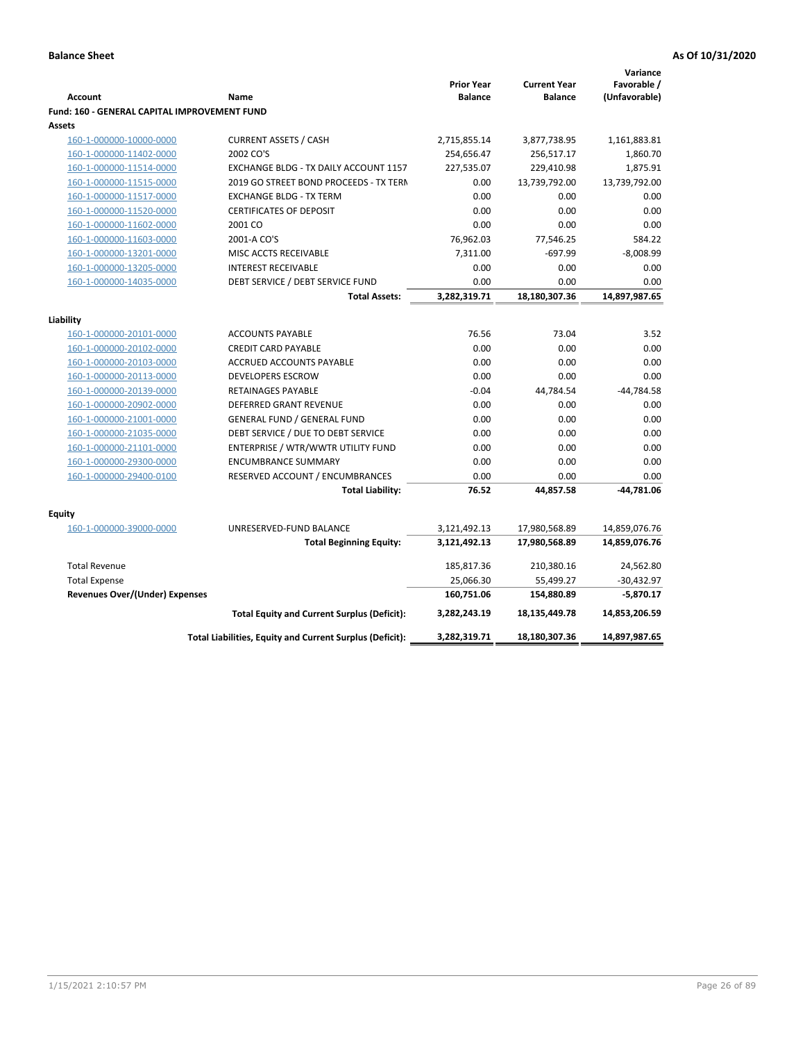**Balance Sheet** | **As Of 10/31/2020**

| Account | Name | Prior Year Balance | Current Year Balance | Variance Favorable / (Unfavorable) |
|---|---|---|---|---|
| **Fund: 160 - GENERAL CAPITAL IMPROVEMENT FUND** | | | | |
| **Assets** | | | | |
| 160-1-000000-10000-0000 | CURRENT ASSETS / CASH | 2,715,855.14 | 3,877,738.95 | 1,161,883.81 |
| 160-1-000000-11402-0000 | 2002 CO'S | 254,656.47 | 256,517.17 | 1,860.70 |
| 160-1-000000-11514-0000 | EXCHANGE BLDG - TX DAILY ACCOUNT 1157 | 227,535.07 | 229,410.98 | 1,875.91 |
| 160-1-000000-11515-0000 | 2019 GO STREET BOND PROCEEDS - TX TERN | 0.00 | 13,739,792.00 | 13,739,792.00 |
| 160-1-000000-11517-0000 | EXCHANGE BLDG - TX TERM | 0.00 | 0.00 | 0.00 |
| 160-1-000000-11520-0000 | CERTIFICATES OF DEPOSIT | 0.00 | 0.00 | 0.00 |
| 160-1-000000-11602-0000 | 2001 CO | 0.00 | 0.00 | 0.00 |
| 160-1-000000-11603-0000 | 2001-A CO'S | 76,962.03 | 77,546.25 | 584.22 |
| 160-1-000000-13201-0000 | MISC ACCTS RECEIVABLE | 7,311.00 | -697.99 | -8,008.99 |
| 160-1-000000-13205-0000 | INTEREST RECEIVABLE | 0.00 | 0.00 | 0.00 |
| 160-1-000000-14035-0000 | DEBT SERVICE / DEBT SERVICE FUND | 0.00 | 0.00 | 0.00 |
| | **Total Assets:** | **3,282,319.71** | **18,180,307.36** | **14,897,987.65** |
| **Liability** | | | | |
| 160-1-000000-20101-0000 | ACCOUNTS PAYABLE | 76.56 | 73.04 | 3.52 |
| 160-1-000000-20102-0000 | CREDIT CARD PAYABLE | 0.00 | 0.00 | 0.00 |
| 160-1-000000-20103-0000 | ACCRUED ACCOUNTS PAYABLE | 0.00 | 0.00 | 0.00 |
| 160-1-000000-20113-0000 | DEVELOPERS ESCROW | 0.00 | 0.00 | 0.00 |
| 160-1-000000-20139-0000 | RETAINAGES PAYABLE | -0.04 | 44,784.54 | -44,784.58 |
| 160-1-000000-20902-0000 | DEFERRED GRANT REVENUE | 0.00 | 0.00 | 0.00 |
| 160-1-000000-21001-0000 | GENERAL FUND / GENERAL FUND | 0.00 | 0.00 | 0.00 |
| 160-1-000000-21035-0000 | DEBT SERVICE / DUE TO DEBT SERVICE | 0.00 | 0.00 | 0.00 |
| 160-1-000000-21101-0000 | ENTERPRISE / WTR/WWTR UTILITY FUND | 0.00 | 0.00 | 0.00 |
| 160-1-000000-29300-0000 | ENCUMBRANCE SUMMARY | 0.00 | 0.00 | 0.00 |
| 160-1-000000-29400-0100 | RESERVED ACCOUNT / ENCUMBRANCES | 0.00 | 0.00 | 0.00 |
| | **Total Liability:** | **76.52** | **44,857.58** | **-44,781.06** |
| **Equity** | | | | |
| 160-1-000000-39000-0000 | UNRESERVED-FUND BALANCE | 3,121,492.13 | 17,980,568.89 | 14,859,076.76 |
| | **Total Beginning Equity:** | **3,121,492.13** | **17,980,568.89** | **14,859,076.76** |
| Total Revenue | | 185,817.36 | 210,380.16 | 24,562.80 |
| Total Expense | | 25,066.30 | 55,499.27 | -30,432.97 |
| **Revenues Over/(Under) Expenses** | | **160,751.06** | **154,880.89** | **-5,870.17** |
| | **Total Equity and Current Surplus (Deficit):** | **3,282,243.19** | **18,135,449.78** | **14,853,206.59** |
| | **Total Liabilities, Equity and Current Surplus (Deficit):** | **3,282,319.71** | **18,180,307.36** | **14,897,987.65** |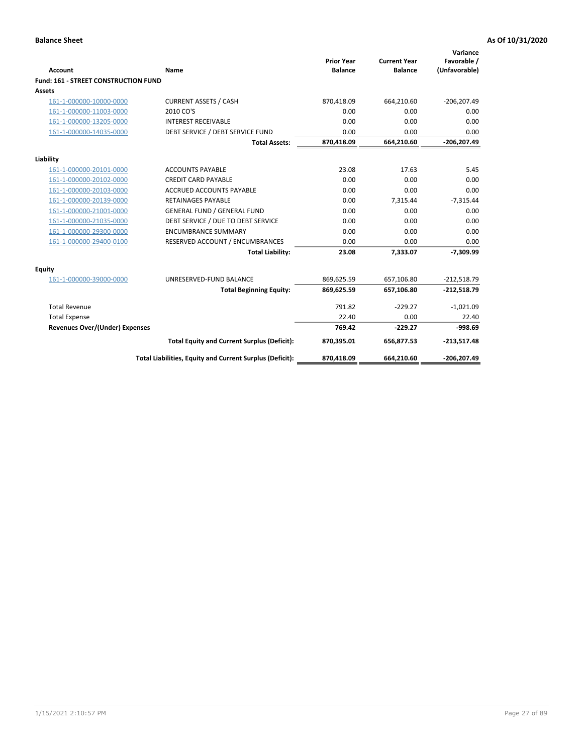**Balance Sheet** **As Of 10/31/2020**

| Account | Name | Prior Year Balance | Current Year Balance | Variance Favorable / (Unfavorable) |
|---|---|---|---|---|
| **Fund: 161 - STREET CONSTRUCTION FUND** | | | | |
| **Assets** | | | | |
| 161-1-000000-10000-0000 | CURRENT ASSETS / CASH | 870,418.09 | 664,210.60 | -206,207.49 |
| 161-1-000000-11003-0000 | 2010 CO'S | 0.00 | 0.00 | 0.00 |
| 161-1-000000-13205-0000 | INTEREST RECEIVABLE | 0.00 | 0.00 | 0.00 |
| 161-1-000000-14035-0000 | DEBT SERVICE / DEBT SERVICE FUND | 0.00 | 0.00 | 0.00 |
| | **Total Assets:** | **870,418.09** | **664,210.60** | **-206,207.49** |
| **Liability** | | | | |
| 161-1-000000-20101-0000 | ACCOUNTS PAYABLE | 23.08 | 17.63 | 5.45 |
| 161-1-000000-20102-0000 | CREDIT CARD PAYABLE | 0.00 | 0.00 | 0.00 |
| 161-1-000000-20103-0000 | ACCRUED ACCOUNTS PAYABLE | 0.00 | 0.00 | 0.00 |
| 161-1-000000-20139-0000 | RETAINAGES PAYABLE | 0.00 | 7,315.44 | -7,315.44 |
| 161-1-000000-21001-0000 | GENERAL FUND / GENERAL FUND | 0.00 | 0.00 | 0.00 |
| 161-1-000000-21035-0000 | DEBT SERVICE / DUE TO DEBT SERVICE | 0.00 | 0.00 | 0.00 |
| 161-1-000000-29300-0000 | ENCUMBRANCE SUMMARY | 0.00 | 0.00 | 0.00 |
| 161-1-000000-29400-0100 | RESERVED ACCOUNT / ENCUMBRANCES | 0.00 | 0.00 | 0.00 |
| | **Total Liability:** | **23.08** | **7,333.07** | **-7,309.99** |
| **Equity** | | | | |
| 161-1-000000-39000-0000 | UNRESERVED-FUND BALANCE | 869,625.59 | 657,106.80 | -212,518.79 |
| | **Total Beginning Equity:** | **869,625.59** | **657,106.80** | **-212,518.79** |
| Total Revenue | | 791.82 | -229.27 | -1,021.09 |
| Total Expense | | 22.40 | 0.00 | 22.40 |
| **Revenues Over/(Under) Expenses** | | **769.42** | **-229.27** | **-998.69** |
| | **Total Equity and Current Surplus (Deficit):** | **870,395.01** | **656,877.53** | **-213,517.48** |
| | **Total Liabilities, Equity and Current Surplus (Deficit):** | **870,418.09** | **664,210.60** | **-206,207.49** |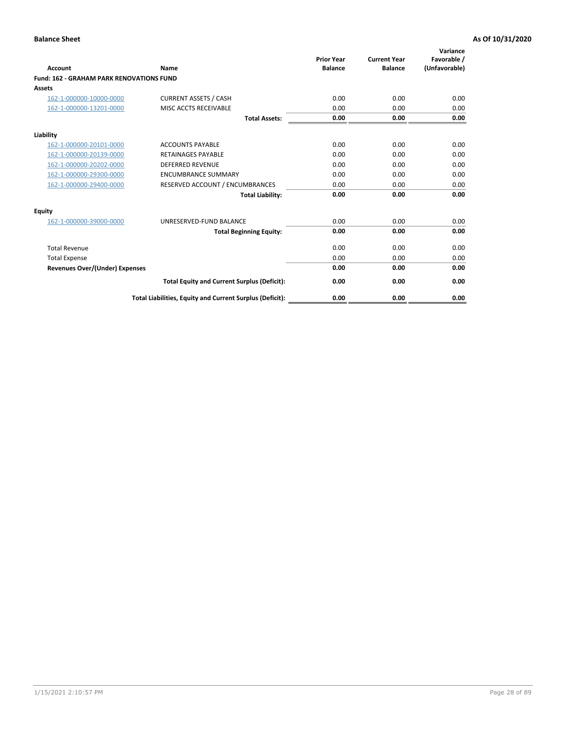**Balance Sheet** **As Of 10/31/2020**

| Account | Name | Prior Year Balance | Current Year Balance | Variance Favorable / (Unfavorable) |
|---|---|---|---|---|
| **Fund: 162 - GRAHAM PARK RENOVATIONS FUND** | | | | |
| **Assets** | | | | |
| 162-1-000000-10000-0000 | CURRENT ASSETS / CASH | 0.00 | 0.00 | 0.00 |
| 162-1-000000-13201-0000 | MISC ACCTS RECEIVABLE | 0.00 | 0.00 | 0.00 |
| | **Total Assets:** | **0.00** | **0.00** | **0.00** |
| **Liability** | | | | |
| 162-1-000000-20101-0000 | ACCOUNTS PAYABLE | 0.00 | 0.00 | 0.00 |
| 162-1-000000-20139-0000 | RETAINAGES PAYABLE | 0.00 | 0.00 | 0.00 |
| 162-1-000000-20202-0000 | DEFERRED REVENUE | 0.00 | 0.00 | 0.00 |
| 162-1-000000-29300-0000 | ENCUMBRANCE SUMMARY | 0.00 | 0.00 | 0.00 |
| 162-1-000000-29400-0000 | RESERVED ACCOUNT / ENCUMBRANCES | 0.00 | 0.00 | 0.00 |
| | **Total Liability:** | **0.00** | **0.00** | **0.00** |
| **Equity** | | | | |
| 162-1-000000-39000-0000 | UNRESERVED-FUND BALANCE | 0.00 | 0.00 | 0.00 |
| | **Total Beginning Equity:** | **0.00** | **0.00** | **0.00** |
| Total Revenue | | 0.00 | 0.00 | 0.00 |
| Total Expense | | 0.00 | 0.00 | 0.00 |
| **Revenues Over/(Under) Expenses** | | **0.00** | **0.00** | **0.00** |
| | **Total Equity and Current Surplus (Deficit):** | **0.00** | **0.00** | **0.00** |
| | **Total Liabilities, Equity and Current Surplus (Deficit):** | **0.00** | **0.00** | **0.00** |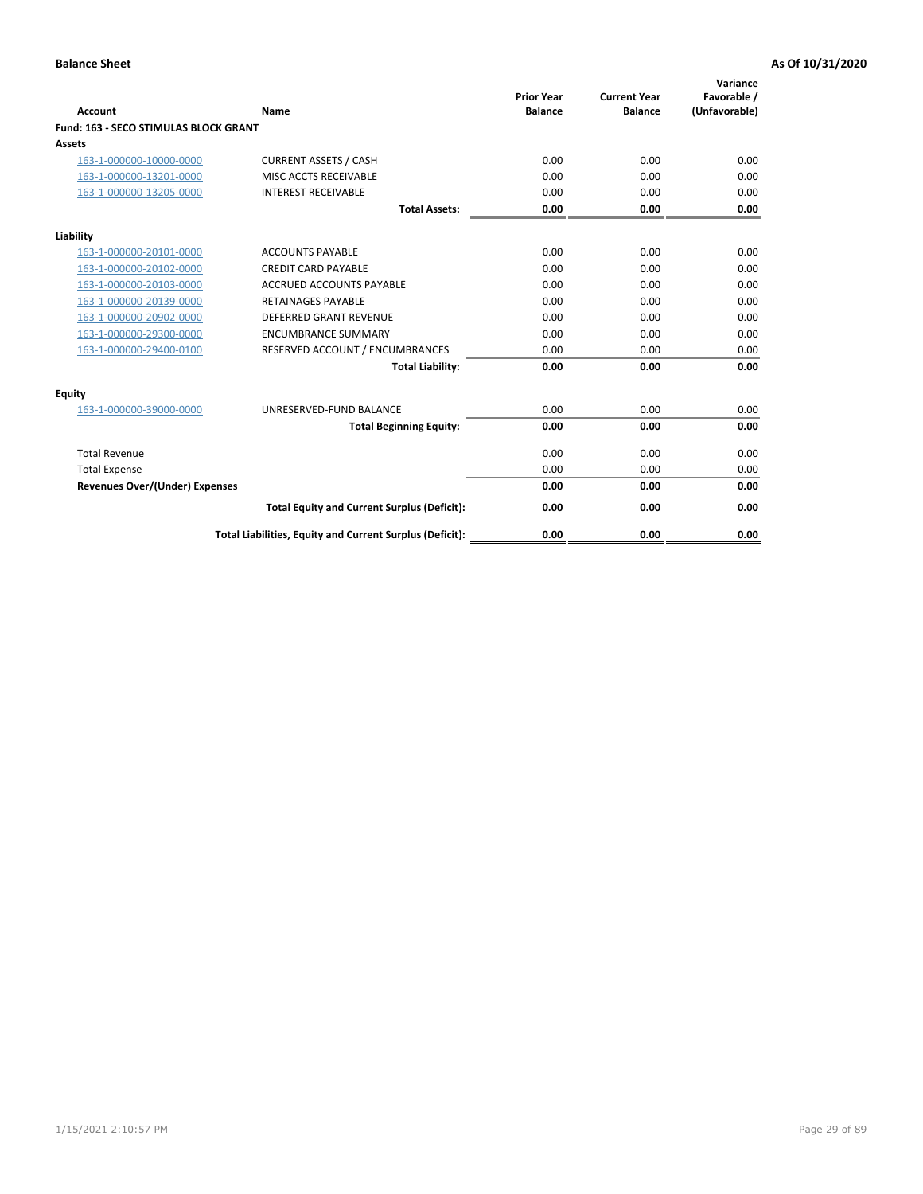**Balance Sheet** — As Of 10/31/2020

| Account | Name | Prior Year Balance | Current Year Balance | Variance Favorable / (Unfavorable) |
|---|---|---|---|---|
| **Fund: 163 - SECO STIMULAS BLOCK GRANT** | | | | |
| **Assets** | | | | |
| 163-1-000000-10000-0000 | CURRENT ASSETS / CASH | 0.00 | 0.00 | 0.00 |
| 163-1-000000-13201-0000 | MISC ACCTS RECEIVABLE | 0.00 | 0.00 | 0.00 |
| 163-1-000000-13205-0000 | INTEREST RECEIVABLE | 0.00 | 0.00 | 0.00 |
| | **Total Assets:** | **0.00** | **0.00** | **0.00** |
| **Liability** | | | | |
| 163-1-000000-20101-0000 | ACCOUNTS PAYABLE | 0.00 | 0.00 | 0.00 |
| 163-1-000000-20102-0000 | CREDIT CARD PAYABLE | 0.00 | 0.00 | 0.00 |
| 163-1-000000-20103-0000 | ACCRUED ACCOUNTS PAYABLE | 0.00 | 0.00 | 0.00 |
| 163-1-000000-20139-0000 | RETAINAGES PAYABLE | 0.00 | 0.00 | 0.00 |
| 163-1-000000-20902-0000 | DEFERRED GRANT REVENUE | 0.00 | 0.00 | 0.00 |
| 163-1-000000-29300-0000 | ENCUMBRANCE SUMMARY | 0.00 | 0.00 | 0.00 |
| 163-1-000000-29400-0100 | RESERVED ACCOUNT / ENCUMBRANCES | 0.00 | 0.00 | 0.00 |
| | **Total Liability:** | **0.00** | **0.00** | **0.00** |
| **Equity** | | | | |
| 163-1-000000-39000-0000 | UNRESERVED-FUND BALANCE | 0.00 | 0.00 | 0.00 |
| | **Total Beginning Equity:** | **0.00** | **0.00** | **0.00** |
| Total Revenue | | 0.00 | 0.00 | 0.00 |
| Total Expense | | 0.00 | 0.00 | 0.00 |
| **Revenues Over/(Under) Expenses** | | **0.00** | **0.00** | **0.00** |
| | **Total Equity and Current Surplus (Deficit):** | **0.00** | **0.00** | **0.00** |
| | **Total Liabilities, Equity and Current Surplus (Deficit):** | **0.00** | **0.00** | **0.00** |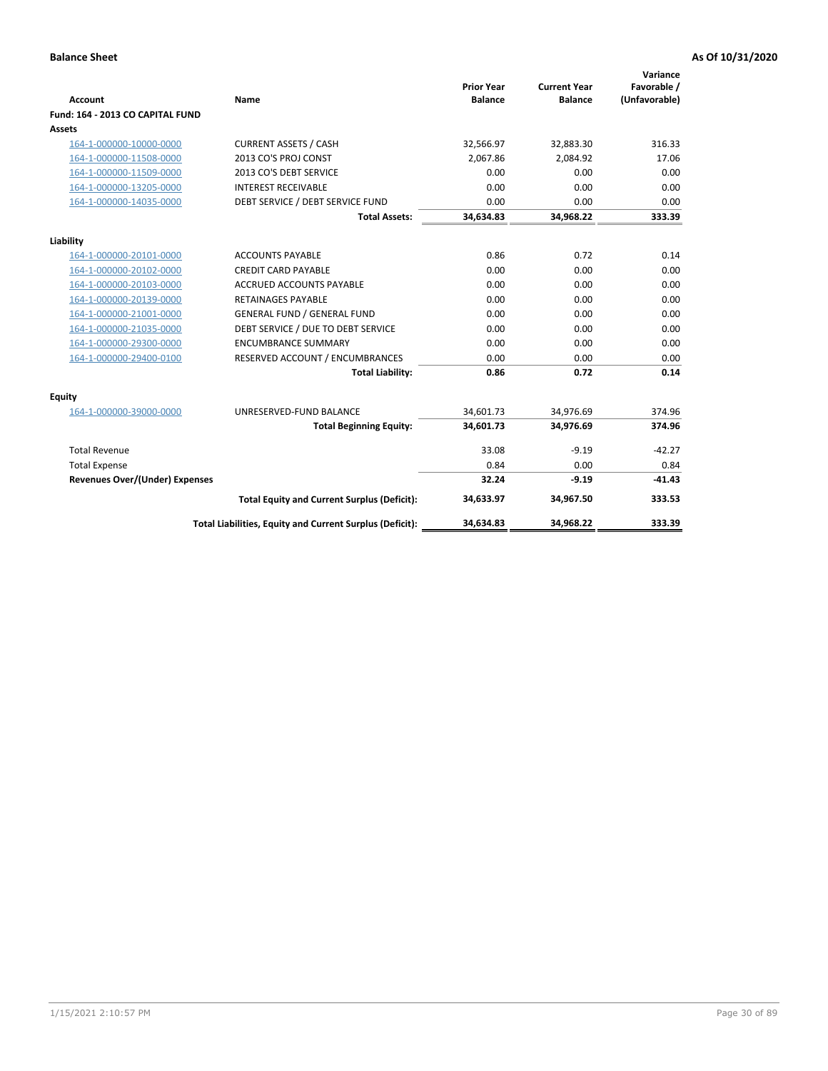**Balance Sheet** **As Of 10/31/2020**

| Account | Name | Prior Year Balance | Current Year Balance | Variance Favorable / (Unfavorable) |
|---|---|---|---|---|
| **Fund: 164 - 2013 CO CAPITAL FUND** | | | | |
| **Assets** | | | | |
| 164-1-000000-10000-0000 | CURRENT ASSETS / CASH | 32,566.97 | 32,883.30 | 316.33 |
| 164-1-000000-11508-0000 | 2013 CO'S PROJ CONST | 2,067.86 | 2,084.92 | 17.06 |
| 164-1-000000-11509-0000 | 2013 CO'S DEBT SERVICE | 0.00 | 0.00 | 0.00 |
| 164-1-000000-13205-0000 | INTEREST RECEIVABLE | 0.00 | 0.00 | 0.00 |
| 164-1-000000-14035-0000 | DEBT SERVICE / DEBT SERVICE FUND | 0.00 | 0.00 | 0.00 |
| | **Total Assets:** | **34,634.83** | **34,968.22** | **333.39** |
| **Liability** | | | | |
| 164-1-000000-20101-0000 | ACCOUNTS PAYABLE | 0.86 | 0.72 | 0.14 |
| 164-1-000000-20102-0000 | CREDIT CARD PAYABLE | 0.00 | 0.00 | 0.00 |
| 164-1-000000-20103-0000 | ACCRUED ACCOUNTS PAYABLE | 0.00 | 0.00 | 0.00 |
| 164-1-000000-20139-0000 | RETAINAGES PAYABLE | 0.00 | 0.00 | 0.00 |
| 164-1-000000-21001-0000 | GENERAL FUND / GENERAL FUND | 0.00 | 0.00 | 0.00 |
| 164-1-000000-21035-0000 | DEBT SERVICE / DUE TO DEBT SERVICE | 0.00 | 0.00 | 0.00 |
| 164-1-000000-29300-0000 | ENCUMBRANCE SUMMARY | 0.00 | 0.00 | 0.00 |
| 164-1-000000-29400-0100 | RESERVED ACCOUNT / ENCUMBRANCES | 0.00 | 0.00 | 0.00 |
| | **Total Liability:** | **0.86** | **0.72** | **0.14** |
| **Equity** | | | | |
| 164-1-000000-39000-0000 | UNRESERVED-FUND BALANCE | 34,601.73 | 34,976.69 | 374.96 |
| | **Total Beginning Equity:** | **34,601.73** | **34,976.69** | **374.96** |
| Total Revenue | | 33.08 | -9.19 | -42.27 |
| Total Expense | | 0.84 | 0.00 | 0.84 |
| **Revenues Over/(Under) Expenses** | | **32.24** | **-9.19** | **-41.43** |
| | **Total Equity and Current Surplus (Deficit):** | **34,633.97** | **34,967.50** | **333.53** |
| | **Total Liabilities, Equity and Current Surplus (Deficit):** | **34,634.83** | **34,968.22** | **333.39** |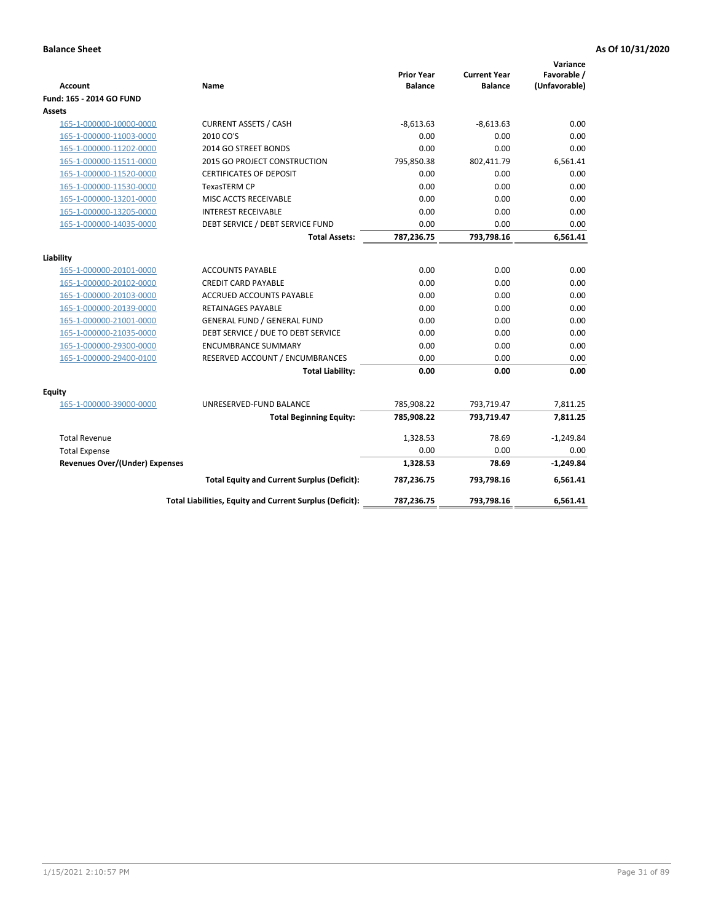**Balance Sheet** **As Of 10/31/2020**

| Account | Name | Prior Year Balance | Current Year Balance | Variance Favorable / (Unfavorable) |
|---|---|---|---|---|
| **Fund: 165 - 2014 GO FUND** | | | | |
| **Assets** | | | | |
| 165-1-000000-10000-0000 | CURRENT ASSETS / CASH | -8,613.63 | -8,613.63 | 0.00 |
| 165-1-000000-11003-0000 | 2010 CO'S | 0.00 | 0.00 | 0.00 |
| 165-1-000000-11202-0000 | 2014 GO STREET BONDS | 0.00 | 0.00 | 0.00 |
| 165-1-000000-11511-0000 | 2015 GO PROJECT CONSTRUCTION | 795,850.38 | 802,411.79 | 6,561.41 |
| 165-1-000000-11520-0000 | CERTIFICATES OF DEPOSIT | 0.00 | 0.00 | 0.00 |
| 165-1-000000-11530-0000 | TexasTERM CP | 0.00 | 0.00 | 0.00 |
| 165-1-000000-13201-0000 | MISC ACCTS RECEIVABLE | 0.00 | 0.00 | 0.00 |
| 165-1-000000-13205-0000 | INTEREST RECEIVABLE | 0.00 | 0.00 | 0.00 |
| 165-1-000000-14035-0000 | DEBT SERVICE / DEBT SERVICE FUND | 0.00 | 0.00 | 0.00 |
| | **Total Assets:** | **787,236.75** | **793,798.16** | **6,561.41** |
| **Liability** | | | | |
| 165-1-000000-20101-0000 | ACCOUNTS PAYABLE | 0.00 | 0.00 | 0.00 |
| 165-1-000000-20102-0000 | CREDIT CARD PAYABLE | 0.00 | 0.00 | 0.00 |
| 165-1-000000-20103-0000 | ACCRUED ACCOUNTS PAYABLE | 0.00 | 0.00 | 0.00 |
| 165-1-000000-20139-0000 | RETAINAGES PAYABLE | 0.00 | 0.00 | 0.00 |
| 165-1-000000-21001-0000 | GENERAL FUND / GENERAL FUND | 0.00 | 0.00 | 0.00 |
| 165-1-000000-21035-0000 | DEBT SERVICE / DUE TO DEBT SERVICE | 0.00 | 0.00 | 0.00 |
| 165-1-000000-29300-0000 | ENCUMBRANCE SUMMARY | 0.00 | 0.00 | 0.00 |
| 165-1-000000-29400-0100 | RESERVED ACCOUNT / ENCUMBRANCES | 0.00 | 0.00 | 0.00 |
| | **Total Liability:** | **0.00** | **0.00** | **0.00** |
| **Equity** | | | | |
| 165-1-000000-39000-0000 | UNRESERVED-FUND BALANCE | 785,908.22 | 793,719.47 | 7,811.25 |
| | **Total Beginning Equity:** | **785,908.22** | **793,719.47** | **7,811.25** |
| Total Revenue | | 1,328.53 | 78.69 | -1,249.84 |
| Total Expense | | 0.00 | 0.00 | 0.00 |
| **Revenues Over/(Under) Expenses** | | **1,328.53** | **78.69** | **-1,249.84** |
| | **Total Equity and Current Surplus (Deficit):** | **787,236.75** | **793,798.16** | **6,561.41** |
| | **Total Liabilities, Equity and Current Surplus (Deficit):** | **787,236.75** | **793,798.16** | **6,561.41** |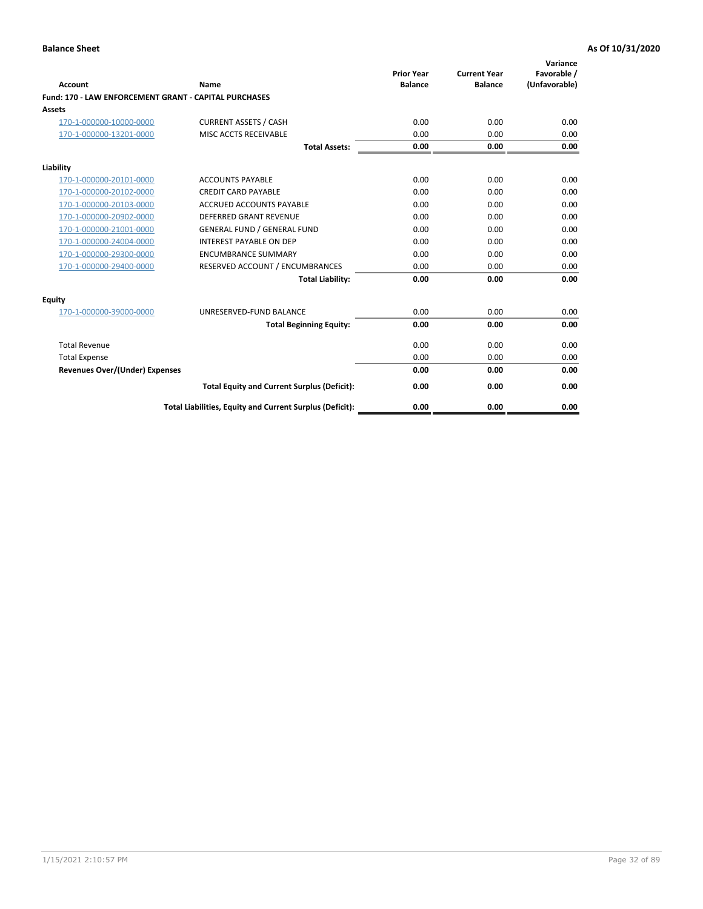**Balance Sheet** **As Of 10/31/2020**

| Account | Name | Prior Year Balance | Current Year Balance | Variance Favorable / (Unfavorable) |
|---|---|---|---|---|
| **Fund: 170 - LAW ENFORCEMENT GRANT - CAPITAL PURCHASES** | | | | |
| **Assets** | | | | |
| 170-1-000000-10000-0000 | CURRENT ASSETS / CASH | 0.00 | 0.00 | 0.00 |
| 170-1-000000-13201-0000 | MISC ACCTS RECEIVABLE | 0.00 | 0.00 | 0.00 |
| | **Total Assets:** | **0.00** | **0.00** | **0.00** |
| **Liability** | | | | |
| 170-1-000000-20101-0000 | ACCOUNTS PAYABLE | 0.00 | 0.00 | 0.00 |
| 170-1-000000-20102-0000 | CREDIT CARD PAYABLE | 0.00 | 0.00 | 0.00 |
| 170-1-000000-20103-0000 | ACCRUED ACCOUNTS PAYABLE | 0.00 | 0.00 | 0.00 |
| 170-1-000000-20902-0000 | DEFERRED GRANT REVENUE | 0.00 | 0.00 | 0.00 |
| 170-1-000000-21001-0000 | GENERAL FUND / GENERAL FUND | 0.00 | 0.00 | 0.00 |
| 170-1-000000-24004-0000 | INTEREST PAYABLE ON DEP | 0.00 | 0.00 | 0.00 |
| 170-1-000000-29300-0000 | ENCUMBRANCE SUMMARY | 0.00 | 0.00 | 0.00 |
| 170-1-000000-29400-0000 | RESERVED ACCOUNT / ENCUMBRANCES | 0.00 | 0.00 | 0.00 |
| | **Total Liability:** | **0.00** | **0.00** | **0.00** |
| **Equity** | | | | |
| 170-1-000000-39000-0000 | UNRESERVED-FUND BALANCE | 0.00 | 0.00 | 0.00 |
| | **Total Beginning Equity:** | **0.00** | **0.00** | **0.00** |
| Total Revenue | | 0.00 | 0.00 | 0.00 |
| Total Expense | | 0.00 | 0.00 | 0.00 |
| **Revenues Over/(Under) Expenses** | | **0.00** | **0.00** | **0.00** |
| | **Total Equity and Current Surplus (Deficit):** | **0.00** | **0.00** | **0.00** |
| | **Total Liabilities, Equity and Current Surplus (Deficit):** | **0.00** | **0.00** | **0.00** |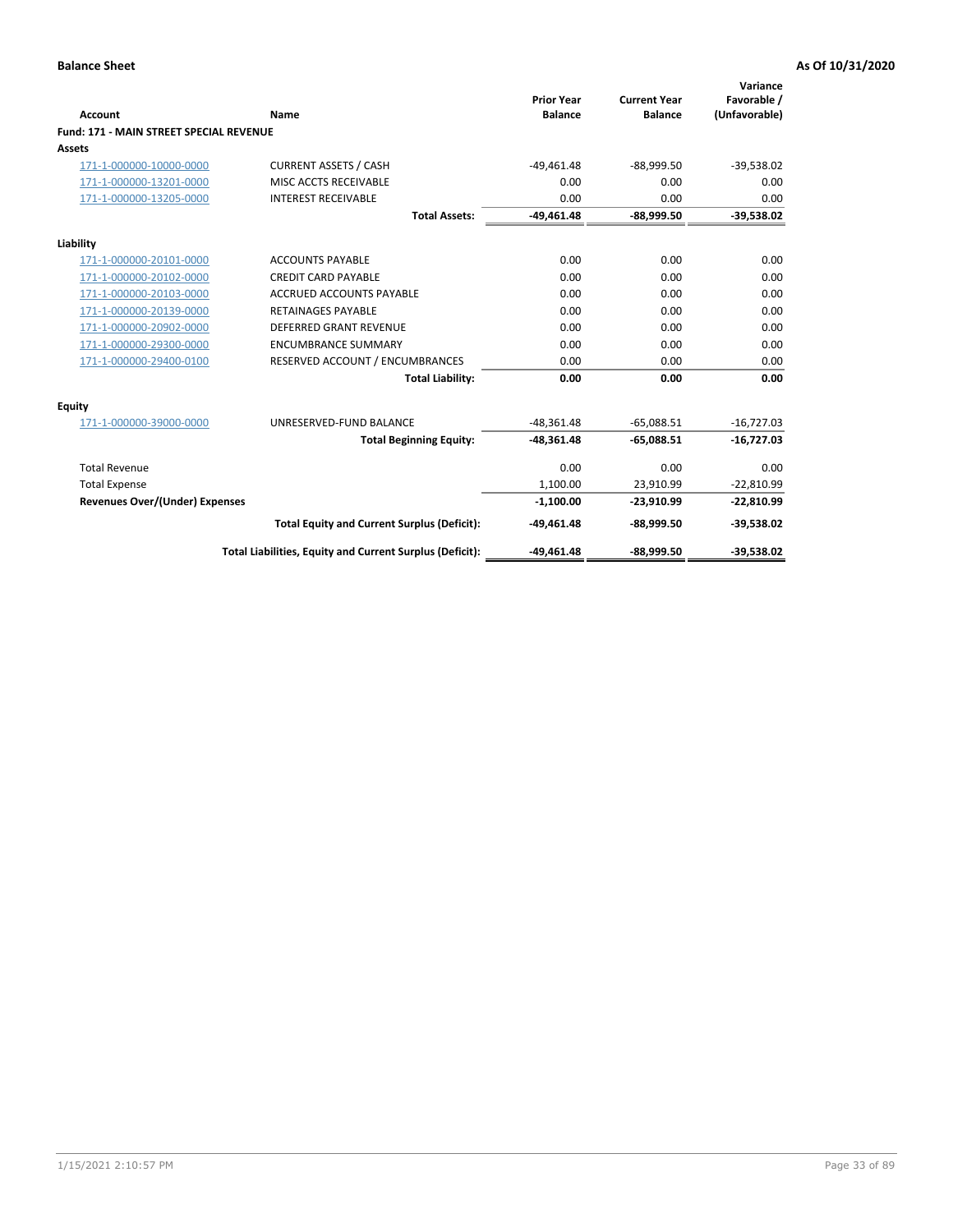**Balance Sheet** | **As Of 10/31/2020**

| Account | Name | Prior Year Balance | Current Year Balance | Variance Favorable / (Unfavorable) |
|---|---|---|---|---|
| **Fund: 171 - MAIN STREET SPECIAL REVENUE** | | | | |
| **Assets** | | | | |
| 171-1-000000-10000-0000 | CURRENT ASSETS / CASH | -49,461.48 | -88,999.50 | -39,538.02 |
| 171-1-000000-13201-0000 | MISC ACCTS RECEIVABLE | 0.00 | 0.00 | 0.00 |
| 171-1-000000-13205-0000 | INTEREST RECEIVABLE | 0.00 | 0.00 | 0.00 |
| | **Total Assets:** | **-49,461.48** | **-88,999.50** | **-39,538.02** |
| **Liability** | | | | |
| 171-1-000000-20101-0000 | ACCOUNTS PAYABLE | 0.00 | 0.00 | 0.00 |
| 171-1-000000-20102-0000 | CREDIT CARD PAYABLE | 0.00 | 0.00 | 0.00 |
| 171-1-000000-20103-0000 | ACCRUED ACCOUNTS PAYABLE | 0.00 | 0.00 | 0.00 |
| 171-1-000000-20139-0000 | RETAINAGES PAYABLE | 0.00 | 0.00 | 0.00 |
| 171-1-000000-20902-0000 | DEFERRED GRANT REVENUE | 0.00 | 0.00 | 0.00 |
| 171-1-000000-29300-0000 | ENCUMBRANCE SUMMARY | 0.00 | 0.00 | 0.00 |
| 171-1-000000-29400-0100 | RESERVED ACCOUNT / ENCUMBRANCES | 0.00 | 0.00 | 0.00 |
| | **Total Liability:** | **0.00** | **0.00** | **0.00** |
| **Equity** | | | | |
| 171-1-000000-39000-0000 | UNRESERVED-FUND BALANCE | -48,361.48 | -65,088.51 | -16,727.03 |
| | **Total Beginning Equity:** | **-48,361.48** | **-65,088.51** | **-16,727.03** |
| Total Revenue | | 0.00 | 0.00 | 0.00 |
| Total Expense | | 1,100.00 | 23,910.99 | -22,810.99 |
| **Revenues Over/(Under) Expenses** | | **-1,100.00** | **-23,910.99** | **-22,810.99** |
| | **Total Equity and Current Surplus (Deficit):** | **-49,461.48** | **-88,999.50** | **-39,538.02** |
| | **Total Liabilities, Equity and Current Surplus (Deficit):** | **-49,461.48** | **-88,999.50** | **-39,538.02** |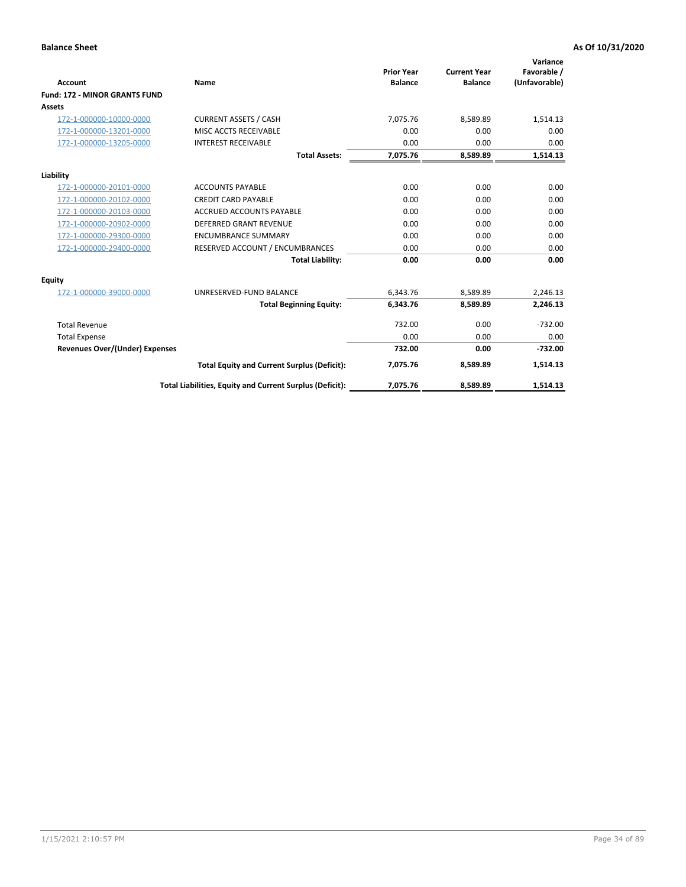**Balance Sheet** **As Of 10/31/2020**

| Account | Name | Prior Year Balance | Current Year Balance | Variance Favorable / (Unfavorable) |
|---|---|---|---|---|
| **Fund: 172 - MINOR GRANTS FUND** | | | | |
| **Assets** | | | | |
| 172-1-000000-10000-0000 | CURRENT ASSETS / CASH | 7,075.76 | 8,589.89 | 1,514.13 |
| 172-1-000000-13201-0000 | MISC ACCTS RECEIVABLE | 0.00 | 0.00 | 0.00 |
| 172-1-000000-13205-0000 | INTEREST RECEIVABLE | 0.00 | 0.00 | 0.00 |
| | **Total Assets:** | **7,075.76** | **8,589.89** | **1,514.13** |
| **Liability** | | | | |
| 172-1-000000-20101-0000 | ACCOUNTS PAYABLE | 0.00 | 0.00 | 0.00 |
| 172-1-000000-20102-0000 | CREDIT CARD PAYABLE | 0.00 | 0.00 | 0.00 |
| 172-1-000000-20103-0000 | ACCRUED ACCOUNTS PAYABLE | 0.00 | 0.00 | 0.00 |
| 172-1-000000-20902-0000 | DEFERRED GRANT REVENUE | 0.00 | 0.00 | 0.00 |
| 172-1-000000-29300-0000 | ENCUMBRANCE SUMMARY | 0.00 | 0.00 | 0.00 |
| 172-1-000000-29400-0000 | RESERVED ACCOUNT / ENCUMBRANCES | 0.00 | 0.00 | 0.00 |
| | **Total Liability:** | **0.00** | **0.00** | **0.00** |
| **Equity** | | | | |
| 172-1-000000-39000-0000 | UNRESERVED-FUND BALANCE | 6,343.76 | 8,589.89 | 2,246.13 |
| | **Total Beginning Equity:** | **6,343.76** | **8,589.89** | **2,246.13** |
| Total Revenue | | 732.00 | 0.00 | -732.00 |
| Total Expense | | 0.00 | 0.00 | 0.00 |
| **Revenues Over/(Under) Expenses** | | **732.00** | **0.00** | **-732.00** |
| | **Total Equity and Current Surplus (Deficit):** | **7,075.76** | **8,589.89** | **1,514.13** |
| | **Total Liabilities, Equity and Current Surplus (Deficit):** | **7,075.76** | **8,589.89** | **1,514.13** |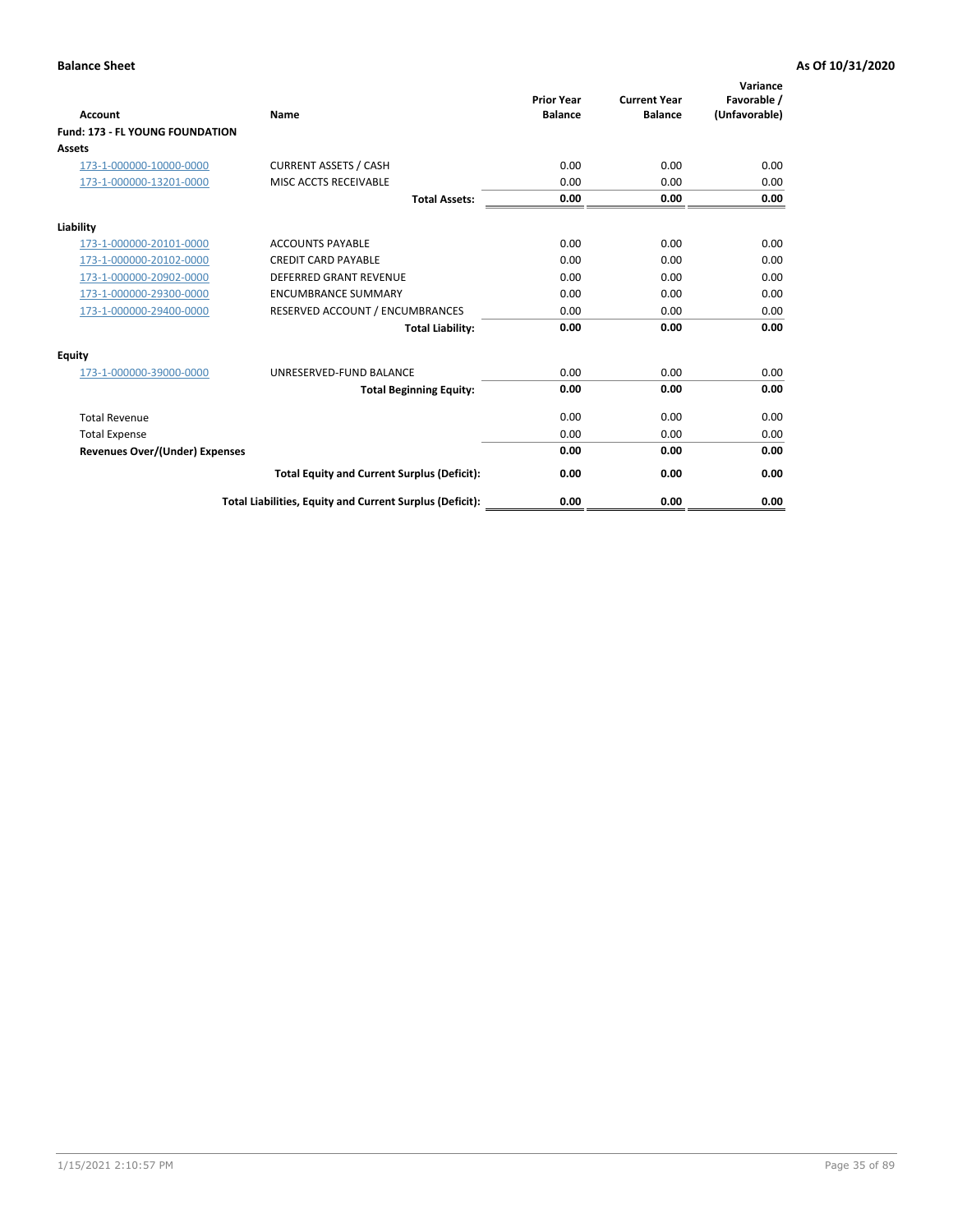**Balance Sheet** **As Of 10/31/2020**

| Account | Name | Prior Year Balance | Current Year Balance | Variance Favorable / (Unfavorable) |
|---|---|---|---|---|
| **Fund: 173 - FL YOUNG FOUNDATION** | | | | |
| **Assets** | | | | |
| 173-1-000000-10000-0000 | CURRENT ASSETS / CASH | 0.00 | 0.00 | 0.00 |
| 173-1-000000-13201-0000 | MISC ACCTS RECEIVABLE | 0.00 | 0.00 | 0.00 |
| | **Total Assets:** | **0.00** | **0.00** | **0.00** |
| **Liability** | | | | |
| 173-1-000000-20101-0000 | ACCOUNTS PAYABLE | 0.00 | 0.00 | 0.00 |
| 173-1-000000-20102-0000 | CREDIT CARD PAYABLE | 0.00 | 0.00 | 0.00 |
| 173-1-000000-20902-0000 | DEFERRED GRANT REVENUE | 0.00 | 0.00 | 0.00 |
| 173-1-000000-29300-0000 | ENCUMBRANCE SUMMARY | 0.00 | 0.00 | 0.00 |
| 173-1-000000-29400-0000 | RESERVED ACCOUNT / ENCUMBRANCES | 0.00 | 0.00 | 0.00 |
| | **Total Liability:** | **0.00** | **0.00** | **0.00** |
| **Equity** | | | | |
| 173-1-000000-39000-0000 | UNRESERVED-FUND BALANCE | 0.00 | 0.00 | 0.00 |
| | **Total Beginning Equity:** | **0.00** | **0.00** | **0.00** |
| Total Revenue | | 0.00 | 0.00 | 0.00 |
| Total Expense | | 0.00 | 0.00 | 0.00 |
| **Revenues Over/(Under) Expenses** | | **0.00** | **0.00** | **0.00** |
| | **Total Equity and Current Surplus (Deficit):** | **0.00** | **0.00** | **0.00** |
| | **Total Liabilities, Equity and Current Surplus (Deficit):** | **0.00** | **0.00** | **0.00** |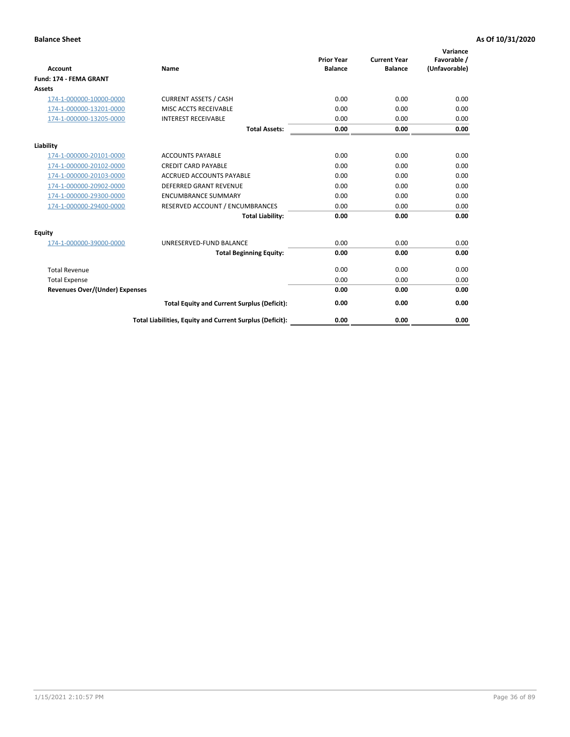**Balance Sheet** **As Of 10/31/2020**

| Account | Name | Prior Year Balance | Current Year Balance | Variance Favorable / (Unfavorable) |
|---|---|---|---|---|
| **Fund: 174 - FEMA GRANT** | | | | |
| **Assets** | | | | |
| 174-1-000000-10000-0000 | CURRENT ASSETS / CASH | 0.00 | 0.00 | 0.00 |
| 174-1-000000-13201-0000 | MISC ACCTS RECEIVABLE | 0.00 | 0.00 | 0.00 |
| 174-1-000000-13205-0000 | INTEREST RECEIVABLE | 0.00 | 0.00 | 0.00 |
| | **Total Assets:** | **0.00** | **0.00** | **0.00** |
| **Liability** | | | | |
| 174-1-000000-20101-0000 | ACCOUNTS PAYABLE | 0.00 | 0.00 | 0.00 |
| 174-1-000000-20102-0000 | CREDIT CARD PAYABLE | 0.00 | 0.00 | 0.00 |
| 174-1-000000-20103-0000 | ACCRUED ACCOUNTS PAYABLE | 0.00 | 0.00 | 0.00 |
| 174-1-000000-20902-0000 | DEFERRED GRANT REVENUE | 0.00 | 0.00 | 0.00 |
| 174-1-000000-29300-0000 | ENCUMBRANCE SUMMARY | 0.00 | 0.00 | 0.00 |
| 174-1-000000-29400-0000 | RESERVED ACCOUNT / ENCUMBRANCES | 0.00 | 0.00 | 0.00 |
| | **Total Liability:** | **0.00** | **0.00** | **0.00** |
| **Equity** | | | | |
| 174-1-000000-39000-0000 | UNRESERVED-FUND BALANCE | 0.00 | 0.00 | 0.00 |
| | **Total Beginning Equity:** | **0.00** | **0.00** | **0.00** |
| Total Revenue | | 0.00 | 0.00 | 0.00 |
| Total Expense | | 0.00 | 0.00 | 0.00 |
| **Revenues Over/(Under) Expenses** | | **0.00** | **0.00** | **0.00** |
| | **Total Equity and Current Surplus (Deficit):** | **0.00** | **0.00** | **0.00** |
| | **Total Liabilities, Equity and Current Surplus (Deficit):** | **0.00** | **0.00** | **0.00** |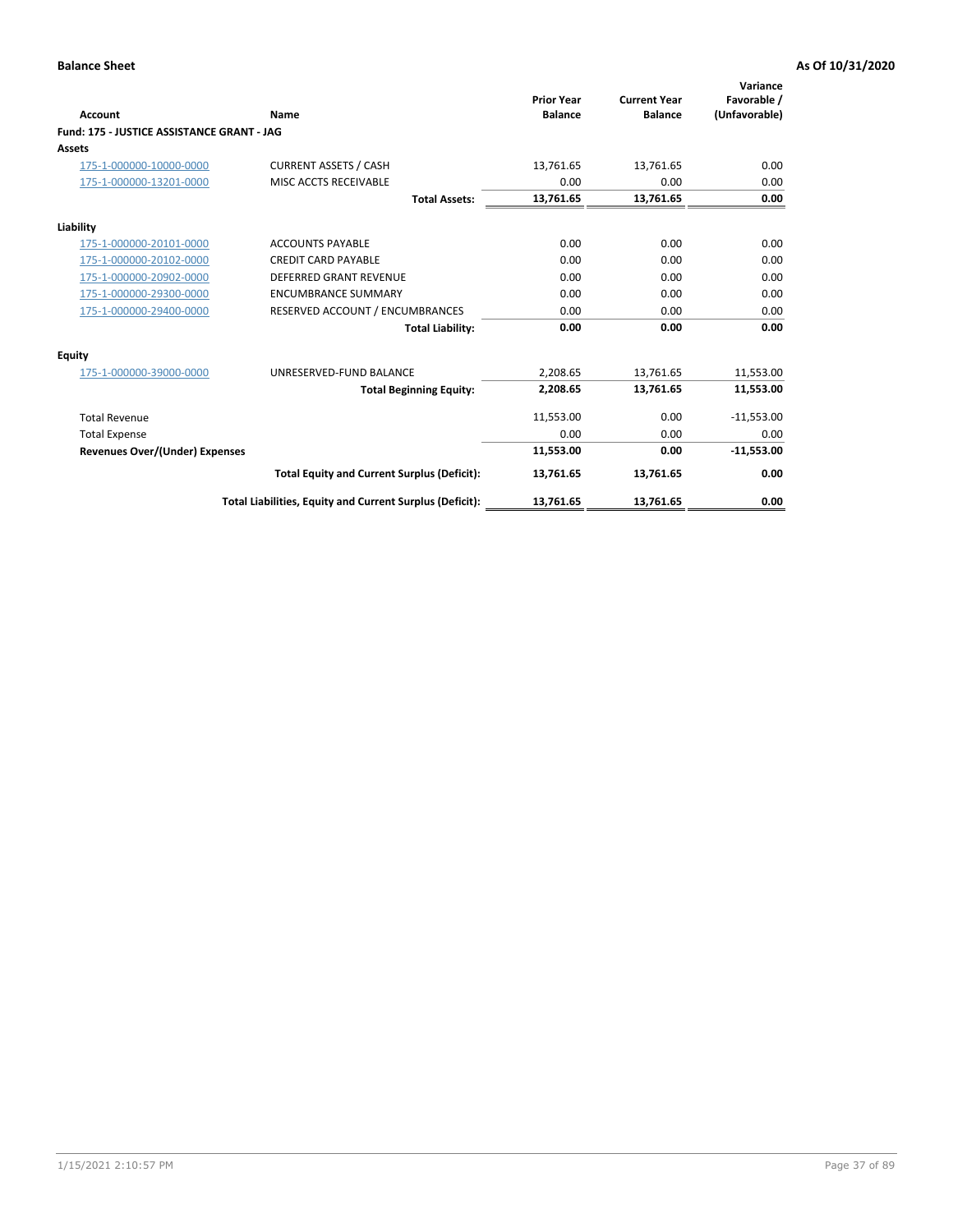**Balance Sheet** **As Of 10/31/2020**

| Account | Name | Prior Year Balance | Current Year Balance | Variance Favorable / (Unfavorable) |
|---|---|---|---|---|
| **Fund: 175 - JUSTICE ASSISTANCE GRANT - JAG** | | | | |
| **Assets** | | | | |
| 175-1-000000-10000-0000 | CURRENT ASSETS / CASH | 13,761.65 | 13,761.65 | 0.00 |
| 175-1-000000-13201-0000 | MISC ACCTS RECEIVABLE | 0.00 | 0.00 | 0.00 |
| | **Total Assets:** | **13,761.65** | **13,761.65** | **0.00** |
| **Liability** | | | | |
| 175-1-000000-20101-0000 | ACCOUNTS PAYABLE | 0.00 | 0.00 | 0.00 |
| 175-1-000000-20102-0000 | CREDIT CARD PAYABLE | 0.00 | 0.00 | 0.00 |
| 175-1-000000-20902-0000 | DEFERRED GRANT REVENUE | 0.00 | 0.00 | 0.00 |
| 175-1-000000-29300-0000 | ENCUMBRANCE SUMMARY | 0.00 | 0.00 | 0.00 |
| 175-1-000000-29400-0000 | RESERVED ACCOUNT / ENCUMBRANCES | 0.00 | 0.00 | 0.00 |
| | **Total Liability:** | **0.00** | **0.00** | **0.00** |
| **Equity** | | | | |
| 175-1-000000-39000-0000 | UNRESERVED-FUND BALANCE | 2,208.65 | 13,761.65 | 11,553.00 |
| | **Total Beginning Equity:** | **2,208.65** | **13,761.65** | **11,553.00** |
| Total Revenue | | 11,553.00 | 0.00 | -11,553.00 |
| Total Expense | | 0.00 | 0.00 | 0.00 |
| **Revenues Over/(Under) Expenses** | | **11,553.00** | **0.00** | **-11,553.00** |
| | **Total Equity and Current Surplus (Deficit):** | **13,761.65** | **13,761.65** | **0.00** |
| | **Total Liabilities, Equity and Current Surplus (Deficit):** | **13,761.65** | **13,761.65** | **0.00** |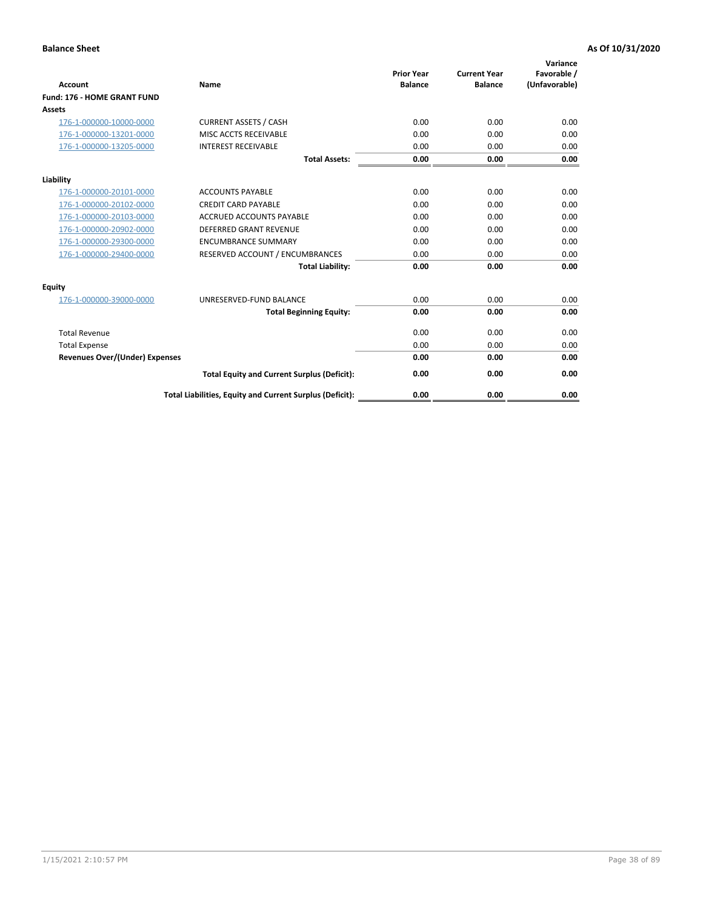**Balance Sheet** — **As Of 10/31/2020**

| Account | Name | Prior Year Balance | Current Year Balance | Variance Favorable / (Unfavorable) |
|---|---|---|---|---|
| **Fund: 176 - HOME GRANT FUND** | | | | |
| **Assets** | | | | |
| 176-1-000000-10000-0000 | CURRENT ASSETS / CASH | 0.00 | 0.00 | 0.00 |
| 176-1-000000-13201-0000 | MISC ACCTS RECEIVABLE | 0.00 | 0.00 | 0.00 |
| 176-1-000000-13205-0000 | INTEREST RECEIVABLE | 0.00 | 0.00 | 0.00 |
| | **Total Assets:** | **0.00** | **0.00** | **0.00** |
| **Liability** | | | | |
| 176-1-000000-20101-0000 | ACCOUNTS PAYABLE | 0.00 | 0.00 | 0.00 |
| 176-1-000000-20102-0000 | CREDIT CARD PAYABLE | 0.00 | 0.00 | 0.00 |
| 176-1-000000-20103-0000 | ACCRUED ACCOUNTS PAYABLE | 0.00 | 0.00 | 0.00 |
| 176-1-000000-20902-0000 | DEFERRED GRANT REVENUE | 0.00 | 0.00 | 0.00 |
| 176-1-000000-29300-0000 | ENCUMBRANCE SUMMARY | 0.00 | 0.00 | 0.00 |
| 176-1-000000-29400-0000 | RESERVED ACCOUNT / ENCUMBRANCES | 0.00 | 0.00 | 0.00 |
| | **Total Liability:** | **0.00** | **0.00** | **0.00** |
| **Equity** | | | | |
| 176-1-000000-39000-0000 | UNRESERVED-FUND BALANCE | 0.00 | 0.00 | 0.00 |
| | **Total Beginning Equity:** | **0.00** | **0.00** | **0.00** |
| Total Revenue | | 0.00 | 0.00 | 0.00 |
| Total Expense | | 0.00 | 0.00 | 0.00 |
| **Revenues Over/(Under) Expenses** | | **0.00** | **0.00** | **0.00** |
| | **Total Equity and Current Surplus (Deficit):** | **0.00** | **0.00** | **0.00** |
| | **Total Liabilities, Equity and Current Surplus (Deficit):** | **0.00** | **0.00** | **0.00** |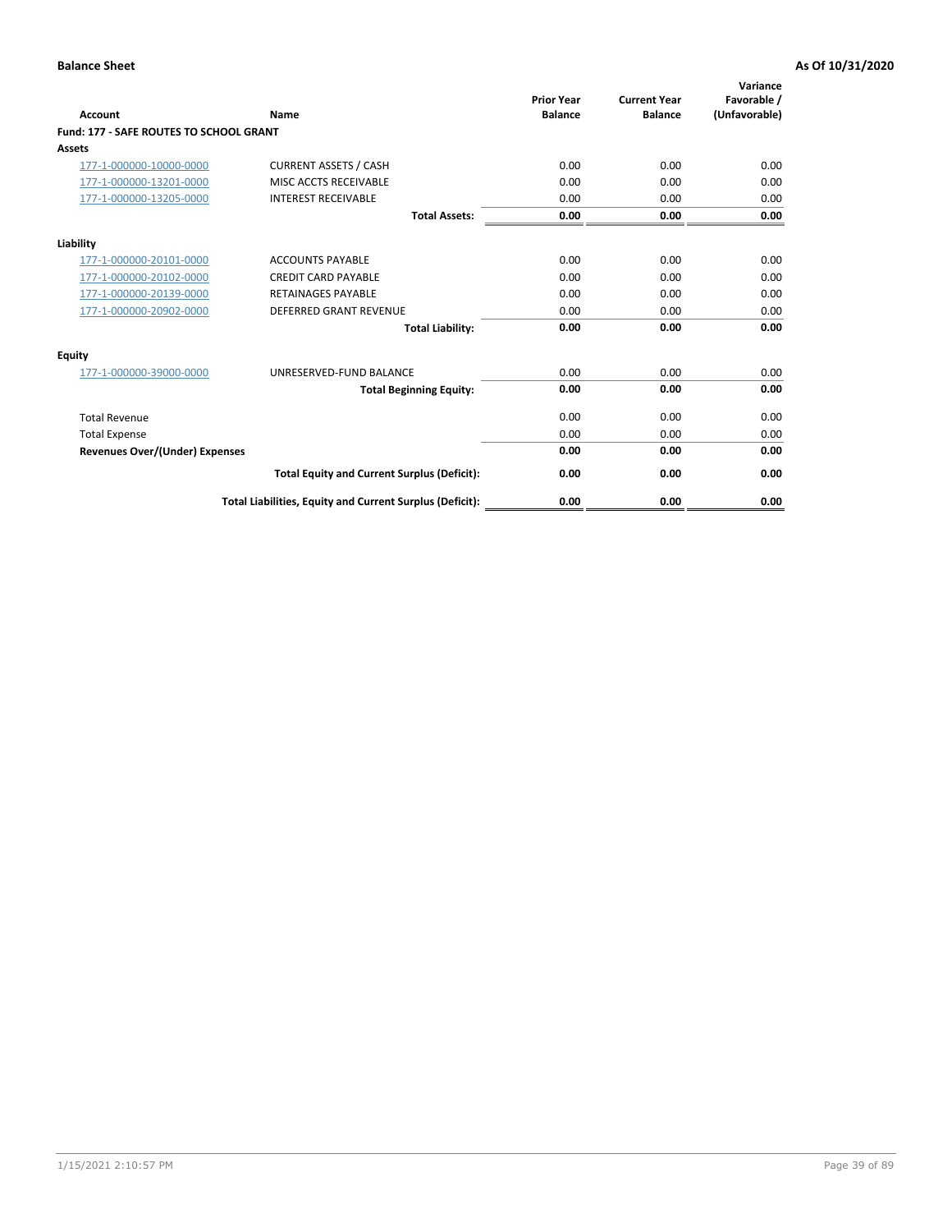**Balance Sheet** — **As Of 10/31/2020**

| Account | Name | Prior Year Balance | Current Year Balance | Variance Favorable / (Unfavorable) |
|---|---|---|---|---|
| **Fund: 177 - SAFE ROUTES TO SCHOOL GRANT** | | | | |
| **Assets** | | | | |
| 177-1-000000-10000-0000 | CURRENT ASSETS / CASH | 0.00 | 0.00 | 0.00 |
| 177-1-000000-13201-0000 | MISC ACCTS RECEIVABLE | 0.00 | 0.00 | 0.00 |
| 177-1-000000-13205-0000 | INTEREST RECEIVABLE | 0.00 | 0.00 | 0.00 |
| | **Total Assets:** | **0.00** | **0.00** | **0.00** |
| **Liability** | | | | |
| 177-1-000000-20101-0000 | ACCOUNTS PAYABLE | 0.00 | 0.00 | 0.00 |
| 177-1-000000-20102-0000 | CREDIT CARD PAYABLE | 0.00 | 0.00 | 0.00 |
| 177-1-000000-20139-0000 | RETAINAGES PAYABLE | 0.00 | 0.00 | 0.00 |
| 177-1-000000-20902-0000 | DEFERRED GRANT REVENUE | 0.00 | 0.00 | 0.00 |
| | **Total Liability:** | **0.00** | **0.00** | **0.00** |
| **Equity** | | | | |
| 177-1-000000-39000-0000 | UNRESERVED-FUND BALANCE | 0.00 | 0.00 | 0.00 |
| | **Total Beginning Equity:** | **0.00** | **0.00** | **0.00** |
| Total Revenue | | 0.00 | 0.00 | 0.00 |
| Total Expense | | 0.00 | 0.00 | 0.00 |
| **Revenues Over/(Under) Expenses** | | **0.00** | **0.00** | **0.00** |
| | **Total Equity and Current Surplus (Deficit):** | **0.00** | **0.00** | **0.00** |
| | **Total Liabilities, Equity and Current Surplus (Deficit):** | **0.00** | **0.00** | **0.00** |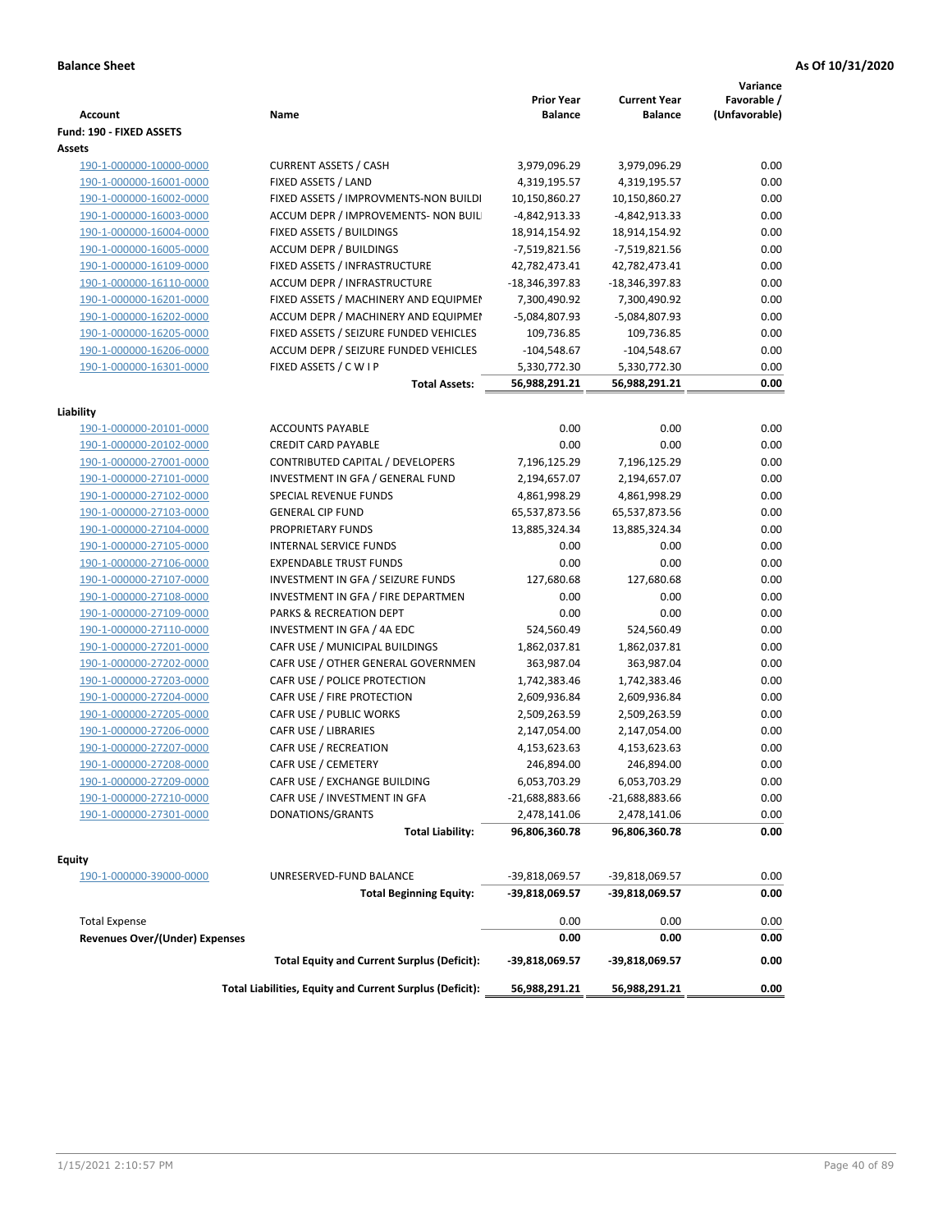**Balance Sheet** | **As Of 10/31/2020**

| Account | Name | Prior Year Balance | Current Year Balance | Variance Favorable / (Unfavorable) |
|---|---|---|---|---|
| **Fund: 190 - FIXED ASSETS** | | | | |
| **Assets** | | | | |
| 190-1-000000-10000-0000 | CURRENT ASSETS / CASH | 3,979,096.29 | 3,979,096.29 | 0.00 |
| 190-1-000000-16001-0000 | FIXED ASSETS / LAND | 4,319,195.57 | 4,319,195.57 | 0.00 |
| 190-1-000000-16002-0000 | FIXED ASSETS / IMPROVMENTS-NON BUILDI | 10,150,860.27 | 10,150,860.27 | 0.00 |
| 190-1-000000-16003-0000 | ACCUM DEPR / IMPROVEMENTS- NON BUIL | -4,842,913.33 | -4,842,913.33 | 0.00 |
| 190-1-000000-16004-0000 | FIXED ASSETS / BUILDINGS | 18,914,154.92 | 18,914,154.92 | 0.00 |
| 190-1-000000-16005-0000 | ACCUM DEPR / BUILDINGS | -7,519,821.56 | -7,519,821.56 | 0.00 |
| 190-1-000000-16109-0000 | FIXED ASSETS / INFRASTRUCTURE | 42,782,473.41 | 42,782,473.41 | 0.00 |
| 190-1-000000-16110-0000 | ACCUM DEPR / INFRASTRUCTURE | -18,346,397.83 | -18,346,397.83 | 0.00 |
| 190-1-000000-16201-0000 | FIXED ASSETS / MACHINERY AND EQUIPMEN | 7,300,490.92 | 7,300,490.92 | 0.00 |
| 190-1-000000-16202-0000 | ACCUM DEPR / MACHINERY AND EQUIPMEI | -5,084,807.93 | -5,084,807.93 | 0.00 |
| 190-1-000000-16205-0000 | FIXED ASSETS / SEIZURE FUNDED VEHICLES | 109,736.85 | 109,736.85 | 0.00 |
| 190-1-000000-16206-0000 | ACCUM DEPR / SEIZURE FUNDED VEHICLES | -104,548.67 | -104,548.67 | 0.00 |
| 190-1-000000-16301-0000 | FIXED ASSETS / C W I P | 5,330,772.30 | 5,330,772.30 | 0.00 |
| | **Total Assets:** | **56,988,291.21** | **56,988,291.21** | **0.00** |
| **Liability** | | | | |
| 190-1-000000-20101-0000 | ACCOUNTS PAYABLE | 0.00 | 0.00 | 0.00 |
| 190-1-000000-20102-0000 | CREDIT CARD PAYABLE | 0.00 | 0.00 | 0.00 |
| 190-1-000000-27001-0000 | CONTRIBUTED CAPITAL / DEVELOPERS | 7,196,125.29 | 7,196,125.29 | 0.00 |
| 190-1-000000-27101-0000 | INVESTMENT IN GFA / GENERAL FUND | 2,194,657.07 | 2,194,657.07 | 0.00 |
| 190-1-000000-27102-0000 | SPECIAL REVENUE FUNDS | 4,861,998.29 | 4,861,998.29 | 0.00 |
| 190-1-000000-27103-0000 | GENERAL CIP FUND | 65,537,873.56 | 65,537,873.56 | 0.00 |
| 190-1-000000-27104-0000 | PROPRIETARY FUNDS | 13,885,324.34 | 13,885,324.34 | 0.00 |
| 190-1-000000-27105-0000 | INTERNAL SERVICE FUNDS | 0.00 | 0.00 | 0.00 |
| 190-1-000000-27106-0000 | EXPENDABLE TRUST FUNDS | 0.00 | 0.00 | 0.00 |
| 190-1-000000-27107-0000 | INVESTMENT IN GFA / SEIZURE FUNDS | 127,680.68 | 127,680.68 | 0.00 |
| 190-1-000000-27108-0000 | INVESTMENT IN GFA / FIRE DEPARTMEN | 0.00 | 0.00 | 0.00 |
| 190-1-000000-27109-0000 | PARKS & RECREATION DEPT | 0.00 | 0.00 | 0.00 |
| 190-1-000000-27110-0000 | INVESTMENT IN GFA / 4A EDC | 524,560.49 | 524,560.49 | 0.00 |
| 190-1-000000-27201-0000 | CAFR USE / MUNICIPAL BUILDINGS | 1,862,037.81 | 1,862,037.81 | 0.00 |
| 190-1-000000-27202-0000 | CAFR USE / OTHER GENERAL GOVERNMEN | 363,987.04 | 363,987.04 | 0.00 |
| 190-1-000000-27203-0000 | CAFR USE / POLICE PROTECTION | 1,742,383.46 | 1,742,383.46 | 0.00 |
| 190-1-000000-27204-0000 | CAFR USE / FIRE PROTECTION | 2,609,936.84 | 2,609,936.84 | 0.00 |
| 190-1-000000-27205-0000 | CAFR USE / PUBLIC WORKS | 2,509,263.59 | 2,509,263.59 | 0.00 |
| 190-1-000000-27206-0000 | CAFR USE / LIBRARIES | 2,147,054.00 | 2,147,054.00 | 0.00 |
| 190-1-000000-27207-0000 | CAFR USE / RECREATION | 4,153,623.63 | 4,153,623.63 | 0.00 |
| 190-1-000000-27208-0000 | CAFR USE / CEMETERY | 246,894.00 | 246,894.00 | 0.00 |
| 190-1-000000-27209-0000 | CAFR USE / EXCHANGE BUILDING | 6,053,703.29 | 6,053,703.29 | 0.00 |
| 190-1-000000-27210-0000 | CAFR USE / INVESTMENT IN GFA | -21,688,883.66 | -21,688,883.66 | 0.00 |
| 190-1-000000-27301-0000 | DONATIONS/GRANTS | 2,478,141.06 | 2,478,141.06 | 0.00 |
| | **Total Liability:** | **96,806,360.78** | **96,806,360.78** | **0.00** |
| **Equity** | | | | |
| 190-1-000000-39000-0000 | UNRESERVED-FUND BALANCE | -39,818,069.57 | -39,818,069.57 | 0.00 |
| | **Total Beginning Equity:** | **-39,818,069.57** | **-39,818,069.57** | **0.00** |
| Total Expense | | 0.00 | 0.00 | 0.00 |
| **Revenues Over/(Under) Expenses** | | **0.00** | **0.00** | **0.00** |
| | **Total Equity and Current Surplus (Deficit):** | **-39,818,069.57** | **-39,818,069.57** | **0.00** |
| | **Total Liabilities, Equity and Current Surplus (Deficit):** | **56,988,291.21** | **56,988,291.21** | **0.00** |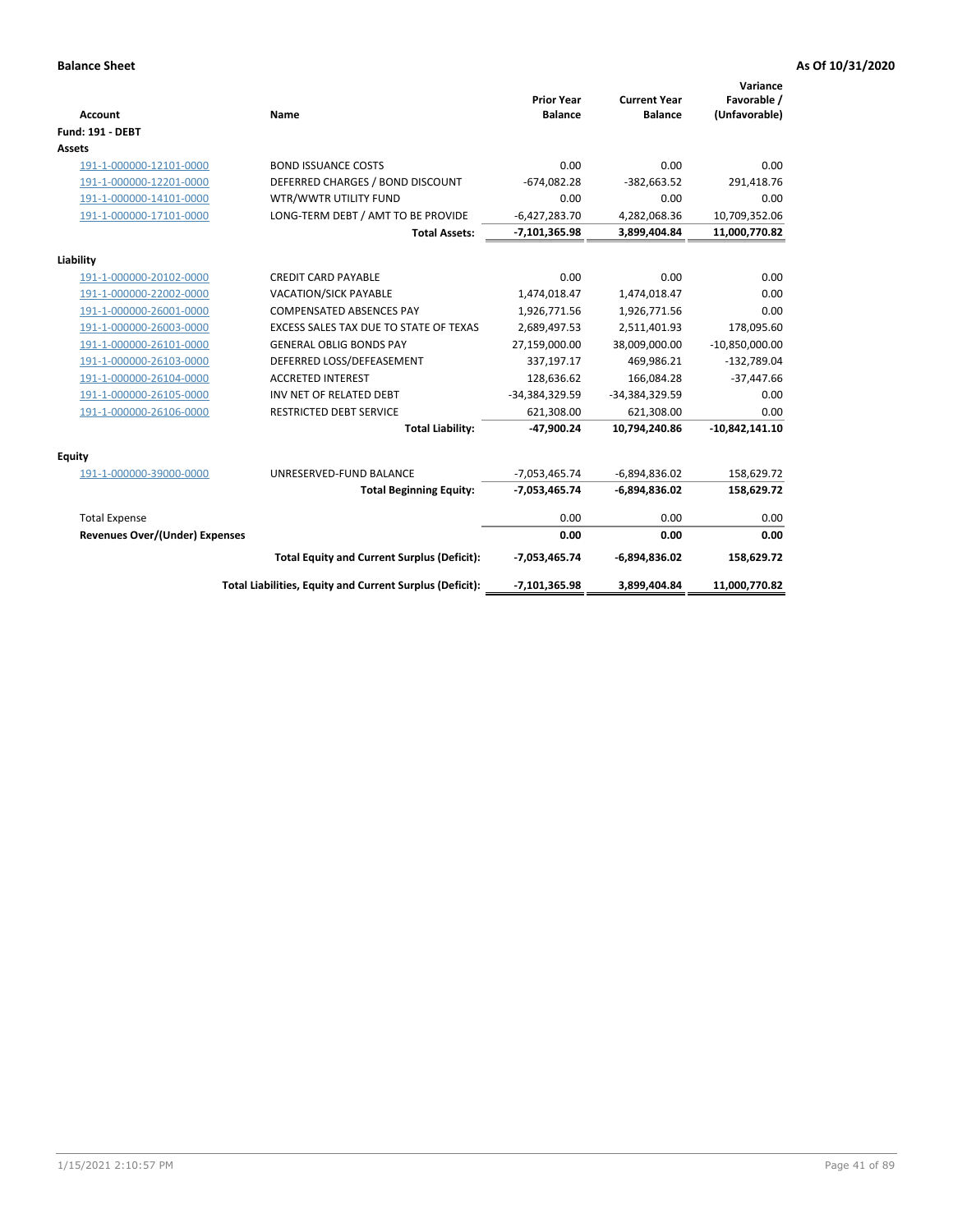**Balance Sheet** **As Of 10/31/2020**

| Account | Name | Prior Year Balance | Current Year Balance | Variance Favorable / (Unfavorable) |
|---|---|---|---|---|
| **Fund: 191 - DEBT** | | | | |
| **Assets** | | | | |
| 191-1-000000-12101-0000 | BOND ISSUANCE COSTS | 0.00 | 0.00 | 0.00 |
| 191-1-000000-12201-0000 | DEFERRED CHARGES / BOND DISCOUNT | -674,082.28 | -382,663.52 | 291,418.76 |
| 191-1-000000-14101-0000 | WTR/WWTR UTILITY FUND | 0.00 | 0.00 | 0.00 |
| 191-1-000000-17101-0000 | LONG-TERM DEBT / AMT TO BE PROVIDE | -6,427,283.70 | 4,282,068.36 | 10,709,352.06 |
| | **Total Assets:** | **-7,101,365.98** | **3,899,404.84** | **11,000,770.82** |
| **Liability** | | | | |
| 191-1-000000-20102-0000 | CREDIT CARD PAYABLE | 0.00 | 0.00 | 0.00 |
| 191-1-000000-22002-0000 | VACATION/SICK PAYABLE | 1,474,018.47 | 1,474,018.47 | 0.00 |
| 191-1-000000-26001-0000 | COMPENSATED ABSENCES PAY | 1,926,771.56 | 1,926,771.56 | 0.00 |
| 191-1-000000-26003-0000 | EXCESS SALES TAX DUE TO STATE OF TEXAS | 2,689,497.53 | 2,511,401.93 | 178,095.60 |
| 191-1-000000-26101-0000 | GENERAL OBLIG BONDS PAY | 27,159,000.00 | 38,009,000.00 | -10,850,000.00 |
| 191-1-000000-26103-0000 | DEFERRED LOSS/DEFEASEMENT | 337,197.17 | 469,986.21 | -132,789.04 |
| 191-1-000000-26104-0000 | ACCRETED INTEREST | 128,636.62 | 166,084.28 | -37,447.66 |
| 191-1-000000-26105-0000 | INV NET OF RELATED DEBT | -34,384,329.59 | -34,384,329.59 | 0.00 |
| 191-1-000000-26106-0000 | RESTRICTED DEBT SERVICE | 621,308.00 | 621,308.00 | 0.00 |
| | **Total Liability:** | **-47,900.24** | **10,794,240.86** | **-10,842,141.10** |
| **Equity** | | | | |
| 191-1-000000-39000-0000 | UNRESERVED-FUND BALANCE | -7,053,465.74 | -6,894,836.02 | 158,629.72 |
| | **Total Beginning Equity:** | **-7,053,465.74** | **-6,894,836.02** | **158,629.72** |
| Total Expense | | 0.00 | 0.00 | 0.00 |
| **Revenues Over/(Under) Expenses** | | **0.00** | **0.00** | **0.00** |
| | **Total Equity and Current Surplus (Deficit):** | **-7,053,465.74** | **-6,894,836.02** | **158,629.72** |
| | **Total Liabilities, Equity and Current Surplus (Deficit):** | **-7,101,365.98** | **3,899,404.84** | **11,000,770.82** |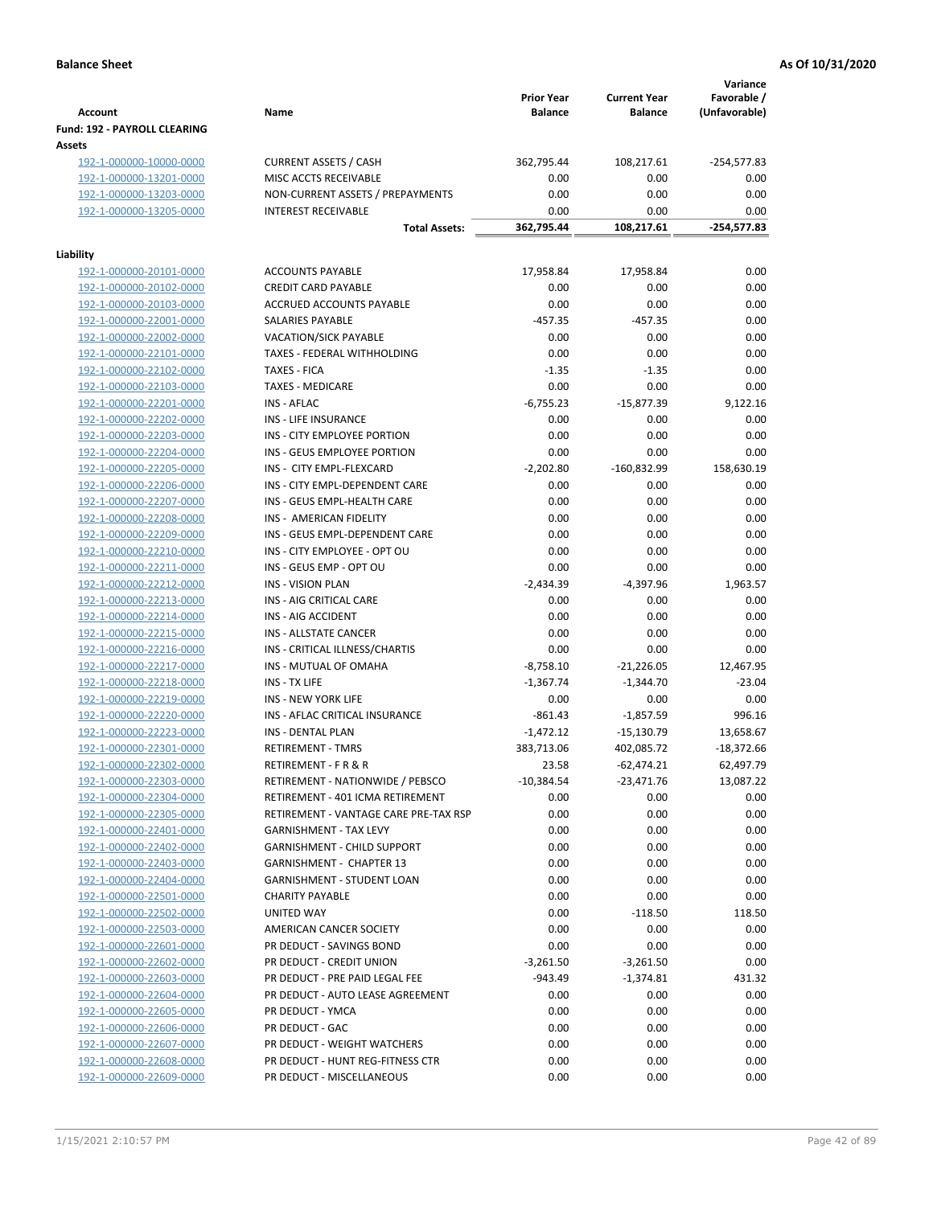**Balance Sheet** — As Of 10/31/2020

| Account | Name | Prior Year Balance | Current Year Balance | Variance Favorable / (Unfavorable) |
|---|---|---|---|---|
| **Fund: 192 - PAYROLL CLEARING** | | | | |
| **Assets** | | | | |
| 192-1-000000-10000-0000 | CURRENT ASSETS / CASH | 362,795.44 | 108,217.61 | -254,577.83 |
| 192-1-000000-13201-0000 | MISC ACCTS RECEIVABLE | 0.00 | 0.00 | 0.00 |
| 192-1-000000-13203-0000 | NON-CURRENT ASSETS / PREPAYMENTS | 0.00 | 0.00 | 0.00 |
| 192-1-000000-13205-0000 | INTEREST RECEIVABLE | 0.00 | 0.00 | 0.00 |
| | **Total Assets:** | **362,795.44** | **108,217.61** | **-254,577.83** |
| **Liability** | | | | |
| 192-1-000000-20101-0000 | ACCOUNTS PAYABLE | 17,958.84 | 17,958.84 | 0.00 |
| 192-1-000000-20102-0000 | CREDIT CARD PAYABLE | 0.00 | 0.00 | 0.00 |
| 192-1-000000-20103-0000 | ACCRUED ACCOUNTS PAYABLE | 0.00 | 0.00 | 0.00 |
| 192-1-000000-22001-0000 | SALARIES PAYABLE | -457.35 | -457.35 | 0.00 |
| 192-1-000000-22002-0000 | VACATION/SICK PAYABLE | 0.00 | 0.00 | 0.00 |
| 192-1-000000-22101-0000 | TAXES - FEDERAL WITHHOLDING | 0.00 | 0.00 | 0.00 |
| 192-1-000000-22102-0000 | TAXES - FICA | -1.35 | -1.35 | 0.00 |
| 192-1-000000-22103-0000 | TAXES - MEDICARE | 0.00 | 0.00 | 0.00 |
| 192-1-000000-22201-0000 | INS - AFLAC | -6,755.23 | -15,877.39 | 9,122.16 |
| 192-1-000000-22202-0000 | INS - LIFE INSURANCE | 0.00 | 0.00 | 0.00 |
| 192-1-000000-22203-0000 | INS - CITY EMPLOYEE PORTION | 0.00 | 0.00 | 0.00 |
| 192-1-000000-22204-0000 | INS - GEUS EMPLOYEE PORTION | 0.00 | 0.00 | 0.00 |
| 192-1-000000-22205-0000 | INS - CITY EMPL-FLEXCARD | -2,202.80 | -160,832.99 | 158,630.19 |
| 192-1-000000-22206-0000 | INS - CITY EMPL-DEPENDENT CARE | 0.00 | 0.00 | 0.00 |
| 192-1-000000-22207-0000 | INS - GEUS EMPL-HEALTH CARE | 0.00 | 0.00 | 0.00 |
| 192-1-000000-22208-0000 | INS - AMERICAN FIDELITY | 0.00 | 0.00 | 0.00 |
| 192-1-000000-22209-0000 | INS - GEUS EMPL-DEPENDENT CARE | 0.00 | 0.00 | 0.00 |
| 192-1-000000-22210-0000 | INS - CITY EMPLOYEE - OPT OU | 0.00 | 0.00 | 0.00 |
| 192-1-000000-22211-0000 | INS - GEUS EMP - OPT OU | 0.00 | 0.00 | 0.00 |
| 192-1-000000-22212-0000 | INS - VISION PLAN | -2,434.39 | -4,397.96 | 1,963.57 |
| 192-1-000000-22213-0000 | INS - AIG CRITICAL CARE | 0.00 | 0.00 | 0.00 |
| 192-1-000000-22214-0000 | INS - AIG ACCIDENT | 0.00 | 0.00 | 0.00 |
| 192-1-000000-22215-0000 | INS - ALLSTATE CANCER | 0.00 | 0.00 | 0.00 |
| 192-1-000000-22216-0000 | INS - CRITICAL ILLNESS/CHARTIS | 0.00 | 0.00 | 0.00 |
| 192-1-000000-22217-0000 | INS - MUTUAL OF OMAHA | -8,758.10 | -21,226.05 | 12,467.95 |
| 192-1-000000-22218-0000 | INS - TX LIFE | -1,367.74 | -1,344.70 | -23.04 |
| 192-1-000000-22219-0000 | INS - NEW YORK LIFE | 0.00 | 0.00 | 0.00 |
| 192-1-000000-22220-0000 | INS - AFLAC CRITICAL INSURANCE | -861.43 | -1,857.59 | 996.16 |
| 192-1-000000-22223-0000 | INS - DENTAL PLAN | -1,472.12 | -15,130.79 | 13,658.67 |
| 192-1-000000-22301-0000 | RETIREMENT - TMRS | 383,713.06 | 402,085.72 | -18,372.66 |
| 192-1-000000-22302-0000 | RETIREMENT - F R & R | 23.58 | -62,474.21 | 62,497.79 |
| 192-1-000000-22303-0000 | RETIREMENT - NATIONWIDE / PEBSCO | -10,384.54 | -23,471.76 | 13,087.22 |
| 192-1-000000-22304-0000 | RETIREMENT - 401 ICMA RETIREMENT | 0.00 | 0.00 | 0.00 |
| 192-1-000000-22305-0000 | RETIREMENT - VANTAGE CARE PRE-TAX RSP | 0.00 | 0.00 | 0.00 |
| 192-1-000000-22401-0000 | GARNISHMENT - TAX LEVY | 0.00 | 0.00 | 0.00 |
| 192-1-000000-22402-0000 | GARNISHMENT - CHILD SUPPORT | 0.00 | 0.00 | 0.00 |
| 192-1-000000-22403-0000 | GARNISHMENT - CHAPTER 13 | 0.00 | 0.00 | 0.00 |
| 192-1-000000-22404-0000 | GARNISHMENT - STUDENT LOAN | 0.00 | 0.00 | 0.00 |
| 192-1-000000-22501-0000 | CHARITY PAYABLE | 0.00 | 0.00 | 0.00 |
| 192-1-000000-22502-0000 | UNITED WAY | 0.00 | -118.50 | 118.50 |
| 192-1-000000-22503-0000 | AMERICAN CANCER SOCIETY | 0.00 | 0.00 | 0.00 |
| 192-1-000000-22601-0000 | PR DEDUCT - SAVINGS BOND | 0.00 | 0.00 | 0.00 |
| 192-1-000000-22602-0000 | PR DEDUCT - CREDIT UNION | -3,261.50 | -3,261.50 | 0.00 |
| 192-1-000000-22603-0000 | PR DEDUCT - PRE PAID LEGAL FEE | -943.49 | -1,374.81 | 431.32 |
| 192-1-000000-22604-0000 | PR DEDUCT - AUTO LEASE AGREEMENT | 0.00 | 0.00 | 0.00 |
| 192-1-000000-22605-0000 | PR DEDUCT - YMCA | 0.00 | 0.00 | 0.00 |
| 192-1-000000-22606-0000 | PR DEDUCT - GAC | 0.00 | 0.00 | 0.00 |
| 192-1-000000-22607-0000 | PR DEDUCT - WEIGHT WATCHERS | 0.00 | 0.00 | 0.00 |
| 192-1-000000-22608-0000 | PR DEDUCT - HUNT REG-FITNESS CTR | 0.00 | 0.00 | 0.00 |
| 192-1-000000-22609-0000 | PR DEDUCT - MISCELLANEOUS | 0.00 | 0.00 | 0.00 |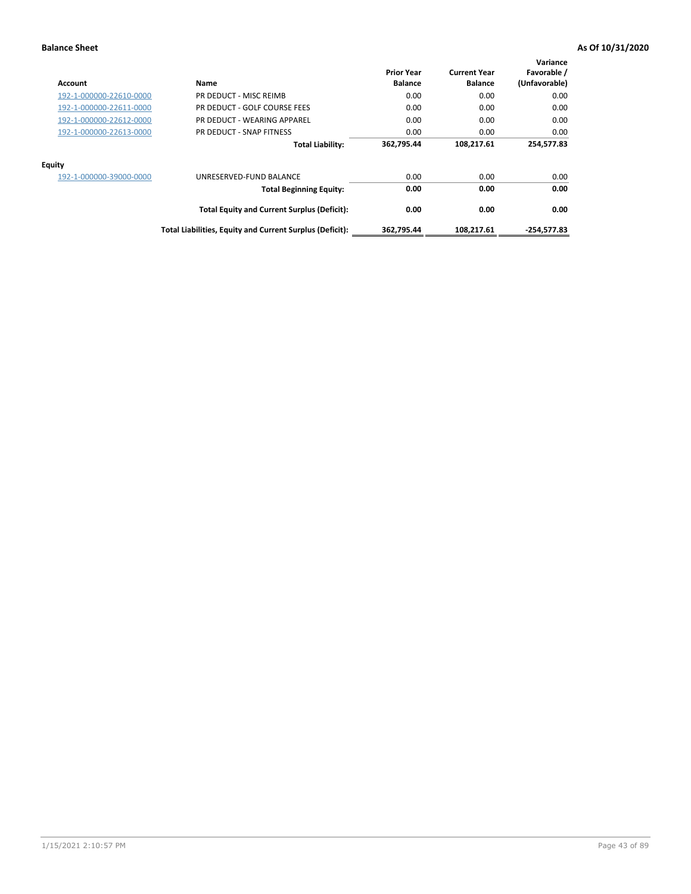**Balance Sheet** **As Of 10/31/2020**

| Account | Name | Prior Year Balance | Current Year Balance | Variance Favorable / (Unfavorable) |
|---|---|---|---|---|
| 192-1-000000-22610-0000 | PR DEDUCT - MISC REIMB | 0.00 | 0.00 | 0.00 |
| 192-1-000000-22611-0000 | PR DEDUCT - GOLF COURSE FEES | 0.00 | 0.00 | 0.00 |
| 192-1-000000-22612-0000 | PR DEDUCT - WEARING APPAREL | 0.00 | 0.00 | 0.00 |
| 192-1-000000-22613-0000 | PR DEDUCT - SNAP FITNESS | 0.00 | 0.00 | 0.00 |
| | **Total Liability:** | **362,795.44** | **108,217.61** | **254,577.83** |
| **Equity** | | | | |
| 192-1-000000-39000-0000 | UNRESERVED-FUND BALANCE | 0.00 | 0.00 | 0.00 |
| | **Total Beginning Equity:** | **0.00** | **0.00** | **0.00** |
| | **Total Equity and Current Surplus (Deficit):** | **0.00** | **0.00** | **0.00** |
| | **Total Liabilities, Equity and Current Surplus (Deficit):** | **362,795.44** | **108,217.61** | **-254,577.83** |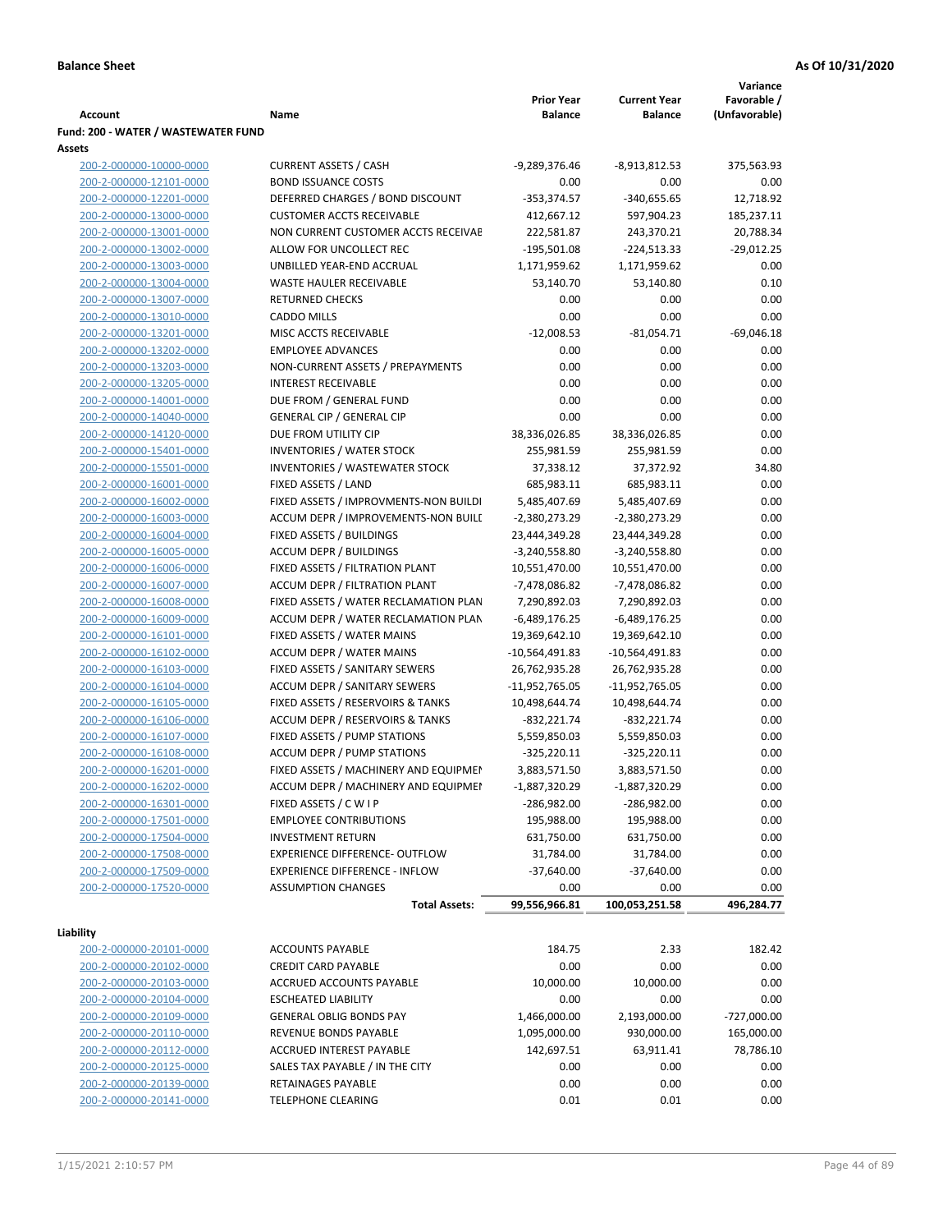**Balance Sheet** **As Of 10/31/2020**

| Account | Name | Prior Year Balance | Current Year Balance | Variance Favorable / (Unfavorable) |
|---|---|---|---|---|
| **Fund: 200 - WATER / WASTEWATER FUND** | | | | |
| **Assets** | | | | |
| 200-2-000000-10000-0000 | CURRENT ASSETS / CASH | -9,289,376.46 | -8,913,812.53 | 375,563.93 |
| 200-2-000000-12101-0000 | BOND ISSUANCE COSTS | 0.00 | 0.00 | 0.00 |
| 200-2-000000-12201-0000 | DEFERRED CHARGES / BOND DISCOUNT | -353,374.57 | -340,655.65 | 12,718.92 |
| 200-2-000000-13000-0000 | CUSTOMER ACCTS RECEIVABLE | 412,667.12 | 597,904.23 | 185,237.11 |
| 200-2-000000-13001-0000 | NON CURRENT CUSTOMER ACCTS RECEIVAE | 222,581.87 | 243,370.21 | 20,788.34 |
| 200-2-000000-13002-0000 | ALLOW FOR UNCOLLECT REC | -195,501.08 | -224,513.33 | -29,012.25 |
| 200-2-000000-13003-0000 | UNBILLED YEAR-END ACCRUAL | 1,171,959.62 | 1,171,959.62 | 0.00 |
| 200-2-000000-13004-0000 | WASTE HAULER RECEIVABLE | 53,140.70 | 53,140.80 | 0.10 |
| 200-2-000000-13007-0000 | RETURNED CHECKS | 0.00 | 0.00 | 0.00 |
| 200-2-000000-13010-0000 | CADDO MILLS | 0.00 | 0.00 | 0.00 |
| 200-2-000000-13201-0000 | MISC ACCTS RECEIVABLE | -12,008.53 | -81,054.71 | -69,046.18 |
| 200-2-000000-13202-0000 | EMPLOYEE ADVANCES | 0.00 | 0.00 | 0.00 |
| 200-2-000000-13203-0000 | NON-CURRENT ASSETS / PREPAYMENTS | 0.00 | 0.00 | 0.00 |
| 200-2-000000-13205-0000 | INTEREST RECEIVABLE | 0.00 | 0.00 | 0.00 |
| 200-2-000000-14001-0000 | DUE FROM / GENERAL FUND | 0.00 | 0.00 | 0.00 |
| 200-2-000000-14040-0000 | GENERAL CIP / GENERAL CIP | 0.00 | 0.00 | 0.00 |
| 200-2-000000-14120-0000 | DUE FROM UTILITY CIP | 38,336,026.85 | 38,336,026.85 | 0.00 |
| 200-2-000000-15401-0000 | INVENTORIES / WATER STOCK | 255,981.59 | 255,981.59 | 0.00 |
| 200-2-000000-15501-0000 | INVENTORIES / WASTEWATER STOCK | 37,338.12 | 37,372.92 | 34.80 |
| 200-2-000000-16001-0000 | FIXED ASSETS / LAND | 685,983.11 | 685,983.11 | 0.00 |
| 200-2-000000-16002-0000 | FIXED ASSETS / IMPROVMENTS-NON BUILDI | 5,485,407.69 | 5,485,407.69 | 0.00 |
| 200-2-000000-16003-0000 | ACCUM DEPR / IMPROVEMENTS-NON BUILI | -2,380,273.29 | -2,380,273.29 | 0.00 |
| 200-2-000000-16004-0000 | FIXED ASSETS / BUILDINGS | 23,444,349.28 | 23,444,349.28 | 0.00 |
| 200-2-000000-16005-0000 | ACCUM DEPR / BUILDINGS | -3,240,558.80 | -3,240,558.80 | 0.00 |
| 200-2-000000-16006-0000 | FIXED ASSETS / FILTRATION PLANT | 10,551,470.00 | 10,551,470.00 | 0.00 |
| 200-2-000000-16007-0000 | ACCUM DEPR / FILTRATION PLANT | -7,478,086.82 | -7,478,086.82 | 0.00 |
| 200-2-000000-16008-0000 | FIXED ASSETS / WATER RECLAMATION PLAN | 7,290,892.03 | 7,290,892.03 | 0.00 |
| 200-2-000000-16009-0000 | ACCUM DEPR / WATER RECLAMATION PLAN | -6,489,176.25 | -6,489,176.25 | 0.00 |
| 200-2-000000-16101-0000 | FIXED ASSETS / WATER MAINS | 19,369,642.10 | 19,369,642.10 | 0.00 |
| 200-2-000000-16102-0000 | ACCUM DEPR / WATER MAINS | -10,564,491.83 | -10,564,491.83 | 0.00 |
| 200-2-000000-16103-0000 | FIXED ASSETS / SANITARY SEWERS | 26,762,935.28 | 26,762,935.28 | 0.00 |
| 200-2-000000-16104-0000 | ACCUM DEPR / SANITARY SEWERS | -11,952,765.05 | -11,952,765.05 | 0.00 |
| 200-2-000000-16105-0000 | FIXED ASSETS / RESERVOIRS & TANKS | 10,498,644.74 | 10,498,644.74 | 0.00 |
| 200-2-000000-16106-0000 | ACCUM DEPR / RESERVOIRS & TANKS | -832,221.74 | -832,221.74 | 0.00 |
| 200-2-000000-16107-0000 | FIXED ASSETS / PUMP STATIONS | 5,559,850.03 | 5,559,850.03 | 0.00 |
| 200-2-000000-16108-0000 | ACCUM DEPR / PUMP STATIONS | -325,220.11 | -325,220.11 | 0.00 |
| 200-2-000000-16201-0000 | FIXED ASSETS / MACHINERY AND EQUIPMEI | 3,883,571.50 | 3,883,571.50 | 0.00 |
| 200-2-000000-16202-0000 | ACCUM DEPR / MACHINERY AND EQUIPMEI | -1,887,320.29 | -1,887,320.29 | 0.00 |
| 200-2-000000-16301-0000 | FIXED ASSETS / C W I P | -286,982.00 | -286,982.00 | 0.00 |
| 200-2-000000-17501-0000 | EMPLOYEE CONTRIBUTIONS | 195,988.00 | 195,988.00 | 0.00 |
| 200-2-000000-17504-0000 | INVESTMENT RETURN | 631,750.00 | 631,750.00 | 0.00 |
| 200-2-000000-17508-0000 | EXPERIENCE DIFFERENCE- OUTFLOW | 31,784.00 | 31,784.00 | 0.00 |
| 200-2-000000-17509-0000 | EXPERIENCE DIFFERENCE - INFLOW | -37,640.00 | -37,640.00 | 0.00 |
| 200-2-000000-17520-0000 | ASSUMPTION CHANGES | 0.00 | 0.00 | 0.00 |
| | **Total Assets:** | **99,556,966.81** | **100,053,251.58** | **496,284.77** |
| **Liability** | | | | |
| 200-2-000000-20101-0000 | ACCOUNTS PAYABLE | 184.75 | 2.33 | 182.42 |
| 200-2-000000-20102-0000 | CREDIT CARD PAYABLE | 0.00 | 0.00 | 0.00 |
| 200-2-000000-20103-0000 | ACCRUED ACCOUNTS PAYABLE | 10,000.00 | 10,000.00 | 0.00 |
| 200-2-000000-20104-0000 | ESCHEATED LIABILITY | 0.00 | 0.00 | 0.00 |
| 200-2-000000-20109-0000 | GENERAL OBLIG BONDS PAY | 1,466,000.00 | 2,193,000.00 | -727,000.00 |
| 200-2-000000-20110-0000 | REVENUE BONDS PAYABLE | 1,095,000.00 | 930,000.00 | 165,000.00 |
| 200-2-000000-20112-0000 | ACCRUED INTEREST PAYABLE | 142,697.51 | 63,911.41 | 78,786.10 |
| 200-2-000000-20125-0000 | SALES TAX PAYABLE / IN THE CITY | 0.00 | 0.00 | 0.00 |
| 200-2-000000-20139-0000 | RETAINAGES PAYABLE | 0.00 | 0.00 | 0.00 |
| 200-2-000000-20141-0000 | TELEPHONE CLEARING | 0.01 | 0.01 | 0.00 |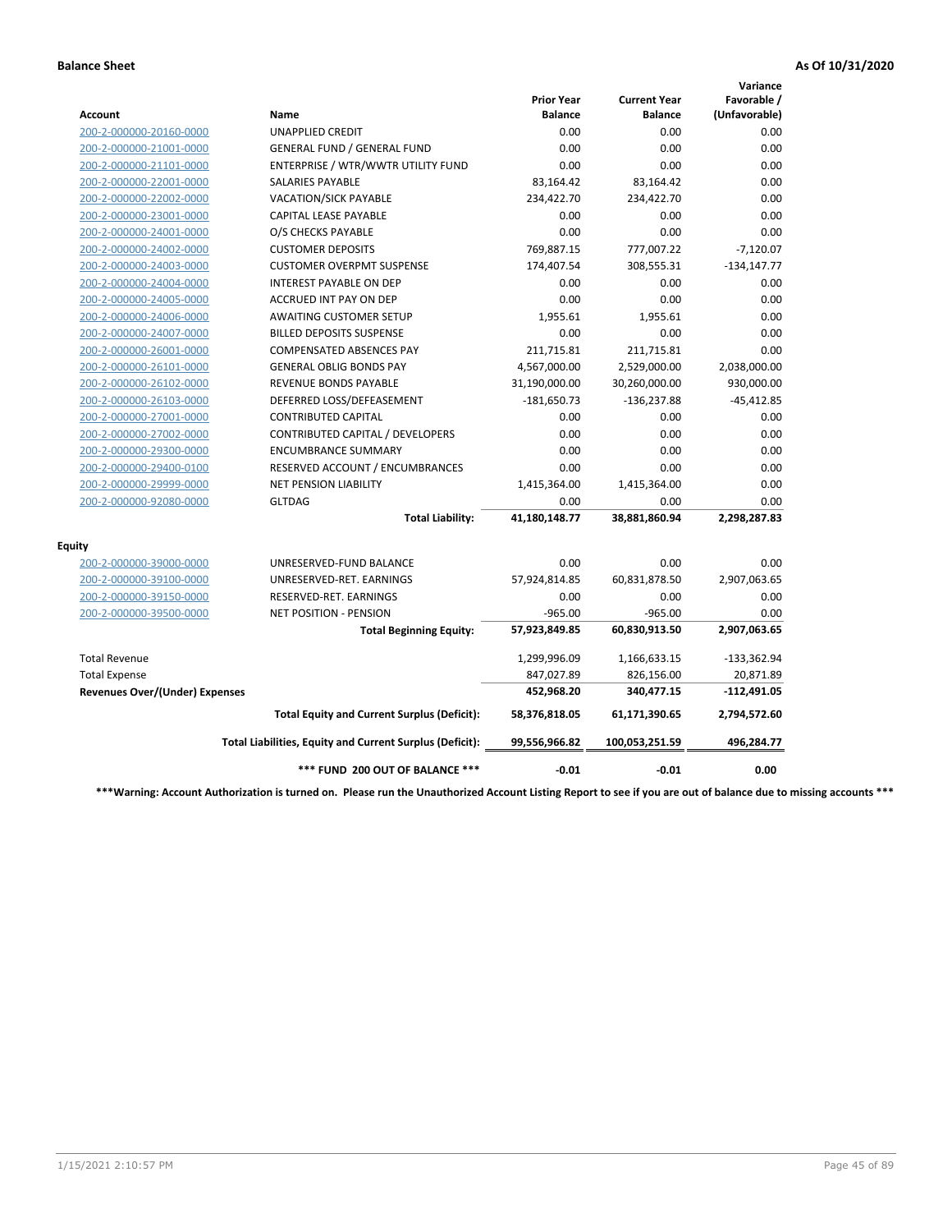**Balance Sheet** — **As Of 10/31/2020**

| Account | Name | Prior Year Balance | Current Year Balance | Variance Favorable / (Unfavorable) |
|---|---|---|---|---|
| 200-2-000000-20160-0000 | UNAPPLIED CREDIT | 0.00 | 0.00 | 0.00 |
| 200-2-000000-21001-0000 | GENERAL FUND / GENERAL FUND | 0.00 | 0.00 | 0.00 |
| 200-2-000000-21101-0000 | ENTERPRISE / WTR/WWTR UTILITY FUND | 0.00 | 0.00 | 0.00 |
| 200-2-000000-22001-0000 | SALARIES PAYABLE | 83,164.42 | 83,164.42 | 0.00 |
| 200-2-000000-22002-0000 | VACATION/SICK PAYABLE | 234,422.70 | 234,422.70 | 0.00 |
| 200-2-000000-23001-0000 | CAPITAL LEASE PAYABLE | 0.00 | 0.00 | 0.00 |
| 200-2-000000-24001-0000 | O/S CHECKS PAYABLE | 0.00 | 0.00 | 0.00 |
| 200-2-000000-24002-0000 | CUSTOMER DEPOSITS | 769,887.15 | 777,007.22 | -7,120.07 |
| 200-2-000000-24003-0000 | CUSTOMER OVERPMT SUSPENSE | 174,407.54 | 308,555.31 | -134,147.77 |
| 200-2-000000-24004-0000 | INTEREST PAYABLE ON DEP | 0.00 | 0.00 | 0.00 |
| 200-2-000000-24005-0000 | ACCRUED INT PAY ON DEP | 0.00 | 0.00 | 0.00 |
| 200-2-000000-24006-0000 | AWAITING CUSTOMER SETUP | 1,955.61 | 1,955.61 | 0.00 |
| 200-2-000000-24007-0000 | BILLED DEPOSITS SUSPENSE | 0.00 | 0.00 | 0.00 |
| 200-2-000000-26001-0000 | COMPENSATED ABSENCES PAY | 211,715.81 | 211,715.81 | 0.00 |
| 200-2-000000-26101-0000 | GENERAL OBLIG BONDS PAY | 4,567,000.00 | 2,529,000.00 | 2,038,000.00 |
| 200-2-000000-26102-0000 | REVENUE BONDS PAYABLE | 31,190,000.00 | 30,260,000.00 | 930,000.00 |
| 200-2-000000-26103-0000 | DEFERRED LOSS/DEFEASEMENT | -181,650.73 | -136,237.88 | -45,412.85 |
| 200-2-000000-27001-0000 | CONTRIBUTED CAPITAL | 0.00 | 0.00 | 0.00 |
| 200-2-000000-27002-0000 | CONTRIBUTED CAPITAL / DEVELOPERS | 0.00 | 0.00 | 0.00 |
| 200-2-000000-29300-0000 | ENCUMBRANCE SUMMARY | 0.00 | 0.00 | 0.00 |
| 200-2-000000-29400-0100 | RESERVED ACCOUNT / ENCUMBRANCES | 0.00 | 0.00 | 0.00 |
| 200-2-000000-29999-0000 | NET PENSION LIABILITY | 1,415,364.00 | 1,415,364.00 | 0.00 |
| 200-2-000000-92080-0000 | GLTDAG | 0.00 | 0.00 | 0.00 |
| | **Total Liability:** | **41,180,148.77** | **38,881,860.94** | **2,298,287.83** |
| **Equity** | | | | |
| 200-2-000000-39000-0000 | UNRESERVED-FUND BALANCE | 0.00 | 0.00 | 0.00 |
| 200-2-000000-39100-0000 | UNRESERVED-RET. EARNINGS | 57,924,814.85 | 60,831,878.50 | 2,907,063.65 |
| 200-2-000000-39150-0000 | RESERVED-RET. EARNINGS | 0.00 | 0.00 | 0.00 |
| 200-2-000000-39500-0000 | NET POSITION - PENSION | -965.00 | -965.00 | 0.00 |
| | **Total Beginning Equity:** | **57,923,849.85** | **60,830,913.50** | **2,907,063.65** |
| Total Revenue | | 1,299,996.09 | 1,166,633.15 | -133,362.94 |
| Total Expense | | 847,027.89 | 826,156.00 | 20,871.89 |
| **Revenues Over/(Under) Expenses** | | **452,968.20** | **340,477.15** | **-112,491.05** |
| | **Total Equity and Current Surplus (Deficit):** | **58,376,818.05** | **61,171,390.65** | **2,794,572.60** |
| | **Total Liabilities, Equity and Current Surplus (Deficit):** | **99,556,966.82** | **100,053,251.59** | **496,284.77** |
| | **\*\*\* FUND 200 OUT OF BALANCE \*\*\*** | **-0.01** | **-0.01** | **0.00** |

**\*\*\*Warning: Account Authorization is turned on. Please run the Unauthorized Account Listing Report to see if you are out of balance due to missing accounts \*\*\***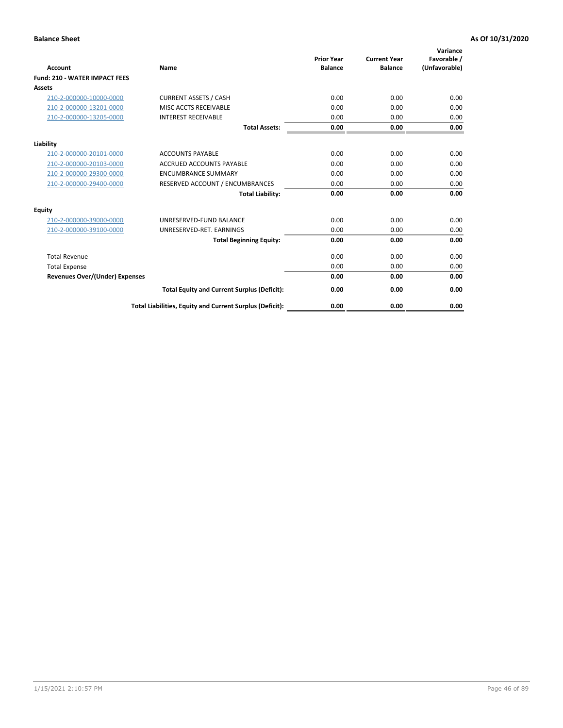**Balance Sheet** **As Of 10/31/2020**

| Account | Name | Prior Year Balance | Current Year Balance | Variance Favorable / (Unfavorable) |
|---|---|---|---|---|
| **Fund: 210 - WATER IMPACT FEES** | | | | |
| **Assets** | | | | |
| 210-2-000000-10000-0000 | CURRENT ASSETS / CASH | 0.00 | 0.00 | 0.00 |
| 210-2-000000-13201-0000 | MISC ACCTS RECEIVABLE | 0.00 | 0.00 | 0.00 |
| 210-2-000000-13205-0000 | INTEREST RECEIVABLE | 0.00 | 0.00 | 0.00 |
| | **Total Assets:** | **0.00** | **0.00** | **0.00** |
| **Liability** | | | | |
| 210-2-000000-20101-0000 | ACCOUNTS PAYABLE | 0.00 | 0.00 | 0.00 |
| 210-2-000000-20103-0000 | ACCRUED ACCOUNTS PAYABLE | 0.00 | 0.00 | 0.00 |
| 210-2-000000-29300-0000 | ENCUMBRANCE SUMMARY | 0.00 | 0.00 | 0.00 |
| 210-2-000000-29400-0000 | RESERVED ACCOUNT / ENCUMBRANCES | 0.00 | 0.00 | 0.00 |
| | **Total Liability:** | **0.00** | **0.00** | **0.00** |
| **Equity** | | | | |
| 210-2-000000-39000-0000 | UNRESERVED-FUND BALANCE | 0.00 | 0.00 | 0.00 |
| 210-2-000000-39100-0000 | UNRESERVED-RET. EARNINGS | 0.00 | 0.00 | 0.00 |
| | **Total Beginning Equity:** | **0.00** | **0.00** | **0.00** |
| Total Revenue | | 0.00 | 0.00 | 0.00 |
| Total Expense | | 0.00 | 0.00 | 0.00 |
| **Revenues Over/(Under) Expenses** | | **0.00** | **0.00** | **0.00** |
| | **Total Equity and Current Surplus (Deficit):** | **0.00** | **0.00** | **0.00** |
| | **Total Liabilities, Equity and Current Surplus (Deficit):** | **0.00** | **0.00** | **0.00** |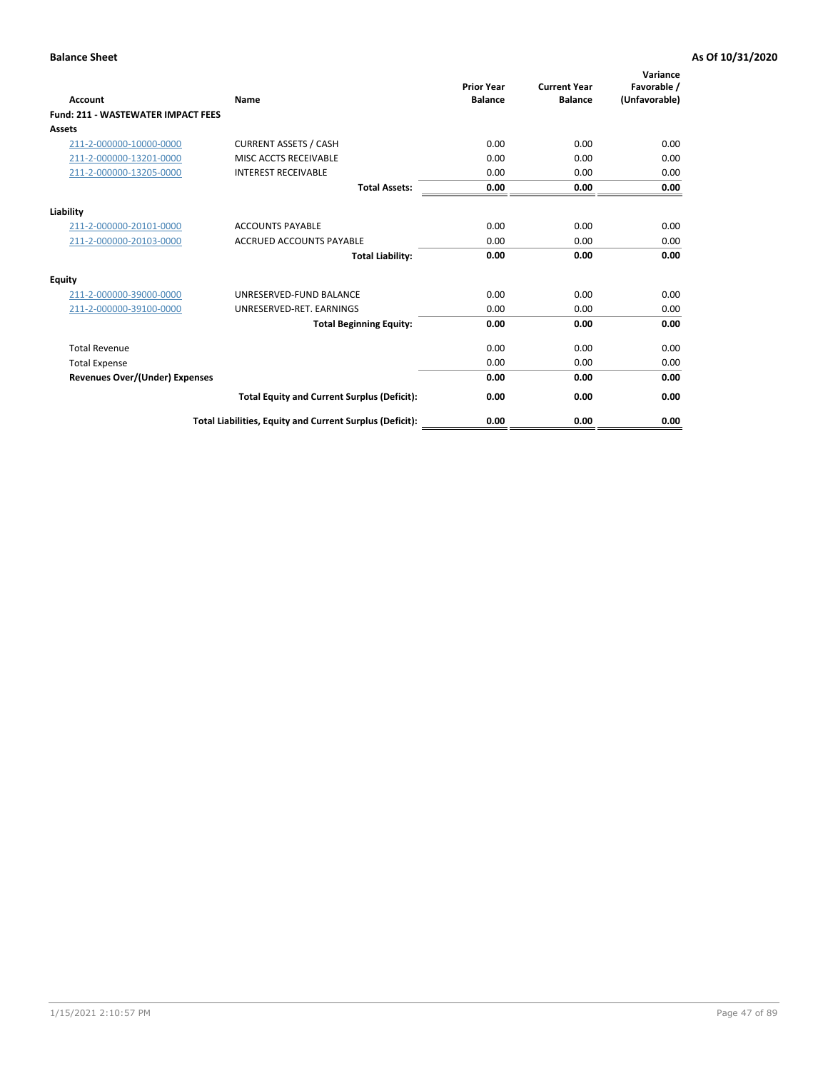**Balance Sheet** **As Of 10/31/2020**

| Account | Name | Prior Year Balance | Current Year Balance | Variance Favorable / (Unfavorable) |
|---|---|---|---|---|
| **Fund: 211 - WASTEWATER IMPACT FEES** | | | | |
| **Assets** | | | | |
| 211-2-000000-10000-0000 | CURRENT ASSETS / CASH | 0.00 | 0.00 | 0.00 |
| 211-2-000000-13201-0000 | MISC ACCTS RECEIVABLE | 0.00 | 0.00 | 0.00 |
| 211-2-000000-13205-0000 | INTEREST RECEIVABLE | 0.00 | 0.00 | 0.00 |
| | **Total Assets:** | **0.00** | **0.00** | **0.00** |
| **Liability** | | | | |
| 211-2-000000-20101-0000 | ACCOUNTS PAYABLE | 0.00 | 0.00 | 0.00 |
| 211-2-000000-20103-0000 | ACCRUED ACCOUNTS PAYABLE | 0.00 | 0.00 | 0.00 |
| | **Total Liability:** | **0.00** | **0.00** | **0.00** |
| **Equity** | | | | |
| 211-2-000000-39000-0000 | UNRESERVED-FUND BALANCE | 0.00 | 0.00 | 0.00 |
| 211-2-000000-39100-0000 | UNRESERVED-RET. EARNINGS | 0.00 | 0.00 | 0.00 |
| | **Total Beginning Equity:** | **0.00** | **0.00** | **0.00** |
| Total Revenue | | 0.00 | 0.00 | 0.00 |
| Total Expense | | 0.00 | 0.00 | 0.00 |
| **Revenues Over/(Under) Expenses** | | **0.00** | **0.00** | **0.00** |
| | **Total Equity and Current Surplus (Deficit):** | **0.00** | **0.00** | **0.00** |
| | **Total Liabilities, Equity and Current Surplus (Deficit):** | **0.00** | **0.00** | **0.00** |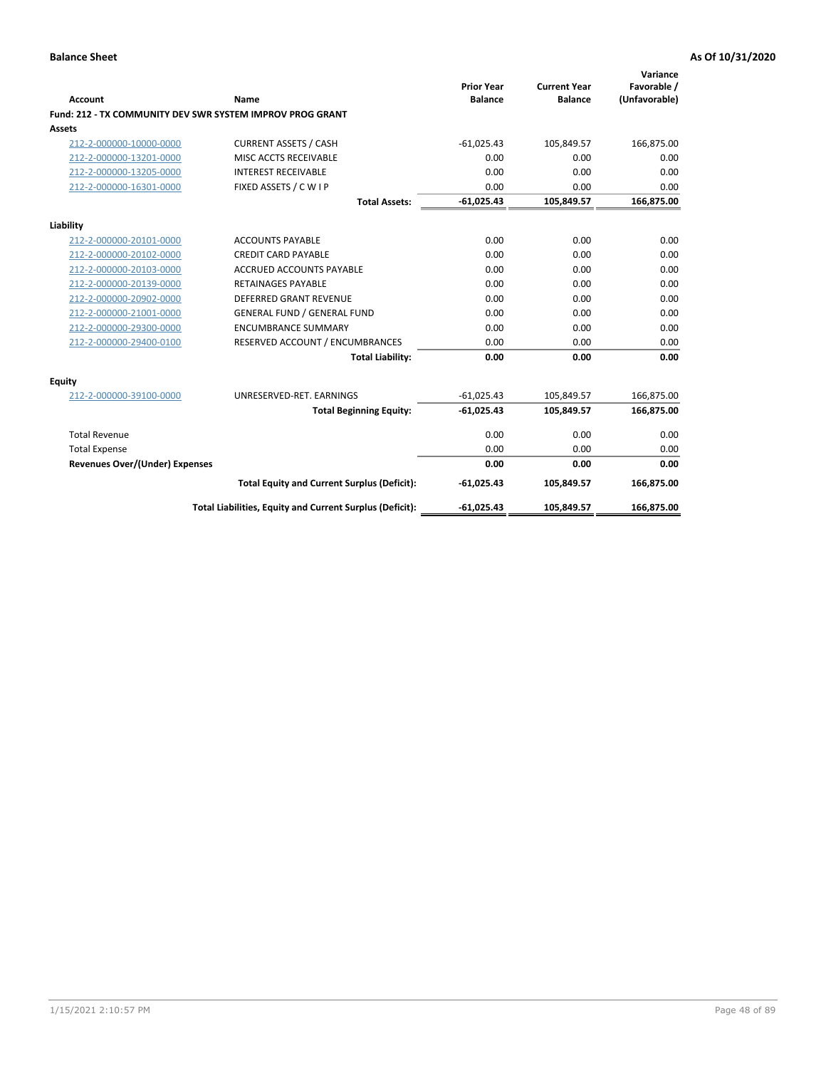**Balance Sheet** **As Of 10/31/2020**

| Account | Name | Prior Year Balance | Current Year Balance | Variance Favorable / (Unfavorable) |
|---|---|---|---|---|
| **Fund: 212 - TX COMMUNITY DEV SWR SYSTEM IMPROV PROG GRANT** | | | | |
| **Assets** | | | | |
| 212-2-000000-10000-0000 | CURRENT ASSETS / CASH | -61,025.43 | 105,849.57 | 166,875.00 |
| 212-2-000000-13201-0000 | MISC ACCTS RECEIVABLE | 0.00 | 0.00 | 0.00 |
| 212-2-000000-13205-0000 | INTEREST RECEIVABLE | 0.00 | 0.00 | 0.00 |
| 212-2-000000-16301-0000 | FIXED ASSETS / C W I P | 0.00 | 0.00 | 0.00 |
| | **Total Assets:** | **-61,025.43** | **105,849.57** | **166,875.00** |
| **Liability** | | | | |
| 212-2-000000-20101-0000 | ACCOUNTS PAYABLE | 0.00 | 0.00 | 0.00 |
| 212-2-000000-20102-0000 | CREDIT CARD PAYABLE | 0.00 | 0.00 | 0.00 |
| 212-2-000000-20103-0000 | ACCRUED ACCOUNTS PAYABLE | 0.00 | 0.00 | 0.00 |
| 212-2-000000-20139-0000 | RETAINAGES PAYABLE | 0.00 | 0.00 | 0.00 |
| 212-2-000000-20902-0000 | DEFERRED GRANT REVENUE | 0.00 | 0.00 | 0.00 |
| 212-2-000000-21001-0000 | GENERAL FUND / GENERAL FUND | 0.00 | 0.00 | 0.00 |
| 212-2-000000-29300-0000 | ENCUMBRANCE SUMMARY | 0.00 | 0.00 | 0.00 |
| 212-2-000000-29400-0100 | RESERVED ACCOUNT / ENCUMBRANCES | 0.00 | 0.00 | 0.00 |
| | **Total Liability:** | **0.00** | **0.00** | **0.00** |
| **Equity** | | | | |
| 212-2-000000-39100-0000 | UNRESERVED-RET. EARNINGS | -61,025.43 | 105,849.57 | 166,875.00 |
| | **Total Beginning Equity:** | **-61,025.43** | **105,849.57** | **166,875.00** |
| Total Revenue | | 0.00 | 0.00 | 0.00 |
| Total Expense | | 0.00 | 0.00 | 0.00 |
| **Revenues Over/(Under) Expenses** | | **0.00** | **0.00** | **0.00** |
| | **Total Equity and Current Surplus (Deficit):** | **-61,025.43** | **105,849.57** | **166,875.00** |
| | **Total Liabilities, Equity and Current Surplus (Deficit):** | **-61,025.43** | **105,849.57** | **166,875.00** |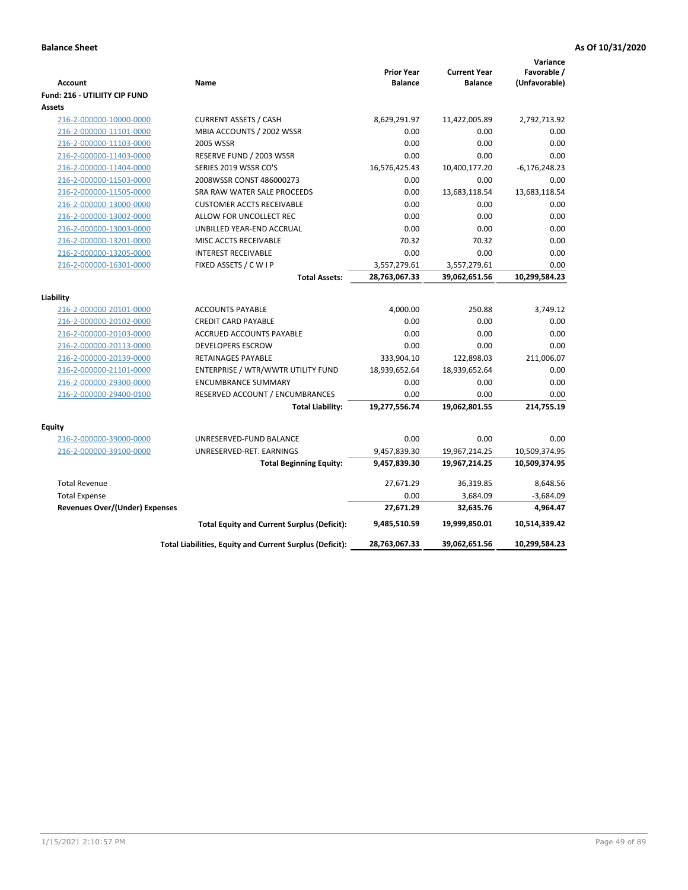**Balance Sheet** **As Of 10/31/2020**

| Account | Name | Prior Year Balance | Current Year Balance | Variance Favorable / (Unfavorable) |
|---|---|---|---|---|
| **Fund: 216 - UTILIITY CIP FUND** | | | | |
| **Assets** | | | | |
| 216-2-000000-10000-0000 | CURRENT ASSETS / CASH | 8,629,291.97 | 11,422,005.89 | 2,792,713.92 |
| 216-2-000000-11101-0000 | MBIA ACCOUNTS / 2002 WSSR | 0.00 | 0.00 | 0.00 |
| 216-2-000000-11103-0000 | 2005 WSSR | 0.00 | 0.00 | 0.00 |
| 216-2-000000-11403-0000 | RESERVE FUND / 2003 WSSR | 0.00 | 0.00 | 0.00 |
| 216-2-000000-11404-0000 | SERIES 2019 WSSR CO'S | 16,576,425.43 | 10,400,177.20 | -6,176,248.23 |
| 216-2-000000-11503-0000 | 2008WSSR CONST 486000273 | 0.00 | 0.00 | 0.00 |
| 216-2-000000-11505-0000 | SRA RAW WATER SALE PROCEEDS | 0.00 | 13,683,118.54 | 13,683,118.54 |
| 216-2-000000-13000-0000 | CUSTOMER ACCTS RECEIVABLE | 0.00 | 0.00 | 0.00 |
| 216-2-000000-13002-0000 | ALLOW FOR UNCOLLECT REC | 0.00 | 0.00 | 0.00 |
| 216-2-000000-13003-0000 | UNBILLED YEAR-END ACCRUAL | 0.00 | 0.00 | 0.00 |
| 216-2-000000-13201-0000 | MISC ACCTS RECEIVABLE | 70.32 | 70.32 | 0.00 |
| 216-2-000000-13205-0000 | INTEREST RECEIVABLE | 0.00 | 0.00 | 0.00 |
| 216-2-000000-16301-0000 | FIXED ASSETS / C W I P | 3,557,279.61 | 3,557,279.61 | 0.00 |
| | **Total Assets:** | **28,763,067.33** | **39,062,651.56** | **10,299,584.23** |
| **Liability** | | | | |
| 216-2-000000-20101-0000 | ACCOUNTS PAYABLE | 4,000.00 | 250.88 | 3,749.12 |
| 216-2-000000-20102-0000 | CREDIT CARD PAYABLE | 0.00 | 0.00 | 0.00 |
| 216-2-000000-20103-0000 | ACCRUED ACCOUNTS PAYABLE | 0.00 | 0.00 | 0.00 |
| 216-2-000000-20113-0000 | DEVELOPERS ESCROW | 0.00 | 0.00 | 0.00 |
| 216-2-000000-20139-0000 | RETAINAGES PAYABLE | 333,904.10 | 122,898.03 | 211,006.07 |
| 216-2-000000-21101-0000 | ENTERPRISE / WTR/WWTR UTILITY FUND | 18,939,652.64 | 18,939,652.64 | 0.00 |
| 216-2-000000-29300-0000 | ENCUMBRANCE SUMMARY | 0.00 | 0.00 | 0.00 |
| 216-2-000000-29400-0100 | RESERVED ACCOUNT / ENCUMBRANCES | 0.00 | 0.00 | 0.00 |
| | **Total Liability:** | **19,277,556.74** | **19,062,801.55** | **214,755.19** |
| **Equity** | | | | |
| 216-2-000000-39000-0000 | UNRESERVED-FUND BALANCE | 0.00 | 0.00 | 0.00 |
| 216-2-000000-39100-0000 | UNRESERVED-RET. EARNINGS | 9,457,839.30 | 19,967,214.25 | 10,509,374.95 |
| | **Total Beginning Equity:** | **9,457,839.30** | **19,967,214.25** | **10,509,374.95** |
| Total Revenue | | 27,671.29 | 36,319.85 | 8,648.56 |
| Total Expense | | 0.00 | 3,684.09 | -3,684.09 |
| **Revenues Over/(Under) Expenses** | | **27,671.29** | **32,635.76** | **4,964.47** |
| | **Total Equity and Current Surplus (Deficit):** | **9,485,510.59** | **19,999,850.01** | **10,514,339.42** |
| | **Total Liabilities, Equity and Current Surplus (Deficit):** | **28,763,067.33** | **39,062,651.56** | **10,299,584.23** |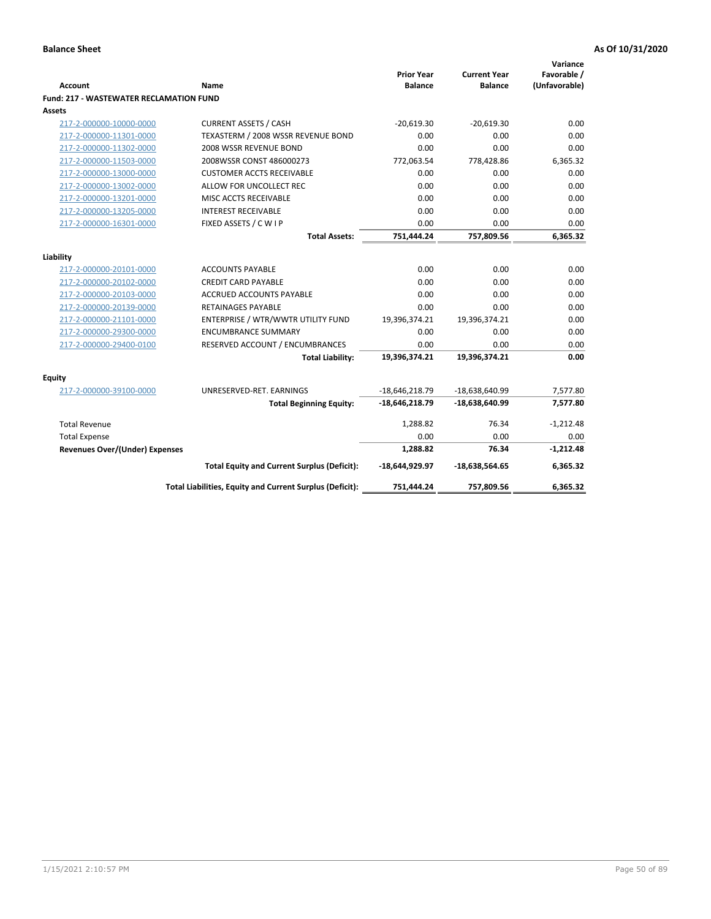**Balance Sheet** **As Of 10/31/2020**

| Account | Name | Prior Year Balance | Current Year Balance | Variance Favorable / (Unfavorable) |
|---|---|---|---|---|
| **Fund: 217 - WASTEWATER RECLAMATION FUND** | | | | |
| **Assets** | | | | |
| 217-2-000000-10000-0000 | CURRENT ASSETS / CASH | -20,619.30 | -20,619.30 | 0.00 |
| 217-2-000000-11301-0000 | TEXASTERM / 2008 WSSR REVENUE BOND | 0.00 | 0.00 | 0.00 |
| 217-2-000000-11302-0000 | 2008 WSSR REVENUE BOND | 0.00 | 0.00 | 0.00 |
| 217-2-000000-11503-0000 | 2008WSSR CONST 486000273 | 772,063.54 | 778,428.86 | 6,365.32 |
| 217-2-000000-13000-0000 | CUSTOMER ACCTS RECEIVABLE | 0.00 | 0.00 | 0.00 |
| 217-2-000000-13002-0000 | ALLOW FOR UNCOLLECT REC | 0.00 | 0.00 | 0.00 |
| 217-2-000000-13201-0000 | MISC ACCTS RECEIVABLE | 0.00 | 0.00 | 0.00 |
| 217-2-000000-13205-0000 | INTEREST RECEIVABLE | 0.00 | 0.00 | 0.00 |
| 217-2-000000-16301-0000 | FIXED ASSETS / C W I P | 0.00 | 0.00 | 0.00 |
| | **Total Assets:** | **751,444.24** | **757,809.56** | **6,365.32** |
| **Liability** | | | | |
| 217-2-000000-20101-0000 | ACCOUNTS PAYABLE | 0.00 | 0.00 | 0.00 |
| 217-2-000000-20102-0000 | CREDIT CARD PAYABLE | 0.00 | 0.00 | 0.00 |
| 217-2-000000-20103-0000 | ACCRUED ACCOUNTS PAYABLE | 0.00 | 0.00 | 0.00 |
| 217-2-000000-20139-0000 | RETAINAGES PAYABLE | 0.00 | 0.00 | 0.00 |
| 217-2-000000-21101-0000 | ENTERPRISE / WTR/WWTR UTILITY FUND | 19,396,374.21 | 19,396,374.21 | 0.00 |
| 217-2-000000-29300-0000 | ENCUMBRANCE SUMMARY | 0.00 | 0.00 | 0.00 |
| 217-2-000000-29400-0100 | RESERVED ACCOUNT / ENCUMBRANCES | 0.00 | 0.00 | 0.00 |
| | **Total Liability:** | **19,396,374.21** | **19,396,374.21** | **0.00** |
| **Equity** | | | | |
| 217-2-000000-39100-0000 | UNRESERVED-RET. EARNINGS | -18,646,218.79 | -18,638,640.99 | 7,577.80 |
| | **Total Beginning Equity:** | **-18,646,218.79** | **-18,638,640.99** | **7,577.80** |
| Total Revenue | | 1,288.82 | 76.34 | -1,212.48 |
| Total Expense | | 0.00 | 0.00 | 0.00 |
| **Revenues Over/(Under) Expenses** | | **1,288.82** | **76.34** | **-1,212.48** |
| | **Total Equity and Current Surplus (Deficit):** | **-18,644,929.97** | **-18,638,564.65** | **6,365.32** |
| | **Total Liabilities, Equity and Current Surplus (Deficit):** | **751,444.24** | **757,809.56** | **6,365.32** |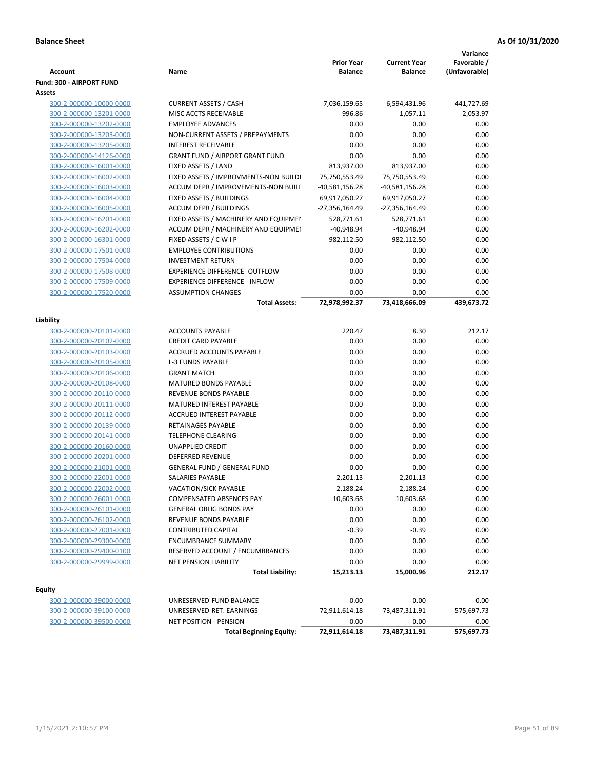**Balance Sheet** **As Of 10/31/2020**

| Account | Name | Prior Year Balance | Current Year Balance | Variance Favorable / (Unfavorable) |
|---|---|---|---|---|
| **Fund: 300 - AIRPORT FUND** | | | | |
| **Assets** | | | | |
| 300-2-000000-10000-0000 | CURRENT ASSETS / CASH | -7,036,159.65 | -6,594,431.96 | 441,727.69 |
| 300-2-000000-13201-0000 | MISC ACCTS RECEIVABLE | 996.86 | -1,057.11 | -2,053.97 |
| 300-2-000000-13202-0000 | EMPLOYEE ADVANCES | 0.00 | 0.00 | 0.00 |
| 300-2-000000-13203-0000 | NON-CURRENT ASSETS / PREPAYMENTS | 0.00 | 0.00 | 0.00 |
| 300-2-000000-13205-0000 | INTEREST RECEIVABLE | 0.00 | 0.00 | 0.00 |
| 300-2-000000-14126-0000 | GRANT FUND / AIRPORT GRANT FUND | 0.00 | 0.00 | 0.00 |
| 300-2-000000-16001-0000 | FIXED ASSETS / LAND | 813,937.00 | 813,937.00 | 0.00 |
| 300-2-000000-16002-0000 | FIXED ASSETS / IMPROVMENTS-NON BUILDI | 75,750,553.49 | 75,750,553.49 | 0.00 |
| 300-2-000000-16003-0000 | ACCUM DEPR / IMPROVEMENTS-NON BUILI | -40,581,156.28 | -40,581,156.28 | 0.00 |
| 300-2-000000-16004-0000 | FIXED ASSETS / BUILDINGS | 69,917,050.27 | 69,917,050.27 | 0.00 |
| 300-2-000000-16005-0000 | ACCUM DEPR / BUILDINGS | -27,356,164.49 | -27,356,164.49 | 0.00 |
| 300-2-000000-16201-0000 | FIXED ASSETS / MACHINERY AND EQUIPMEI | 528,771.61 | 528,771.61 | 0.00 |
| 300-2-000000-16202-0000 | ACCUM DEPR / MACHINERY AND EQUIPMEI | -40,948.94 | -40,948.94 | 0.00 |
| 300-2-000000-16301-0000 | FIXED ASSETS / C W I P | 982,112.50 | 982,112.50 | 0.00 |
| 300-2-000000-17501-0000 | EMPLOYEE CONTRIBUTIONS | 0.00 | 0.00 | 0.00 |
| 300-2-000000-17504-0000 | INVESTMENT RETURN | 0.00 | 0.00 | 0.00 |
| 300-2-000000-17508-0000 | EXPERIENCE DIFFERENCE- OUTFLOW | 0.00 | 0.00 | 0.00 |
| 300-2-000000-17509-0000 | EXPERIENCE DIFFERENCE - INFLOW | 0.00 | 0.00 | 0.00 |
| 300-2-000000-17520-0000 | ASSUMPTION CHANGES | 0.00 | 0.00 | 0.00 |
| | **Total Assets:** | **72,978,992.37** | **73,418,666.09** | **439,673.72** |
| **Liability** | | | | |
| 300-2-000000-20101-0000 | ACCOUNTS PAYABLE | 220.47 | 8.30 | 212.17 |
| 300-2-000000-20102-0000 | CREDIT CARD PAYABLE | 0.00 | 0.00 | 0.00 |
| 300-2-000000-20103-0000 | ACCRUED ACCOUNTS PAYABLE | 0.00 | 0.00 | 0.00 |
| 300-2-000000-20105-0000 | L-3 FUNDS PAYABLE | 0.00 | 0.00 | 0.00 |
| 300-2-000000-20106-0000 | GRANT MATCH | 0.00 | 0.00 | 0.00 |
| 300-2-000000-20108-0000 | MATURED BONDS PAYABLE | 0.00 | 0.00 | 0.00 |
| 300-2-000000-20110-0000 | REVENUE BONDS PAYABLE | 0.00 | 0.00 | 0.00 |
| 300-2-000000-20111-0000 | MATURED INTEREST PAYABLE | 0.00 | 0.00 | 0.00 |
| 300-2-000000-20112-0000 | ACCRUED INTEREST PAYABLE | 0.00 | 0.00 | 0.00 |
| 300-2-000000-20139-0000 | RETAINAGES PAYABLE | 0.00 | 0.00 | 0.00 |
| 300-2-000000-20141-0000 | TELEPHONE CLEARING | 0.00 | 0.00 | 0.00 |
| 300-2-000000-20160-0000 | UNAPPLIED CREDIT | 0.00 | 0.00 | 0.00 |
| 300-2-000000-20201-0000 | DEFERRED REVENUE | 0.00 | 0.00 | 0.00 |
| 300-2-000000-21001-0000 | GENERAL FUND / GENERAL FUND | 0.00 | 0.00 | 0.00 |
| 300-2-000000-22001-0000 | SALARIES PAYABLE | 2,201.13 | 2,201.13 | 0.00 |
| 300-2-000000-22002-0000 | VACATION/SICK PAYABLE | 2,188.24 | 2,188.24 | 0.00 |
| 300-2-000000-26001-0000 | COMPENSATED ABSENCES PAY | 10,603.68 | 10,603.68 | 0.00 |
| 300-2-000000-26101-0000 | GENERAL OBLIG BONDS PAY | 0.00 | 0.00 | 0.00 |
| 300-2-000000-26102-0000 | REVENUE BONDS PAYABLE | 0.00 | 0.00 | 0.00 |
| 300-2-000000-27001-0000 | CONTRIBUTED CAPITAL | -0.39 | -0.39 | 0.00 |
| 300-2-000000-29300-0000 | ENCUMBRANCE SUMMARY | 0.00 | 0.00 | 0.00 |
| 300-2-000000-29400-0100 | RESERVED ACCOUNT / ENCUMBRANCES | 0.00 | 0.00 | 0.00 |
| 300-2-000000-29999-0000 | NET PENSION LIABILITY | 0.00 | 0.00 | 0.00 |
| | **Total Liability:** | **15,213.13** | **15,000.96** | **212.17** |
| **Equity** | | | | |
| 300-2-000000-39000-0000 | UNRESERVED-FUND BALANCE | 0.00 | 0.00 | 0.00 |
| 300-2-000000-39100-0000 | UNRESERVED-RET. EARNINGS | 72,911,614.18 | 73,487,311.91 | 575,697.73 |
| 300-2-000000-39500-0000 | NET POSITION - PENSION | 0.00 | 0.00 | 0.00 |
| | **Total Beginning Equity:** | **72,911,614.18** | **73,487,311.91** | **575,697.73** |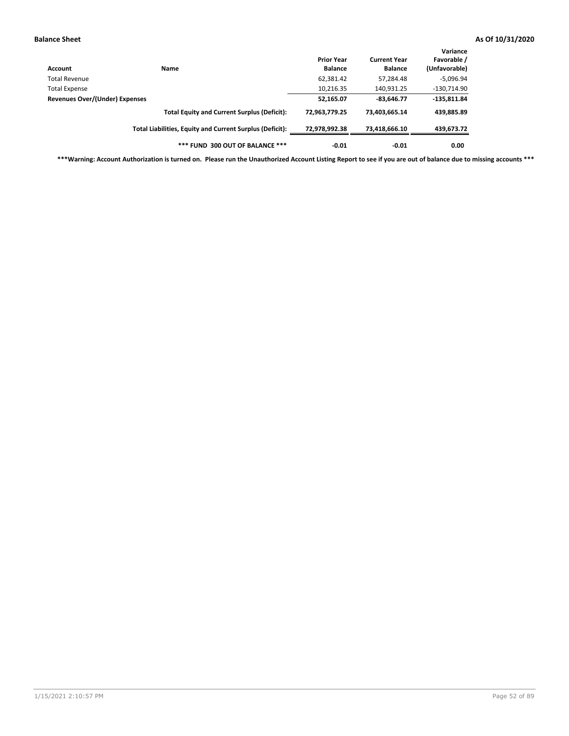**Balance Sheet** **As Of 10/31/2020**

| Account | Name | Prior Year Balance | Current Year Balance | Variance Favorable / (Unfavorable) |
|---|---|---|---|---|
| Total Revenue | | 62,381.42 | 57,284.48 | -5,096.94 |
| Total Expense | | 10,216.35 | 140,931.25 | -130,714.90 |
| **Revenues Over/(Under) Expenses** | | **52,165.07** | **-83,646.77** | **-135,811.84** |
| | **Total Equity and Current Surplus (Deficit):** | **72,963,779.25** | **73,403,665.14** | **439,885.89** |
| | **Total Liabilities, Equity and Current Surplus (Deficit):** | **72,978,992.38** | **73,418,666.10** | **439,673.72** |
| | ***** FUND 300 OUT OF BALANCE ***** | **-0.01** | **-0.01** | **0.00** |

*****Warning: Account Authorization is turned on. Please run the Unauthorized Account Listing Report to see if you are out of balance due to missing accounts *****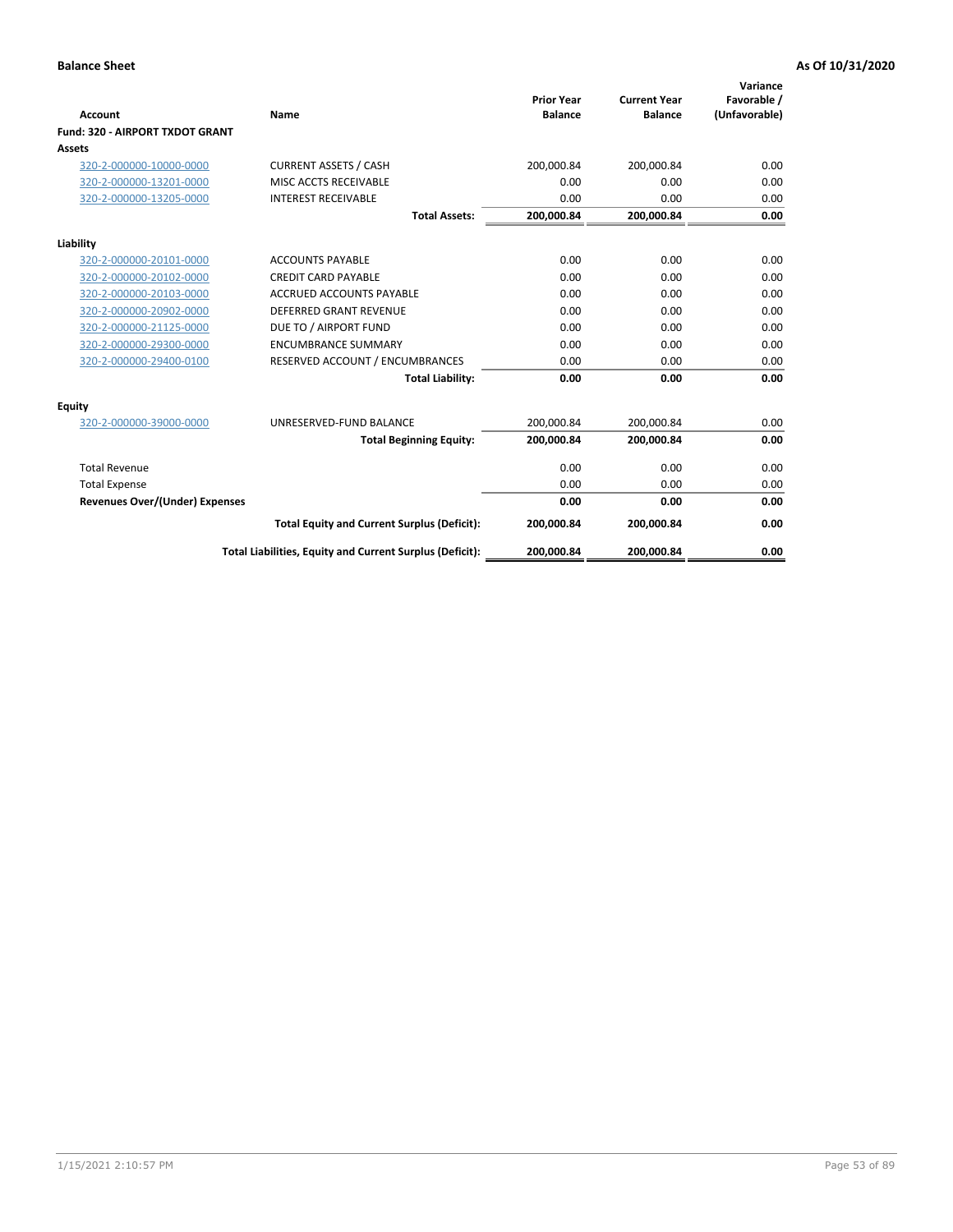**Balance Sheet** | **As Of 10/31/2020**

| Account | Name | Prior Year Balance | Current Year Balance | Variance Favorable / (Unfavorable) |
|---|---|---|---|---|
| **Fund: 320 - AIRPORT TXDOT GRANT** | | | | |
| **Assets** | | | | |
| 320-2-000000-10000-0000 | CURRENT ASSETS / CASH | 200,000.84 | 200,000.84 | 0.00 |
| 320-2-000000-13201-0000 | MISC ACCTS RECEIVABLE | 0.00 | 0.00 | 0.00 |
| 320-2-000000-13205-0000 | INTEREST RECEIVABLE | 0.00 | 0.00 | 0.00 |
| | **Total Assets:** | **200,000.84** | **200,000.84** | **0.00** |
| **Liability** | | | | |
| 320-2-000000-20101-0000 | ACCOUNTS PAYABLE | 0.00 | 0.00 | 0.00 |
| 320-2-000000-20102-0000 | CREDIT CARD PAYABLE | 0.00 | 0.00 | 0.00 |
| 320-2-000000-20103-0000 | ACCRUED ACCOUNTS PAYABLE | 0.00 | 0.00 | 0.00 |
| 320-2-000000-20902-0000 | DEFERRED GRANT REVENUE | 0.00 | 0.00 | 0.00 |
| 320-2-000000-21125-0000 | DUE TO / AIRPORT FUND | 0.00 | 0.00 | 0.00 |
| 320-2-000000-29300-0000 | ENCUMBRANCE SUMMARY | 0.00 | 0.00 | 0.00 |
| 320-2-000000-29400-0100 | RESERVED ACCOUNT / ENCUMBRANCES | 0.00 | 0.00 | 0.00 |
| | **Total Liability:** | **0.00** | **0.00** | **0.00** |
| **Equity** | | | | |
| 320-2-000000-39000-0000 | UNRESERVED-FUND BALANCE | 200,000.84 | 200,000.84 | 0.00 |
| | **Total Beginning Equity:** | **200,000.84** | **200,000.84** | **0.00** |
| Total Revenue | | 0.00 | 0.00 | 0.00 |
| Total Expense | | 0.00 | 0.00 | 0.00 |
| **Revenues Over/(Under) Expenses** | | **0.00** | **0.00** | **0.00** |
| | **Total Equity and Current Surplus (Deficit):** | **200,000.84** | **200,000.84** | **0.00** |
| | **Total Liabilities, Equity and Current Surplus (Deficit):** | **200,000.84** | **200,000.84** | **0.00** |

1/15/2021 2:10:57 PM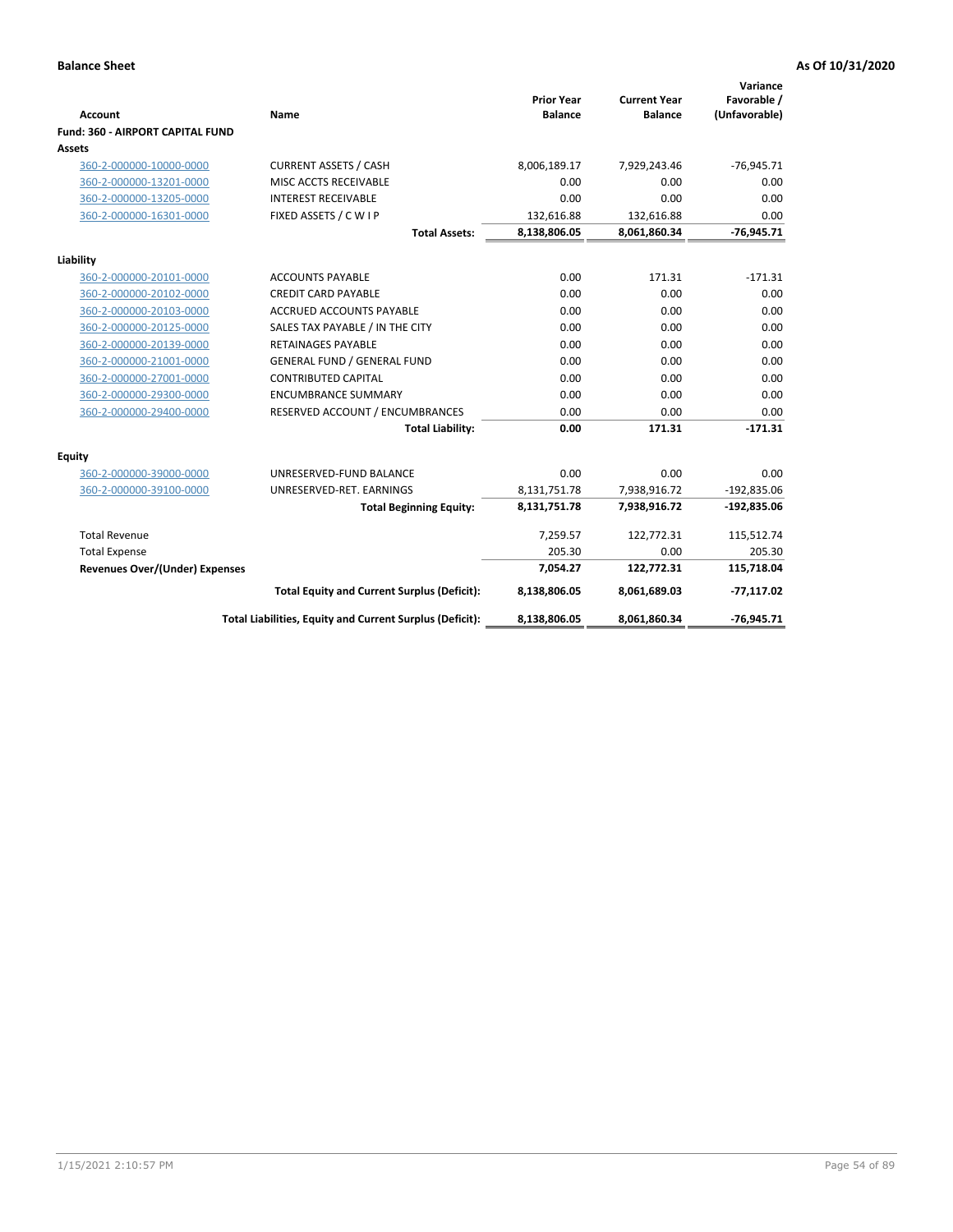**Balance Sheet** **As Of 10/31/2020**

| Account | Name | Prior Year Balance | Current Year Balance | Variance Favorable / (Unfavorable) |
|---|---|---|---|---|
| **Fund: 360 - AIRPORT CAPITAL FUND** | | | | |
| **Assets** | | | | |
| 360-2-000000-10000-0000 | CURRENT ASSETS / CASH | 8,006,189.17 | 7,929,243.46 | -76,945.71 |
| 360-2-000000-13201-0000 | MISC ACCTS RECEIVABLE | 0.00 | 0.00 | 0.00 |
| 360-2-000000-13205-0000 | INTEREST RECEIVABLE | 0.00 | 0.00 | 0.00 |
| 360-2-000000-16301-0000 | FIXED ASSETS / C W I P | 132,616.88 | 132,616.88 | 0.00 |
| | **Total Assets:** | **8,138,806.05** | **8,061,860.34** | **-76,945.71** |
| **Liability** | | | | |
| 360-2-000000-20101-0000 | ACCOUNTS PAYABLE | 0.00 | 171.31 | -171.31 |
| 360-2-000000-20102-0000 | CREDIT CARD PAYABLE | 0.00 | 0.00 | 0.00 |
| 360-2-000000-20103-0000 | ACCRUED ACCOUNTS PAYABLE | 0.00 | 0.00 | 0.00 |
| 360-2-000000-20125-0000 | SALES TAX PAYABLE / IN THE CITY | 0.00 | 0.00 | 0.00 |
| 360-2-000000-20139-0000 | RETAINAGES PAYABLE | 0.00 | 0.00 | 0.00 |
| 360-2-000000-21001-0000 | GENERAL FUND / GENERAL FUND | 0.00 | 0.00 | 0.00 |
| 360-2-000000-27001-0000 | CONTRIBUTED CAPITAL | 0.00 | 0.00 | 0.00 |
| 360-2-000000-29300-0000 | ENCUMBRANCE SUMMARY | 0.00 | 0.00 | 0.00 |
| 360-2-000000-29400-0000 | RESERVED ACCOUNT / ENCUMBRANCES | 0.00 | 0.00 | 0.00 |
| | **Total Liability:** | **0.00** | **171.31** | **-171.31** |
| **Equity** | | | | |
| 360-2-000000-39000-0000 | UNRESERVED-FUND BALANCE | 0.00 | 0.00 | 0.00 |
| 360-2-000000-39100-0000 | UNRESERVED-RET. EARNINGS | 8,131,751.78 | 7,938,916.72 | -192,835.06 |
| | **Total Beginning Equity:** | **8,131,751.78** | **7,938,916.72** | **-192,835.06** |
| Total Revenue | | 7,259.57 | 122,772.31 | 115,512.74 |
| Total Expense | | 205.30 | 0.00 | 205.30 |
| **Revenues Over/(Under) Expenses** | | **7,054.27** | **122,772.31** | **115,718.04** |
| | **Total Equity and Current Surplus (Deficit):** | **8,138,806.05** | **8,061,689.03** | **-77,117.02** |
| | **Total Liabilities, Equity and Current Surplus (Deficit):** | **8,138,806.05** | **8,061,860.34** | **-76,945.71** |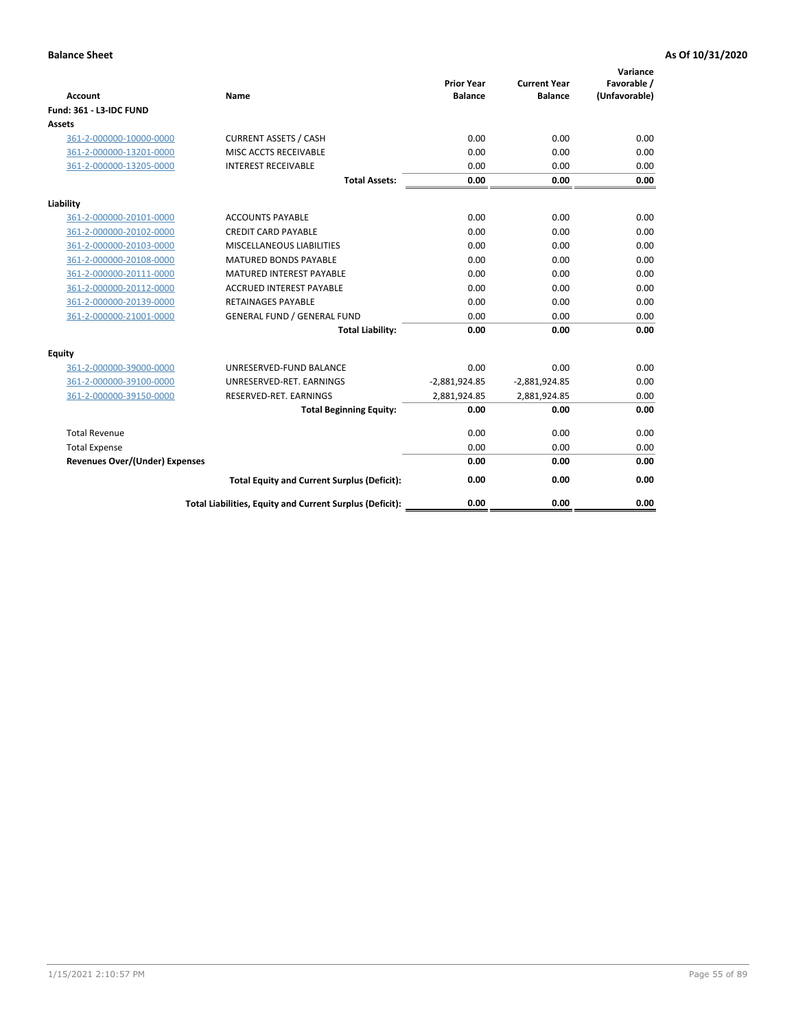**Balance Sheet** | **As Of 10/31/2020**

| Account | Name | Prior Year Balance | Current Year Balance | Variance Favorable / (Unfavorable) |
|---|---|---|---|---|
| **Fund: 361 - L3-IDC FUND** | | | | |
| **Assets** | | | | |
| 361-2-000000-10000-0000 | CURRENT ASSETS / CASH | 0.00 | 0.00 | 0.00 |
| 361-2-000000-13201-0000 | MISC ACCTS RECEIVABLE | 0.00 | 0.00 | 0.00 |
| 361-2-000000-13205-0000 | INTEREST RECEIVABLE | 0.00 | 0.00 | 0.00 |
| | **Total Assets:** | **0.00** | **0.00** | **0.00** |
| **Liability** | | | | |
| 361-2-000000-20101-0000 | ACCOUNTS PAYABLE | 0.00 | 0.00 | 0.00 |
| 361-2-000000-20102-0000 | CREDIT CARD PAYABLE | 0.00 | 0.00 | 0.00 |
| 361-2-000000-20103-0000 | MISCELLANEOUS LIABILITIES | 0.00 | 0.00 | 0.00 |
| 361-2-000000-20108-0000 | MATURED BONDS PAYABLE | 0.00 | 0.00 | 0.00 |
| 361-2-000000-20111-0000 | MATURED INTEREST PAYABLE | 0.00 | 0.00 | 0.00 |
| 361-2-000000-20112-0000 | ACCRUED INTEREST PAYABLE | 0.00 | 0.00 | 0.00 |
| 361-2-000000-20139-0000 | RETAINAGES PAYABLE | 0.00 | 0.00 | 0.00 |
| 361-2-000000-21001-0000 | GENERAL FUND / GENERAL FUND | 0.00 | 0.00 | 0.00 |
| | **Total Liability:** | **0.00** | **0.00** | **0.00** |
| **Equity** | | | | |
| 361-2-000000-39000-0000 | UNRESERVED-FUND BALANCE | 0.00 | 0.00 | 0.00 |
| 361-2-000000-39100-0000 | UNRESERVED-RET. EARNINGS | -2,881,924.85 | -2,881,924.85 | 0.00 |
| 361-2-000000-39150-0000 | RESERVED-RET. EARNINGS | 2,881,924.85 | 2,881,924.85 | 0.00 |
| | **Total Beginning Equity:** | **0.00** | **0.00** | **0.00** |
| Total Revenue | | 0.00 | 0.00 | 0.00 |
| Total Expense | | 0.00 | 0.00 | 0.00 |
| **Revenues Over/(Under) Expenses** | | **0.00** | **0.00** | **0.00** |
| | **Total Equity and Current Surplus (Deficit):** | **0.00** | **0.00** | **0.00** |
| | **Total Liabilities, Equity and Current Surplus (Deficit):** | **0.00** | **0.00** | **0.00** |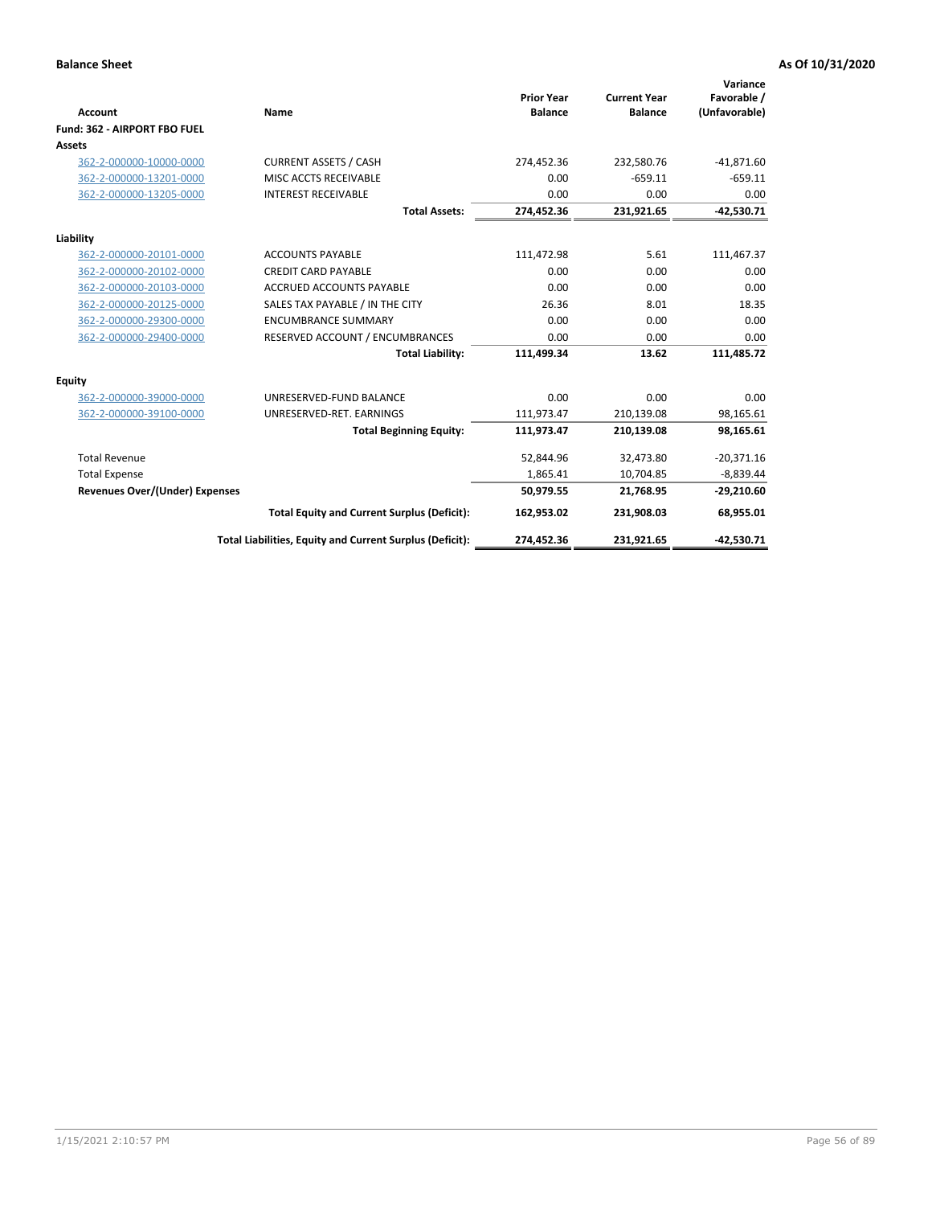**Balance Sheet** **As Of 10/31/2020**

| Account | Name | Prior Year Balance | Current Year Balance | Variance Favorable / (Unfavorable) |
|---|---|---|---|---|
| **Fund: 362 - AIRPORT FBO FUEL** | | | | |
| **Assets** | | | | |
| 362-2-000000-10000-0000 | CURRENT ASSETS / CASH | 274,452.36 | 232,580.76 | -41,871.60 |
| 362-2-000000-13201-0000 | MISC ACCTS RECEIVABLE | 0.00 | -659.11 | -659.11 |
| 362-2-000000-13205-0000 | INTEREST RECEIVABLE | 0.00 | 0.00 | 0.00 |
| | **Total Assets:** | **274,452.36** | **231,921.65** | **-42,530.71** |
| **Liability** | | | | |
| 362-2-000000-20101-0000 | ACCOUNTS PAYABLE | 111,472.98 | 5.61 | 111,467.37 |
| 362-2-000000-20102-0000 | CREDIT CARD PAYABLE | 0.00 | 0.00 | 0.00 |
| 362-2-000000-20103-0000 | ACCRUED ACCOUNTS PAYABLE | 0.00 | 0.00 | 0.00 |
| 362-2-000000-20125-0000 | SALES TAX PAYABLE / IN THE CITY | 26.36 | 8.01 | 18.35 |
| 362-2-000000-29300-0000 | ENCUMBRANCE SUMMARY | 0.00 | 0.00 | 0.00 |
| 362-2-000000-29400-0000 | RESERVED ACCOUNT / ENCUMBRANCES | 0.00 | 0.00 | 0.00 |
| | **Total Liability:** | **111,499.34** | **13.62** | **111,485.72** |
| **Equity** | | | | |
| 362-2-000000-39000-0000 | UNRESERVED-FUND BALANCE | 0.00 | 0.00 | 0.00 |
| 362-2-000000-39100-0000 | UNRESERVED-RET. EARNINGS | 111,973.47 | 210,139.08 | 98,165.61 |
| | **Total Beginning Equity:** | **111,973.47** | **210,139.08** | **98,165.61** |
| Total Revenue | | 52,844.96 | 32,473.80 | -20,371.16 |
| Total Expense | | 1,865.41 | 10,704.85 | -8,839.44 |
| **Revenues Over/(Under) Expenses** | | **50,979.55** | **21,768.95** | **-29,210.60** |
| | **Total Equity and Current Surplus (Deficit):** | **162,953.02** | **231,908.03** | **68,955.01** |
| | **Total Liabilities, Equity and Current Surplus (Deficit):** | **274,452.36** | **231,921.65** | **-42,530.71** |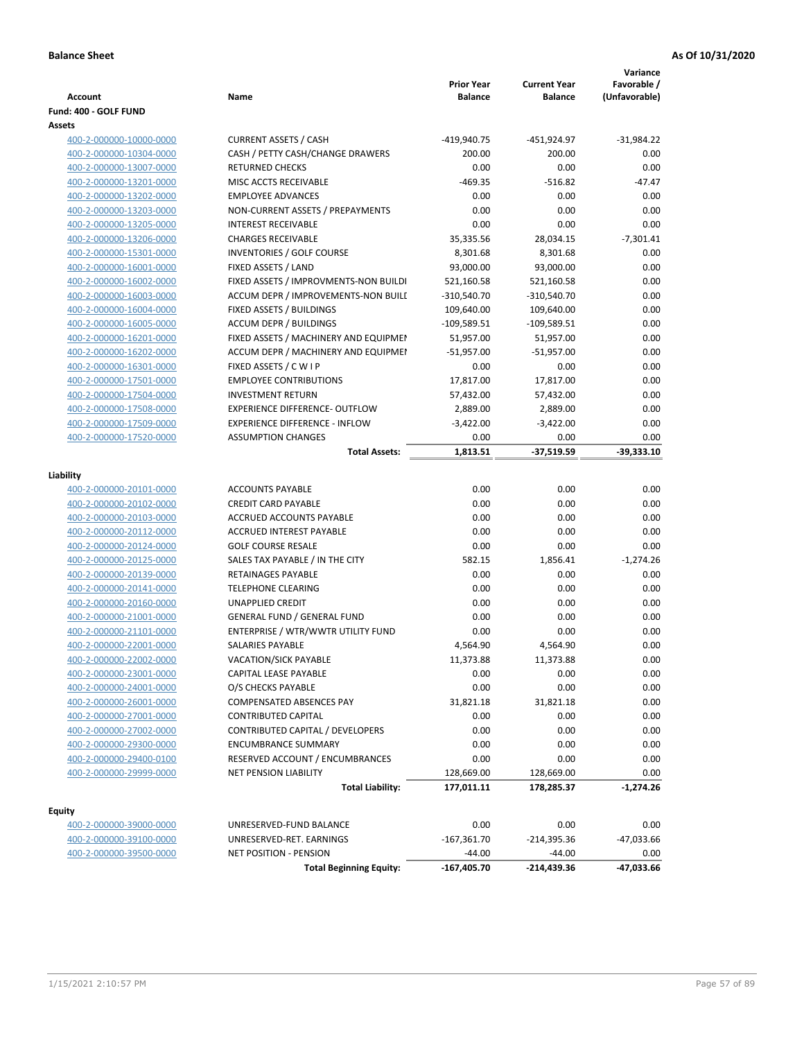**Balance Sheet** **As Of 10/31/2020**

| Account | Name | Prior Year Balance | Current Year Balance | Variance Favorable / (Unfavorable) |
|---|---|---|---|---|
| **Fund: 400 - GOLF FUND** | | | | |
| **Assets** | | | | |
| 400-2-000000-10000-0000 | CURRENT ASSETS / CASH | -419,940.75 | -451,924.97 | -31,984.22 |
| 400-2-000000-10304-0000 | CASH / PETTY CASH/CHANGE DRAWERS | 200.00 | 200.00 | 0.00 |
| 400-2-000000-13007-0000 | RETURNED CHECKS | 0.00 | 0.00 | 0.00 |
| 400-2-000000-13201-0000 | MISC ACCTS RECEIVABLE | -469.35 | -516.82 | -47.47 |
| 400-2-000000-13202-0000 | EMPLOYEE ADVANCES | 0.00 | 0.00 | 0.00 |
| 400-2-000000-13203-0000 | NON-CURRENT ASSETS / PREPAYMENTS | 0.00 | 0.00 | 0.00 |
| 400-2-000000-13205-0000 | INTEREST RECEIVABLE | 0.00 | 0.00 | 0.00 |
| 400-2-000000-13206-0000 | CHARGES RECEIVABLE | 35,335.56 | 28,034.15 | -7,301.41 |
| 400-2-000000-15301-0000 | INVENTORIES / GOLF COURSE | 8,301.68 | 8,301.68 | 0.00 |
| 400-2-000000-16001-0000 | FIXED ASSETS / LAND | 93,000.00 | 93,000.00 | 0.00 |
| 400-2-000000-16002-0000 | FIXED ASSETS / IMPROVMENTS-NON BUILDI | 521,160.58 | 521,160.58 | 0.00 |
| 400-2-000000-16003-0000 | ACCUM DEPR / IMPROVEMENTS-NON BUILI | -310,540.70 | -310,540.70 | 0.00 |
| 400-2-000000-16004-0000 | FIXED ASSETS / BUILDINGS | 109,640.00 | 109,640.00 | 0.00 |
| 400-2-000000-16005-0000 | ACCUM DEPR / BUILDINGS | -109,589.51 | -109,589.51 | 0.00 |
| 400-2-000000-16201-0000 | FIXED ASSETS / MACHINERY AND EQUIPMEI | 51,957.00 | 51,957.00 | 0.00 |
| 400-2-000000-16202-0000 | ACCUM DEPR / MACHINERY AND EQUIPMEI | -51,957.00 | -51,957.00 | 0.00 |
| 400-2-000000-16301-0000 | FIXED ASSETS / C W I P | 0.00 | 0.00 | 0.00 |
| 400-2-000000-17501-0000 | EMPLOYEE CONTRIBUTIONS | 17,817.00 | 17,817.00 | 0.00 |
| 400-2-000000-17504-0000 | INVESTMENT RETURN | 57,432.00 | 57,432.00 | 0.00 |
| 400-2-000000-17508-0000 | EXPERIENCE DIFFERENCE- OUTFLOW | 2,889.00 | 2,889.00 | 0.00 |
| 400-2-000000-17509-0000 | EXPERIENCE DIFFERENCE - INFLOW | -3,422.00 | -3,422.00 | 0.00 |
| 400-2-000000-17520-0000 | ASSUMPTION CHANGES | 0.00 | 0.00 | 0.00 |
| | **Total Assets:** | **1,813.51** | **-37,519.59** | **-39,333.10** |
| **Liability** | | | | |
| 400-2-000000-20101-0000 | ACCOUNTS PAYABLE | 0.00 | 0.00 | 0.00 |
| 400-2-000000-20102-0000 | CREDIT CARD PAYABLE | 0.00 | 0.00 | 0.00 |
| 400-2-000000-20103-0000 | ACCRUED ACCOUNTS PAYABLE | 0.00 | 0.00 | 0.00 |
| 400-2-000000-20112-0000 | ACCRUED INTEREST PAYABLE | 0.00 | 0.00 | 0.00 |
| 400-2-000000-20124-0000 | GOLF COURSE RESALE | 0.00 | 0.00 | 0.00 |
| 400-2-000000-20125-0000 | SALES TAX PAYABLE / IN THE CITY | 582.15 | 1,856.41 | -1,274.26 |
| 400-2-000000-20139-0000 | RETAINAGES PAYABLE | 0.00 | 0.00 | 0.00 |
| 400-2-000000-20141-0000 | TELEPHONE CLEARING | 0.00 | 0.00 | 0.00 |
| 400-2-000000-20160-0000 | UNAPPLIED CREDIT | 0.00 | 0.00 | 0.00 |
| 400-2-000000-21001-0000 | GENERAL FUND / GENERAL FUND | 0.00 | 0.00 | 0.00 |
| 400-2-000000-21101-0000 | ENTERPRISE / WTR/WWTR UTILITY FUND | 0.00 | 0.00 | 0.00 |
| 400-2-000000-22001-0000 | SALARIES PAYABLE | 4,564.90 | 4,564.90 | 0.00 |
| 400-2-000000-22002-0000 | VACATION/SICK PAYABLE | 11,373.88 | 11,373.88 | 0.00 |
| 400-2-000000-23001-0000 | CAPITAL LEASE PAYABLE | 0.00 | 0.00 | 0.00 |
| 400-2-000000-24001-0000 | O/S CHECKS PAYABLE | 0.00 | 0.00 | 0.00 |
| 400-2-000000-26001-0000 | COMPENSATED ABSENCES PAY | 31,821.18 | 31,821.18 | 0.00 |
| 400-2-000000-27001-0000 | CONTRIBUTED CAPITAL | 0.00 | 0.00 | 0.00 |
| 400-2-000000-27002-0000 | CONTRIBUTED CAPITAL / DEVELOPERS | 0.00 | 0.00 | 0.00 |
| 400-2-000000-29300-0000 | ENCUMBRANCE SUMMARY | 0.00 | 0.00 | 0.00 |
| 400-2-000000-29400-0100 | RESERVED ACCOUNT / ENCUMBRANCES | 0.00 | 0.00 | 0.00 |
| 400-2-000000-29999-0000 | NET PENSION LIABILITY | 128,669.00 | 128,669.00 | 0.00 |
| | **Total Liability:** | **177,011.11** | **178,285.37** | **-1,274.26** |
| **Equity** | | | | |
| 400-2-000000-39000-0000 | UNRESERVED-FUND BALANCE | 0.00 | 0.00 | 0.00 |
| 400-2-000000-39100-0000 | UNRESERVED-RET. EARNINGS | -167,361.70 | -214,395.36 | -47,033.66 |
| 400-2-000000-39500-0000 | NET POSITION - PENSION | -44.00 | -44.00 | 0.00 |
| | **Total Beginning Equity:** | **-167,405.70** | **-214,439.36** | **-47,033.66** |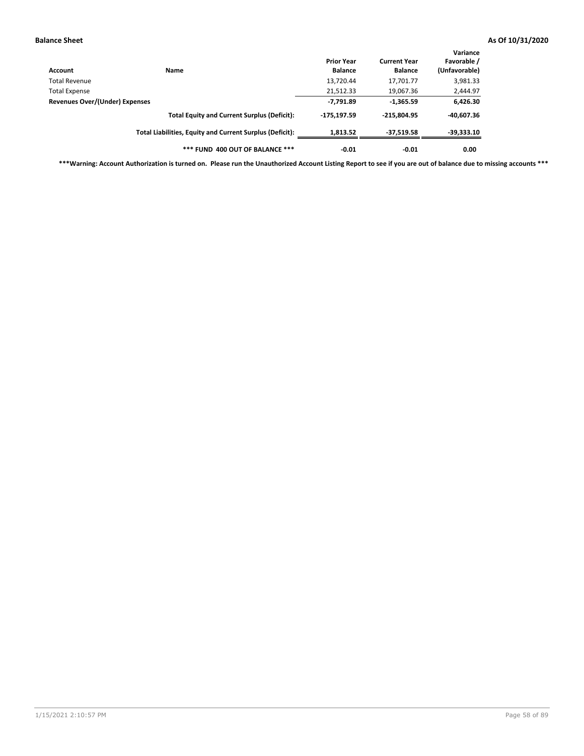**Balance Sheet** **As Of 10/31/2020**

| Account | Name | Prior Year Balance | Current Year Balance | Variance Favorable / (Unfavorable) |
|---|---|---|---|---|
| Total Revenue | | 13,720.44 | 17,701.77 | 3,981.33 |
| Total Expense | | 21,512.33 | 19,067.36 | 2,444.97 |
| **Revenues Over/(Under) Expenses** | | **-7,791.89** | **-1,365.59** | **6,426.30** |
| | **Total Equity and Current Surplus (Deficit):** | **-175,197.59** | **-215,804.95** | **-40,607.36** |
| | **Total Liabilities, Equity and Current Surplus (Deficit):** | **1,813.52** | **-37,519.58** | **-39,333.10** |
| | ***** FUND 400 OUT OF BALANCE ***** | **-0.01** | **-0.01** | **0.00** |

*****Warning: Account Authorization is turned on. Please run the Unauthorized Account Listing Report to see if you are out of balance due to missing accounts *****

1/15/2021 2:10:57 PM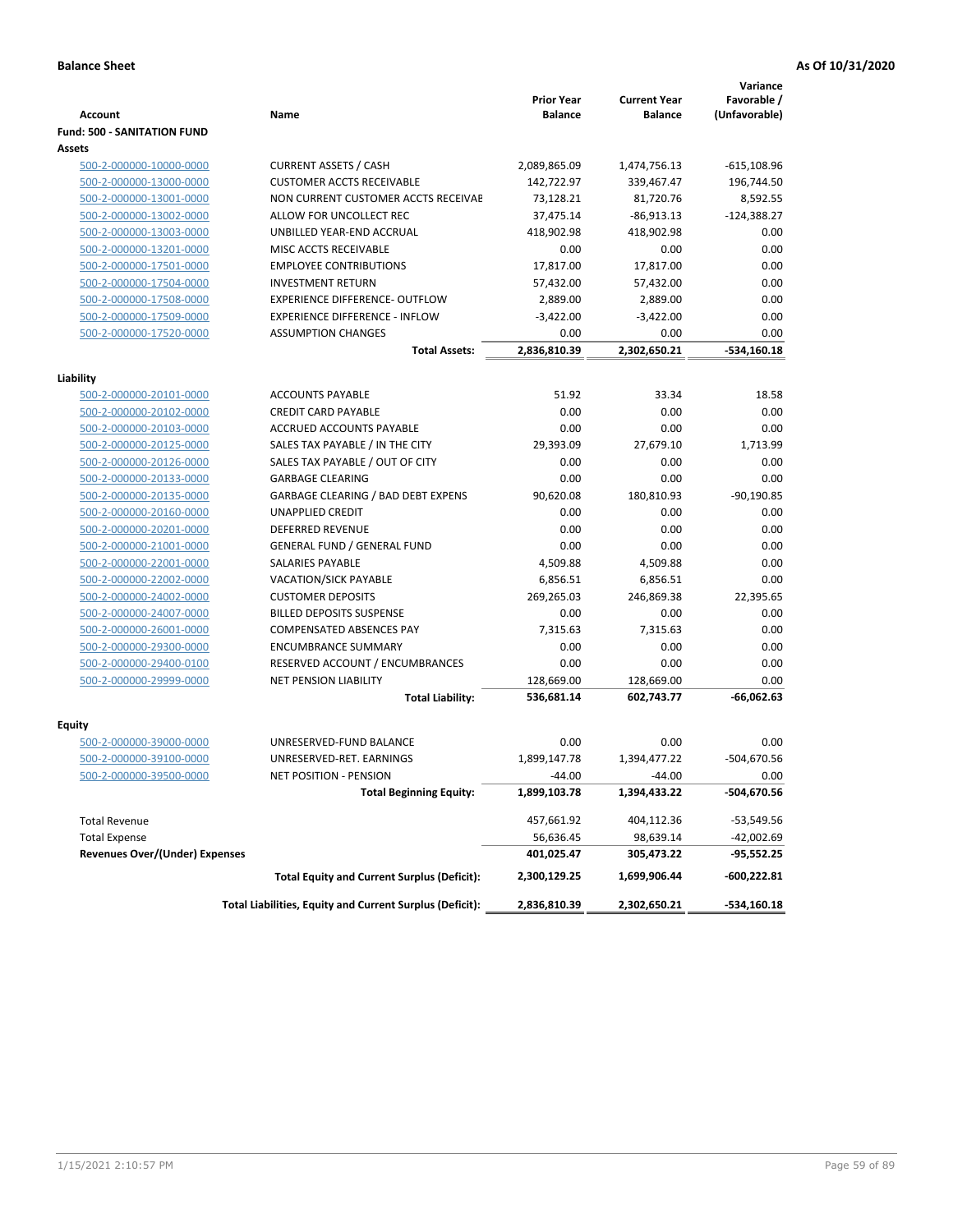**Balance Sheet** **As Of 10/31/2020**

| Account | Name | Prior Year Balance | Current Year Balance | Variance Favorable / (Unfavorable) |
|---|---|---|---|---|
| **Fund: 500 - SANITATION FUND** | | | | |
| **Assets** | | | | |
| 500-2-000000-10000-0000 | CURRENT ASSETS / CASH | 2,089,865.09 | 1,474,756.13 | -615,108.96 |
| 500-2-000000-13000-0000 | CUSTOMER ACCTS RECEIVABLE | 142,722.97 | 339,467.47 | 196,744.50 |
| 500-2-000000-13001-0000 | NON CURRENT CUSTOMER ACCTS RECEIVAE | 73,128.21 | 81,720.76 | 8,592.55 |
| 500-2-000000-13002-0000 | ALLOW FOR UNCOLLECT REC | 37,475.14 | -86,913.13 | -124,388.27 |
| 500-2-000000-13003-0000 | UNBILLED YEAR-END ACCRUAL | 418,902.98 | 418,902.98 | 0.00 |
| 500-2-000000-13201-0000 | MISC ACCTS RECEIVABLE | 0.00 | 0.00 | 0.00 |
| 500-2-000000-17501-0000 | EMPLOYEE CONTRIBUTIONS | 17,817.00 | 17,817.00 | 0.00 |
| 500-2-000000-17504-0000 | INVESTMENT RETURN | 57,432.00 | 57,432.00 | 0.00 |
| 500-2-000000-17508-0000 | EXPERIENCE DIFFERENCE- OUTFLOW | 2,889.00 | 2,889.00 | 0.00 |
| 500-2-000000-17509-0000 | EXPERIENCE DIFFERENCE - INFLOW | -3,422.00 | -3,422.00 | 0.00 |
| 500-2-000000-17520-0000 | ASSUMPTION CHANGES | 0.00 | 0.00 | 0.00 |
| | **Total Assets:** | **2,836,810.39** | **2,302,650.21** | **-534,160.18** |
| **Liability** | | | | |
| 500-2-000000-20101-0000 | ACCOUNTS PAYABLE | 51.92 | 33.34 | 18.58 |
| 500-2-000000-20102-0000 | CREDIT CARD PAYABLE | 0.00 | 0.00 | 0.00 |
| 500-2-000000-20103-0000 | ACCRUED ACCOUNTS PAYABLE | 0.00 | 0.00 | 0.00 |
| 500-2-000000-20125-0000 | SALES TAX PAYABLE / IN THE CITY | 29,393.09 | 27,679.10 | 1,713.99 |
| 500-2-000000-20126-0000 | SALES TAX PAYABLE / OUT OF CITY | 0.00 | 0.00 | 0.00 |
| 500-2-000000-20133-0000 | GARBAGE CLEARING | 0.00 | 0.00 | 0.00 |
| 500-2-000000-20135-0000 | GARBAGE CLEARING / BAD DEBT EXPENS | 90,620.08 | 180,810.93 | -90,190.85 |
| 500-2-000000-20160-0000 | UNAPPLIED CREDIT | 0.00 | 0.00 | 0.00 |
| 500-2-000000-20201-0000 | DEFERRED REVENUE | 0.00 | 0.00 | 0.00 |
| 500-2-000000-21001-0000 | GENERAL FUND / GENERAL FUND | 0.00 | 0.00 | 0.00 |
| 500-2-000000-22001-0000 | SALARIES PAYABLE | 4,509.88 | 4,509.88 | 0.00 |
| 500-2-000000-22002-0000 | VACATION/SICK PAYABLE | 6,856.51 | 6,856.51 | 0.00 |
| 500-2-000000-24002-0000 | CUSTOMER DEPOSITS | 269,265.03 | 246,869.38 | 22,395.65 |
| 500-2-000000-24007-0000 | BILLED DEPOSITS SUSPENSE | 0.00 | 0.00 | 0.00 |
| 500-2-000000-26001-0000 | COMPENSATED ABSENCES PAY | 7,315.63 | 7,315.63 | 0.00 |
| 500-2-000000-29300-0000 | ENCUMBRANCE SUMMARY | 0.00 | 0.00 | 0.00 |
| 500-2-000000-29400-0100 | RESERVED ACCOUNT / ENCUMBRANCES | 0.00 | 0.00 | 0.00 |
| 500-2-000000-29999-0000 | NET PENSION LIABILITY | 128,669.00 | 128,669.00 | 0.00 |
| | **Total Liability:** | **536,681.14** | **602,743.77** | **-66,062.63** |
| **Equity** | | | | |
| 500-2-000000-39000-0000 | UNRESERVED-FUND BALANCE | 0.00 | 0.00 | 0.00 |
| 500-2-000000-39100-0000 | UNRESERVED-RET. EARNINGS | 1,899,147.78 | 1,394,477.22 | -504,670.56 |
| 500-2-000000-39500-0000 | NET POSITION - PENSION | -44.00 | -44.00 | 0.00 |
| | **Total Beginning Equity:** | **1,899,103.78** | **1,394,433.22** | **-504,670.56** |
| Total Revenue | | 457,661.92 | 404,112.36 | -53,549.56 |
| Total Expense | | 56,636.45 | 98,639.14 | -42,002.69 |
| **Revenues Over/(Under) Expenses** | | **401,025.47** | **305,473.22** | **-95,552.25** |
| | **Total Equity and Current Surplus (Deficit):** | **2,300,129.25** | **1,699,906.44** | **-600,222.81** |
| | **Total Liabilities, Equity and Current Surplus (Deficit):** | **2,836,810.39** | **2,302,650.21** | **-534,160.18** |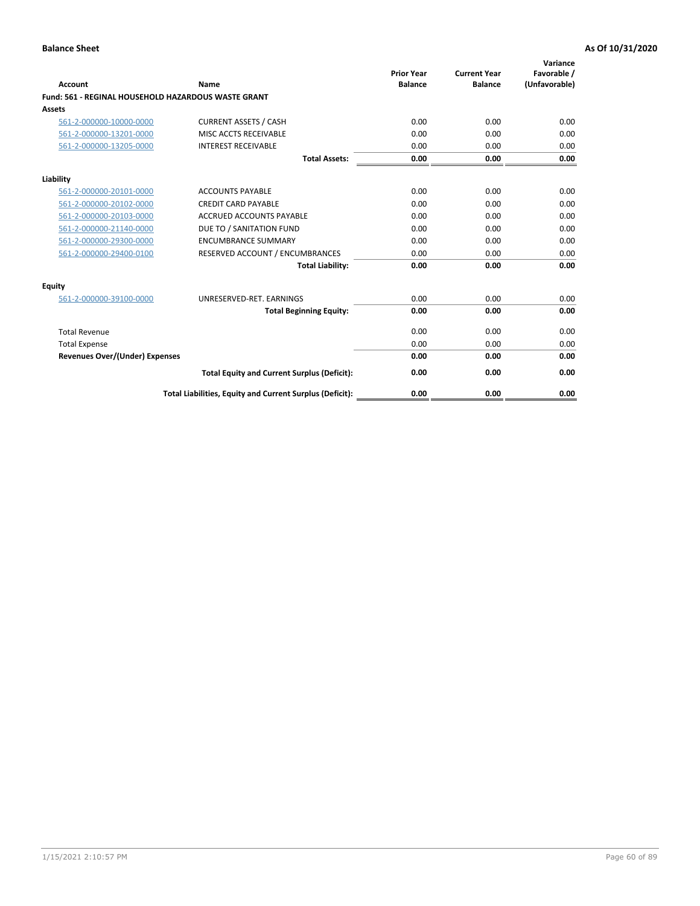**Balance Sheet** | **As Of 10/31/2020**

| Account | Name | Prior Year Balance | Current Year Balance | Variance Favorable / (Unfavorable) |
|---|---|---|---|---|
| **Fund: 561 - REGINAL HOUSEHOLD HAZARDOUS WASTE GRANT** | | | | |
| **Assets** | | | | |
| 561-2-000000-10000-0000 | CURRENT ASSETS / CASH | 0.00 | 0.00 | 0.00 |
| 561-2-000000-13201-0000 | MISC ACCTS RECEIVABLE | 0.00 | 0.00 | 0.00 |
| 561-2-000000-13205-0000 | INTEREST RECEIVABLE | 0.00 | 0.00 | 0.00 |
| | **Total Assets:** | **0.00** | **0.00** | **0.00** |
| **Liability** | | | | |
| 561-2-000000-20101-0000 | ACCOUNTS PAYABLE | 0.00 | 0.00 | 0.00 |
| 561-2-000000-20102-0000 | CREDIT CARD PAYABLE | 0.00 | 0.00 | 0.00 |
| 561-2-000000-20103-0000 | ACCRUED ACCOUNTS PAYABLE | 0.00 | 0.00 | 0.00 |
| 561-2-000000-21140-0000 | DUE TO / SANITATION FUND | 0.00 | 0.00 | 0.00 |
| 561-2-000000-29300-0000 | ENCUMBRANCE SUMMARY | 0.00 | 0.00 | 0.00 |
| 561-2-000000-29400-0100 | RESERVED ACCOUNT / ENCUMBRANCES | 0.00 | 0.00 | 0.00 |
| | **Total Liability:** | **0.00** | **0.00** | **0.00** |
| **Equity** | | | | |
| 561-2-000000-39100-0000 | UNRESERVED-RET. EARNINGS | 0.00 | 0.00 | 0.00 |
| | **Total Beginning Equity:** | **0.00** | **0.00** | **0.00** |
| Total Revenue | | 0.00 | 0.00 | 0.00 |
| Total Expense | | 0.00 | 0.00 | 0.00 |
| **Revenues Over/(Under) Expenses** | | **0.00** | **0.00** | **0.00** |
| | **Total Equity and Current Surplus (Deficit):** | **0.00** | **0.00** | **0.00** |
| | **Total Liabilities, Equity and Current Surplus (Deficit):** | **0.00** | **0.00** | **0.00** |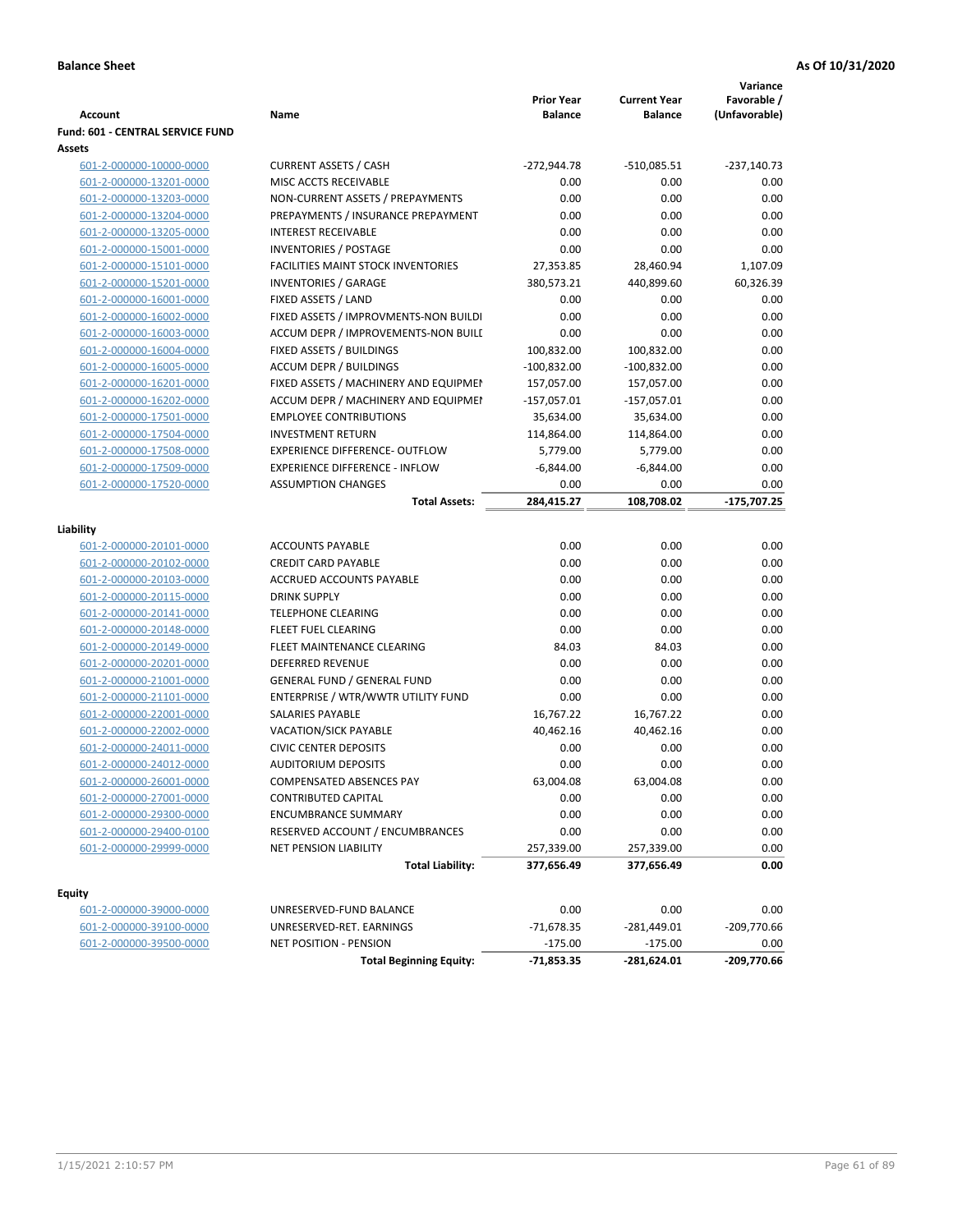**Balance Sheet** | **As Of 10/31/2020**

| Account | Name | Prior Year Balance | Current Year Balance | Variance Favorable / (Unfavorable) |
|---|---|---|---|---|
| **Fund: 601 - CENTRAL SERVICE FUND** | | | | |
| **Assets** | | | | |
| 601-2-000000-10000-0000 | CURRENT ASSETS / CASH | -272,944.78 | -510,085.51 | -237,140.73 |
| 601-2-000000-13201-0000 | MISC ACCTS RECEIVABLE | 0.00 | 0.00 | 0.00 |
| 601-2-000000-13203-0000 | NON-CURRENT ASSETS / PREPAYMENTS | 0.00 | 0.00 | 0.00 |
| 601-2-000000-13204-0000 | PREPAYMENTS / INSURANCE PREPAYMENT | 0.00 | 0.00 | 0.00 |
| 601-2-000000-13205-0000 | INTEREST RECEIVABLE | 0.00 | 0.00 | 0.00 |
| 601-2-000000-15001-0000 | INVENTORIES / POSTAGE | 0.00 | 0.00 | 0.00 |
| 601-2-000000-15101-0000 | FACILITIES MAINT STOCK INVENTORIES | 27,353.85 | 28,460.94 | 1,107.09 |
| 601-2-000000-15201-0000 | INVENTORIES / GARAGE | 380,573.21 | 440,899.60 | 60,326.39 |
| 601-2-000000-16001-0000 | FIXED ASSETS / LAND | 0.00 | 0.00 | 0.00 |
| 601-2-000000-16002-0000 | FIXED ASSETS / IMPROVMENTS-NON BUILDI | 0.00 | 0.00 | 0.00 |
| 601-2-000000-16003-0000 | ACCUM DEPR / IMPROVEMENTS-NON BUILI | 0.00 | 0.00 | 0.00 |
| 601-2-000000-16004-0000 | FIXED ASSETS / BUILDINGS | 100,832.00 | 100,832.00 | 0.00 |
| 601-2-000000-16005-0000 | ACCUM DEPR / BUILDINGS | -100,832.00 | -100,832.00 | 0.00 |
| 601-2-000000-16201-0000 | FIXED ASSETS / MACHINERY AND EQUIPMEI | 157,057.00 | 157,057.00 | 0.00 |
| 601-2-000000-16202-0000 | ACCUM DEPR / MACHINERY AND EQUIPMEI | -157,057.01 | -157,057.01 | 0.00 |
| 601-2-000000-17501-0000 | EMPLOYEE CONTRIBUTIONS | 35,634.00 | 35,634.00 | 0.00 |
| 601-2-000000-17504-0000 | INVESTMENT RETURN | 114,864.00 | 114,864.00 | 0.00 |
| 601-2-000000-17508-0000 | EXPERIENCE DIFFERENCE- OUTFLOW | 5,779.00 | 5,779.00 | 0.00 |
| 601-2-000000-17509-0000 | EXPERIENCE DIFFERENCE - INFLOW | -6,844.00 | -6,844.00 | 0.00 |
| 601-2-000000-17520-0000 | ASSUMPTION CHANGES | 0.00 | 0.00 | 0.00 |
| | **Total Assets:** | **284,415.27** | **108,708.02** | **-175,707.25** |
| **Liability** | | | | |
| 601-2-000000-20101-0000 | ACCOUNTS PAYABLE | 0.00 | 0.00 | 0.00 |
| 601-2-000000-20102-0000 | CREDIT CARD PAYABLE | 0.00 | 0.00 | 0.00 |
| 601-2-000000-20103-0000 | ACCRUED ACCOUNTS PAYABLE | 0.00 | 0.00 | 0.00 |
| 601-2-000000-20115-0000 | DRINK SUPPLY | 0.00 | 0.00 | 0.00 |
| 601-2-000000-20141-0000 | TELEPHONE CLEARING | 0.00 | 0.00 | 0.00 |
| 601-2-000000-20148-0000 | FLEET FUEL CLEARING | 0.00 | 0.00 | 0.00 |
| 601-2-000000-20149-0000 | FLEET MAINTENANCE CLEARING | 84.03 | 84.03 | 0.00 |
| 601-2-000000-20201-0000 | DEFERRED REVENUE | 0.00 | 0.00 | 0.00 |
| 601-2-000000-21001-0000 | GENERAL FUND / GENERAL FUND | 0.00 | 0.00 | 0.00 |
| 601-2-000000-21101-0000 | ENTERPRISE / WTR/WWTR UTILITY FUND | 0.00 | 0.00 | 0.00 |
| 601-2-000000-22001-0000 | SALARIES PAYABLE | 16,767.22 | 16,767.22 | 0.00 |
| 601-2-000000-22002-0000 | VACATION/SICK PAYABLE | 40,462.16 | 40,462.16 | 0.00 |
| 601-2-000000-24011-0000 | CIVIC CENTER DEPOSITS | 0.00 | 0.00 | 0.00 |
| 601-2-000000-24012-0000 | AUDITORIUM DEPOSITS | 0.00 | 0.00 | 0.00 |
| 601-2-000000-26001-0000 | COMPENSATED ABSENCES PAY | 63,004.08 | 63,004.08 | 0.00 |
| 601-2-000000-27001-0000 | CONTRIBUTED CAPITAL | 0.00 | 0.00 | 0.00 |
| 601-2-000000-29300-0000 | ENCUMBRANCE SUMMARY | 0.00 | 0.00 | 0.00 |
| 601-2-000000-29400-0100 | RESERVED ACCOUNT / ENCUMBRANCES | 0.00 | 0.00 | 0.00 |
| 601-2-000000-29999-0000 | NET PENSION LIABILITY | 257,339.00 | 257,339.00 | 0.00 |
| | **Total Liability:** | **377,656.49** | **377,656.49** | **0.00** |
| **Equity** | | | | |
| 601-2-000000-39000-0000 | UNRESERVED-FUND BALANCE | 0.00 | 0.00 | 0.00 |
| 601-2-000000-39100-0000 | UNRESERVED-RET. EARNINGS | -71,678.35 | -281,449.01 | -209,770.66 |
| 601-2-000000-39500-0000 | NET POSITION - PENSION | -175.00 | -175.00 | 0.00 |
| | **Total Beginning Equity:** | **-71,853.35** | **-281,624.01** | **-209,770.66** |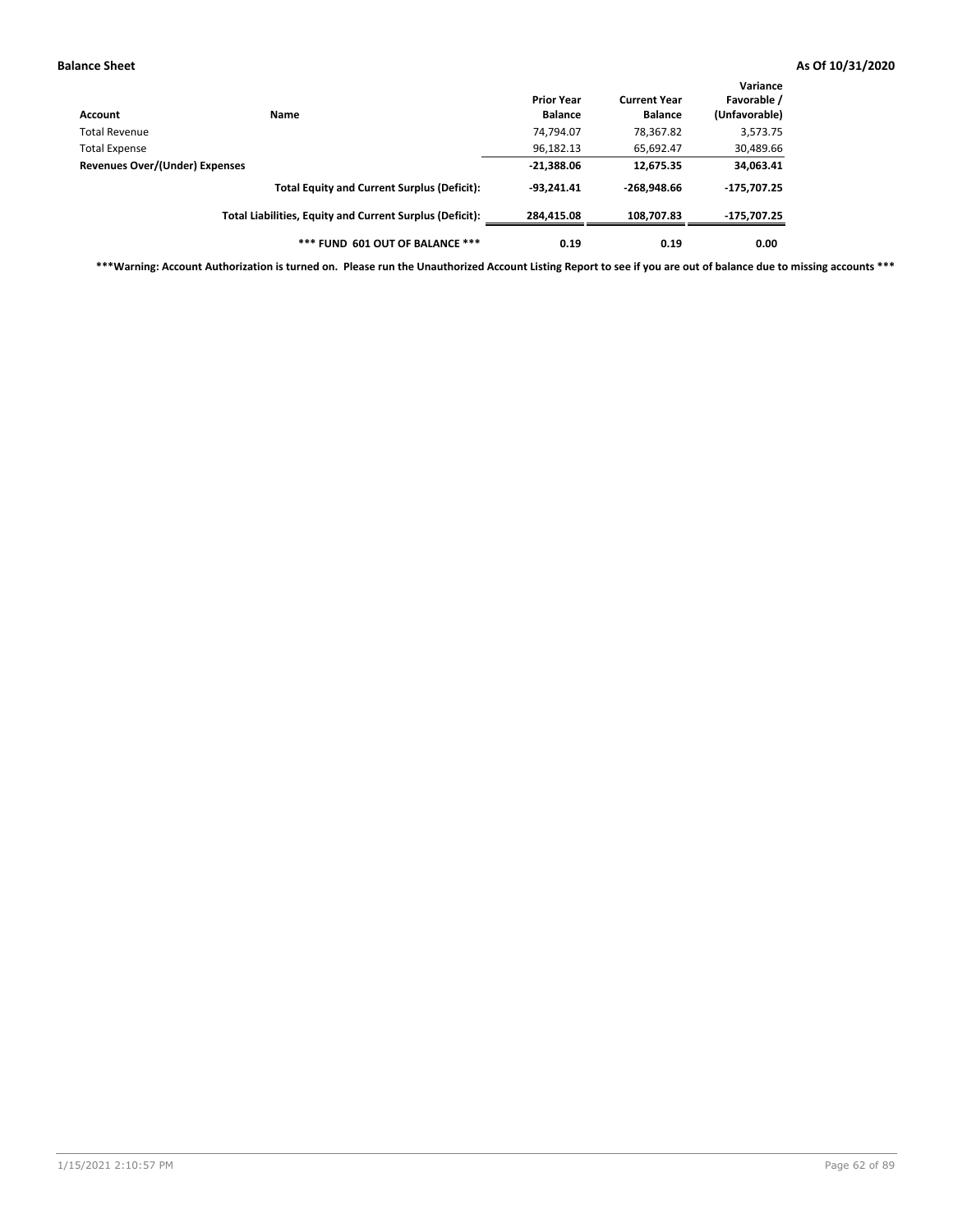**Balance Sheet** **As Of 10/31/2020**

| Account | Name | Prior Year Balance | Current Year Balance | Variance Favorable / (Unfavorable) |
|---|---|---|---|---|
| Total Revenue | | 74,794.07 | 78,367.82 | 3,573.75 |
| Total Expense | | 96,182.13 | 65,692.47 | 30,489.66 |
| **Revenues Over/(Under) Expenses** | | **-21,388.06** | **12,675.35** | **34,063.41** |
| | **Total Equity and Current Surplus (Deficit):** | **-93,241.41** | **-268,948.66** | **-175,707.25** |
| | **Total Liabilities, Equity and Current Surplus (Deficit):** | **284,415.08** | **108,707.83** | **-175,707.25** |
| | **\*\*\* FUND 601 OUT OF BALANCE \*\*\*** | **0.19** | **0.19** | **0.00** |

**\*\*\*Warning: Account Authorization is turned on. Please run the Unauthorized Account Listing Report to see if you are out of balance due to missing accounts \*\*\***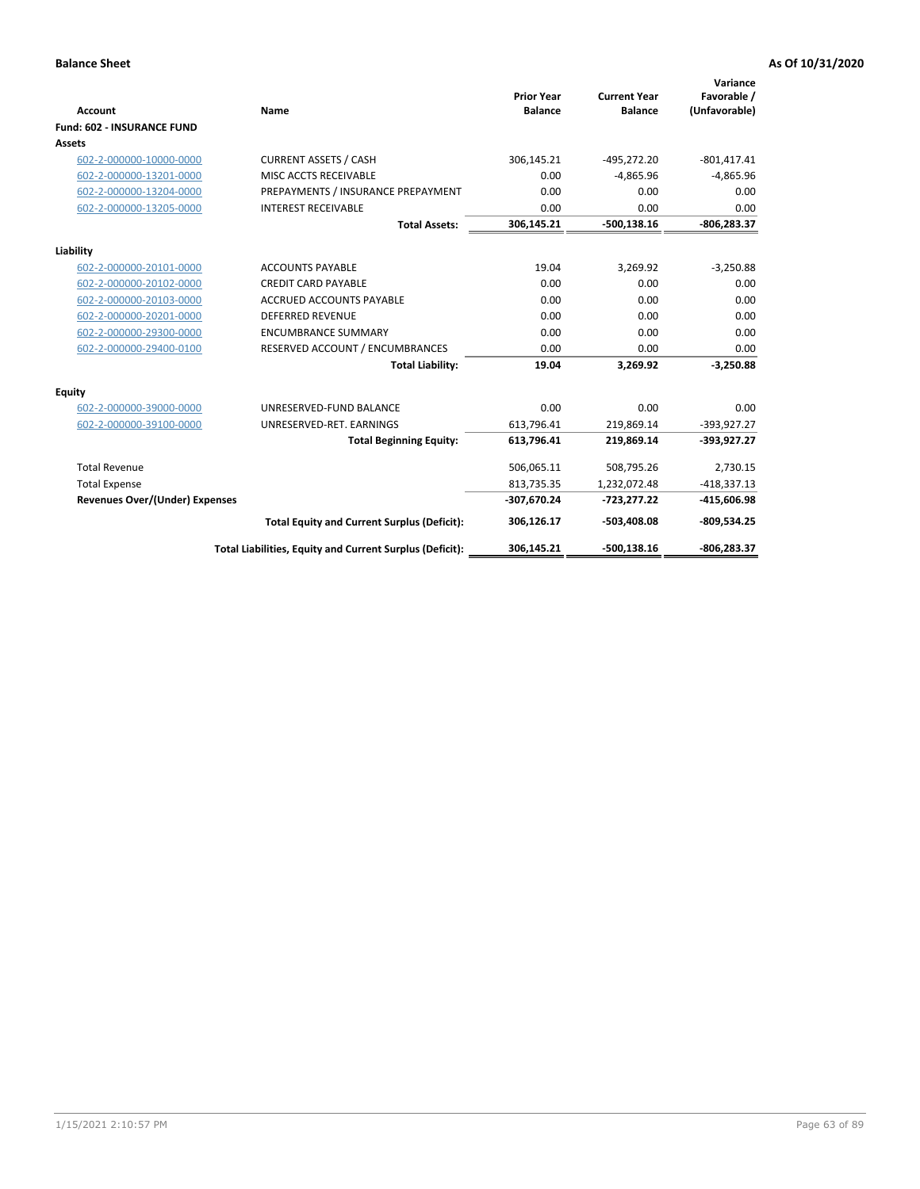**Balance Sheet** **As Of 10/31/2020**

| Account | Name | Prior Year Balance | Current Year Balance | Variance Favorable / (Unfavorable) |
|---|---|---|---|---|
| **Fund: 602 - INSURANCE FUND** | | | | |
| **Assets** | | | | |
| 602-2-000000-10000-0000 | CURRENT ASSETS / CASH | 306,145.21 | -495,272.20 | -801,417.41 |
| 602-2-000000-13201-0000 | MISC ACCTS RECEIVABLE | 0.00 | -4,865.96 | -4,865.96 |
| 602-2-000000-13204-0000 | PREPAYMENTS / INSURANCE PREPAYMENT | 0.00 | 0.00 | 0.00 |
| 602-2-000000-13205-0000 | INTEREST RECEIVABLE | 0.00 | 0.00 | 0.00 |
| | **Total Assets:** | **306,145.21** | **-500,138.16** | **-806,283.37** |
| **Liability** | | | | |
| 602-2-000000-20101-0000 | ACCOUNTS PAYABLE | 19.04 | 3,269.92 | -3,250.88 |
| 602-2-000000-20102-0000 | CREDIT CARD PAYABLE | 0.00 | 0.00 | 0.00 |
| 602-2-000000-20103-0000 | ACCRUED ACCOUNTS PAYABLE | 0.00 | 0.00 | 0.00 |
| 602-2-000000-20201-0000 | DEFERRED REVENUE | 0.00 | 0.00 | 0.00 |
| 602-2-000000-29300-0000 | ENCUMBRANCE SUMMARY | 0.00 | 0.00 | 0.00 |
| 602-2-000000-29400-0100 | RESERVED ACCOUNT / ENCUMBRANCES | 0.00 | 0.00 | 0.00 |
| | **Total Liability:** | **19.04** | **3,269.92** | **-3,250.88** |
| **Equity** | | | | |
| 602-2-000000-39000-0000 | UNRESERVED-FUND BALANCE | 0.00 | 0.00 | 0.00 |
| 602-2-000000-39100-0000 | UNRESERVED-RET. EARNINGS | 613,796.41 | 219,869.14 | -393,927.27 |
| | **Total Beginning Equity:** | **613,796.41** | **219,869.14** | **-393,927.27** |
| Total Revenue | | 506,065.11 | 508,795.26 | 2,730.15 |
| Total Expense | | 813,735.35 | 1,232,072.48 | -418,337.13 |
| **Revenues Over/(Under) Expenses** | | **-307,670.24** | **-723,277.22** | **-415,606.98** |
| | **Total Equity and Current Surplus (Deficit):** | **306,126.17** | **-503,408.08** | **-809,534.25** |
| | **Total Liabilities, Equity and Current Surplus (Deficit):** | **306,145.21** | **-500,138.16** | **-806,283.37** |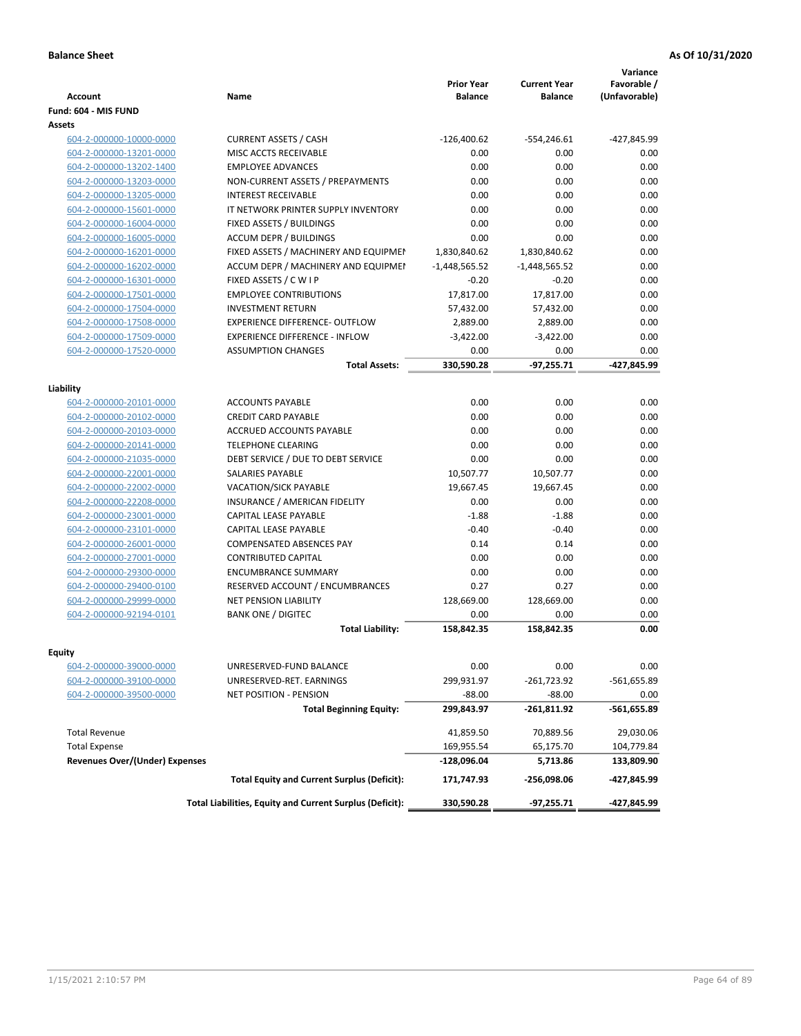**Balance Sheet** | **As Of 10/31/2020**

| Account | Name | Prior Year Balance | Current Year Balance | Variance Favorable / (Unfavorable) |
|---|---|---|---|---|
| **Fund: 604 - MIS FUND** | | | | |
| **Assets** | | | | |
| 604-2-000000-10000-0000 | CURRENT ASSETS / CASH | -126,400.62 | -554,246.61 | -427,845.99 |
| 604-2-000000-13201-0000 | MISC ACCTS RECEIVABLE | 0.00 | 0.00 | 0.00 |
| 604-2-000000-13202-1400 | EMPLOYEE ADVANCES | 0.00 | 0.00 | 0.00 |
| 604-2-000000-13203-0000 | NON-CURRENT ASSETS / PREPAYMENTS | 0.00 | 0.00 | 0.00 |
| 604-2-000000-13205-0000 | INTEREST RECEIVABLE | 0.00 | 0.00 | 0.00 |
| 604-2-000000-15601-0000 | IT NETWORK PRINTER SUPPLY INVENTORY | 0.00 | 0.00 | 0.00 |
| 604-2-000000-16004-0000 | FIXED ASSETS / BUILDINGS | 0.00 | 0.00 | 0.00 |
| 604-2-000000-16005-0000 | ACCUM DEPR / BUILDINGS | 0.00 | 0.00 | 0.00 |
| 604-2-000000-16201-0000 | FIXED ASSETS / MACHINERY AND EQUIPMEI | 1,830,840.62 | 1,830,840.62 | 0.00 |
| 604-2-000000-16202-0000 | ACCUM DEPR / MACHINERY AND EQUIPMEI | -1,448,565.52 | -1,448,565.52 | 0.00 |
| 604-2-000000-16301-0000 | FIXED ASSETS / C W I P | -0.20 | -0.20 | 0.00 |
| 604-2-000000-17501-0000 | EMPLOYEE CONTRIBUTIONS | 17,817.00 | 17,817.00 | 0.00 |
| 604-2-000000-17504-0000 | INVESTMENT RETURN | 57,432.00 | 57,432.00 | 0.00 |
| 604-2-000000-17508-0000 | EXPERIENCE DIFFERENCE- OUTFLOW | 2,889.00 | 2,889.00 | 0.00 |
| 604-2-000000-17509-0000 | EXPERIENCE DIFFERENCE - INFLOW | -3,422.00 | -3,422.00 | 0.00 |
| 604-2-000000-17520-0000 | ASSUMPTION CHANGES | 0.00 | 0.00 | 0.00 |
| | **Total Assets:** | **330,590.28** | **-97,255.71** | **-427,845.99** |
| **Liability** | | | | |
| 604-2-000000-20101-0000 | ACCOUNTS PAYABLE | 0.00 | 0.00 | 0.00 |
| 604-2-000000-20102-0000 | CREDIT CARD PAYABLE | 0.00 | 0.00 | 0.00 |
| 604-2-000000-20103-0000 | ACCRUED ACCOUNTS PAYABLE | 0.00 | 0.00 | 0.00 |
| 604-2-000000-20141-0000 | TELEPHONE CLEARING | 0.00 | 0.00 | 0.00 |
| 604-2-000000-21035-0000 | DEBT SERVICE / DUE TO DEBT SERVICE | 0.00 | 0.00 | 0.00 |
| 604-2-000000-22001-0000 | SALARIES PAYABLE | 10,507.77 | 10,507.77 | 0.00 |
| 604-2-000000-22002-0000 | VACATION/SICK PAYABLE | 19,667.45 | 19,667.45 | 0.00 |
| 604-2-000000-22208-0000 | INSURANCE / AMERICAN FIDELITY | 0.00 | 0.00 | 0.00 |
| 604-2-000000-23001-0000 | CAPITAL LEASE PAYABLE | -1.88 | -1.88 | 0.00 |
| 604-2-000000-23101-0000 | CAPITAL LEASE PAYABLE | -0.40 | -0.40 | 0.00 |
| 604-2-000000-26001-0000 | COMPENSATED ABSENCES PAY | 0.14 | 0.14 | 0.00 |
| 604-2-000000-27001-0000 | CONTRIBUTED CAPITAL | 0.00 | 0.00 | 0.00 |
| 604-2-000000-29300-0000 | ENCUMBRANCE SUMMARY | 0.00 | 0.00 | 0.00 |
| 604-2-000000-29400-0100 | RESERVED ACCOUNT / ENCUMBRANCES | 0.27 | 0.27 | 0.00 |
| 604-2-000000-29999-0000 | NET PENSION LIABILITY | 128,669.00 | 128,669.00 | 0.00 |
| 604-2-000000-92194-0101 | BANK ONE / DIGITEC | 0.00 | 0.00 | 0.00 |
| | **Total Liability:** | **158,842.35** | **158,842.35** | **0.00** |
| **Equity** | | | | |
| 604-2-000000-39000-0000 | UNRESERVED-FUND BALANCE | 0.00 | 0.00 | 0.00 |
| 604-2-000000-39100-0000 | UNRESERVED-RET. EARNINGS | 299,931.97 | -261,723.92 | -561,655.89 |
| 604-2-000000-39500-0000 | NET POSITION - PENSION | -88.00 | -88.00 | 0.00 |
| | **Total Beginning Equity:** | **299,843.97** | **-261,811.92** | **-561,655.89** |
| Total Revenue | | 41,859.50 | 70,889.56 | 29,030.06 |
| Total Expense | | 169,955.54 | 65,175.70 | 104,779.84 |
| **Revenues Over/(Under) Expenses** | | **-128,096.04** | **5,713.86** | **133,809.90** |
| | **Total Equity and Current Surplus (Deficit):** | **171,747.93** | **-256,098.06** | **-427,845.99** |
| | **Total Liabilities, Equity and Current Surplus (Deficit):** | **330,590.28** | **-97,255.71** | **-427,845.99** |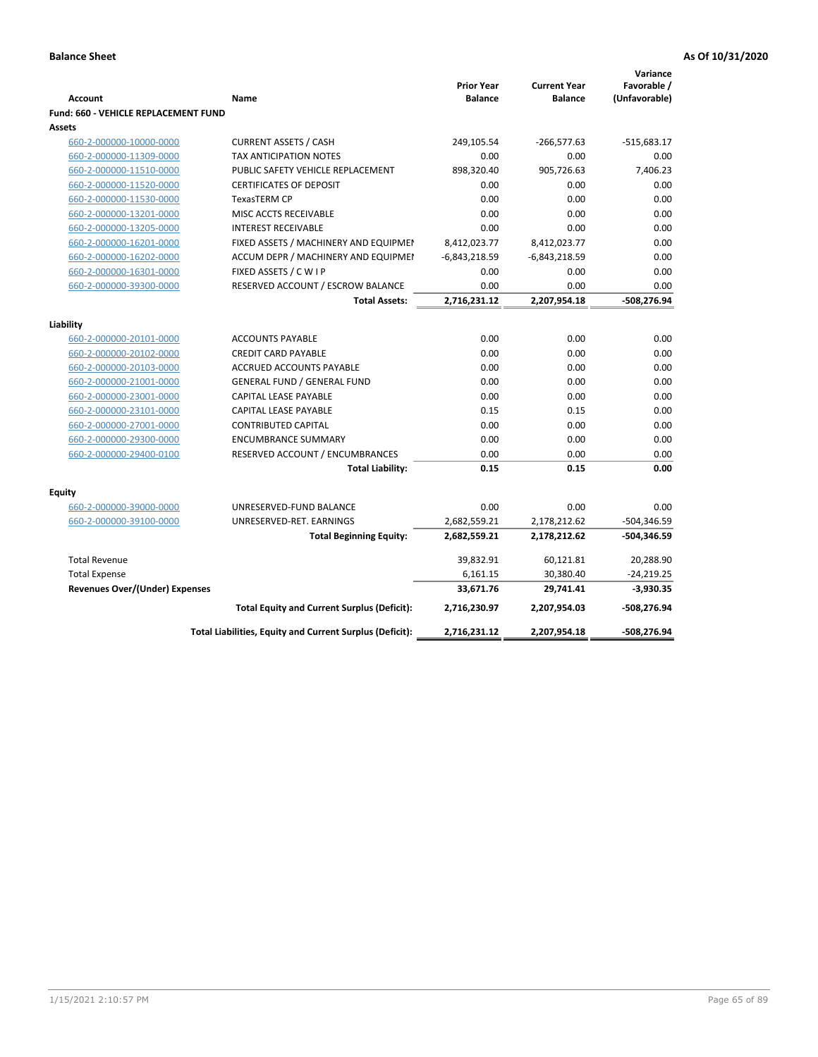**Balance Sheet** **As Of 10/31/2020**

| Account | Name | Prior Year Balance | Current Year Balance | Variance Favorable / (Unfavorable) |
|---|---|---|---|---|
| **Fund: 660 - VEHICLE REPLACEMENT FUND** | | | | |
| **Assets** | | | | |
| 660-2-000000-10000-0000 | CURRENT ASSETS / CASH | 249,105.54 | -266,577.63 | -515,683.17 |
| 660-2-000000-11309-0000 | TAX ANTICIPATION NOTES | 0.00 | 0.00 | 0.00 |
| 660-2-000000-11510-0000 | PUBLIC SAFETY VEHICLE REPLACEMENT | 898,320.40 | 905,726.63 | 7,406.23 |
| 660-2-000000-11520-0000 | CERTIFICATES OF DEPOSIT | 0.00 | 0.00 | 0.00 |
| 660-2-000000-11530-0000 | TexasTERM CP | 0.00 | 0.00 | 0.00 |
| 660-2-000000-13201-0000 | MISC ACCTS RECEIVABLE | 0.00 | 0.00 | 0.00 |
| 660-2-000000-13205-0000 | INTEREST RECEIVABLE | 0.00 | 0.00 | 0.00 |
| 660-2-000000-16201-0000 | FIXED ASSETS / MACHINERY AND EQUIPMEI | 8,412,023.77 | 8,412,023.77 | 0.00 |
| 660-2-000000-16202-0000 | ACCUM DEPR / MACHINERY AND EQUIPMEI | -6,843,218.59 | -6,843,218.59 | 0.00 |
| 660-2-000000-16301-0000 | FIXED ASSETS / C W I P | 0.00 | 0.00 | 0.00 |
| 660-2-000000-39300-0000 | RESERVED ACCOUNT / ESCROW BALANCE | 0.00 | 0.00 | 0.00 |
| | **Total Assets:** | **2,716,231.12** | **2,207,954.18** | **-508,276.94** |
| **Liability** | | | | |
| 660-2-000000-20101-0000 | ACCOUNTS PAYABLE | 0.00 | 0.00 | 0.00 |
| 660-2-000000-20102-0000 | CREDIT CARD PAYABLE | 0.00 | 0.00 | 0.00 |
| 660-2-000000-20103-0000 | ACCRUED ACCOUNTS PAYABLE | 0.00 | 0.00 | 0.00 |
| 660-2-000000-21001-0000 | GENERAL FUND / GENERAL FUND | 0.00 | 0.00 | 0.00 |
| 660-2-000000-23001-0000 | CAPITAL LEASE PAYABLE | 0.00 | 0.00 | 0.00 |
| 660-2-000000-23101-0000 | CAPITAL LEASE PAYABLE | 0.15 | 0.15 | 0.00 |
| 660-2-000000-27001-0000 | CONTRIBUTED CAPITAL | 0.00 | 0.00 | 0.00 |
| 660-2-000000-29300-0000 | ENCUMBRANCE SUMMARY | 0.00 | 0.00 | 0.00 |
| 660-2-000000-29400-0100 | RESERVED ACCOUNT / ENCUMBRANCES | 0.00 | 0.00 | 0.00 |
| | **Total Liability:** | **0.15** | **0.15** | **0.00** |
| **Equity** | | | | |
| 660-2-000000-39000-0000 | UNRESERVED-FUND BALANCE | 0.00 | 0.00 | 0.00 |
| 660-2-000000-39100-0000 | UNRESERVED-RET. EARNINGS | 2,682,559.21 | 2,178,212.62 | -504,346.59 |
| | **Total Beginning Equity:** | **2,682,559.21** | **2,178,212.62** | **-504,346.59** |
| Total Revenue | | 39,832.91 | 60,121.81 | 20,288.90 |
| Total Expense | | 6,161.15 | 30,380.40 | -24,219.25 |
| **Revenues Over/(Under) Expenses** | | **33,671.76** | **29,741.41** | **-3,930.35** |
| | **Total Equity and Current Surplus (Deficit):** | **2,716,230.97** | **2,207,954.03** | **-508,276.94** |
| | **Total Liabilities, Equity and Current Surplus (Deficit):** | **2,716,231.12** | **2,207,954.18** | **-508,276.94** |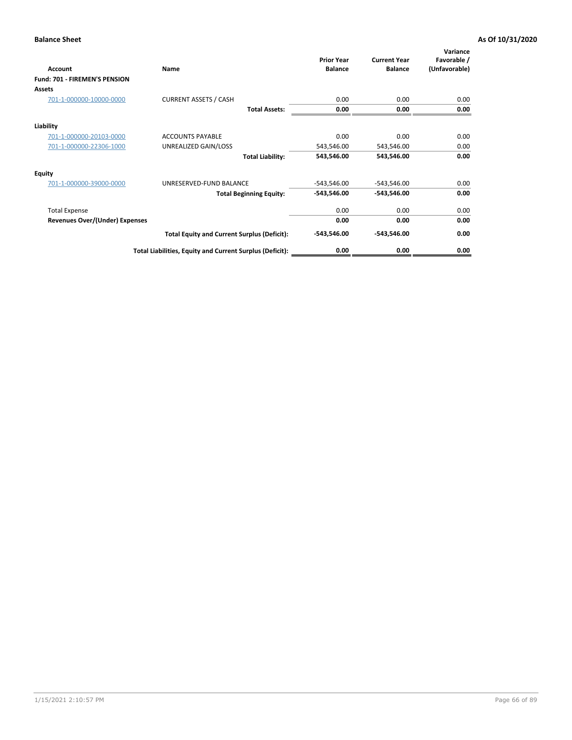**Balance Sheet** — **As Of 10/31/2020**

| Account | Name | Prior Year Balance | Current Year Balance | Variance Favorable / (Unfavorable) |
|---|---|---|---|---|
| **Fund: 701 - FIREMEN'S PENSION** | | | | |
| **Assets** | | | | |
| 701-1-000000-10000-0000 | CURRENT ASSETS / CASH | 0.00 | 0.00 | 0.00 |
| | **Total Assets:** | **0.00** | **0.00** | **0.00** |
| **Liability** | | | | |
| 701-1-000000-20103-0000 | ACCOUNTS PAYABLE | 0.00 | 0.00 | 0.00 |
| 701-1-000000-22306-1000 | UNREALIZED GAIN/LOSS | 543,546.00 | 543,546.00 | 0.00 |
| | **Total Liability:** | **543,546.00** | **543,546.00** | **0.00** |
| **Equity** | | | | |
| 701-1-000000-39000-0000 | UNRESERVED-FUND BALANCE | -543,546.00 | -543,546.00 | 0.00 |
| | **Total Beginning Equity:** | **-543,546.00** | **-543,546.00** | **0.00** |
| Total Expense | | 0.00 | 0.00 | 0.00 |
| **Revenues Over/(Under) Expenses** | | **0.00** | **0.00** | **0.00** |
| | **Total Equity and Current Surplus (Deficit):** | **-543,546.00** | **-543,546.00** | **0.00** |
| | **Total Liabilities, Equity and Current Surplus (Deficit):** | **0.00** | **0.00** | **0.00** |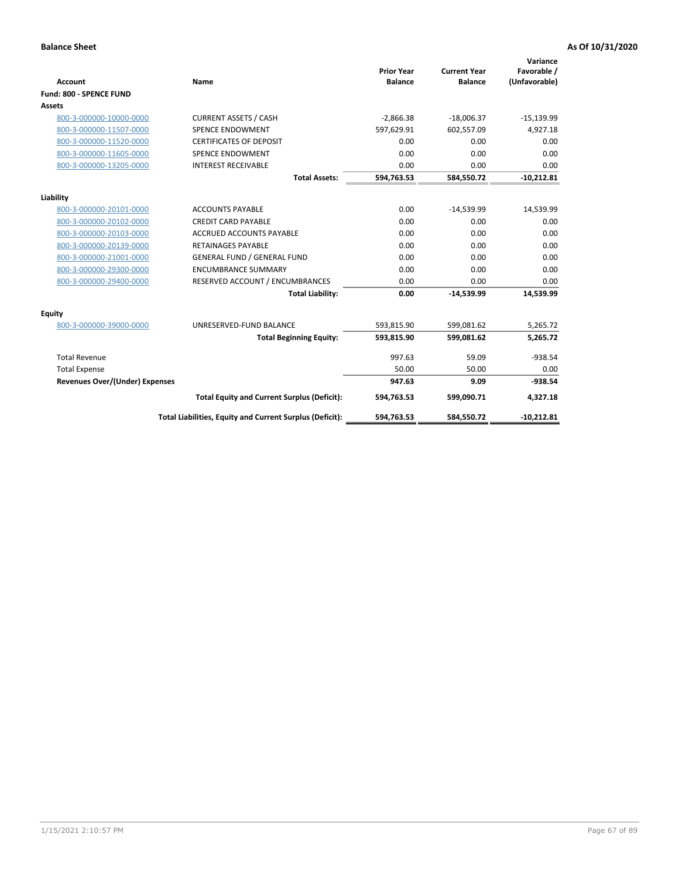**Balance Sheet** **As Of 10/31/2020**

| Account | Name | Prior Year Balance | Current Year Balance | Variance Favorable / (Unfavorable) |
|---|---|---|---|---|
| **Fund: 800 - SPENCE FUND** | | | | |
| **Assets** | | | | |
| 800-3-000000-10000-0000 | CURRENT ASSETS / CASH | -2,866.38 | -18,006.37 | -15,139.99 |
| 800-3-000000-11507-0000 | SPENCE ENDOWMENT | 597,629.91 | 602,557.09 | 4,927.18 |
| 800-3-000000-11520-0000 | CERTIFICATES OF DEPOSIT | 0.00 | 0.00 | 0.00 |
| 800-3-000000-11605-0000 | SPENCE ENDOWMENT | 0.00 | 0.00 | 0.00 |
| 800-3-000000-13205-0000 | INTEREST RECEIVABLE | 0.00 | 0.00 | 0.00 |
| | **Total Assets:** | **594,763.53** | **584,550.72** | **-10,212.81** |
| **Liability** | | | | |
| 800-3-000000-20101-0000 | ACCOUNTS PAYABLE | 0.00 | -14,539.99 | 14,539.99 |
| 800-3-000000-20102-0000 | CREDIT CARD PAYABLE | 0.00 | 0.00 | 0.00 |
| 800-3-000000-20103-0000 | ACCRUED ACCOUNTS PAYABLE | 0.00 | 0.00 | 0.00 |
| 800-3-000000-20139-0000 | RETAINAGES PAYABLE | 0.00 | 0.00 | 0.00 |
| 800-3-000000-21001-0000 | GENERAL FUND / GENERAL FUND | 0.00 | 0.00 | 0.00 |
| 800-3-000000-29300-0000 | ENCUMBRANCE SUMMARY | 0.00 | 0.00 | 0.00 |
| 800-3-000000-29400-0000 | RESERVED ACCOUNT / ENCUMBRANCES | 0.00 | 0.00 | 0.00 |
| | **Total Liability:** | **0.00** | **-14,539.99** | **14,539.99** |
| **Equity** | | | | |
| 800-3-000000-39000-0000 | UNRESERVED-FUND BALANCE | 593,815.90 | 599,081.62 | 5,265.72 |
| | **Total Beginning Equity:** | **593,815.90** | **599,081.62** | **5,265.72** |
| Total Revenue | | 997.63 | 59.09 | -938.54 |
| Total Expense | | 50.00 | 50.00 | 0.00 |
| **Revenues Over/(Under) Expenses** | | **947.63** | **9.09** | **-938.54** |
| | **Total Equity and Current Surplus (Deficit):** | **594,763.53** | **599,090.71** | **4,327.18** |
| | **Total Liabilities, Equity and Current Surplus (Deficit):** | **594,763.53** | **584,550.72** | **-10,212.81** |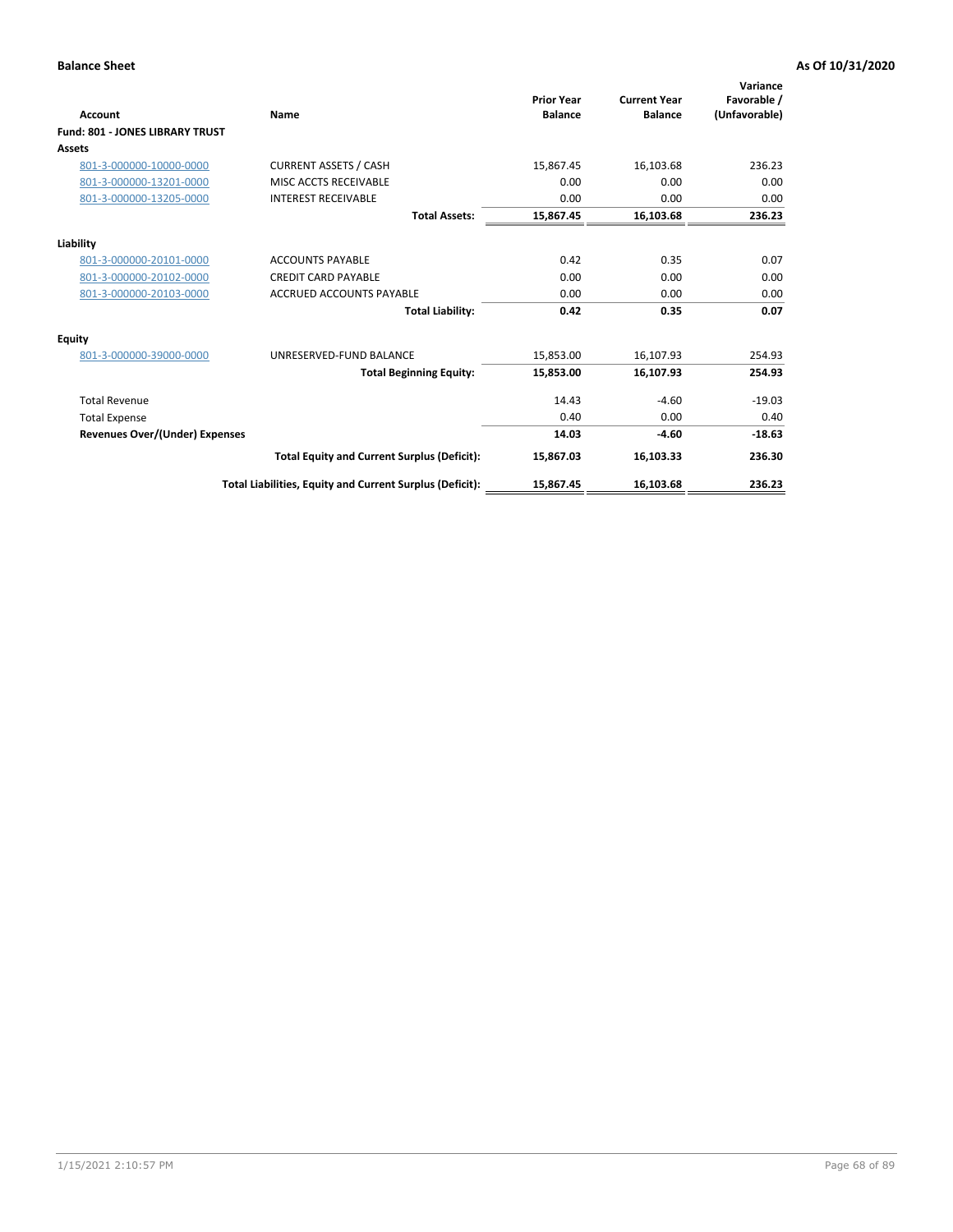**Balance Sheet** **As Of 10/31/2020**

| Account | Name | Prior Year Balance | Current Year Balance | Variance Favorable / (Unfavorable) |
|---|---|---|---|---|
| **Fund: 801 - JONES LIBRARY TRUST** | | | | |
| **Assets** | | | | |
| 801-3-000000-10000-0000 | CURRENT ASSETS / CASH | 15,867.45 | 16,103.68 | 236.23 |
| 801-3-000000-13201-0000 | MISC ACCTS RECEIVABLE | 0.00 | 0.00 | 0.00 |
| 801-3-000000-13205-0000 | INTEREST RECEIVABLE | 0.00 | 0.00 | 0.00 |
| | **Total Assets:** | **15,867.45** | **16,103.68** | **236.23** |
| **Liability** | | | | |
| 801-3-000000-20101-0000 | ACCOUNTS PAYABLE | 0.42 | 0.35 | 0.07 |
| 801-3-000000-20102-0000 | CREDIT CARD PAYABLE | 0.00 | 0.00 | 0.00 |
| 801-3-000000-20103-0000 | ACCRUED ACCOUNTS PAYABLE | 0.00 | 0.00 | 0.00 |
| | **Total Liability:** | **0.42** | **0.35** | **0.07** |
| **Equity** | | | | |
| 801-3-000000-39000-0000 | UNRESERVED-FUND BALANCE | 15,853.00 | 16,107.93 | 254.93 |
| | **Total Beginning Equity:** | **15,853.00** | **16,107.93** | **254.93** |
| Total Revenue | | 14.43 | -4.60 | -19.03 |
| Total Expense | | 0.40 | 0.00 | 0.40 |
| **Revenues Over/(Under) Expenses** | | **14.03** | **-4.60** | **-18.63** |
| | **Total Equity and Current Surplus (Deficit):** | **15,867.03** | **16,103.33** | **236.30** |
| | **Total Liabilities, Equity and Current Surplus (Deficit):** | **15,867.45** | **16,103.68** | **236.23** |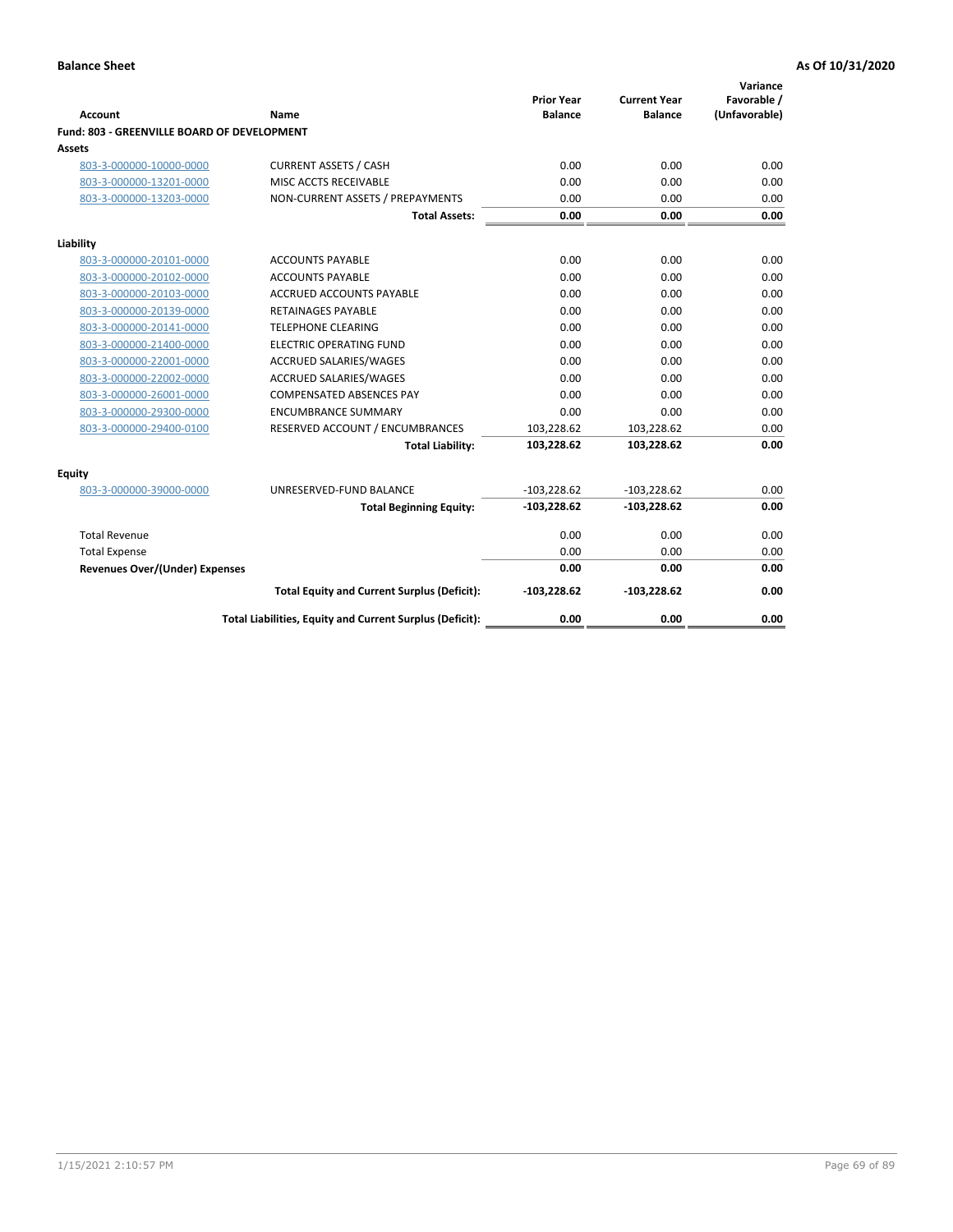**Balance Sheet** **As Of 10/31/2020**

| Account | Name | Prior Year Balance | Current Year Balance | Variance Favorable / (Unfavorable) |
|---|---|---|---|---|
| **Fund: 803 - GREENVILLE BOARD OF DEVELOPMENT** | | | | |
| **Assets** | | | | |
| 803-3-000000-10000-0000 | CURRENT ASSETS / CASH | 0.00 | 0.00 | 0.00 |
| 803-3-000000-13201-0000 | MISC ACCTS RECEIVABLE | 0.00 | 0.00 | 0.00 |
| 803-3-000000-13203-0000 | NON-CURRENT ASSETS / PREPAYMENTS | 0.00 | 0.00 | 0.00 |
| | **Total Assets:** | **0.00** | **0.00** | **0.00** |
| **Liability** | | | | |
| 803-3-000000-20101-0000 | ACCOUNTS PAYABLE | 0.00 | 0.00 | 0.00 |
| 803-3-000000-20102-0000 | ACCOUNTS PAYABLE | 0.00 | 0.00 | 0.00 |
| 803-3-000000-20103-0000 | ACCRUED ACCOUNTS PAYABLE | 0.00 | 0.00 | 0.00 |
| 803-3-000000-20139-0000 | RETAINAGES PAYABLE | 0.00 | 0.00 | 0.00 |
| 803-3-000000-20141-0000 | TELEPHONE CLEARING | 0.00 | 0.00 | 0.00 |
| 803-3-000000-21400-0000 | ELECTRIC OPERATING FUND | 0.00 | 0.00 | 0.00 |
| 803-3-000000-22001-0000 | ACCRUED SALARIES/WAGES | 0.00 | 0.00 | 0.00 |
| 803-3-000000-22002-0000 | ACCRUED SALARIES/WAGES | 0.00 | 0.00 | 0.00 |
| 803-3-000000-26001-0000 | COMPENSATED ABSENCES PAY | 0.00 | 0.00 | 0.00 |
| 803-3-000000-29300-0000 | ENCUMBRANCE SUMMARY | 0.00 | 0.00 | 0.00 |
| 803-3-000000-29400-0100 | RESERVED ACCOUNT / ENCUMBRANCES | 103,228.62 | 103,228.62 | 0.00 |
| | **Total Liability:** | **103,228.62** | **103,228.62** | **0.00** |
| **Equity** | | | | |
| 803-3-000000-39000-0000 | UNRESERVED-FUND BALANCE | -103,228.62 | -103,228.62 | 0.00 |
| | **Total Beginning Equity:** | **-103,228.62** | **-103,228.62** | **0.00** |
| Total Revenue | | 0.00 | 0.00 | 0.00 |
| Total Expense | | 0.00 | 0.00 | 0.00 |
| **Revenues Over/(Under) Expenses** | | **0.00** | **0.00** | **0.00** |
| | **Total Equity and Current Surplus (Deficit):** | **-103,228.62** | **-103,228.62** | **0.00** |
| | **Total Liabilities, Equity and Current Surplus (Deficit):** | **0.00** | **0.00** | **0.00** |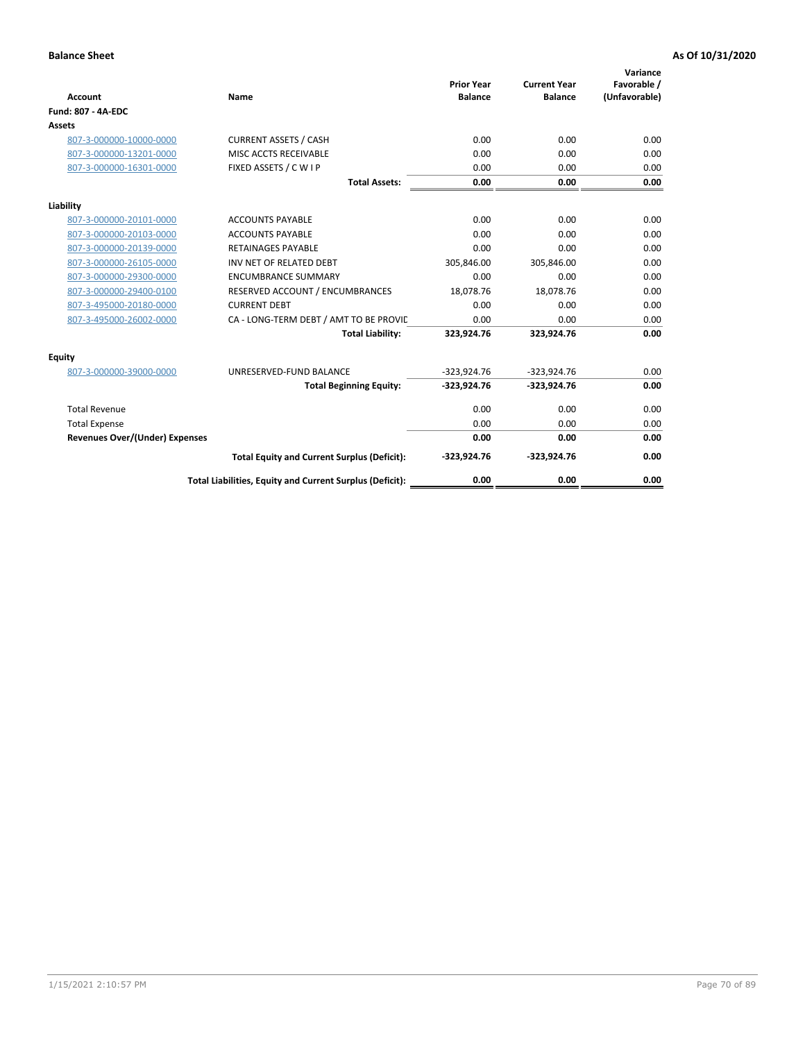**Balance Sheet** **As Of 10/31/2020**

| Account | Name | Prior Year Balance | Current Year Balance | Variance Favorable / (Unfavorable) |
|---|---|---|---|---|
| **Fund: 807 - 4A-EDC** | | | | |
| **Assets** | | | | |
| 807-3-000000-10000-0000 | CURRENT ASSETS / CASH | 0.00 | 0.00 | 0.00 |
| 807-3-000000-13201-0000 | MISC ACCTS RECEIVABLE | 0.00 | 0.00 | 0.00 |
| 807-3-000000-16301-0000 | FIXED ASSETS / C W I P | 0.00 | 0.00 | 0.00 |
| | **Total Assets:** | **0.00** | **0.00** | **0.00** |
| **Liability** | | | | |
| 807-3-000000-20101-0000 | ACCOUNTS PAYABLE | 0.00 | 0.00 | 0.00 |
| 807-3-000000-20103-0000 | ACCOUNTS PAYABLE | 0.00 | 0.00 | 0.00 |
| 807-3-000000-20139-0000 | RETAINAGES PAYABLE | 0.00 | 0.00 | 0.00 |
| 807-3-000000-26105-0000 | INV NET OF RELATED DEBT | 305,846.00 | 305,846.00 | 0.00 |
| 807-3-000000-29300-0000 | ENCUMBRANCE SUMMARY | 0.00 | 0.00 | 0.00 |
| 807-3-000000-29400-0100 | RESERVED ACCOUNT / ENCUMBRANCES | 18,078.76 | 18,078.76 | 0.00 |
| 807-3-495000-20180-0000 | CURRENT DEBT | 0.00 | 0.00 | 0.00 |
| 807-3-495000-26002-0000 | CA - LONG-TERM DEBT / AMT TO BE PROVIC | 0.00 | 0.00 | 0.00 |
| | **Total Liability:** | **323,924.76** | **323,924.76** | **0.00** |
| **Equity** | | | | |
| 807-3-000000-39000-0000 | UNRESERVED-FUND BALANCE | -323,924.76 | -323,924.76 | 0.00 |
| | **Total Beginning Equity:** | **-323,924.76** | **-323,924.76** | **0.00** |
| Total Revenue | | 0.00 | 0.00 | 0.00 |
| Total Expense | | 0.00 | 0.00 | 0.00 |
| **Revenues Over/(Under) Expenses** | | **0.00** | **0.00** | **0.00** |
| | **Total Equity and Current Surplus (Deficit):** | **-323,924.76** | **-323,924.76** | **0.00** |
| | **Total Liabilities, Equity and Current Surplus (Deficit):** | **0.00** | **0.00** | **0.00** |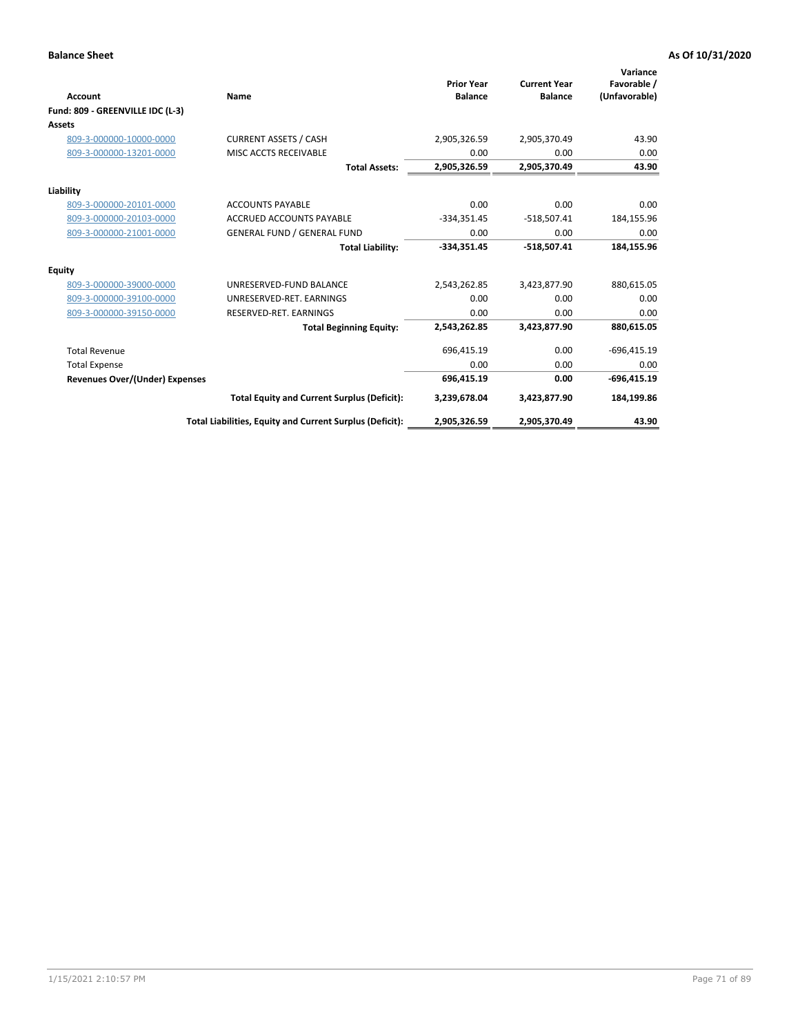**Balance Sheet** **As Of 10/31/2020**

| Account | Name | Prior Year Balance | Current Year Balance | Variance Favorable / (Unfavorable) |
|---|---|---|---|---|
| **Fund: 809 - GREENVILLE IDC (L-3)** | | | | |
| **Assets** | | | | |
| 809-3-000000-10000-0000 | CURRENT ASSETS / CASH | 2,905,326.59 | 2,905,370.49 | 43.90 |
| 809-3-000000-13201-0000 | MISC ACCTS RECEIVABLE | 0.00 | 0.00 | 0.00 |
| | **Total Assets:** | **2,905,326.59** | **2,905,370.49** | **43.90** |
| **Liability** | | | | |
| 809-3-000000-20101-0000 | ACCOUNTS PAYABLE | 0.00 | 0.00 | 0.00 |
| 809-3-000000-20103-0000 | ACCRUED ACCOUNTS PAYABLE | -334,351.45 | -518,507.41 | 184,155.96 |
| 809-3-000000-21001-0000 | GENERAL FUND / GENERAL FUND | 0.00 | 0.00 | 0.00 |
| | **Total Liability:** | **-334,351.45** | **-518,507.41** | **184,155.96** |
| **Equity** | | | | |
| 809-3-000000-39000-0000 | UNRESERVED-FUND BALANCE | 2,543,262.85 | 3,423,877.90 | 880,615.05 |
| 809-3-000000-39100-0000 | UNRESERVED-RET. EARNINGS | 0.00 | 0.00 | 0.00 |
| 809-3-000000-39150-0000 | RESERVED-RET. EARNINGS | 0.00 | 0.00 | 0.00 |
| | **Total Beginning Equity:** | **2,543,262.85** | **3,423,877.90** | **880,615.05** |
| Total Revenue | | 696,415.19 | 0.00 | -696,415.19 |
| Total Expense | | 0.00 | 0.00 | 0.00 |
| **Revenues Over/(Under) Expenses** | | **696,415.19** | **0.00** | **-696,415.19** |
| | **Total Equity and Current Surplus (Deficit):** | **3,239,678.04** | **3,423,877.90** | **184,199.86** |
| | **Total Liabilities, Equity and Current Surplus (Deficit):** | **2,905,326.59** | **2,905,370.49** | **43.90** |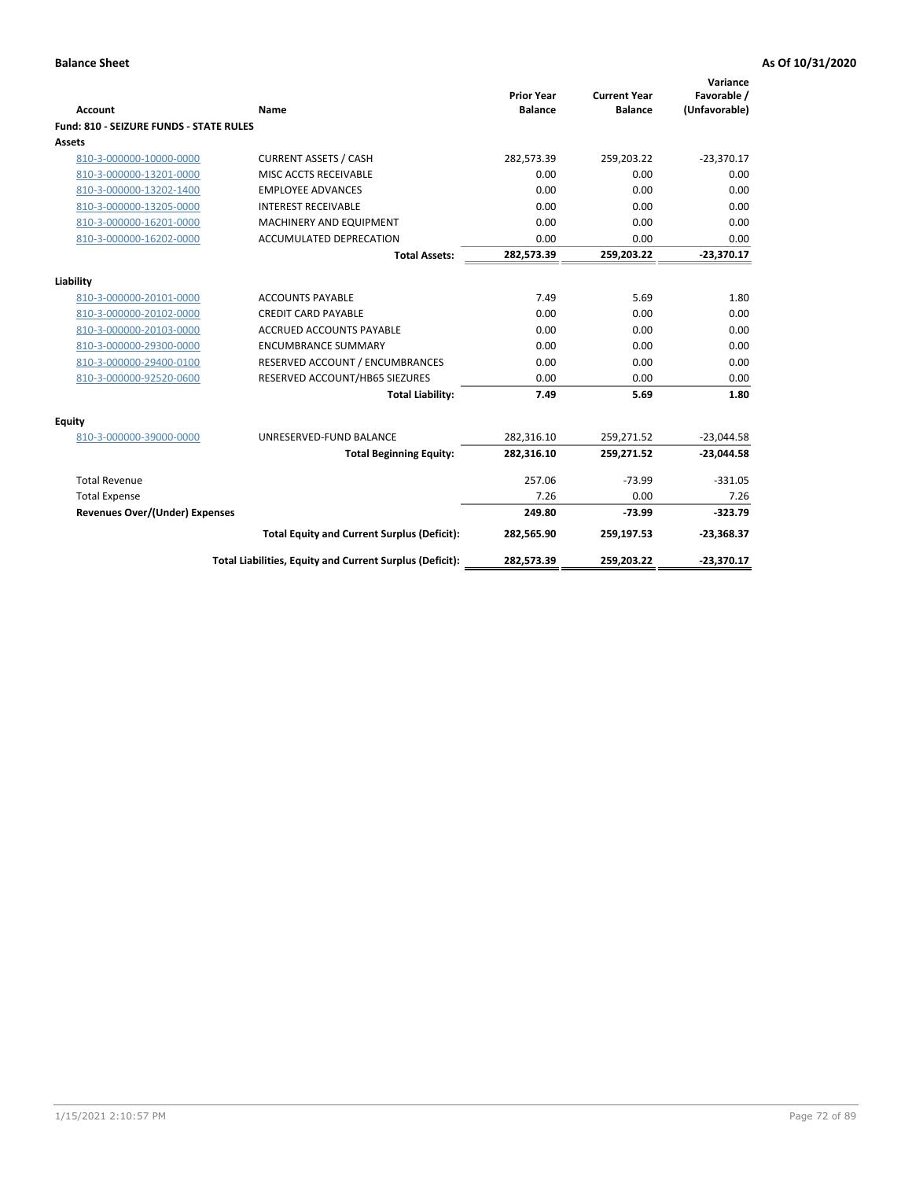**Balance Sheet** **As Of 10/31/2020**

| Account | Name | Prior Year Balance | Current Year Balance | Variance Favorable / (Unfavorable) |
|---|---|---|---|---|
| **Fund: 810 - SEIZURE FUNDS - STATE RULES** | | | | |
| **Assets** | | | | |
| 810-3-000000-10000-0000 | CURRENT ASSETS / CASH | 282,573.39 | 259,203.22 | -23,370.17 |
| 810-3-000000-13201-0000 | MISC ACCTS RECEIVABLE | 0.00 | 0.00 | 0.00 |
| 810-3-000000-13202-1400 | EMPLOYEE ADVANCES | 0.00 | 0.00 | 0.00 |
| 810-3-000000-13205-0000 | INTEREST RECEIVABLE | 0.00 | 0.00 | 0.00 |
| 810-3-000000-16201-0000 | MACHINERY AND EQUIPMENT | 0.00 | 0.00 | 0.00 |
| 810-3-000000-16202-0000 | ACCUMULATED DEPRECATION | 0.00 | 0.00 | 0.00 |
| | **Total Assets:** | **282,573.39** | **259,203.22** | **-23,370.17** |
| **Liability** | | | | |
| 810-3-000000-20101-0000 | ACCOUNTS PAYABLE | 7.49 | 5.69 | 1.80 |
| 810-3-000000-20102-0000 | CREDIT CARD PAYABLE | 0.00 | 0.00 | 0.00 |
| 810-3-000000-20103-0000 | ACCRUED ACCOUNTS PAYABLE | 0.00 | 0.00 | 0.00 |
| 810-3-000000-29300-0000 | ENCUMBRANCE SUMMARY | 0.00 | 0.00 | 0.00 |
| 810-3-000000-29400-0100 | RESERVED ACCOUNT / ENCUMBRANCES | 0.00 | 0.00 | 0.00 |
| 810-3-000000-92520-0600 | RESERVED ACCOUNT/HB65 SIEZURES | 0.00 | 0.00 | 0.00 |
| | **Total Liability:** | **7.49** | **5.69** | **1.80** |
| **Equity** | | | | |
| 810-3-000000-39000-0000 | UNRESERVED-FUND BALANCE | 282,316.10 | 259,271.52 | -23,044.58 |
| | **Total Beginning Equity:** | **282,316.10** | **259,271.52** | **-23,044.58** |
| Total Revenue | | 257.06 | -73.99 | -331.05 |
| Total Expense | | 7.26 | 0.00 | 7.26 |
| **Revenues Over/(Under) Expenses** | | **249.80** | **-73.99** | **-323.79** |
| | **Total Equity and Current Surplus (Deficit):** | **282,565.90** | **259,197.53** | **-23,368.37** |
| | **Total Liabilities, Equity and Current Surplus (Deficit):** | **282,573.39** | **259,203.22** | **-23,370.17** |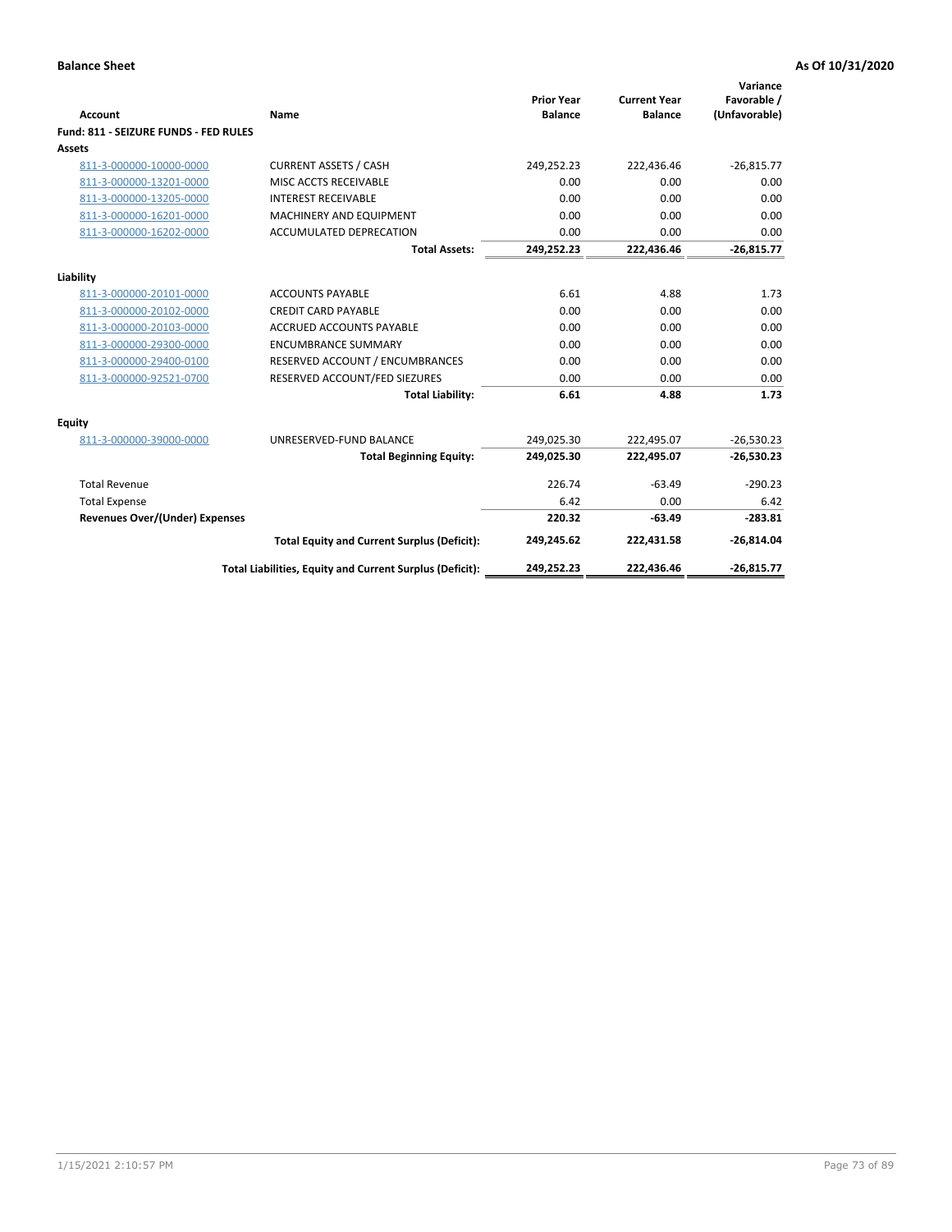**Balance Sheet** **As Of 10/31/2020**

| Account | Name | Prior Year Balance | Current Year Balance | Variance Favorable / (Unfavorable) |
|---|---|---|---|---|
| **Fund: 811 - SEIZURE FUNDS - FED RULES** | | | | |
| **Assets** | | | | |
| 811-3-000000-10000-0000 | CURRENT ASSETS / CASH | 249,252.23 | 222,436.46 | -26,815.77 |
| 811-3-000000-13201-0000 | MISC ACCTS RECEIVABLE | 0.00 | 0.00 | 0.00 |
| 811-3-000000-13205-0000 | INTEREST RECEIVABLE | 0.00 | 0.00 | 0.00 |
| 811-3-000000-16201-0000 | MACHINERY AND EQUIPMENT | 0.00 | 0.00 | 0.00 |
| 811-3-000000-16202-0000 | ACCUMULATED DEPRECATION | 0.00 | 0.00 | 0.00 |
| | **Total Assets:** | **249,252.23** | **222,436.46** | **-26,815.77** |
| **Liability** | | | | |
| 811-3-000000-20101-0000 | ACCOUNTS PAYABLE | 6.61 | 4.88 | 1.73 |
| 811-3-000000-20102-0000 | CREDIT CARD PAYABLE | 0.00 | 0.00 | 0.00 |
| 811-3-000000-20103-0000 | ACCRUED ACCOUNTS PAYABLE | 0.00 | 0.00 | 0.00 |
| 811-3-000000-29300-0000 | ENCUMBRANCE SUMMARY | 0.00 | 0.00 | 0.00 |
| 811-3-000000-29400-0100 | RESERVED ACCOUNT / ENCUMBRANCES | 0.00 | 0.00 | 0.00 |
| 811-3-000000-92521-0700 | RESERVED ACCOUNT/FED SIEZURES | 0.00 | 0.00 | 0.00 |
| | **Total Liability:** | **6.61** | **4.88** | **1.73** |
| **Equity** | | | | |
| 811-3-000000-39000-0000 | UNRESERVED-FUND BALANCE | 249,025.30 | 222,495.07 | -26,530.23 |
| | **Total Beginning Equity:** | **249,025.30** | **222,495.07** | **-26,530.23** |
| Total Revenue | | 226.74 | -63.49 | -290.23 |
| Total Expense | | 6.42 | 0.00 | 6.42 |
| **Revenues Over/(Under) Expenses** | | **220.32** | **-63.49** | **-283.81** |
| | **Total Equity and Current Surplus (Deficit):** | **249,245.62** | **222,431.58** | **-26,814.04** |
| | **Total Liabilities, Equity and Current Surplus (Deficit):** | **249,252.23** | **222,436.46** | **-26,815.77** |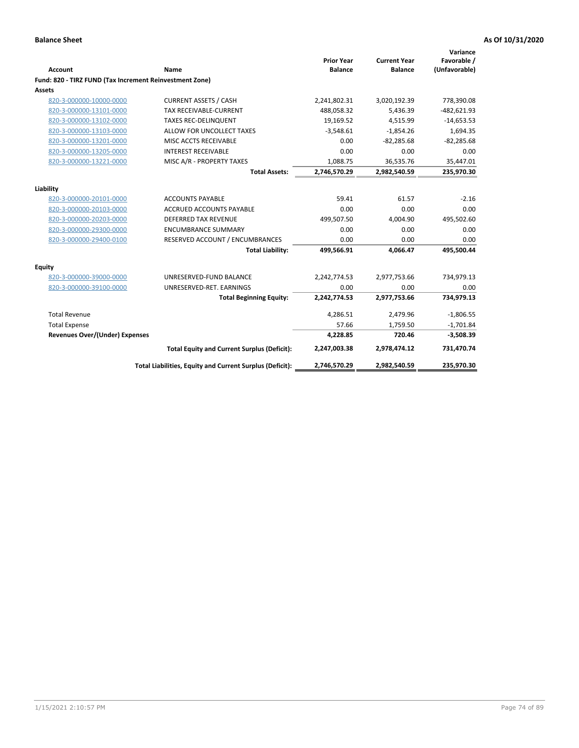**Balance Sheet** **As Of 10/31/2020**

| Account | Name | Prior Year Balance | Current Year Balance | Variance Favorable / (Unfavorable) |
|---|---|---|---|---|
| **Fund: 820 - TIRZ FUND (Tax Increment Reinvestment Zone)** | | | | |
| **Assets** | | | | |
| 820-3-000000-10000-0000 | CURRENT ASSETS / CASH | 2,241,802.31 | 3,020,192.39 | 778,390.08 |
| 820-3-000000-13101-0000 | TAX RECEIVABLE-CURRENT | 488,058.32 | 5,436.39 | -482,621.93 |
| 820-3-000000-13102-0000 | TAXES REC-DELINQUENT | 19,169.52 | 4,515.99 | -14,653.53 |
| 820-3-000000-13103-0000 | ALLOW FOR UNCOLLECT TAXES | -3,548.61 | -1,854.26 | 1,694.35 |
| 820-3-000000-13201-0000 | MISC ACCTS RECEIVABLE | 0.00 | -82,285.68 | -82,285.68 |
| 820-3-000000-13205-0000 | INTEREST RECEIVABLE | 0.00 | 0.00 | 0.00 |
| 820-3-000000-13221-0000 | MISC A/R - PROPERTY TAXES | 1,088.75 | 36,535.76 | 35,447.01 |
| | **Total Assets:** | **2,746,570.29** | **2,982,540.59** | **235,970.30** |
| **Liability** | | | | |
| 820-3-000000-20101-0000 | ACCOUNTS PAYABLE | 59.41 | 61.57 | -2.16 |
| 820-3-000000-20103-0000 | ACCRUED ACCOUNTS PAYABLE | 0.00 | 0.00 | 0.00 |
| 820-3-000000-20203-0000 | DEFERRED TAX REVENUE | 499,507.50 | 4,004.90 | 495,502.60 |
| 820-3-000000-29300-0000 | ENCUMBRANCE SUMMARY | 0.00 | 0.00 | 0.00 |
| 820-3-000000-29400-0100 | RESERVED ACCOUNT / ENCUMBRANCES | 0.00 | 0.00 | 0.00 |
| | **Total Liability:** | **499,566.91** | **4,066.47** | **495,500.44** |
| **Equity** | | | | |
| 820-3-000000-39000-0000 | UNRESERVED-FUND BALANCE | 2,242,774.53 | 2,977,753.66 | 734,979.13 |
| 820-3-000000-39100-0000 | UNRESERVED-RET. EARNINGS | 0.00 | 0.00 | 0.00 |
| | **Total Beginning Equity:** | **2,242,774.53** | **2,977,753.66** | **734,979.13** |
| Total Revenue | | 4,286.51 | 2,479.96 | -1,806.55 |
| Total Expense | | 57.66 | 1,759.50 | -1,701.84 |
| **Revenues Over/(Under) Expenses** | | **4,228.85** | **720.46** | **-3,508.39** |
| | **Total Equity and Current Surplus (Deficit):** | **2,247,003.38** | **2,978,474.12** | **731,470.74** |
| | **Total Liabilities, Equity and Current Surplus (Deficit):** | **2,746,570.29** | **2,982,540.59** | **235,970.30** |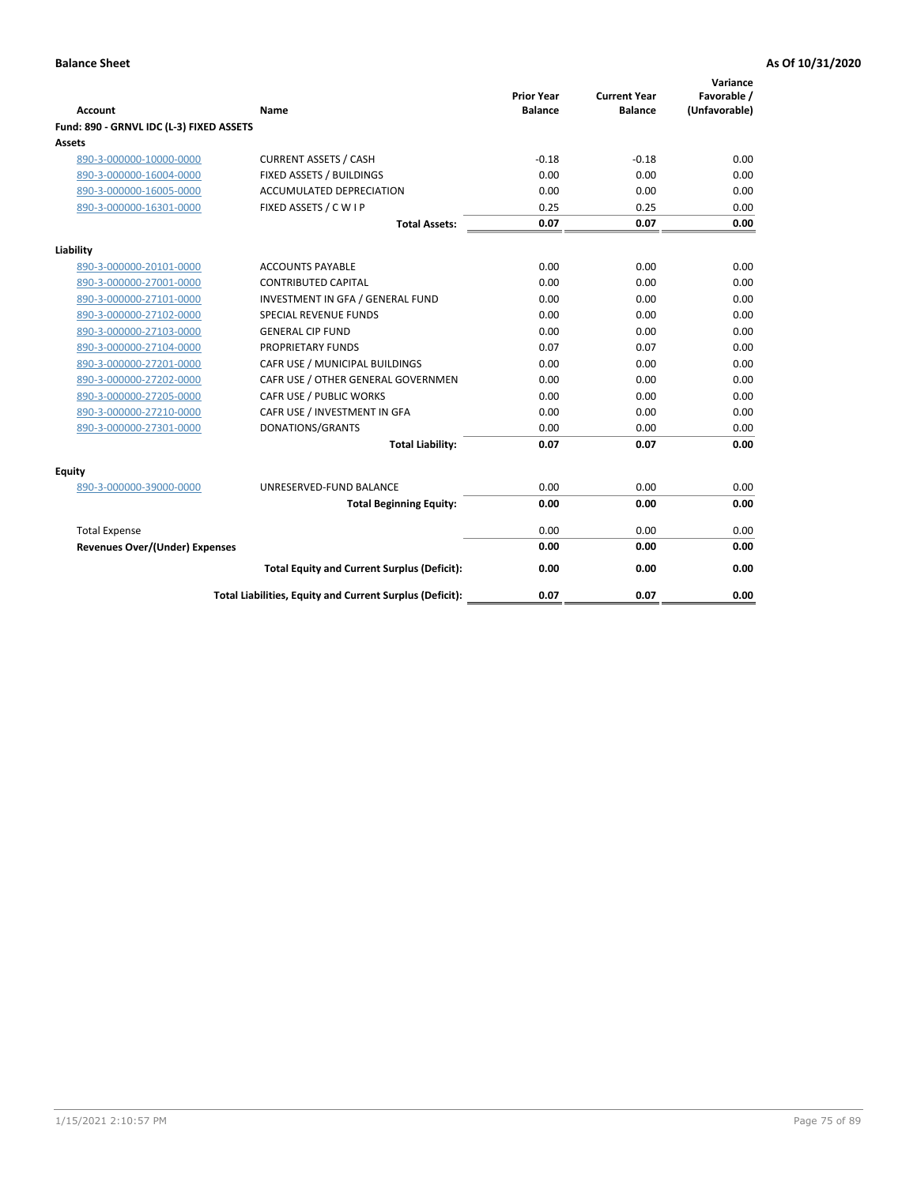**Balance Sheet** **As Of 10/31/2020**

| Account | Name | Prior Year Balance | Current Year Balance | Variance Favorable / (Unfavorable) |
|---|---|---|---|---|
| **Fund: 890 - GRNVL IDC (L-3) FIXED ASSETS** | | | | |
| **Assets** | | | | |
| 890-3-000000-10000-0000 | CURRENT ASSETS / CASH | -0.18 | -0.18 | 0.00 |
| 890-3-000000-16004-0000 | FIXED ASSETS / BUILDINGS | 0.00 | 0.00 | 0.00 |
| 890-3-000000-16005-0000 | ACCUMULATED DEPRECIATION | 0.00 | 0.00 | 0.00 |
| 890-3-000000-16301-0000 | FIXED ASSETS / C W I P | 0.25 | 0.25 | 0.00 |
| | **Total Assets:** | **0.07** | **0.07** | **0.00** |
| **Liability** | | | | |
| 890-3-000000-20101-0000 | ACCOUNTS PAYABLE | 0.00 | 0.00 | 0.00 |
| 890-3-000000-27001-0000 | CONTRIBUTED CAPITAL | 0.00 | 0.00 | 0.00 |
| 890-3-000000-27101-0000 | INVESTMENT IN GFA / GENERAL FUND | 0.00 | 0.00 | 0.00 |
| 890-3-000000-27102-0000 | SPECIAL REVENUE FUNDS | 0.00 | 0.00 | 0.00 |
| 890-3-000000-27103-0000 | GENERAL CIP FUND | 0.00 | 0.00 | 0.00 |
| 890-3-000000-27104-0000 | PROPRIETARY FUNDS | 0.07 | 0.07 | 0.00 |
| 890-3-000000-27201-0000 | CAFR USE / MUNICIPAL BUILDINGS | 0.00 | 0.00 | 0.00 |
| 890-3-000000-27202-0000 | CAFR USE / OTHER GENERAL GOVERNMEN | 0.00 | 0.00 | 0.00 |
| 890-3-000000-27205-0000 | CAFR USE / PUBLIC WORKS | 0.00 | 0.00 | 0.00 |
| 890-3-000000-27210-0000 | CAFR USE / INVESTMENT IN GFA | 0.00 | 0.00 | 0.00 |
| 890-3-000000-27301-0000 | DONATIONS/GRANTS | 0.00 | 0.00 | 0.00 |
| | **Total Liability:** | **0.07** | **0.07** | **0.00** |
| **Equity** | | | | |
| 890-3-000000-39000-0000 | UNRESERVED-FUND BALANCE | 0.00 | 0.00 | 0.00 |
| | **Total Beginning Equity:** | **0.00** | **0.00** | **0.00** |
| Total Expense | | 0.00 | 0.00 | 0.00 |
| **Revenues Over/(Under) Expenses** | | **0.00** | **0.00** | **0.00** |
| | **Total Equity and Current Surplus (Deficit):** | **0.00** | **0.00** | **0.00** |
| | **Total Liabilities, Equity and Current Surplus (Deficit):** | **0.07** | **0.07** | **0.00** |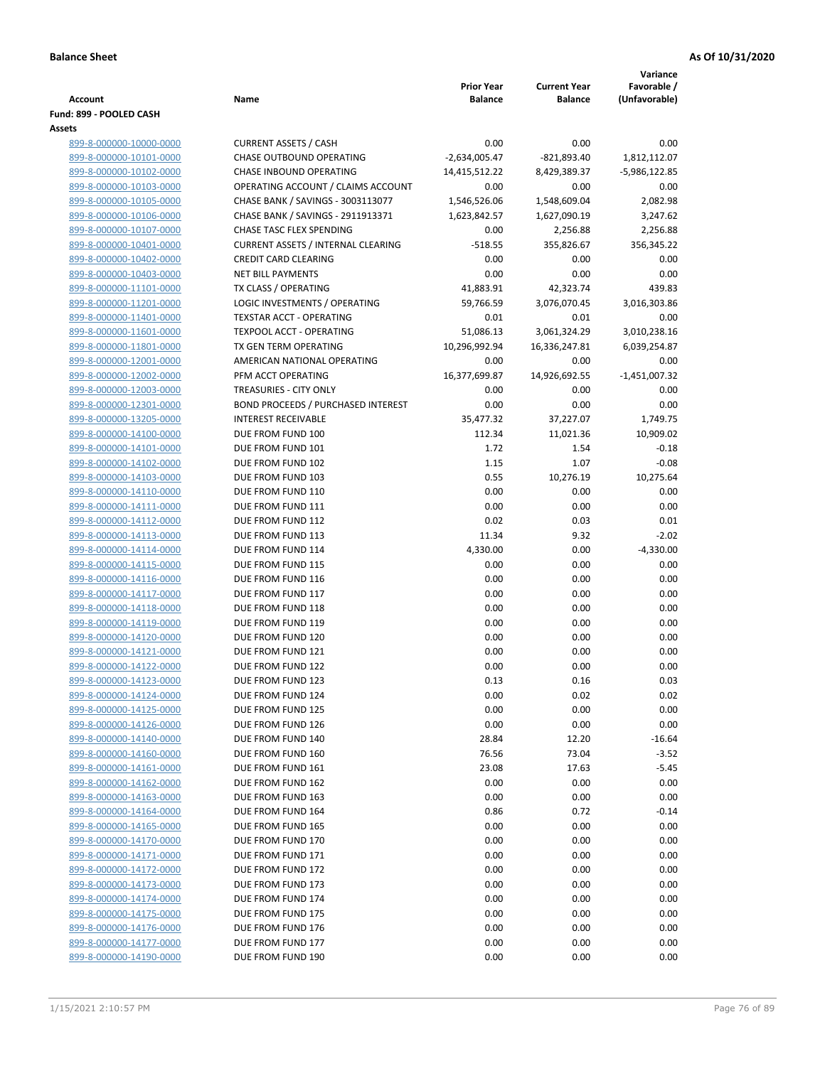**Balance Sheet** — **As Of 10/31/2020**

| Account | Name | Prior Year Balance | Current Year Balance | Variance Favorable / (Unfavorable) |
|---|---|---|---|---|
| **Fund: 899 - POOLED CASH** | | | | |
| **Assets** | | | | |
| 899-8-000000-10000-0000 | CURRENT ASSETS / CASH | 0.00 | 0.00 | 0.00 |
| 899-8-000000-10101-0000 | CHASE OUTBOUND OPERATING | -2,634,005.47 | -821,893.40 | 1,812,112.07 |
| 899-8-000000-10102-0000 | CHASE INBOUND OPERATING | 14,415,512.22 | 8,429,389.37 | -5,986,122.85 |
| 899-8-000000-10103-0000 | OPERATING ACCOUNT / CLAIMS ACCOUNT | 0.00 | 0.00 | 0.00 |
| 899-8-000000-10105-0000 | CHASE BANK / SAVINGS - 3003113077 | 1,546,526.06 | 1,548,609.04 | 2,082.98 |
| 899-8-000000-10106-0000 | CHASE BANK / SAVINGS - 2911913371 | 1,623,842.57 | 1,627,090.19 | 3,247.62 |
| 899-8-000000-10107-0000 | CHASE TASC FLEX SPENDING | 0.00 | 2,256.88 | 2,256.88 |
| 899-8-000000-10401-0000 | CURRENT ASSETS / INTERNAL CLEARING | -518.55 | 355,826.67 | 356,345.22 |
| 899-8-000000-10402-0000 | CREDIT CARD CLEARING | 0.00 | 0.00 | 0.00 |
| 899-8-000000-10403-0000 | NET BILL PAYMENTS | 0.00 | 0.00 | 0.00 |
| 899-8-000000-11101-0000 | TX CLASS / OPERATING | 41,883.91 | 42,323.74 | 439.83 |
| 899-8-000000-11201-0000 | LOGIC INVESTMENTS / OPERATING | 59,766.59 | 3,076,070.45 | 3,016,303.86 |
| 899-8-000000-11401-0000 | TEXSTAR ACCT - OPERATING | 0.01 | 0.01 | 0.00 |
| 899-8-000000-11601-0000 | TEXPOOL ACCT - OPERATING | 51,086.13 | 3,061,324.29 | 3,010,238.16 |
| 899-8-000000-11801-0000 | TX GEN TERM OPERATING | 10,296,992.94 | 16,336,247.81 | 6,039,254.87 |
| 899-8-000000-12001-0000 | AMERICAN NATIONAL OPERATING | 0.00 | 0.00 | 0.00 |
| 899-8-000000-12002-0000 | PFM ACCT OPERATING | 16,377,699.87 | 14,926,692.55 | -1,451,007.32 |
| 899-8-000000-12003-0000 | TREASURIES - CITY ONLY | 0.00 | 0.00 | 0.00 |
| 899-8-000000-12301-0000 | BOND PROCEEDS / PURCHASED INTEREST | 0.00 | 0.00 | 0.00 |
| 899-8-000000-13205-0000 | INTEREST RECEIVABLE | 35,477.32 | 37,227.07 | 1,749.75 |
| 899-8-000000-14100-0000 | DUE FROM FUND 100 | 112.34 | 11,021.36 | 10,909.02 |
| 899-8-000000-14101-0000 | DUE FROM FUND 101 | 1.72 | 1.54 | -0.18 |
| 899-8-000000-14102-0000 | DUE FROM FUND 102 | 1.15 | 1.07 | -0.08 |
| 899-8-000000-14103-0000 | DUE FROM FUND 103 | 0.55 | 10,276.19 | 10,275.64 |
| 899-8-000000-14110-0000 | DUE FROM FUND 110 | 0.00 | 0.00 | 0.00 |
| 899-8-000000-14111-0000 | DUE FROM FUND 111 | 0.00 | 0.00 | 0.00 |
| 899-8-000000-14112-0000 | DUE FROM FUND 112 | 0.02 | 0.03 | 0.01 |
| 899-8-000000-14113-0000 | DUE FROM FUND 113 | 11.34 | 9.32 | -2.02 |
| 899-8-000000-14114-0000 | DUE FROM FUND 114 | 4,330.00 | 0.00 | -4,330.00 |
| 899-8-000000-14115-0000 | DUE FROM FUND 115 | 0.00 | 0.00 | 0.00 |
| 899-8-000000-14116-0000 | DUE FROM FUND 116 | 0.00 | 0.00 | 0.00 |
| 899-8-000000-14117-0000 | DUE FROM FUND 117 | 0.00 | 0.00 | 0.00 |
| 899-8-000000-14118-0000 | DUE FROM FUND 118 | 0.00 | 0.00 | 0.00 |
| 899-8-000000-14119-0000 | DUE FROM FUND 119 | 0.00 | 0.00 | 0.00 |
| 899-8-000000-14120-0000 | DUE FROM FUND 120 | 0.00 | 0.00 | 0.00 |
| 899-8-000000-14121-0000 | DUE FROM FUND 121 | 0.00 | 0.00 | 0.00 |
| 899-8-000000-14122-0000 | DUE FROM FUND 122 | 0.00 | 0.00 | 0.00 |
| 899-8-000000-14123-0000 | DUE FROM FUND 123 | 0.13 | 0.16 | 0.03 |
| 899-8-000000-14124-0000 | DUE FROM FUND 124 | 0.00 | 0.02 | 0.02 |
| 899-8-000000-14125-0000 | DUE FROM FUND 125 | 0.00 | 0.00 | 0.00 |
| 899-8-000000-14126-0000 | DUE FROM FUND 126 | 0.00 | 0.00 | 0.00 |
| 899-8-000000-14140-0000 | DUE FROM FUND 140 | 28.84 | 12.20 | -16.64 |
| 899-8-000000-14160-0000 | DUE FROM FUND 160 | 76.56 | 73.04 | -3.52 |
| 899-8-000000-14161-0000 | DUE FROM FUND 161 | 23.08 | 17.63 | -5.45 |
| 899-8-000000-14162-0000 | DUE FROM FUND 162 | 0.00 | 0.00 | 0.00 |
| 899-8-000000-14163-0000 | DUE FROM FUND 163 | 0.00 | 0.00 | 0.00 |
| 899-8-000000-14164-0000 | DUE FROM FUND 164 | 0.86 | 0.72 | -0.14 |
| 899-8-000000-14165-0000 | DUE FROM FUND 165 | 0.00 | 0.00 | 0.00 |
| 899-8-000000-14170-0000 | DUE FROM FUND 170 | 0.00 | 0.00 | 0.00 |
| 899-8-000000-14171-0000 | DUE FROM FUND 171 | 0.00 | 0.00 | 0.00 |
| 899-8-000000-14172-0000 | DUE FROM FUND 172 | 0.00 | 0.00 | 0.00 |
| 899-8-000000-14173-0000 | DUE FROM FUND 173 | 0.00 | 0.00 | 0.00 |
| 899-8-000000-14174-0000 | DUE FROM FUND 174 | 0.00 | 0.00 | 0.00 |
| 899-8-000000-14175-0000 | DUE FROM FUND 175 | 0.00 | 0.00 | 0.00 |
| 899-8-000000-14176-0000 | DUE FROM FUND 176 | 0.00 | 0.00 | 0.00 |
| 899-8-000000-14177-0000 | DUE FROM FUND 177 | 0.00 | 0.00 | 0.00 |
| 899-8-000000-14190-0000 | DUE FROM FUND 190 | 0.00 | 0.00 | 0.00 |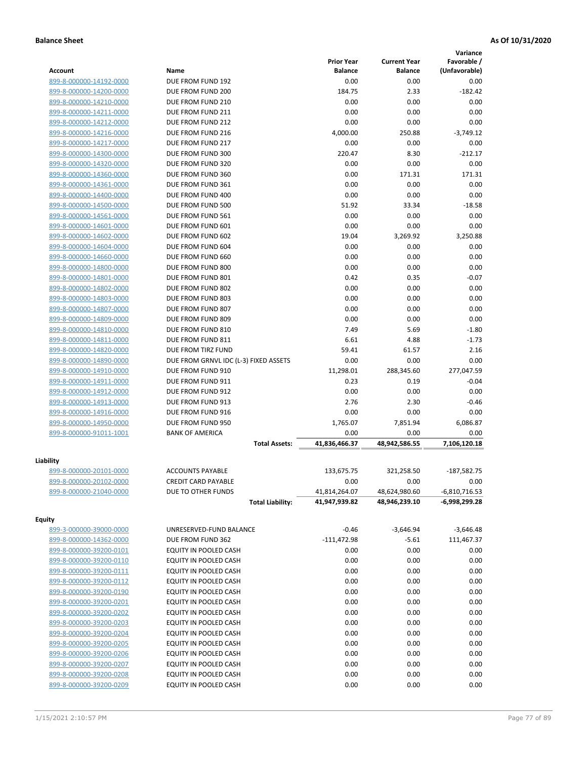**Balance Sheet** **As Of 10/31/2020**

| Account | Name | Prior Year Balance | Current Year Balance | Variance Favorable / (Unfavorable) |
|---|---|---|---|---|
| 899-8-000000-14192-0000 | DUE FROM FUND 192 | 0.00 | 0.00 | 0.00 |
| 899-8-000000-14200-0000 | DUE FROM FUND 200 | 184.75 | 2.33 | -182.42 |
| 899-8-000000-14210-0000 | DUE FROM FUND 210 | 0.00 | 0.00 | 0.00 |
| 899-8-000000-14211-0000 | DUE FROM FUND 211 | 0.00 | 0.00 | 0.00 |
| 899-8-000000-14212-0000 | DUE FROM FUND 212 | 0.00 | 0.00 | 0.00 |
| 899-8-000000-14216-0000 | DUE FROM FUND 216 | 4,000.00 | 250.88 | -3,749.12 |
| 899-8-000000-14217-0000 | DUE FROM FUND 217 | 0.00 | 0.00 | 0.00 |
| 899-8-000000-14300-0000 | DUE FROM FUND 300 | 220.47 | 8.30 | -212.17 |
| 899-8-000000-14320-0000 | DUE FROM FUND 320 | 0.00 | 0.00 | 0.00 |
| 899-8-000000-14360-0000 | DUE FROM FUND 360 | 0.00 | 171.31 | 171.31 |
| 899-8-000000-14361-0000 | DUE FROM FUND 361 | 0.00 | 0.00 | 0.00 |
| 899-8-000000-14400-0000 | DUE FROM FUND 400 | 0.00 | 0.00 | 0.00 |
| 899-8-000000-14500-0000 | DUE FROM FUND 500 | 51.92 | 33.34 | -18.58 |
| 899-8-000000-14561-0000 | DUE FROM FUND 561 | 0.00 | 0.00 | 0.00 |
| 899-8-000000-14601-0000 | DUE FROM FUND 601 | 0.00 | 0.00 | 0.00 |
| 899-8-000000-14602-0000 | DUE FROM FUND 602 | 19.04 | 3,269.92 | 3,250.88 |
| 899-8-000000-14604-0000 | DUE FROM FUND 604 | 0.00 | 0.00 | 0.00 |
| 899-8-000000-14660-0000 | DUE FROM FUND 660 | 0.00 | 0.00 | 0.00 |
| 899-8-000000-14800-0000 | DUE FROM FUND 800 | 0.00 | 0.00 | 0.00 |
| 899-8-000000-14801-0000 | DUE FROM FUND 801 | 0.42 | 0.35 | -0.07 |
| 899-8-000000-14802-0000 | DUE FROM FUND 802 | 0.00 | 0.00 | 0.00 |
| 899-8-000000-14803-0000 | DUE FROM FUND 803 | 0.00 | 0.00 | 0.00 |
| 899-8-000000-14807-0000 | DUE FROM FUND 807 | 0.00 | 0.00 | 0.00 |
| 899-8-000000-14809-0000 | DUE FROM FUND 809 | 0.00 | 0.00 | 0.00 |
| 899-8-000000-14810-0000 | DUE FROM FUND 810 | 7.49 | 5.69 | -1.80 |
| 899-8-000000-14811-0000 | DUE FROM FUND 811 | 6.61 | 4.88 | -1.73 |
| 899-8-000000-14820-0000 | DUE FROM TIRZ FUND | 59.41 | 61.57 | 2.16 |
| 899-8-000000-14890-0000 | DUE FROM GRNVL IDC (L-3) FIXED ASSETS | 0.00 | 0.00 | 0.00 |
| 899-8-000000-14910-0000 | DUE FROM FUND 910 | 11,298.01 | 288,345.60 | 277,047.59 |
| 899-8-000000-14911-0000 | DUE FROM FUND 911 | 0.23 | 0.19 | -0.04 |
| 899-8-000000-14912-0000 | DUE FROM FUND 912 | 0.00 | 0.00 | 0.00 |
| 899-8-000000-14913-0000 | DUE FROM FUND 913 | 2.76 | 2.30 | -0.46 |
| 899-8-000000-14916-0000 | DUE FROM FUND 916 | 0.00 | 0.00 | 0.00 |
| 899-8-000000-14950-0000 | DUE FROM FUND 950 | 1,765.07 | 7,851.94 | 6,086.87 |
| 899-8-000000-91011-1001 | BANK OF AMERICA | 0.00 | 0.00 | 0.00 |
| | **Total Assets:** | **41,836,466.37** | **48,942,586.55** | **7,106,120.18** |
| **Liability** | | | | |
| 899-8-000000-20101-0000 | ACCOUNTS PAYABLE | 133,675.75 | 321,258.50 | -187,582.75 |
| 899-8-000000-20102-0000 | CREDIT CARD PAYABLE | 0.00 | 0.00 | 0.00 |
| 899-8-000000-21040-0000 | DUE TO OTHER FUNDS | 41,814,264.07 | 48,624,980.60 | -6,810,716.53 |
| | **Total Liability:** | **41,947,939.82** | **48,946,239.10** | **-6,998,299.28** |
| **Equity** | | | | |
| 899-3-000000-39000-0000 | UNRESERVED-FUND BALANCE | -0.46 | -3,646.94 | -3,646.48 |
| 899-8-000000-14362-0000 | DUE FROM FUND 362 | -111,472.98 | -5.61 | 111,467.37 |
| 899-8-000000-39200-0101 | EQUITY IN POOLED CASH | 0.00 | 0.00 | 0.00 |
| 899-8-000000-39200-0110 | EQUITY IN POOLED CASH | 0.00 | 0.00 | 0.00 |
| 899-8-000000-39200-0111 | EQUITY IN POOLED CASH | 0.00 | 0.00 | 0.00 |
| 899-8-000000-39200-0112 | EQUITY IN POOLED CASH | 0.00 | 0.00 | 0.00 |
| 899-8-000000-39200-0190 | EQUITY IN POOLED CASH | 0.00 | 0.00 | 0.00 |
| 899-8-000000-39200-0201 | EQUITY IN POOLED CASH | 0.00 | 0.00 | 0.00 |
| 899-8-000000-39200-0202 | EQUITY IN POOLED CASH | 0.00 | 0.00 | 0.00 |
| 899-8-000000-39200-0203 | EQUITY IN POOLED CASH | 0.00 | 0.00 | 0.00 |
| 899-8-000000-39200-0204 | EQUITY IN POOLED CASH | 0.00 | 0.00 | 0.00 |
| 899-8-000000-39200-0205 | EQUITY IN POOLED CASH | 0.00 | 0.00 | 0.00 |
| 899-8-000000-39200-0206 | EQUITY IN POOLED CASH | 0.00 | 0.00 | 0.00 |
| 899-8-000000-39200-0207 | EQUITY IN POOLED CASH | 0.00 | 0.00 | 0.00 |
| 899-8-000000-39200-0208 | EQUITY IN POOLED CASH | 0.00 | 0.00 | 0.00 |
| 899-8-000000-39200-0209 | EQUITY IN POOLED CASH | 0.00 | 0.00 | 0.00 |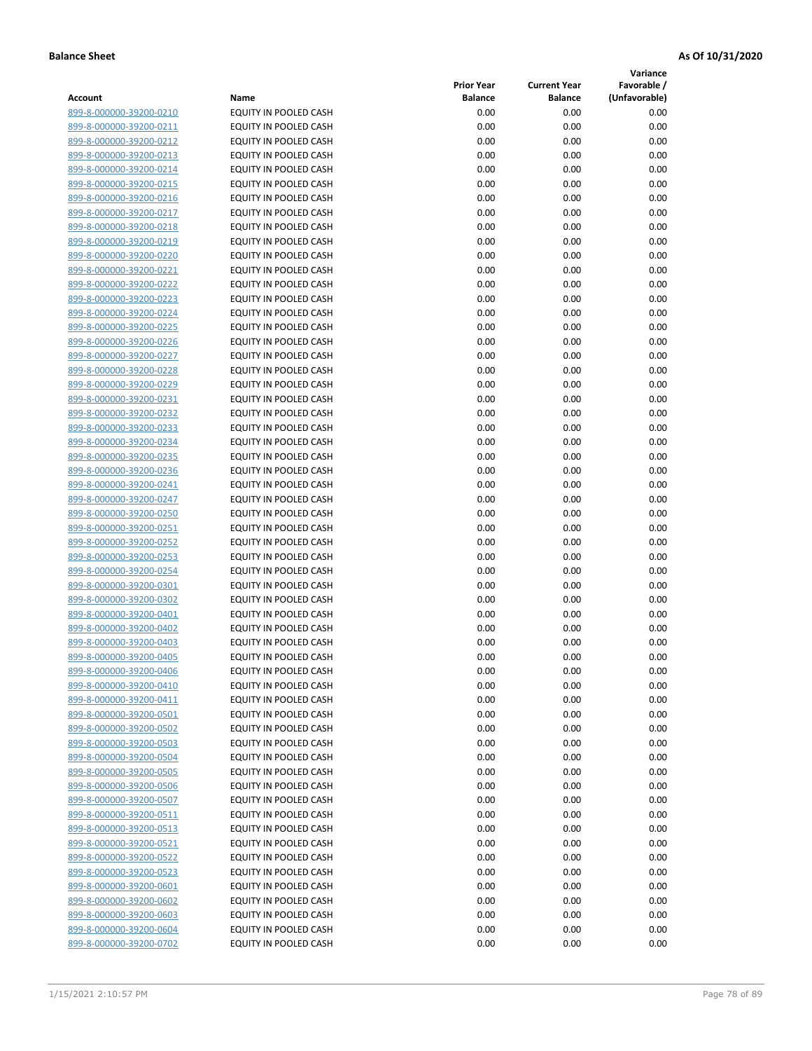**Balance Sheet** **As Of 10/31/2020**

| Account | Name | Prior Year Balance | Current Year Balance | Variance Favorable / (Unfavorable) |
|---|---|---|---|---|
| 899-8-000000-39200-0210 | EQUITY IN POOLED CASH | 0.00 | 0.00 | 0.00 |
| 899-8-000000-39200-0211 | EQUITY IN POOLED CASH | 0.00 | 0.00 | 0.00 |
| 899-8-000000-39200-0212 | EQUITY IN POOLED CASH | 0.00 | 0.00 | 0.00 |
| 899-8-000000-39200-0213 | EQUITY IN POOLED CASH | 0.00 | 0.00 | 0.00 |
| 899-8-000000-39200-0214 | EQUITY IN POOLED CASH | 0.00 | 0.00 | 0.00 |
| 899-8-000000-39200-0215 | EQUITY IN POOLED CASH | 0.00 | 0.00 | 0.00 |
| 899-8-000000-39200-0216 | EQUITY IN POOLED CASH | 0.00 | 0.00 | 0.00 |
| 899-8-000000-39200-0217 | EQUITY IN POOLED CASH | 0.00 | 0.00 | 0.00 |
| 899-8-000000-39200-0218 | EQUITY IN POOLED CASH | 0.00 | 0.00 | 0.00 |
| 899-8-000000-39200-0219 | EQUITY IN POOLED CASH | 0.00 | 0.00 | 0.00 |
| 899-8-000000-39200-0220 | EQUITY IN POOLED CASH | 0.00 | 0.00 | 0.00 |
| 899-8-000000-39200-0221 | EQUITY IN POOLED CASH | 0.00 | 0.00 | 0.00 |
| 899-8-000000-39200-0222 | EQUITY IN POOLED CASH | 0.00 | 0.00 | 0.00 |
| 899-8-000000-39200-0223 | EQUITY IN POOLED CASH | 0.00 | 0.00 | 0.00 |
| 899-8-000000-39200-0224 | EQUITY IN POOLED CASH | 0.00 | 0.00 | 0.00 |
| 899-8-000000-39200-0225 | EQUITY IN POOLED CASH | 0.00 | 0.00 | 0.00 |
| 899-8-000000-39200-0226 | EQUITY IN POOLED CASH | 0.00 | 0.00 | 0.00 |
| 899-8-000000-39200-0227 | EQUITY IN POOLED CASH | 0.00 | 0.00 | 0.00 |
| 899-8-000000-39200-0228 | EQUITY IN POOLED CASH | 0.00 | 0.00 | 0.00 |
| 899-8-000000-39200-0229 | EQUITY IN POOLED CASH | 0.00 | 0.00 | 0.00 |
| 899-8-000000-39200-0231 | EQUITY IN POOLED CASH | 0.00 | 0.00 | 0.00 |
| 899-8-000000-39200-0232 | EQUITY IN POOLED CASH | 0.00 | 0.00 | 0.00 |
| 899-8-000000-39200-0233 | EQUITY IN POOLED CASH | 0.00 | 0.00 | 0.00 |
| 899-8-000000-39200-0234 | EQUITY IN POOLED CASH | 0.00 | 0.00 | 0.00 |
| 899-8-000000-39200-0235 | EQUITY IN POOLED CASH | 0.00 | 0.00 | 0.00 |
| 899-8-000000-39200-0236 | EQUITY IN POOLED CASH | 0.00 | 0.00 | 0.00 |
| 899-8-000000-39200-0241 | EQUITY IN POOLED CASH | 0.00 | 0.00 | 0.00 |
| 899-8-000000-39200-0247 | EQUITY IN POOLED CASH | 0.00 | 0.00 | 0.00 |
| 899-8-000000-39200-0250 | EQUITY IN POOLED CASH | 0.00 | 0.00 | 0.00 |
| 899-8-000000-39200-0251 | EQUITY IN POOLED CASH | 0.00 | 0.00 | 0.00 |
| 899-8-000000-39200-0252 | EQUITY IN POOLED CASH | 0.00 | 0.00 | 0.00 |
| 899-8-000000-39200-0253 | EQUITY IN POOLED CASH | 0.00 | 0.00 | 0.00 |
| 899-8-000000-39200-0254 | EQUITY IN POOLED CASH | 0.00 | 0.00 | 0.00 |
| 899-8-000000-39200-0301 | EQUITY IN POOLED CASH | 0.00 | 0.00 | 0.00 |
| 899-8-000000-39200-0302 | EQUITY IN POOLED CASH | 0.00 | 0.00 | 0.00 |
| 899-8-000000-39200-0401 | EQUITY IN POOLED CASH | 0.00 | 0.00 | 0.00 |
| 899-8-000000-39200-0402 | EQUITY IN POOLED CASH | 0.00 | 0.00 | 0.00 |
| 899-8-000000-39200-0403 | EQUITY IN POOLED CASH | 0.00 | 0.00 | 0.00 |
| 899-8-000000-39200-0405 | EQUITY IN POOLED CASH | 0.00 | 0.00 | 0.00 |
| 899-8-000000-39200-0406 | EQUITY IN POOLED CASH | 0.00 | 0.00 | 0.00 |
| 899-8-000000-39200-0410 | EQUITY IN POOLED CASH | 0.00 | 0.00 | 0.00 |
| 899-8-000000-39200-0411 | EQUITY IN POOLED CASH | 0.00 | 0.00 | 0.00 |
| 899-8-000000-39200-0501 | EQUITY IN POOLED CASH | 0.00 | 0.00 | 0.00 |
| 899-8-000000-39200-0502 | EQUITY IN POOLED CASH | 0.00 | 0.00 | 0.00 |
| 899-8-000000-39200-0503 | EQUITY IN POOLED CASH | 0.00 | 0.00 | 0.00 |
| 899-8-000000-39200-0504 | EQUITY IN POOLED CASH | 0.00 | 0.00 | 0.00 |
| 899-8-000000-39200-0505 | EQUITY IN POOLED CASH | 0.00 | 0.00 | 0.00 |
| 899-8-000000-39200-0506 | EQUITY IN POOLED CASH | 0.00 | 0.00 | 0.00 |
| 899-8-000000-39200-0507 | EQUITY IN POOLED CASH | 0.00 | 0.00 | 0.00 |
| 899-8-000000-39200-0511 | EQUITY IN POOLED CASH | 0.00 | 0.00 | 0.00 |
| 899-8-000000-39200-0513 | EQUITY IN POOLED CASH | 0.00 | 0.00 | 0.00 |
| 899-8-000000-39200-0521 | EQUITY IN POOLED CASH | 0.00 | 0.00 | 0.00 |
| 899-8-000000-39200-0522 | EQUITY IN POOLED CASH | 0.00 | 0.00 | 0.00 |
| 899-8-000000-39200-0523 | EQUITY IN POOLED CASH | 0.00 | 0.00 | 0.00 |
| 899-8-000000-39200-0601 | EQUITY IN POOLED CASH | 0.00 | 0.00 | 0.00 |
| 899-8-000000-39200-0602 | EQUITY IN POOLED CASH | 0.00 | 0.00 | 0.00 |
| 899-8-000000-39200-0603 | EQUITY IN POOLED CASH | 0.00 | 0.00 | 0.00 |
| 899-8-000000-39200-0604 | EQUITY IN POOLED CASH | 0.00 | 0.00 | 0.00 |
| 899-8-000000-39200-0702 | EQUITY IN POOLED CASH | 0.00 | 0.00 | 0.00 |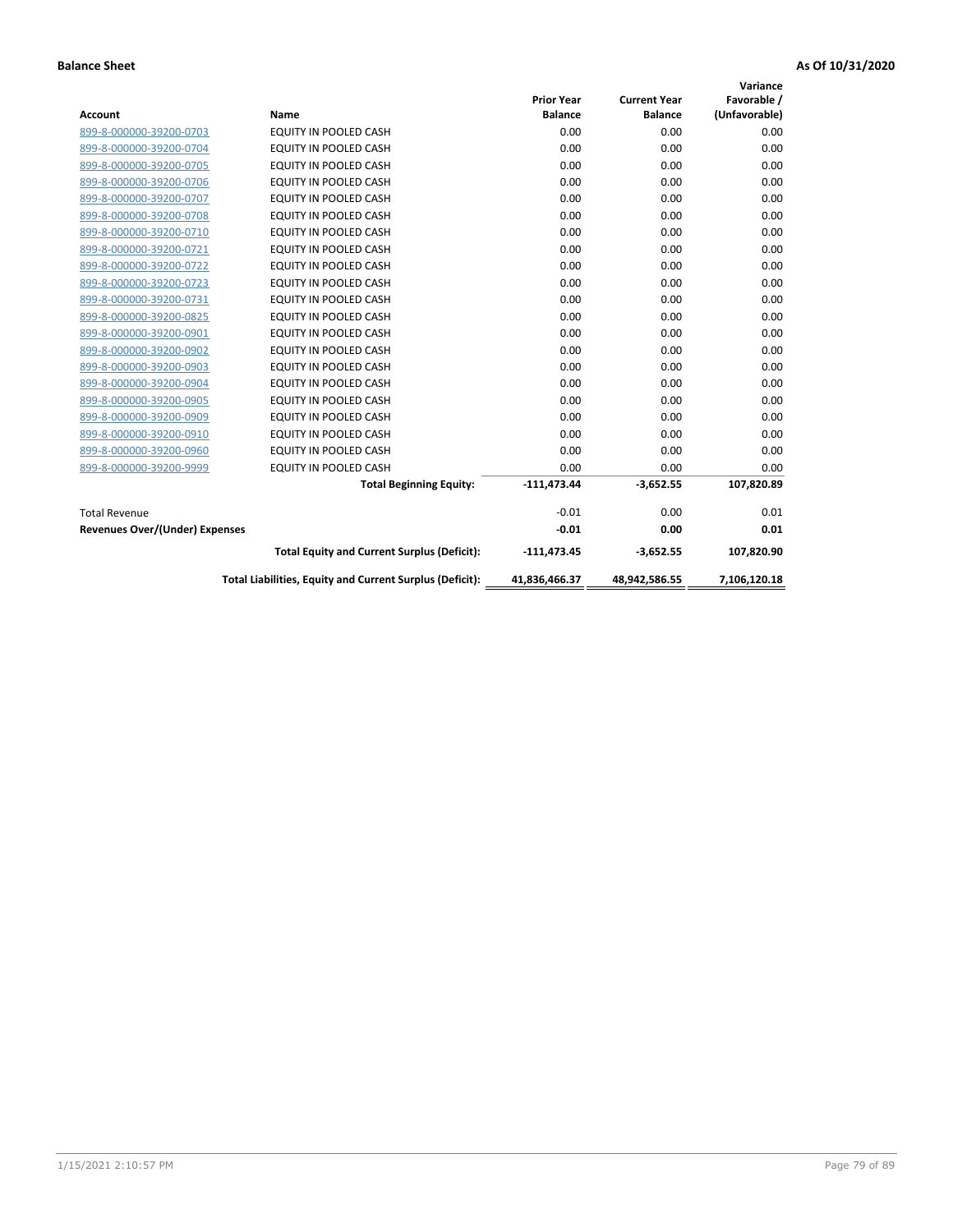**Balance Sheet** **As Of 10/31/2020**

| Account | Name | Prior Year Balance | Current Year Balance | Variance Favorable / (Unfavorable) |
|---|---|---|---|---|
| 899-8-000000-39200-0703 | EQUITY IN POOLED CASH | 0.00 | 0.00 | 0.00 |
| 899-8-000000-39200-0704 | EQUITY IN POOLED CASH | 0.00 | 0.00 | 0.00 |
| 899-8-000000-39200-0705 | EQUITY IN POOLED CASH | 0.00 | 0.00 | 0.00 |
| 899-8-000000-39200-0706 | EQUITY IN POOLED CASH | 0.00 | 0.00 | 0.00 |
| 899-8-000000-39200-0707 | EQUITY IN POOLED CASH | 0.00 | 0.00 | 0.00 |
| 899-8-000000-39200-0708 | EQUITY IN POOLED CASH | 0.00 | 0.00 | 0.00 |
| 899-8-000000-39200-0710 | EQUITY IN POOLED CASH | 0.00 | 0.00 | 0.00 |
| 899-8-000000-39200-0721 | EQUITY IN POOLED CASH | 0.00 | 0.00 | 0.00 |
| 899-8-000000-39200-0722 | EQUITY IN POOLED CASH | 0.00 | 0.00 | 0.00 |
| 899-8-000000-39200-0723 | EQUITY IN POOLED CASH | 0.00 | 0.00 | 0.00 |
| 899-8-000000-39200-0731 | EQUITY IN POOLED CASH | 0.00 | 0.00 | 0.00 |
| 899-8-000000-39200-0825 | EQUITY IN POOLED CASH | 0.00 | 0.00 | 0.00 |
| 899-8-000000-39200-0901 | EQUITY IN POOLED CASH | 0.00 | 0.00 | 0.00 |
| 899-8-000000-39200-0902 | EQUITY IN POOLED CASH | 0.00 | 0.00 | 0.00 |
| 899-8-000000-39200-0903 | EQUITY IN POOLED CASH | 0.00 | 0.00 | 0.00 |
| 899-8-000000-39200-0904 | EQUITY IN POOLED CASH | 0.00 | 0.00 | 0.00 |
| 899-8-000000-39200-0905 | EQUITY IN POOLED CASH | 0.00 | 0.00 | 0.00 |
| 899-8-000000-39200-0909 | EQUITY IN POOLED CASH | 0.00 | 0.00 | 0.00 |
| 899-8-000000-39200-0910 | EQUITY IN POOLED CASH | 0.00 | 0.00 | 0.00 |
| 899-8-000000-39200-0960 | EQUITY IN POOLED CASH | 0.00 | 0.00 | 0.00 |
| 899-8-000000-39200-9999 | EQUITY IN POOLED CASH | 0.00 | 0.00 | 0.00 |
| | **Total Beginning Equity:** | **-111,473.44** | **-3,652.55** | **107,820.89** |
| Total Revenue | | -0.01 | 0.00 | 0.01 |
| **Revenues Over/(Under) Expenses** | | **-0.01** | **0.00** | **0.01** |
| | **Total Equity and Current Surplus (Deficit):** | **-111,473.45** | **-3,652.55** | **107,820.90** |
| | **Total Liabilities, Equity and Current Surplus (Deficit):** | **41,836,466.37** | **48,942,586.55** | **7,106,120.18** |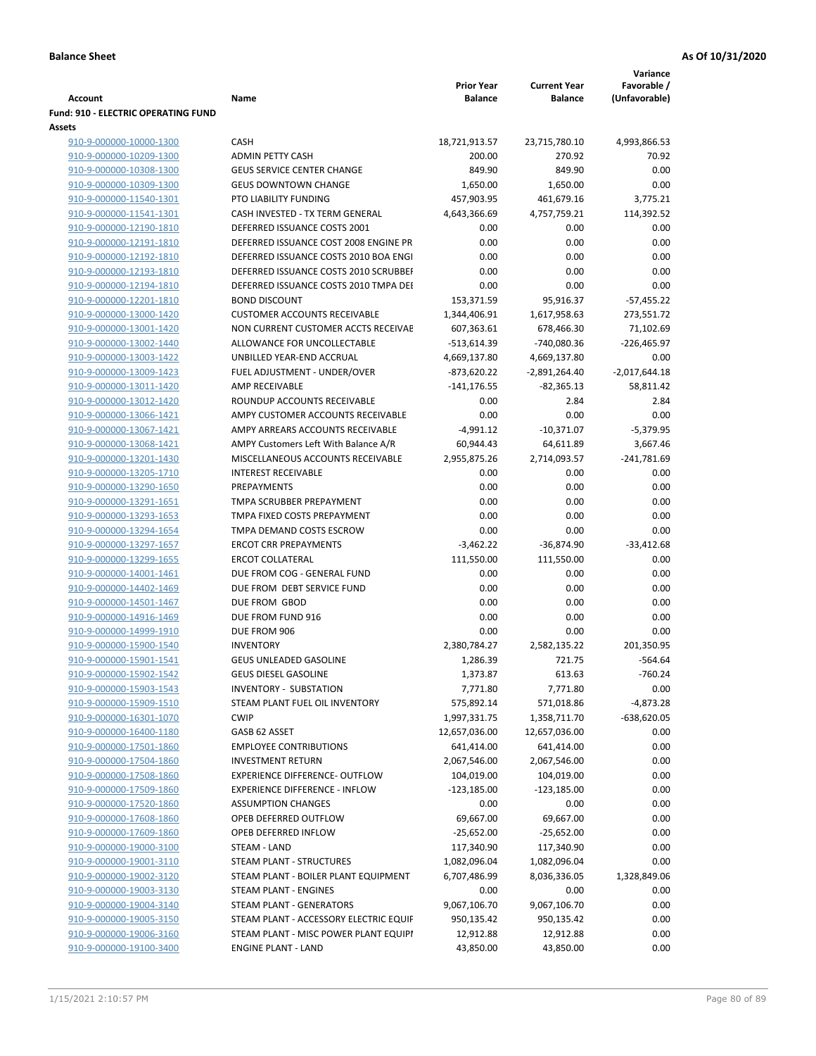**Balance Sheet** **As Of 10/31/2020**

| Account | Name | Prior Year Balance | Current Year Balance | Variance Favorable / (Unfavorable) |
|---|---|---|---|---|
| **Fund: 910 - ELECTRIC OPERATING FUND** | | | | |
| **Assets** | | | | |
| 910-9-000000-10000-1300 | CASH | 18,721,913.57 | 23,715,780.10 | 4,993,866.53 |
| 910-9-000000-10209-1300 | ADMIN PETTY CASH | 200.00 | 270.92 | 70.92 |
| 910-9-000000-10308-1300 | GEUS SERVICE CENTER CHANGE | 849.90 | 849.90 | 0.00 |
| 910-9-000000-10309-1300 | GEUS DOWNTOWN CHANGE | 1,650.00 | 1,650.00 | 0.00 |
| 910-9-000000-11540-1301 | PTO LIABILITY FUNDING | 457,903.95 | 461,679.16 | 3,775.21 |
| 910-9-000000-11541-1301 | CASH INVESTED - TX TERM GENERAL | 4,643,366.69 | 4,757,759.21 | 114,392.52 |
| 910-9-000000-12190-1810 | DEFERRED ISSUANCE COSTS 2001 | 0.00 | 0.00 | 0.00 |
| 910-9-000000-12191-1810 | DEFERRED ISSUANCE COST 2008 ENGINE PR | 0.00 | 0.00 | 0.00 |
| 910-9-000000-12192-1810 | DEFERRED ISSUANCE COSTS 2010 BOA ENGI | 0.00 | 0.00 | 0.00 |
| 910-9-000000-12193-1810 | DEFERRED ISSUANCE COSTS 2010 SCRUBBEI | 0.00 | 0.00 | 0.00 |
| 910-9-000000-12194-1810 | DEFERRED ISSUANCE COSTS 2010 TMPA DEI | 0.00 | 0.00 | 0.00 |
| 910-9-000000-12201-1810 | BOND DISCOUNT | 153,371.59 | 95,916.37 | -57,455.22 |
| 910-9-000000-13000-1420 | CUSTOMER ACCOUNTS RECEIVABLE | 1,344,406.91 | 1,617,958.63 | 273,551.72 |
| 910-9-000000-13001-1420 | NON CURRENT CUSTOMER ACCTS RECEIVAE | 607,363.61 | 678,466.30 | 71,102.69 |
| 910-9-000000-13002-1440 | ALLOWANCE FOR UNCOLLECTABLE | -513,614.39 | -740,080.36 | -226,465.97 |
| 910-9-000000-13003-1422 | UNBILLED YEAR-END ACCRUAL | 4,669,137.80 | 4,669,137.80 | 0.00 |
| 910-9-000000-13009-1423 | FUEL ADJUSTMENT - UNDER/OVER | -873,620.22 | -2,891,264.40 | -2,017,644.18 |
| 910-9-000000-13011-1420 | AMP RECEIVABLE | -141,176.55 | -82,365.13 | 58,811.42 |
| 910-9-000000-13012-1420 | ROUNDUP ACCOUNTS RECEIVABLE | 0.00 | 2.84 | 2.84 |
| 910-9-000000-13066-1421 | AMPY CUSTOMER ACCOUNTS RECEIVABLE | 0.00 | 0.00 | 0.00 |
| 910-9-000000-13067-1421 | AMPY ARREARS ACCOUNTS RECEIVABLE | -4,991.12 | -10,371.07 | -5,379.95 |
| 910-9-000000-13068-1421 | AMPY Customers Left With Balance A/R | 60,944.43 | 64,611.89 | 3,667.46 |
| 910-9-000000-13201-1430 | MISCELLANEOUS ACCOUNTS RECEIVABLE | 2,955,875.26 | 2,714,093.57 | -241,781.69 |
| 910-9-000000-13205-1710 | INTEREST RECEIVABLE | 0.00 | 0.00 | 0.00 |
| 910-9-000000-13290-1650 | PREPAYMENTS | 0.00 | 0.00 | 0.00 |
| 910-9-000000-13291-1651 | TMPA SCRUBBER PREPAYMENT | 0.00 | 0.00 | 0.00 |
| 910-9-000000-13293-1653 | TMPA FIXED COSTS PREPAYMENT | 0.00 | 0.00 | 0.00 |
| 910-9-000000-13294-1654 | TMPA DEMAND COSTS ESCROW | 0.00 | 0.00 | 0.00 |
| 910-9-000000-13297-1657 | ERCOT CRR PREPAYMENTS | -3,462.22 | -36,874.90 | -33,412.68 |
| 910-9-000000-13299-1655 | ERCOT COLLATERAL | 111,550.00 | 111,550.00 | 0.00 |
| 910-9-000000-14001-1461 | DUE FROM COG - GENERAL FUND | 0.00 | 0.00 | 0.00 |
| 910-9-000000-14402-1469 | DUE FROM DEBT SERVICE FUND | 0.00 | 0.00 | 0.00 |
| 910-9-000000-14501-1467 | DUE FROM GBOD | 0.00 | 0.00 | 0.00 |
| 910-9-000000-14916-1469 | DUE FROM FUND 916 | 0.00 | 0.00 | 0.00 |
| 910-9-000000-14999-1910 | DUE FROM 906 | 0.00 | 0.00 | 0.00 |
| 910-9-000000-15900-1540 | INVENTORY | 2,380,784.27 | 2,582,135.22 | 201,350.95 |
| 910-9-000000-15901-1541 | GEUS UNLEADED GASOLINE | 1,286.39 | 721.75 | -564.64 |
| 910-9-000000-15902-1542 | GEUS DIESEL GASOLINE | 1,373.87 | 613.63 | -760.24 |
| 910-9-000000-15903-1543 | INVENTORY - SUBSTATION | 7,771.80 | 7,771.80 | 0.00 |
| 910-9-000000-15909-1510 | STEAM PLANT FUEL OIL INVENTORY | 575,892.14 | 571,018.86 | -4,873.28 |
| 910-9-000000-16301-1070 | CWIP | 1,997,331.75 | 1,358,711.70 | -638,620.05 |
| 910-9-000000-16400-1180 | GASB 62 ASSET | 12,657,036.00 | 12,657,036.00 | 0.00 |
| 910-9-000000-17501-1860 | EMPLOYEE CONTRIBUTIONS | 641,414.00 | 641,414.00 | 0.00 |
| 910-9-000000-17504-1860 | INVESTMENT RETURN | 2,067,546.00 | 2,067,546.00 | 0.00 |
| 910-9-000000-17508-1860 | EXPERIENCE DIFFERENCE- OUTFLOW | 104,019.00 | 104,019.00 | 0.00 |
| 910-9-000000-17509-1860 | EXPERIENCE DIFFERENCE - INFLOW | -123,185.00 | -123,185.00 | 0.00 |
| 910-9-000000-17520-1860 | ASSUMPTION CHANGES | 0.00 | 0.00 | 0.00 |
| 910-9-000000-17608-1860 | OPEB DEFERRED OUTFLOW | 69,667.00 | 69,667.00 | 0.00 |
| 910-9-000000-17609-1860 | OPEB DEFERRED INFLOW | -25,652.00 | -25,652.00 | 0.00 |
| 910-9-000000-19000-3100 | STEAM - LAND | 117,340.90 | 117,340.90 | 0.00 |
| 910-9-000000-19001-3110 | STEAM PLANT - STRUCTURES | 1,082,096.04 | 1,082,096.04 | 0.00 |
| 910-9-000000-19002-3120 | STEAM PLANT - BOILER PLANT EQUIPMENT | 6,707,486.99 | 8,036,336.05 | 1,328,849.06 |
| 910-9-000000-19003-3130 | STEAM PLANT - ENGINES | 0.00 | 0.00 | 0.00 |
| 910-9-000000-19004-3140 | STEAM PLANT - GENERATORS | 9,067,106.70 | 9,067,106.70 | 0.00 |
| 910-9-000000-19005-3150 | STEAM PLANT - ACCESSORY ELECTRIC EQUIF | 950,135.42 | 950,135.42 | 0.00 |
| 910-9-000000-19006-3160 | STEAM PLANT - MISC POWER PLANT EQUIPI | 12,912.88 | 12,912.88 | 0.00 |
| 910-9-000000-19100-3400 | ENGINE PLANT - LAND | 43,850.00 | 43,850.00 | 0.00 |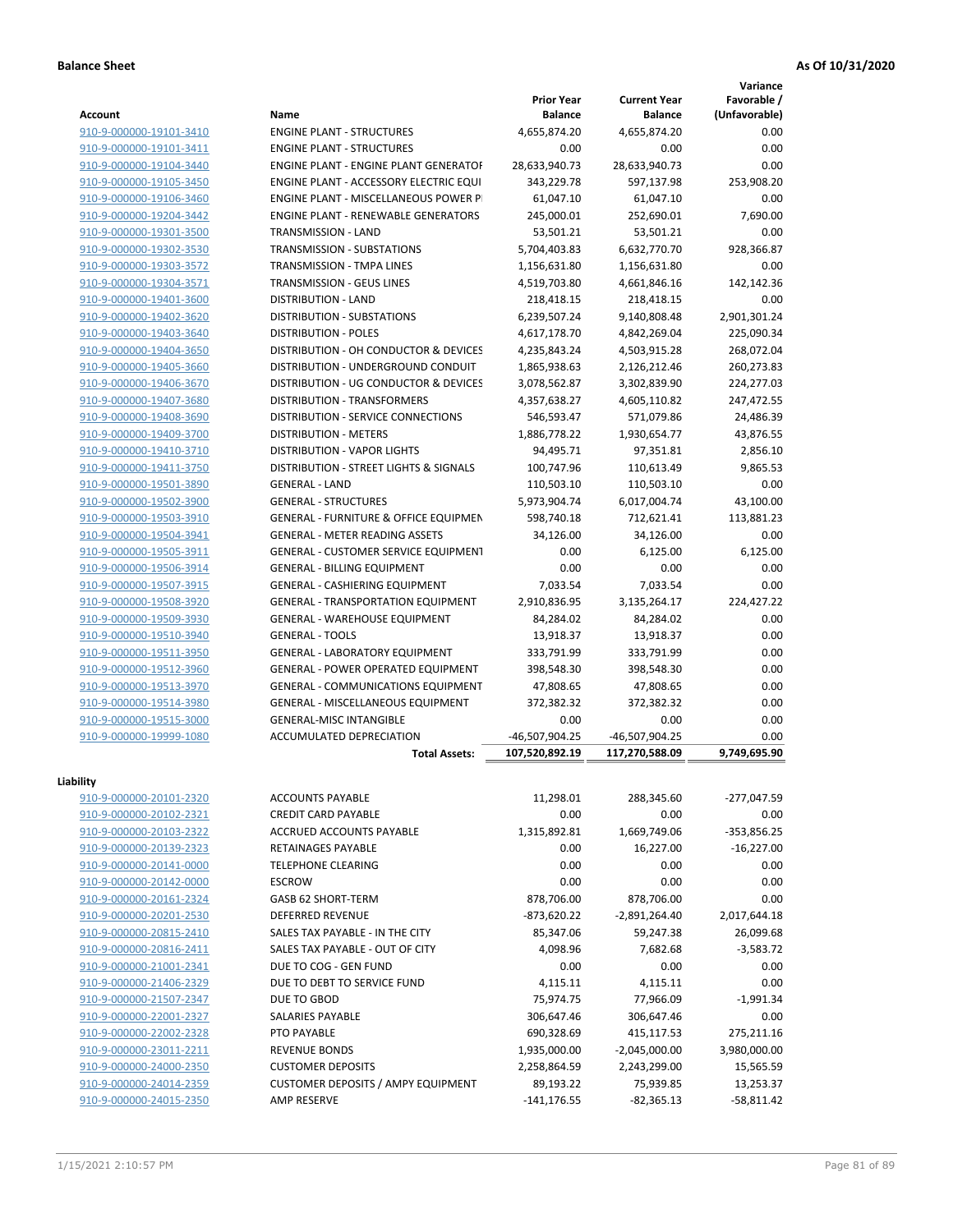**Balance Sheet** | **As Of 10/31/2020**

| Account | Name | Prior Year Balance | Current Year Balance | Variance Favorable / (Unfavorable) |
|---|---|---|---|---|
| 910-9-000000-19101-3410 | ENGINE PLANT - STRUCTURES | 4,655,874.20 | 4,655,874.20 | 0.00 |
| 910-9-000000-19101-3411 | ENGINE PLANT - STRUCTURES | 0.00 | 0.00 | 0.00 |
| 910-9-000000-19104-3440 | ENGINE PLANT - ENGINE PLANT GENERATOF | 28,633,940.73 | 28,633,940.73 | 0.00 |
| 910-9-000000-19105-3450 | ENGINE PLANT - ACCESSORY ELECTRIC EQUI | 343,229.78 | 597,137.98 | 253,908.20 |
| 910-9-000000-19106-3460 | ENGINE PLANT - MISCELLANEOUS POWER P | 61,047.10 | 61,047.10 | 0.00 |
| 910-9-000000-19204-3442 | ENGINE PLANT - RENEWABLE GENERATORS | 245,000.01 | 252,690.01 | 7,690.00 |
| 910-9-000000-19301-3500 | TRANSMISSION - LAND | 53,501.21 | 53,501.21 | 0.00 |
| 910-9-000000-19302-3530 | TRANSMISSION - SUBSTATIONS | 5,704,403.83 | 6,632,770.70 | 928,366.87 |
| 910-9-000000-19303-3572 | TRANSMISSION - TMPA LINES | 1,156,631.80 | 1,156,631.80 | 0.00 |
| 910-9-000000-19304-3571 | TRANSMISSION - GEUS LINES | 4,519,703.80 | 4,661,846.16 | 142,142.36 |
| 910-9-000000-19401-3600 | DISTRIBUTION - LAND | 218,418.15 | 218,418.15 | 0.00 |
| 910-9-000000-19402-3620 | DISTRIBUTION - SUBSTATIONS | 6,239,507.24 | 9,140,808.48 | 2,901,301.24 |
| 910-9-000000-19403-3640 | DISTRIBUTION - POLES | 4,617,178.70 | 4,842,269.04 | 225,090.34 |
| 910-9-000000-19404-3650 | DISTRIBUTION - OH CONDUCTOR & DEVICES | 4,235,843.24 | 4,503,915.28 | 268,072.04 |
| 910-9-000000-19405-3660 | DISTRIBUTION - UNDERGROUND CONDUIT | 1,865,938.63 | 2,126,212.46 | 260,273.83 |
| 910-9-000000-19406-3670 | DISTRIBUTION - UG CONDUCTOR & DEVICES | 3,078,562.87 | 3,302,839.90 | 224,277.03 |
| 910-9-000000-19407-3680 | DISTRIBUTION - TRANSFORMERS | 4,357,638.27 | 4,605,110.82 | 247,472.55 |
| 910-9-000000-19408-3690 | DISTRIBUTION - SERVICE CONNECTIONS | 546,593.47 | 571,079.86 | 24,486.39 |
| 910-9-000000-19409-3700 | DISTRIBUTION - METERS | 1,886,778.22 | 1,930,654.77 | 43,876.55 |
| 910-9-000000-19410-3710 | DISTRIBUTION - VAPOR LIGHTS | 94,495.71 | 97,351.81 | 2,856.10 |
| 910-9-000000-19411-3750 | DISTRIBUTION - STREET LIGHTS & SIGNALS | 100,747.96 | 110,613.49 | 9,865.53 |
| 910-9-000000-19501-3890 | GENERAL - LAND | 110,503.10 | 110,503.10 | 0.00 |
| 910-9-000000-19502-3900 | GENERAL - STRUCTURES | 5,973,904.74 | 6,017,004.74 | 43,100.00 |
| 910-9-000000-19503-3910 | GENERAL - FURNITURE & OFFICE EQUIPMEN | 598,740.18 | 712,621.41 | 113,881.23 |
| 910-9-000000-19504-3941 | GENERAL - METER READING ASSETS | 34,126.00 | 34,126.00 | 0.00 |
| 910-9-000000-19505-3911 | GENERAL - CUSTOMER SERVICE EQUIPMENT | 0.00 | 6,125.00 | 6,125.00 |
| 910-9-000000-19506-3914 | GENERAL - BILLING EQUIPMENT | 0.00 | 0.00 | 0.00 |
| 910-9-000000-19507-3915 | GENERAL - CASHIERING EQUIPMENT | 7,033.54 | 7,033.54 | 0.00 |
| 910-9-000000-19508-3920 | GENERAL - TRANSPORTATION EQUIPMENT | 2,910,836.95 | 3,135,264.17 | 224,427.22 |
| 910-9-000000-19509-3930 | GENERAL - WAREHOUSE EQUIPMENT | 84,284.02 | 84,284.02 | 0.00 |
| 910-9-000000-19510-3940 | GENERAL - TOOLS | 13,918.37 | 13,918.37 | 0.00 |
| 910-9-000000-19511-3950 | GENERAL - LABORATORY EQUIPMENT | 333,791.99 | 333,791.99 | 0.00 |
| 910-9-000000-19512-3960 | GENERAL - POWER OPERATED EQUIPMENT | 398,548.30 | 398,548.30 | 0.00 |
| 910-9-000000-19513-3970 | GENERAL - COMMUNICATIONS EQUIPMENT | 47,808.65 | 47,808.65 | 0.00 |
| 910-9-000000-19514-3980 | GENERAL - MISCELLANEOUS EQUIPMENT | 372,382.32 | 372,382.32 | 0.00 |
| 910-9-000000-19515-3000 | GENERAL-MISC INTANGIBLE | 0.00 | 0.00 | 0.00 |
| 910-9-000000-19999-1080 | ACCUMULATED DEPRECIATION | -46,507,904.25 | -46,507,904.25 | 0.00 |
| | **Total Assets:** | **107,520,892.19** | **117,270,588.09** | **9,749,695.90** |

**Liability**

| Account | Name | Prior Year Balance | Current Year Balance | Variance Favorable / (Unfavorable) |
|---|---|---|---|---|
| 910-9-000000-20101-2320 | ACCOUNTS PAYABLE | 11,298.01 | 288,345.60 | -277,047.59 |
| 910-9-000000-20102-2321 | CREDIT CARD PAYABLE | 0.00 | 0.00 | 0.00 |
| 910-9-000000-20103-2322 | ACCRUED ACCOUNTS PAYABLE | 1,315,892.81 | 1,669,749.06 | -353,856.25 |
| 910-9-000000-20139-2323 | RETAINAGES PAYABLE | 0.00 | 16,227.00 | -16,227.00 |
| 910-9-000000-20141-0000 | TELEPHONE CLEARING | 0.00 | 0.00 | 0.00 |
| 910-9-000000-20142-0000 | ESCROW | 0.00 | 0.00 | 0.00 |
| 910-9-000000-20161-2324 | GASB 62 SHORT-TERM | 878,706.00 | 878,706.00 | 0.00 |
| 910-9-000000-20201-2530 | DEFERRED REVENUE | -873,620.22 | -2,891,264.40 | 2,017,644.18 |
| 910-9-000000-20815-2410 | SALES TAX PAYABLE - IN THE CITY | 85,347.06 | 59,247.38 | 26,099.68 |
| 910-9-000000-20816-2411 | SALES TAX PAYABLE - OUT OF CITY | 4,098.96 | 7,682.68 | -3,583.72 |
| 910-9-000000-21001-2341 | DUE TO COG - GEN FUND | 0.00 | 0.00 | 0.00 |
| 910-9-000000-21406-2329 | DUE TO DEBT TO SERVICE FUND | 4,115.11 | 4,115.11 | 0.00 |
| 910-9-000000-21507-2347 | DUE TO GBOD | 75,974.75 | 77,966.09 | -1,991.34 |
| 910-9-000000-22001-2327 | SALARIES PAYABLE | 306,647.46 | 306,647.46 | 0.00 |
| 910-9-000000-22002-2328 | PTO PAYABLE | 690,328.69 | 415,117.53 | 275,211.16 |
| 910-9-000000-23011-2211 | REVENUE BONDS | 1,935,000.00 | -2,045,000.00 | 3,980,000.00 |
| 910-9-000000-24000-2350 | CUSTOMER DEPOSITS | 2,258,864.59 | 2,243,299.00 | 15,565.59 |
| 910-9-000000-24014-2359 | CUSTOMER DEPOSITS / AMPY EQUIPMENT | 89,193.22 | 75,939.85 | 13,253.37 |
| 910-9-000000-24015-2350 | AMP RESERVE | -141,176.55 | -82,365.13 | -58,811.42 |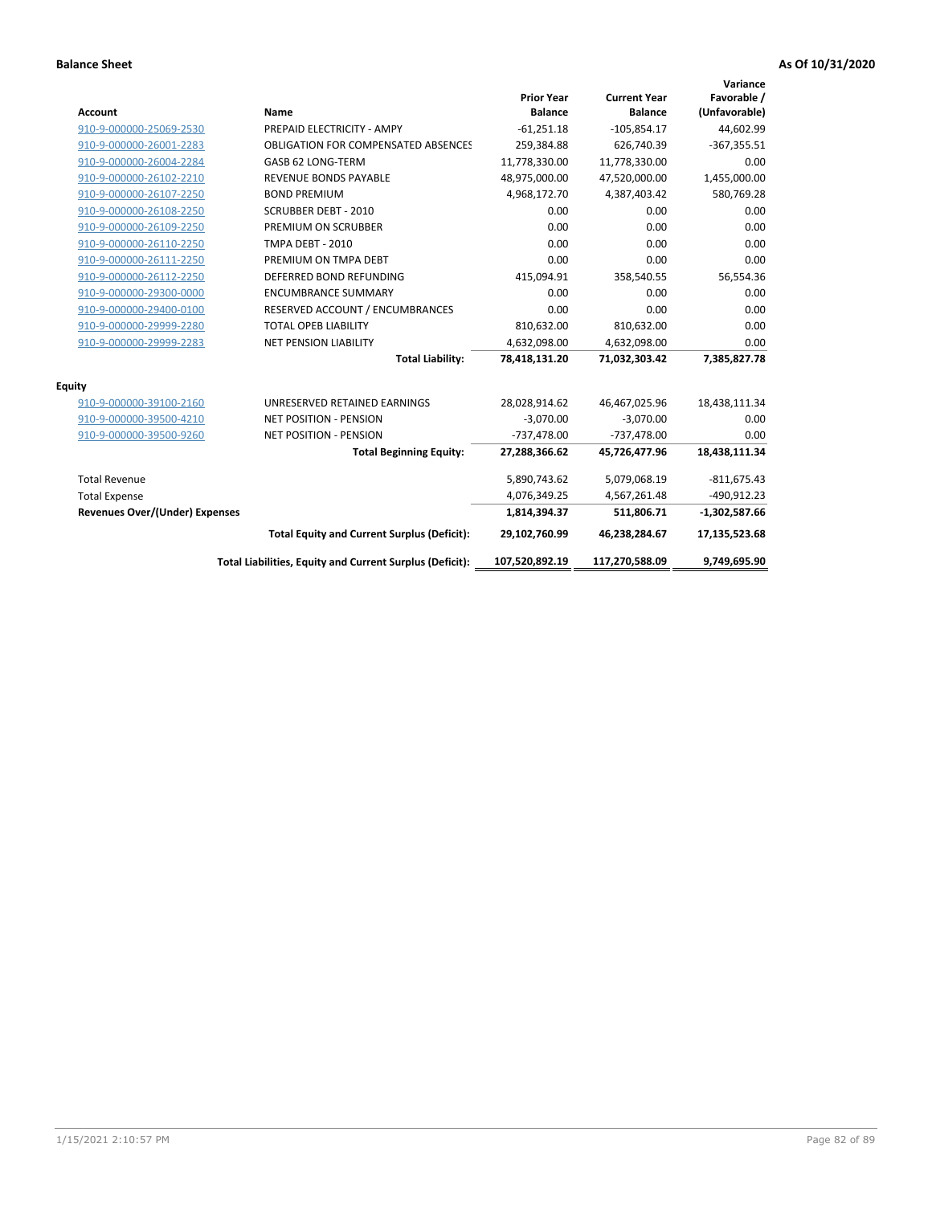**Balance Sheet** **As Of 10/31/2020**

| Account | Name | Prior Year Balance | Current Year Balance | Variance Favorable / (Unfavorable) |
|---|---|---|---|---|
| 910-9-000000-25069-2530 | PREPAID ELECTRICITY - AMPY | -61,251.18 | -105,854.17 | 44,602.99 |
| 910-9-000000-26001-2283 | OBLIGATION FOR COMPENSATED ABSENCES | 259,384.88 | 626,740.39 | -367,355.51 |
| 910-9-000000-26004-2284 | GASB 62 LONG-TERM | 11,778,330.00 | 11,778,330.00 | 0.00 |
| 910-9-000000-26102-2210 | REVENUE BONDS PAYABLE | 48,975,000.00 | 47,520,000.00 | 1,455,000.00 |
| 910-9-000000-26107-2250 | BOND PREMIUM | 4,968,172.70 | 4,387,403.42 | 580,769.28 |
| 910-9-000000-26108-2250 | SCRUBBER DEBT - 2010 | 0.00 | 0.00 | 0.00 |
| 910-9-000000-26109-2250 | PREMIUM ON SCRUBBER | 0.00 | 0.00 | 0.00 |
| 910-9-000000-26110-2250 | TMPA DEBT - 2010 | 0.00 | 0.00 | 0.00 |
| 910-9-000000-26111-2250 | PREMIUM ON TMPA DEBT | 0.00 | 0.00 | 0.00 |
| 910-9-000000-26112-2250 | DEFERRED BOND REFUNDING | 415,094.91 | 358,540.55 | 56,554.36 |
| 910-9-000000-29300-0000 | ENCUMBRANCE SUMMARY | 0.00 | 0.00 | 0.00 |
| 910-9-000000-29400-0100 | RESERVED ACCOUNT / ENCUMBRANCES | 0.00 | 0.00 | 0.00 |
| 910-9-000000-29999-2280 | TOTAL OPEB LIABILITY | 810,632.00 | 810,632.00 | 0.00 |
| 910-9-000000-29999-2283 | NET PENSION LIABILITY | 4,632,098.00 | 4,632,098.00 | 0.00 |
| | **Total Liability:** | **78,418,131.20** | **71,032,303.42** | **7,385,827.78** |
| **Equity** | | | | |
| 910-9-000000-39100-2160 | UNRESERVED RETAINED EARNINGS | 28,028,914.62 | 46,467,025.96 | 18,438,111.34 |
| 910-9-000000-39500-4210 | NET POSITION - PENSION | -3,070.00 | -3,070.00 | 0.00 |
| 910-9-000000-39500-9260 | NET POSITION - PENSION | -737,478.00 | -737,478.00 | 0.00 |
| | **Total Beginning Equity:** | **27,288,366.62** | **45,726,477.96** | **18,438,111.34** |
| Total Revenue | | 5,890,743.62 | 5,079,068.19 | -811,675.43 |
| Total Expense | | 4,076,349.25 | 4,567,261.48 | -490,912.23 |
| **Revenues Over/(Under) Expenses** | | **1,814,394.37** | **511,806.71** | **-1,302,587.66** |
| | **Total Equity and Current Surplus (Deficit):** | **29,102,760.99** | **46,238,284.67** | **17,135,523.68** |
| | **Total Liabilities, Equity and Current Surplus (Deficit):** | **107,520,892.19** | **117,270,588.09** | **9,749,695.90** |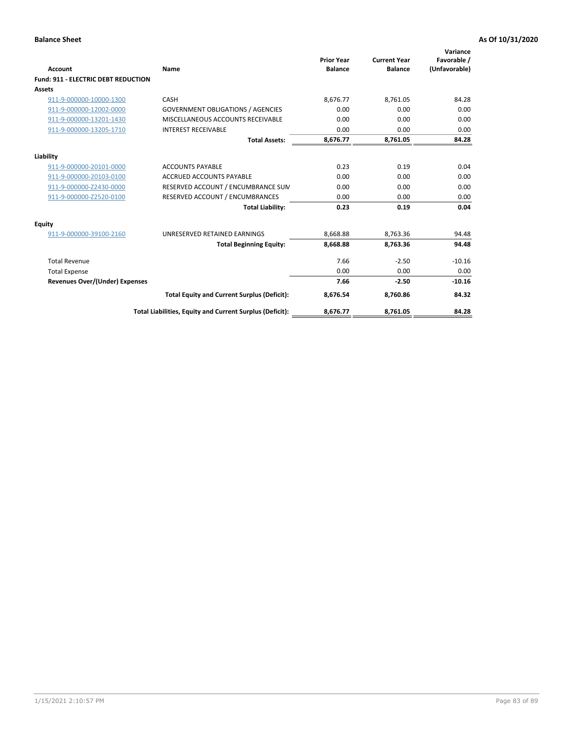**Balance Sheet** **As Of 10/31/2020**

| Account | Name | Prior Year Balance | Current Year Balance | Variance Favorable / (Unfavorable) |
|---|---|---|---|---|
| **Fund: 911 - ELECTRIC DEBT REDUCTION** | | | | |
| **Assets** | | | | |
| 911-9-000000-10000-1300 | CASH | 8,676.77 | 8,761.05 | 84.28 |
| 911-9-000000-12002-0000 | GOVERNMENT OBLIGATIONS / AGENCIES | 0.00 | 0.00 | 0.00 |
| 911-9-000000-13201-1430 | MISCELLANEOUS ACCOUNTS RECEIVABLE | 0.00 | 0.00 | 0.00 |
| 911-9-000000-13205-1710 | INTEREST RECEIVABLE | 0.00 | 0.00 | 0.00 |
| | **Total Assets:** | **8,676.77** | **8,761.05** | **84.28** |
| **Liability** | | | | |
| 911-9-000000-20101-0000 | ACCOUNTS PAYABLE | 0.23 | 0.19 | 0.04 |
| 911-9-000000-20103-0100 | ACCRUED ACCOUNTS PAYABLE | 0.00 | 0.00 | 0.00 |
| 911-9-000000-Z2430-0000 | RESERVED ACCOUNT / ENCUMBRANCE SUM | 0.00 | 0.00 | 0.00 |
| 911-9-000000-Z2520-0100 | RESERVED ACCOUNT / ENCUMBRANCES | 0.00 | 0.00 | 0.00 |
| | **Total Liability:** | **0.23** | **0.19** | **0.04** |
| **Equity** | | | | |
| 911-9-000000-39100-2160 | UNRESERVED RETAINED EARNINGS | 8,668.88 | 8,763.36 | 94.48 |
| | **Total Beginning Equity:** | **8,668.88** | **8,763.36** | **94.48** |
| Total Revenue | | 7.66 | -2.50 | -10.16 |
| Total Expense | | 0.00 | 0.00 | 0.00 |
| **Revenues Over/(Under) Expenses** | | **7.66** | **-2.50** | **-10.16** |
| | **Total Equity and Current Surplus (Deficit):** | **8,676.54** | **8,760.86** | **84.32** |
| | **Total Liabilities, Equity and Current Surplus (Deficit):** | **8,676.77** | **8,761.05** | **84.28** |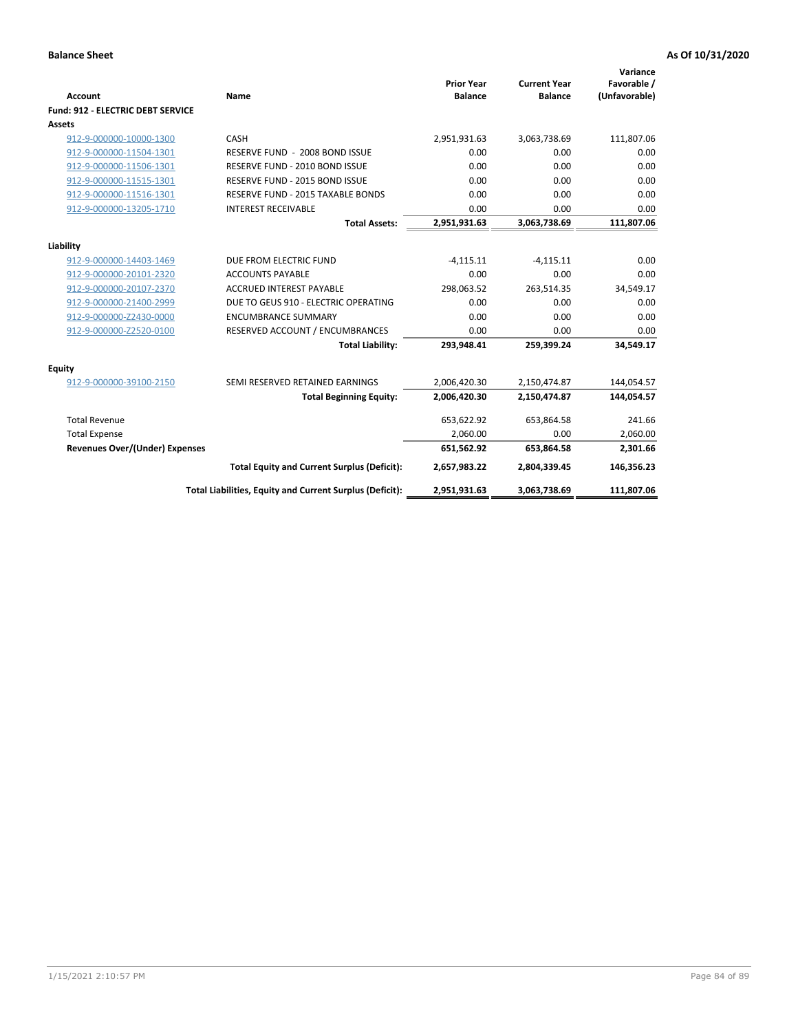**Balance Sheet** **As Of 10/31/2020**

| Account | Name | Prior Year Balance | Current Year Balance | Variance Favorable / (Unfavorable) |
|---|---|---|---|---|
| **Fund: 912 - ELECTRIC DEBT SERVICE** | | | | |
| **Assets** | | | | |
| 912-9-000000-10000-1300 | CASH | 2,951,931.63 | 3,063,738.69 | 111,807.06 |
| 912-9-000000-11504-1301 | RESERVE FUND - 2008 BOND ISSUE | 0.00 | 0.00 | 0.00 |
| 912-9-000000-11506-1301 | RESERVE FUND - 2010 BOND ISSUE | 0.00 | 0.00 | 0.00 |
| 912-9-000000-11515-1301 | RESERVE FUND - 2015 BOND ISSUE | 0.00 | 0.00 | 0.00 |
| 912-9-000000-11516-1301 | RESERVE FUND - 2015 TAXABLE BONDS | 0.00 | 0.00 | 0.00 |
| 912-9-000000-13205-1710 | INTEREST RECEIVABLE | 0.00 | 0.00 | 0.00 |
| | **Total Assets:** | **2,951,931.63** | **3,063,738.69** | **111,807.06** |
| **Liability** | | | | |
| 912-9-000000-14403-1469 | DUE FROM ELECTRIC FUND | -4,115.11 | -4,115.11 | 0.00 |
| 912-9-000000-20101-2320 | ACCOUNTS PAYABLE | 0.00 | 0.00 | 0.00 |
| 912-9-000000-20107-2370 | ACCRUED INTEREST PAYABLE | 298,063.52 | 263,514.35 | 34,549.17 |
| 912-9-000000-21400-2999 | DUE TO GEUS 910 - ELECTRIC OPERATING | 0.00 | 0.00 | 0.00 |
| 912-9-000000-Z2430-0000 | ENCUMBRANCE SUMMARY | 0.00 | 0.00 | 0.00 |
| 912-9-000000-Z2520-0100 | RESERVED ACCOUNT / ENCUMBRANCES | 0.00 | 0.00 | 0.00 |
| | **Total Liability:** | **293,948.41** | **259,399.24** | **34,549.17** |
| **Equity** | | | | |
| 912-9-000000-39100-2150 | SEMI RESERVED RETAINED EARNINGS | 2,006,420.30 | 2,150,474.87 | 144,054.57 |
| | **Total Beginning Equity:** | **2,006,420.30** | **2,150,474.87** | **144,054.57** |
| Total Revenue | | 653,622.92 | 653,864.58 | 241.66 |
| Total Expense | | 2,060.00 | 0.00 | 2,060.00 |
| **Revenues Over/(Under) Expenses** | | **651,562.92** | **653,864.58** | **2,301.66** |
| | **Total Equity and Current Surplus (Deficit):** | **2,657,983.22** | **2,804,339.45** | **146,356.23** |
| | **Total Liabilities, Equity and Current Surplus (Deficit):** | **2,951,931.63** | **3,063,738.69** | **111,807.06** |

1/15/2021 2:10:57 PM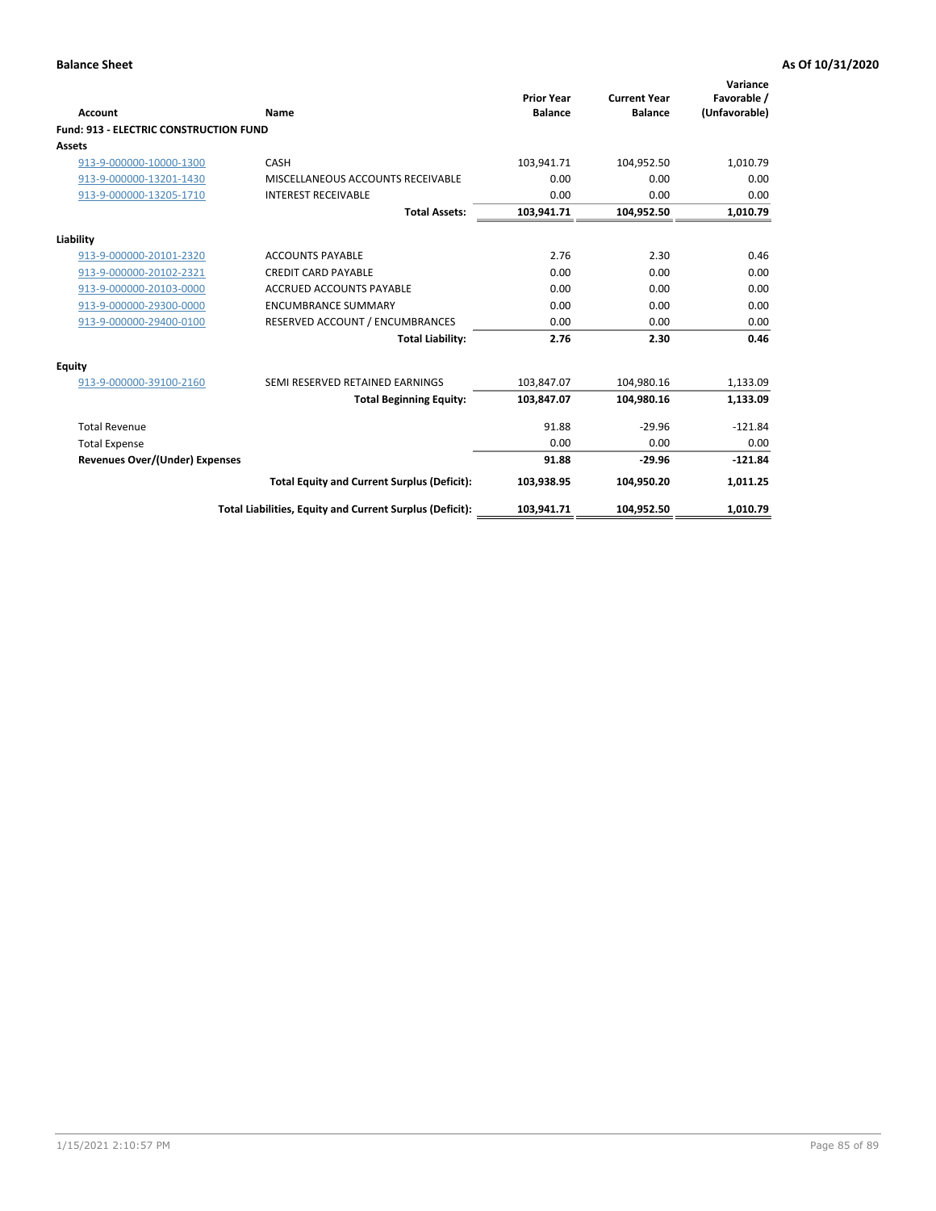**Balance Sheet** — **As Of 10/31/2020**

| Account | Name | Prior Year Balance | Current Year Balance | Variance Favorable / (Unfavorable) |
|---|---|---|---|---|
| **Fund: 913 - ELECTRIC CONSTRUCTION FUND** | | | | |
| **Assets** | | | | |
| 913-9-000000-10000-1300 | CASH | 103,941.71 | 104,952.50 | 1,010.79 |
| 913-9-000000-13201-1430 | MISCELLANEOUS ACCOUNTS RECEIVABLE | 0.00 | 0.00 | 0.00 |
| 913-9-000000-13205-1710 | INTEREST RECEIVABLE | 0.00 | 0.00 | 0.00 |
| | **Total Assets:** | **103,941.71** | **104,952.50** | **1,010.79** |
| **Liability** | | | | |
| 913-9-000000-20101-2320 | ACCOUNTS PAYABLE | 2.76 | 2.30 | 0.46 |
| 913-9-000000-20102-2321 | CREDIT CARD PAYABLE | 0.00 | 0.00 | 0.00 |
| 913-9-000000-20103-0000 | ACCRUED ACCOUNTS PAYABLE | 0.00 | 0.00 | 0.00 |
| 913-9-000000-29300-0000 | ENCUMBRANCE SUMMARY | 0.00 | 0.00 | 0.00 |
| 913-9-000000-29400-0100 | RESERVED ACCOUNT / ENCUMBRANCES | 0.00 | 0.00 | 0.00 |
| | **Total Liability:** | **2.76** | **2.30** | **0.46** |
| **Equity** | | | | |
| 913-9-000000-39100-2160 | SEMI RESERVED RETAINED EARNINGS | 103,847.07 | 104,980.16 | 1,133.09 |
| | **Total Beginning Equity:** | **103,847.07** | **104,980.16** | **1,133.09** |
| Total Revenue | | 91.88 | -29.96 | -121.84 |
| Total Expense | | 0.00 | 0.00 | 0.00 |
| **Revenues Over/(Under) Expenses** | | **91.88** | **-29.96** | **-121.84** |
| | **Total Equity and Current Surplus (Deficit):** | **103,938.95** | **104,950.20** | **1,011.25** |
| | **Total Liabilities, Equity and Current Surplus (Deficit):** | **103,941.71** | **104,952.50** | **1,010.79** |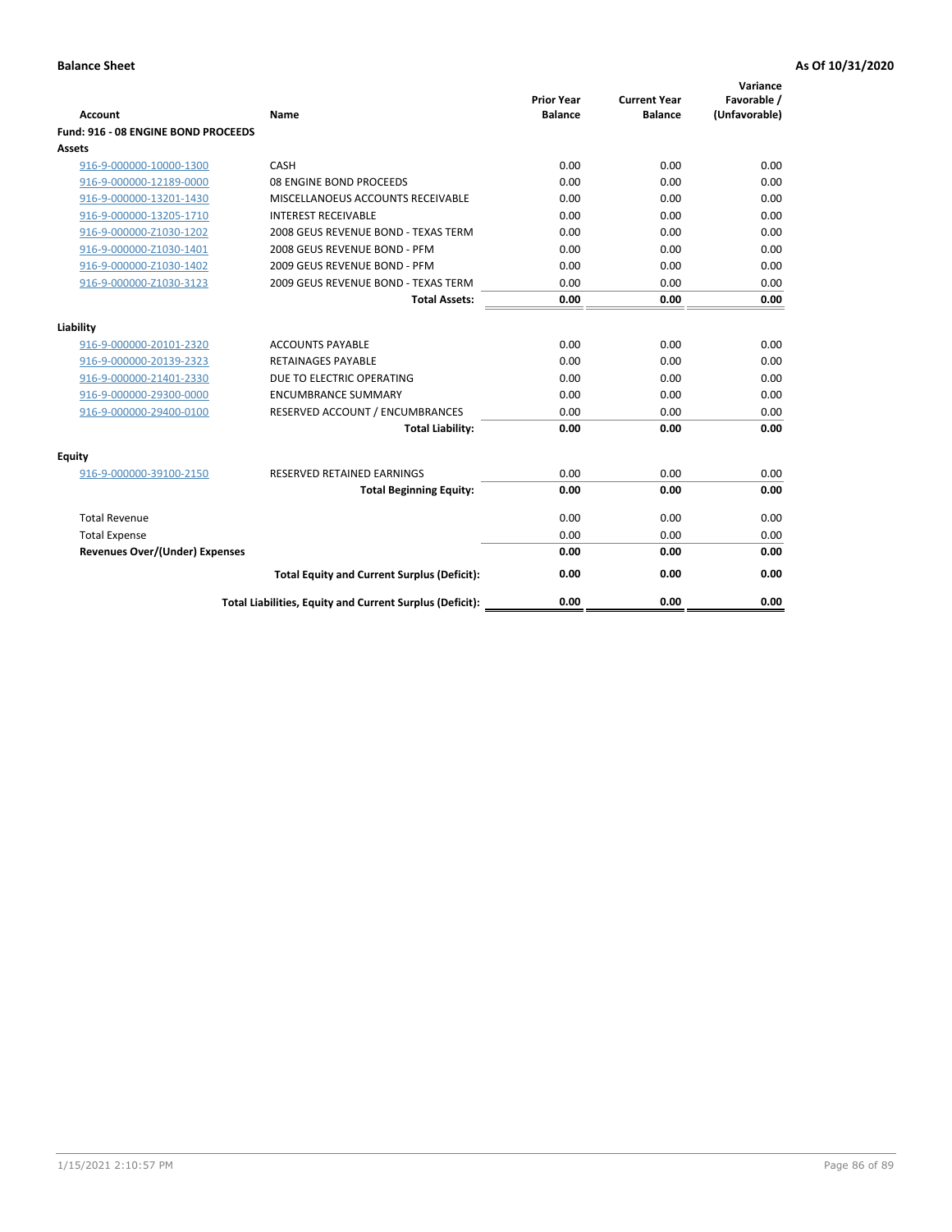**Balance Sheet** **As Of 10/31/2020**

| Account | Name | Prior Year Balance | Current Year Balance | Variance Favorable / (Unfavorable) |
|---|---|---|---|---|
| **Fund: 916 - 08 ENGINE BOND PROCEEDS** | | | | |
| **Assets** | | | | |
| 916-9-000000-10000-1300 | CASH | 0.00 | 0.00 | 0.00 |
| 916-9-000000-12189-0000 | 08 ENGINE BOND PROCEEDS | 0.00 | 0.00 | 0.00 |
| 916-9-000000-13201-1430 | MISCELLANOEUS ACCOUNTS RECEIVABLE | 0.00 | 0.00 | 0.00 |
| 916-9-000000-13205-1710 | INTEREST RECEIVABLE | 0.00 | 0.00 | 0.00 |
| 916-9-000000-Z1030-1202 | 2008 GEUS REVENUE BOND - TEXAS TERM | 0.00 | 0.00 | 0.00 |
| 916-9-000000-Z1030-1401 | 2008 GEUS REVENUE BOND - PFM | 0.00 | 0.00 | 0.00 |
| 916-9-000000-Z1030-1402 | 2009 GEUS REVENUE BOND - PFM | 0.00 | 0.00 | 0.00 |
| 916-9-000000-Z1030-3123 | 2009 GEUS REVENUE BOND - TEXAS TERM | 0.00 | 0.00 | 0.00 |
| | **Total Assets:** | **0.00** | **0.00** | **0.00** |
| **Liability** | | | | |
| 916-9-000000-20101-2320 | ACCOUNTS PAYABLE | 0.00 | 0.00 | 0.00 |
| 916-9-000000-20139-2323 | RETAINAGES PAYABLE | 0.00 | 0.00 | 0.00 |
| 916-9-000000-21401-2330 | DUE TO ELECTRIC OPERATING | 0.00 | 0.00 | 0.00 |
| 916-9-000000-29300-0000 | ENCUMBRANCE SUMMARY | 0.00 | 0.00 | 0.00 |
| 916-9-000000-29400-0100 | RESERVED ACCOUNT / ENCUMBRANCES | 0.00 | 0.00 | 0.00 |
| | **Total Liability:** | **0.00** | **0.00** | **0.00** |
| **Equity** | | | | |
| 916-9-000000-39100-2150 | RESERVED RETAINED EARNINGS | 0.00 | 0.00 | 0.00 |
| | **Total Beginning Equity:** | **0.00** | **0.00** | **0.00** |
| Total Revenue | | 0.00 | 0.00 | 0.00 |
| Total Expense | | 0.00 | 0.00 | 0.00 |
| **Revenues Over/(Under) Expenses** | | **0.00** | **0.00** | **0.00** |
| | **Total Equity and Current Surplus (Deficit):** | **0.00** | **0.00** | **0.00** |
| | **Total Liabilities, Equity and Current Surplus (Deficit):** | **0.00** | **0.00** | **0.00** |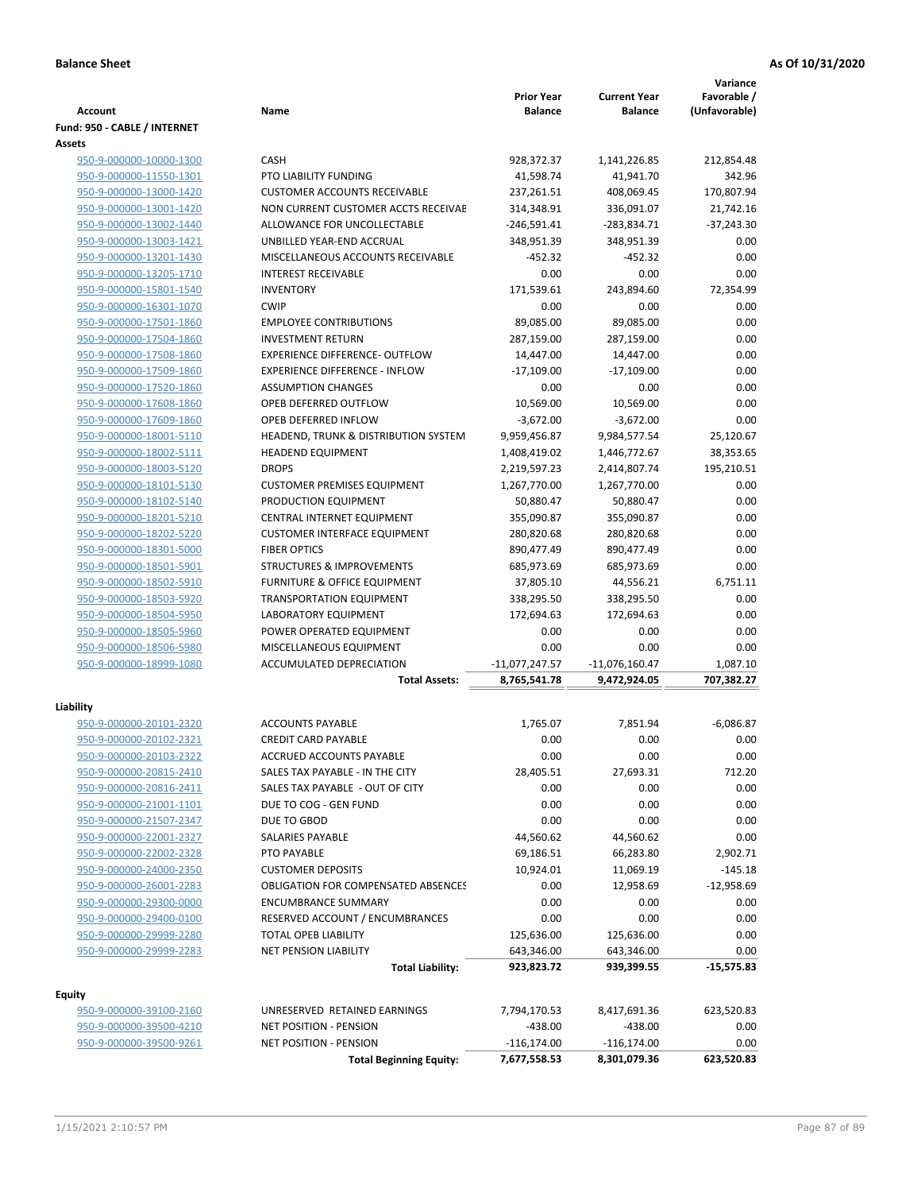**Balance Sheet** | **As Of 10/31/2020**

| Account | Name | Prior Year Balance | Current Year Balance | Variance Favorable / (Unfavorable) |
|---|---|---|---|---|
| **Fund: 950 - CABLE / INTERNET** | | | | |
| **Assets** | | | | |
| 950-9-000000-10000-1300 | CASH | 928,372.37 | 1,141,226.85 | 212,854.48 |
| 950-9-000000-11550-1301 | PTO LIABILITY FUNDING | 41,598.74 | 41,941.70 | 342.96 |
| 950-9-000000-13000-1420 | CUSTOMER ACCOUNTS RECEIVABLE | 237,261.51 | 408,069.45 | 170,807.94 |
| 950-9-000000-13001-1420 | NON CURRENT CUSTOMER ACCTS RECEIVAE | 314,348.91 | 336,091.07 | 21,742.16 |
| 950-9-000000-13002-1440 | ALLOWANCE FOR UNCOLLECTABLE | -246,591.41 | -283,834.71 | -37,243.30 |
| 950-9-000000-13003-1421 | UNBILLED YEAR-END ACCRUAL | 348,951.39 | 348,951.39 | 0.00 |
| 950-9-000000-13201-1430 | MISCELLANEOUS ACCOUNTS RECEIVABLE | -452.32 | -452.32 | 0.00 |
| 950-9-000000-13205-1710 | INTEREST RECEIVABLE | 0.00 | 0.00 | 0.00 |
| 950-9-000000-15801-1540 | INVENTORY | 171,539.61 | 243,894.60 | 72,354.99 |
| 950-9-000000-16301-1070 | CWIP | 0.00 | 0.00 | 0.00 |
| 950-9-000000-17501-1860 | EMPLOYEE CONTRIBUTIONS | 89,085.00 | 89,085.00 | 0.00 |
| 950-9-000000-17504-1860 | INVESTMENT RETURN | 287,159.00 | 287,159.00 | 0.00 |
| 950-9-000000-17508-1860 | EXPERIENCE DIFFERENCE- OUTFLOW | 14,447.00 | 14,447.00 | 0.00 |
| 950-9-000000-17509-1860 | EXPERIENCE DIFFERENCE - INFLOW | -17,109.00 | -17,109.00 | 0.00 |
| 950-9-000000-17520-1860 | ASSUMPTION CHANGES | 0.00 | 0.00 | 0.00 |
| 950-9-000000-17608-1860 | OPEB DEFERRED OUTFLOW | 10,569.00 | 10,569.00 | 0.00 |
| 950-9-000000-17609-1860 | OPEB DEFERRED INFLOW | -3,672.00 | -3,672.00 | 0.00 |
| 950-9-000000-18001-5110 | HEADEND, TRUNK & DISTRIBUTION SYSTEM | 9,959,456.87 | 9,984,577.54 | 25,120.67 |
| 950-9-000000-18002-5111 | HEADEND EQUIPMENT | 1,408,419.02 | 1,446,772.67 | 38,353.65 |
| 950-9-000000-18003-5120 | DROPS | 2,219,597.23 | 2,414,807.74 | 195,210.51 |
| 950-9-000000-18101-5130 | CUSTOMER PREMISES EQUIPMENT | 1,267,770.00 | 1,267,770.00 | 0.00 |
| 950-9-000000-18102-5140 | PRODUCTION EQUIPMENT | 50,880.47 | 50,880.47 | 0.00 |
| 950-9-000000-18201-5210 | CENTRAL INTERNET EQUIPMENT | 355,090.87 | 355,090.87 | 0.00 |
| 950-9-000000-18202-5220 | CUSTOMER INTERFACE EQUIPMENT | 280,820.68 | 280,820.68 | 0.00 |
| 950-9-000000-18301-5000 | FIBER OPTICS | 890,477.49 | 890,477.49 | 0.00 |
| 950-9-000000-18501-5901 | STRUCTURES & IMPROVEMENTS | 685,973.69 | 685,973.69 | 0.00 |
| 950-9-000000-18502-5910 | FURNITURE & OFFICE EQUIPMENT | 37,805.10 | 44,556.21 | 6,751.11 |
| 950-9-000000-18503-5920 | TRANSPORTATION EQUIPMENT | 338,295.50 | 338,295.50 | 0.00 |
| 950-9-000000-18504-5950 | LABORATORY EQUIPMENT | 172,694.63 | 172,694.63 | 0.00 |
| 950-9-000000-18505-5960 | POWER OPERATED EQUIPMENT | 0.00 | 0.00 | 0.00 |
| 950-9-000000-18506-5980 | MISCELLANEOUS EQUIPMENT | 0.00 | 0.00 | 0.00 |
| 950-9-000000-18999-1080 | ACCUMULATED DEPRECIATION | -11,077,247.57 | -11,076,160.47 | 1,087.10 |
| | **Total Assets:** | **8,765,541.78** | **9,472,924.05** | **707,382.27** |
| **Liability** | | | | |
| 950-9-000000-20101-2320 | ACCOUNTS PAYABLE | 1,765.07 | 7,851.94 | -6,086.87 |
| 950-9-000000-20102-2321 | CREDIT CARD PAYABLE | 0.00 | 0.00 | 0.00 |
| 950-9-000000-20103-2322 | ACCRUED ACCOUNTS PAYABLE | 0.00 | 0.00 | 0.00 |
| 950-9-000000-20815-2410 | SALES TAX PAYABLE - IN THE CITY | 28,405.51 | 27,693.31 | 712.20 |
| 950-9-000000-20816-2411 | SALES TAX PAYABLE - OUT OF CITY | 0.00 | 0.00 | 0.00 |
| 950-9-000000-21001-1101 | DUE TO COG - GEN FUND | 0.00 | 0.00 | 0.00 |
| 950-9-000000-21507-2347 | DUE TO GBOD | 0.00 | 0.00 | 0.00 |
| 950-9-000000-22001-2327 | SALARIES PAYABLE | 44,560.62 | 44,560.62 | 0.00 |
| 950-9-000000-22002-2328 | PTO PAYABLE | 69,186.51 | 66,283.80 | 2,902.71 |
| 950-9-000000-24000-2350 | CUSTOMER DEPOSITS | 10,924.01 | 11,069.19 | -145.18 |
| 950-9-000000-26001-2283 | OBLIGATION FOR COMPENSATED ABSENCES | 0.00 | 12,958.69 | -12,958.69 |
| 950-9-000000-29300-0000 | ENCUMBRANCE SUMMARY | 0.00 | 0.00 | 0.00 |
| 950-9-000000-29400-0100 | RESERVED ACCOUNT / ENCUMBRANCES | 0.00 | 0.00 | 0.00 |
| 950-9-000000-29999-2280 | TOTAL OPEB LIABILITY | 125,636.00 | 125,636.00 | 0.00 |
| 950-9-000000-29999-2283 | NET PENSION LIABILITY | 643,346.00 | 643,346.00 | 0.00 |
| | **Total Liability:** | **923,823.72** | **939,399.55** | **-15,575.83** |
| **Equity** | | | | |
| 950-9-000000-39100-2160 | UNRESERVED RETAINED EARNINGS | 7,794,170.53 | 8,417,691.36 | 623,520.83 |
| 950-9-000000-39500-4210 | NET POSITION - PENSION | -438.00 | -438.00 | 0.00 |
| 950-9-000000-39500-9261 | NET POSITION - PENSION | -116,174.00 | -116,174.00 | 0.00 |
| | **Total Beginning Equity:** | **7,677,558.53** | **8,301,079.36** | **623,520.83** |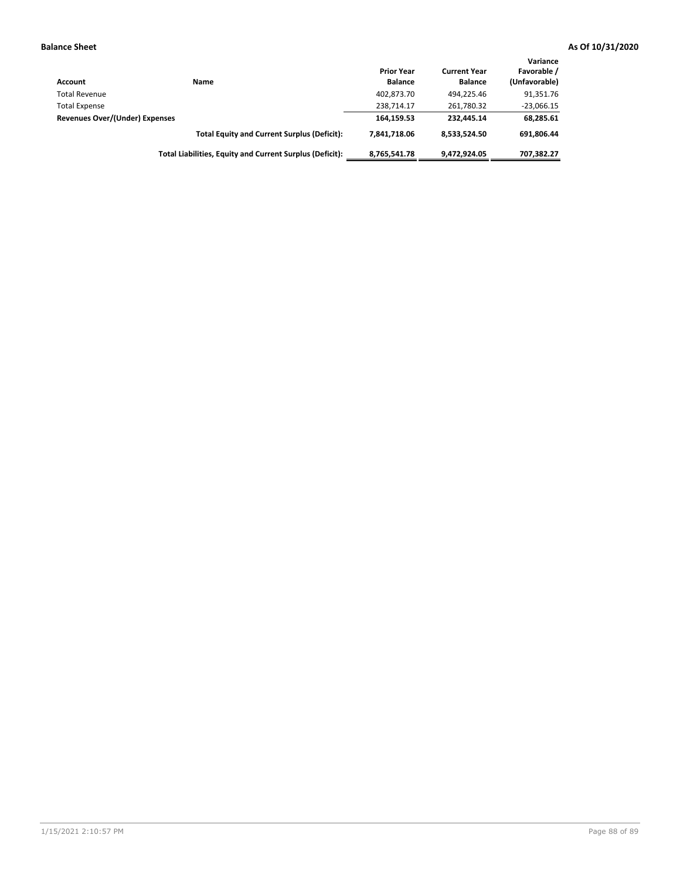**Balance Sheet** **As Of 10/31/2020**

| Account | Name | Prior Year Balance | Current Year Balance | Variance Favorable / (Unfavorable) |
|---|---|---|---|---|
| Total Revenue | | 402,873.70 | 494,225.46 | 91,351.76 |
| Total Expense | | 238,714.17 | 261,780.32 | -23,066.15 |
| **Revenues Over/(Under) Expenses** | | **164,159.53** | **232,445.14** | **68,285.61** |
| | **Total Equity and Current Surplus (Deficit):** | **7,841,718.06** | **8,533,524.50** | **691,806.44** |
| | **Total Liabilities, Equity and Current Surplus (Deficit):** | **8,765,541.78** | **9,472,924.05** | **707,382.27** |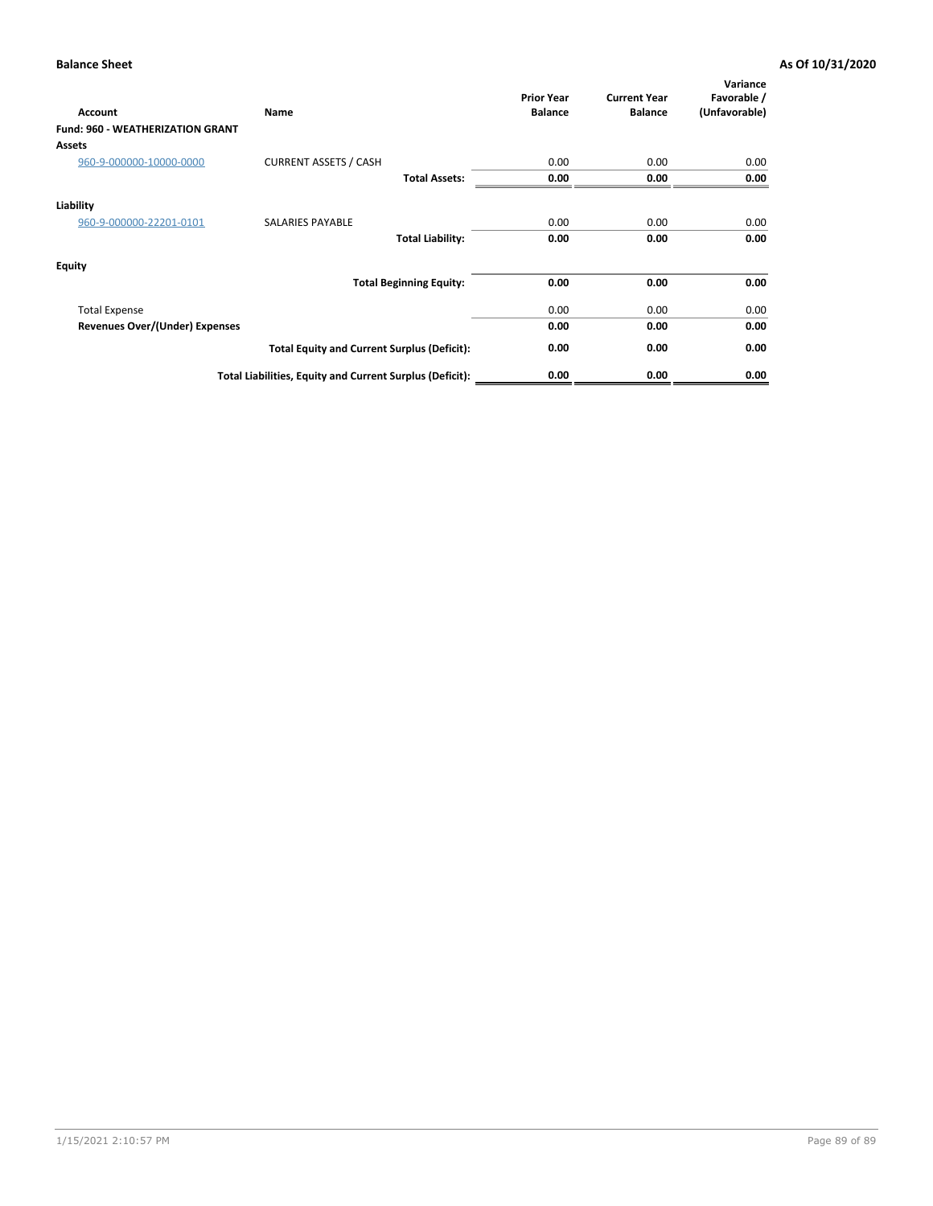**Balance Sheet** **As Of 10/31/2020**

| Account | Name | Prior Year Balance | Current Year Balance | Variance Favorable / (Unfavorable) |
|---|---|---|---|---|
| **Fund: 960 - WEATHERIZATION GRANT** | | | | |
| **Assets** | | | | |
| 960-9-000000-10000-0000 | CURRENT ASSETS / CASH | 0.00 | 0.00 | 0.00 |
| | **Total Assets:** | **0.00** | **0.00** | **0.00** |
| **Liability** | | | | |
| 960-9-000000-22201-0101 | SALARIES PAYABLE | 0.00 | 0.00 | 0.00 |
| | **Total Liability:** | **0.00** | **0.00** | **0.00** |
| **Equity** | | | | |
| | **Total Beginning Equity:** | **0.00** | **0.00** | **0.00** |
| Total Expense | | 0.00 | 0.00 | 0.00 |
| **Revenues Over/(Under) Expenses** | | **0.00** | **0.00** | **0.00** |
| | **Total Equity and Current Surplus (Deficit):** | **0.00** | **0.00** | **0.00** |
| | **Total Liabilities, Equity and Current Surplus (Deficit):** | **0.00** | **0.00** | **0.00** |